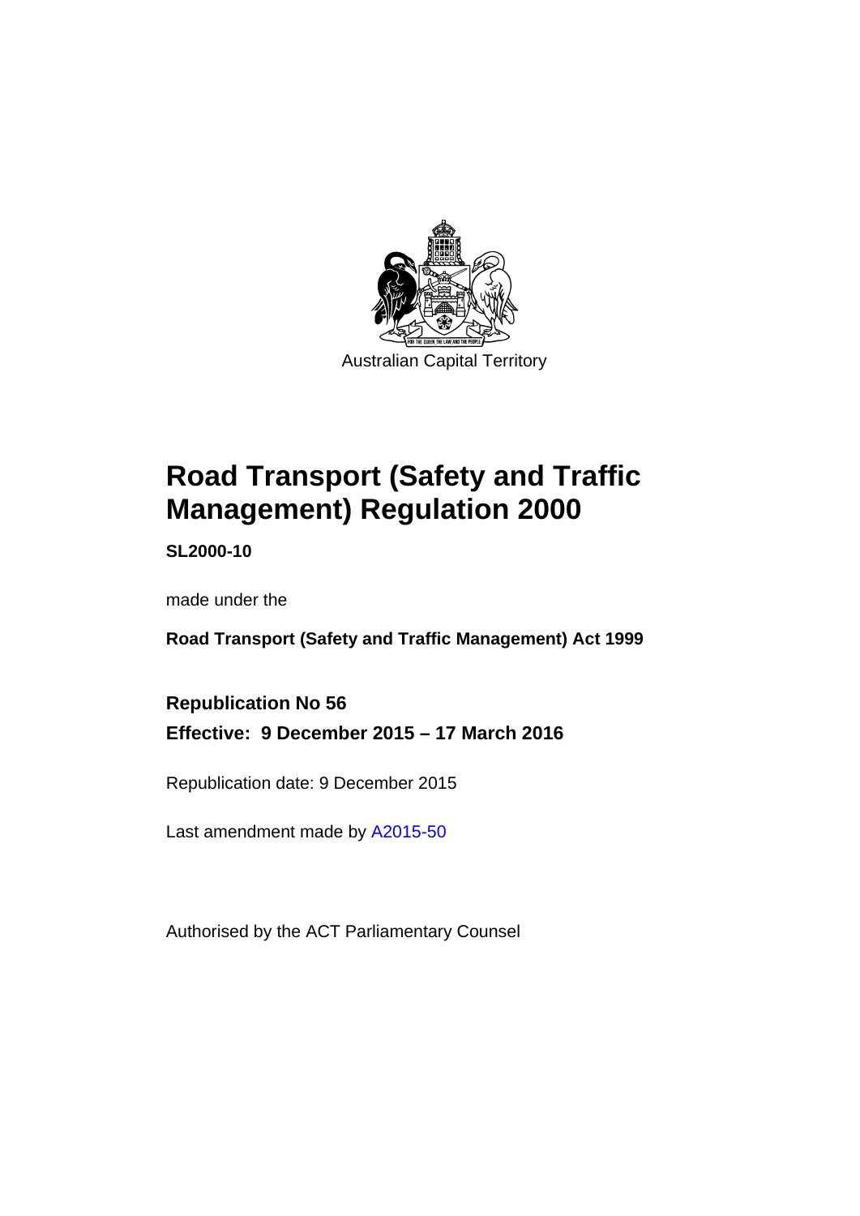Australian Capital Territory

# Road Transport (Safety and Traffic Management) Regulation 2000

**SL2000-10**

made under the

**Road Transport (Safety and Traffic Management) Act 1999**

**Republication No 56**

**Effective: 9 December 2015 – 17 March 2016**

Republication date: 9 December 2015

Last amendment made by A2015-50

Authorised by the ACT Parliamentary Counsel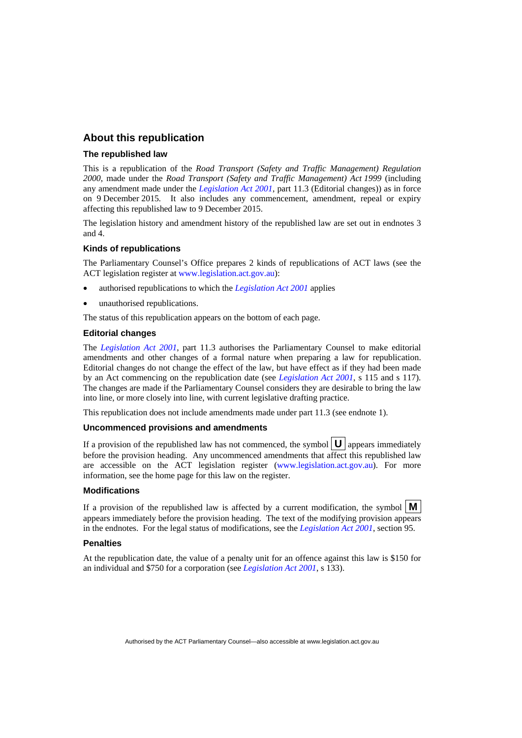## About this republication

### The republished law

This is a republication of the *Road Transport (Safety and Traffic Management) Regulation 2000*, made under the *Road Transport (Safety and Traffic Management) Act 1999* (including any amendment made under the *Legislation Act 2001*, part 11.3 (Editorial changes)) as in force on 9 December 2015. It also includes any commencement, amendment, repeal or expiry affecting this republished law to 9 December 2015.

The legislation history and amendment history of the republished law are set out in endnotes 3 and 4.

### Kinds of republications

The Parliamentary Counsel's Office prepares 2 kinds of republications of ACT laws (see the ACT legislation register at www.legislation.act.gov.au):

- authorised republications to which the *Legislation Act 2001* applies
- unauthorised republications.

The status of this republication appears on the bottom of each page.

### Editorial changes

The *Legislation Act 2001*, part 11.3 authorises the Parliamentary Counsel to make editorial amendments and other changes of a formal nature when preparing a law for republication. Editorial changes do not change the effect of the law, but have effect as if they had been made by an Act commencing on the republication date (see *Legislation Act 2001*, s 115 and s 117). The changes are made if the Parliamentary Counsel considers they are desirable to bring the law into line, or more closely into line, with current legislative drafting practice.

This republication does not include amendments made under part 11.3 (see endnote 1).

### Uncommenced provisions and amendments

If a provision of the republished law has not commenced, the symbol **U** appears immediately before the provision heading. Any uncommenced amendments that affect this republished law are accessible on the ACT legislation register (www.legislation.act.gov.au). For more information, see the home page for this law on the register.

### Modifications

If a provision of the republished law is affected by a current modification, the symbol **M** appears immediately before the provision heading. The text of the modifying provision appears in the endnotes. For the legal status of modifications, see the *Legislation Act 2001*, section 95.

### Penalties

At the republication date, the value of a penalty unit for an offence against this law is $150 for an individual and $750 for a corporation (see *Legislation Act 2001*, s 133).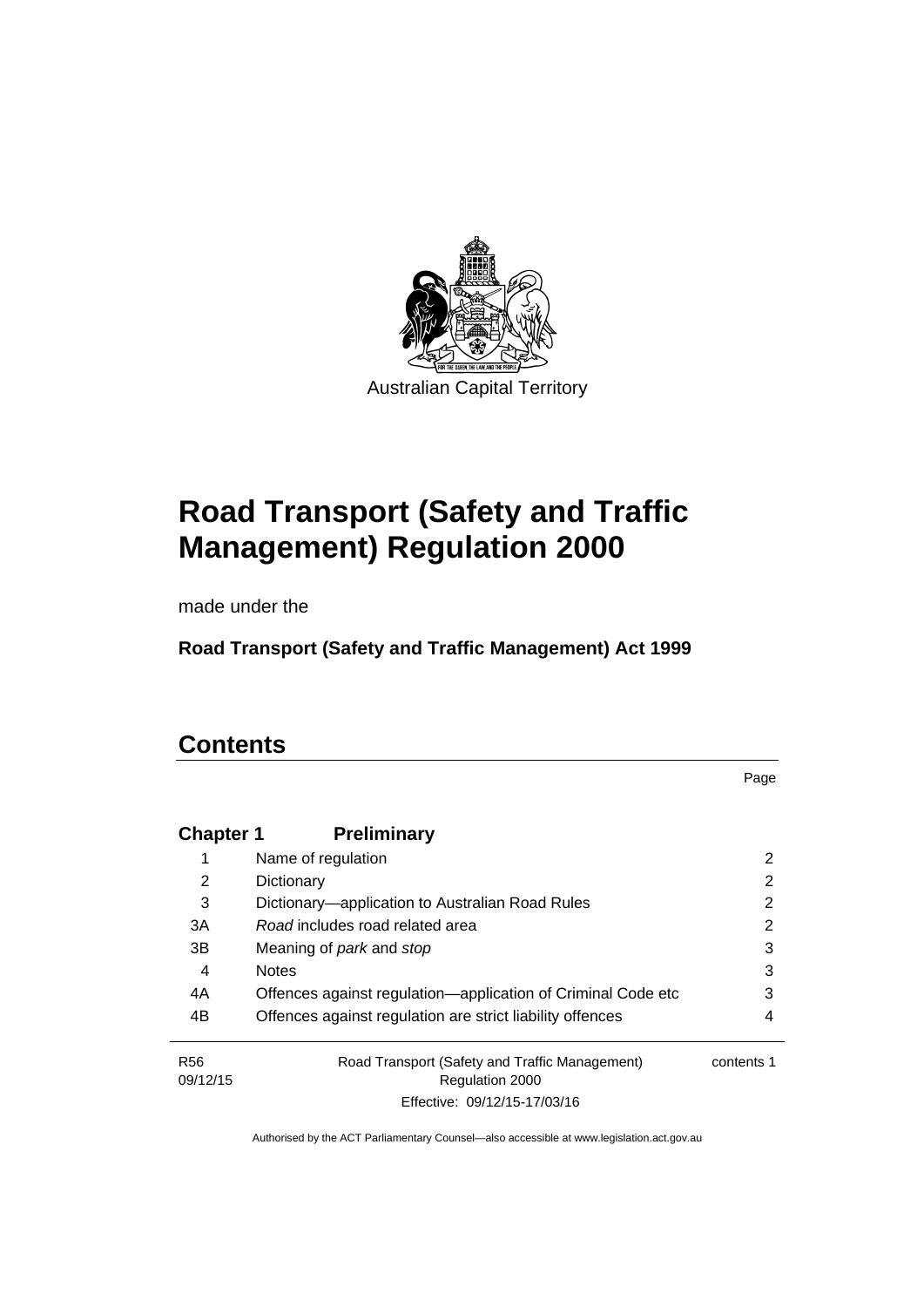Australian Capital Territory

# Road Transport (Safety and Traffic Management) Regulation 2000

made under the

**Road Transport (Safety and Traffic Management) Act 1999**

# Contents

| | | Page |
|---|---|---|
| **Chapter 1** | **Preliminary** | |
| 1 | Name of regulation | 2 |
| 2 | Dictionary | 2 |
| 3 | Dictionary—application to Australian Road Rules | 2 |
| 3A | *Road* includes road related area | 2 |
| 3B | Meaning of *park* and *stop* | 3 |
| 4 | Notes | 3 |
| 4A | Offences against regulation—application of Criminal Code etc | 3 |
| 4B | Offences against regulation are strict liability offences | 4 |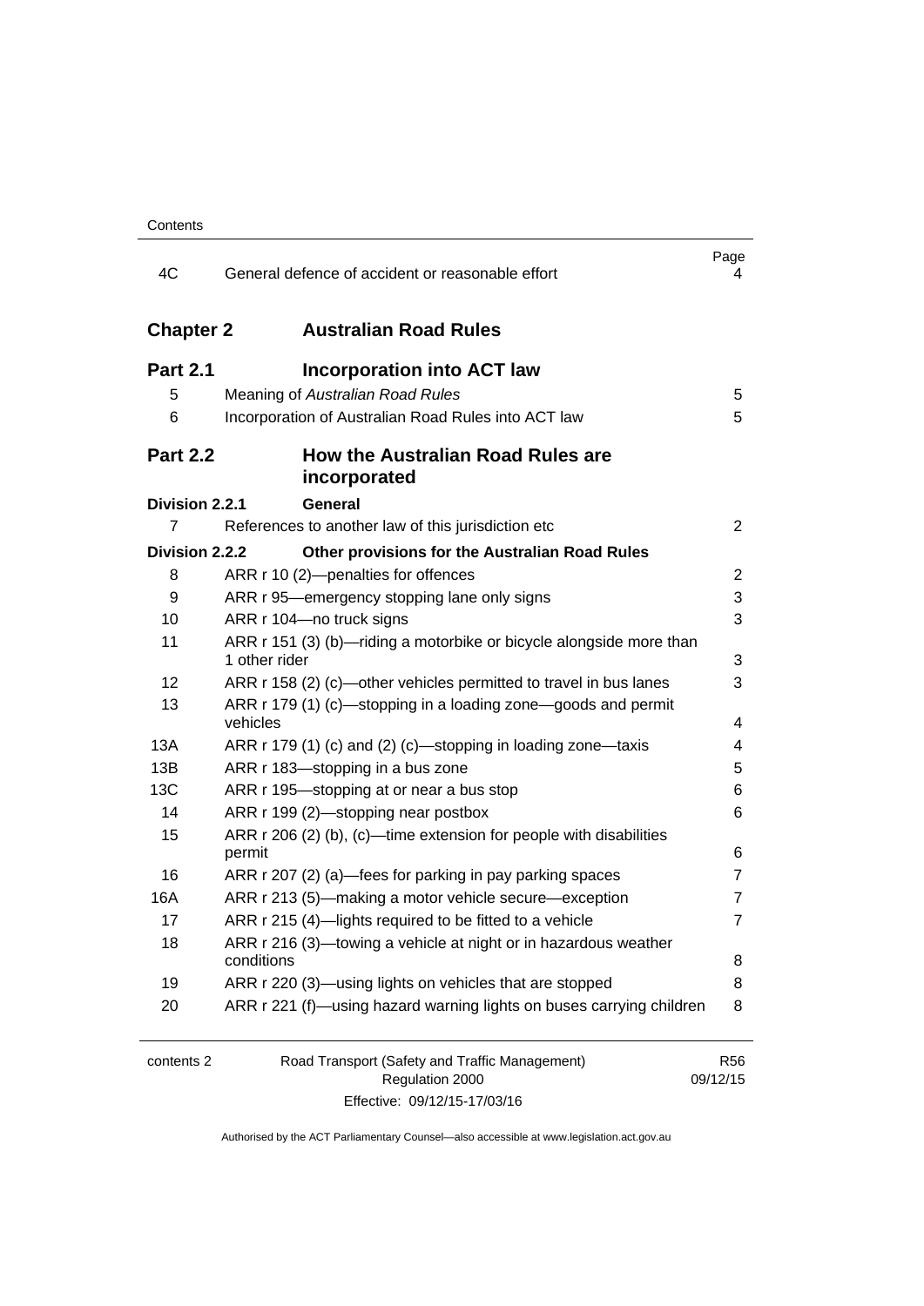| | | Page |
|---|---|---|
| 4C | General defence of accident or reasonable effort | 4 |
| **Chapter 2** | **Australian Road Rules** | |
| **Part 2.1** | **Incorporation into ACT law** | |
| 5 | Meaning of *Australian Road Rules* | 5 |
| 6 | Incorporation of Australian Road Rules into ACT law | 5 |
| **Part 2.2** | **How the Australian Road Rules are incorporated** | |
| **Division 2.2.1** | **General** | |
| 7 | References to another law of this jurisdiction etc | 2 |
| **Division 2.2.2** | **Other provisions for the Australian Road Rules** | |
| 8 | ARR r 10 (2)—penalties for offences | 2 |
| 9 | ARR r 95—emergency stopping lane only signs | 3 |
| 10 | ARR r 104—no truck signs | 3 |
| 11 | ARR r 151 (3) (b)—riding a motorbike or bicycle alongside more than 1 other rider | 3 |
| 12 | ARR r 158 (2) (c)—other vehicles permitted to travel in bus lanes | 3 |
| 13 | ARR r 179 (1) (c)—stopping in a loading zone—goods and permit vehicles | 4 |
| 13A | ARR r 179 (1) (c) and (2) (c)—stopping in loading zone—taxis | 4 |
| 13B | ARR r 183—stopping in a bus zone | 5 |
| 13C | ARR r 195—stopping at or near a bus stop | 6 |
| 14 | ARR r 199 (2)—stopping near postbox | 6 |
| 15 | ARR r 206 (2) (b), (c)—time extension for people with disabilities permit | 6 |
| 16 | ARR r 207 (2) (a)—fees for parking in pay parking spaces | 7 |
| 16A | ARR r 213 (5)—making a motor vehicle secure—exception | 7 |
| 17 | ARR r 215 (4)—lights required to be fitted to a vehicle | 7 |
| 18 | ARR r 216 (3)—towing a vehicle at night or in hazardous weather conditions | 8 |
| 19 | ARR r 220 (3)—using lights on vehicles that are stopped | 8 |
| 20 | ARR r 221 (f)—using hazard warning lights on buses carrying children | 8 |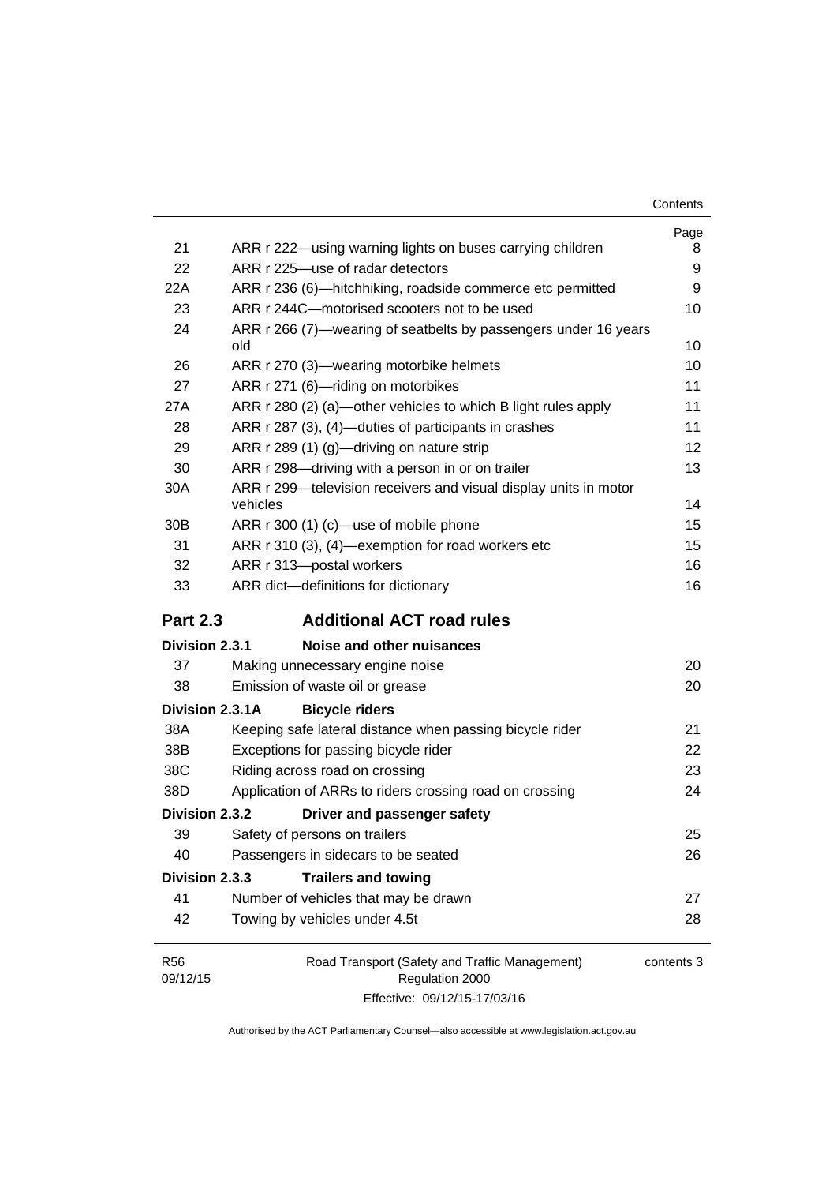| | | Page |
|---|---|---|
| 21 | ARR r 222—using warning lights on buses carrying children | 8 |
| 22 | ARR r 225—use of radar detectors | 9 |
| 22A | ARR r 236 (6)—hitchhiking, roadside commerce etc permitted | 9 |
| 23 | ARR r 244C—motorised scooters not to be used | 10 |
| 24 | ARR r 266 (7)—wearing of seatbelts by passengers under 16 years old | 10 |
| 26 | ARR r 270 (3)—wearing motorbike helmets | 10 |
| 27 | ARR r 271 (6)—riding on motorbikes | 11 |
| 27A | ARR r 280 (2) (a)—other vehicles to which B light rules apply | 11 |
| 28 | ARR r 287 (3), (4)—duties of participants in crashes | 11 |
| 29 | ARR r 289 (1) (g)—driving on nature strip | 12 |
| 30 | ARR r 298—driving with a person in or on trailer | 13 |
| 30A | ARR r 299—television receivers and visual display units in motor vehicles | 14 |
| 30B | ARR r 300 (1) (c)—use of mobile phone | 15 |
| 31 | ARR r 310 (3), (4)—exemption for road workers etc | 15 |
| 32 | ARR r 313—postal workers | 16 |
| 33 | ARR dict—definitions for dictionary | 16 |

## Part 2.3 Additional ACT road rules

**Division 2.3.1 Noise and other nuisances**

| | | |
|---|---|---|
| 37 | Making unnecessary engine noise | 20 |
| 38 | Emission of waste oil or grease | 20 |

**Division 2.3.1A Bicycle riders**

| | | |
|---|---|---|
| 38A | Keeping safe lateral distance when passing bicycle rider | 21 |
| 38B | Exceptions for passing bicycle rider | 22 |
| 38C | Riding across road on crossing | 23 |
| 38D | Application of ARRs to riders crossing road on crossing | 24 |

**Division 2.3.2 Driver and passenger safety**

| | | |
|---|---|---|
| 39 | Safety of persons on trailers | 25 |
| 40 | Passengers in sidecars to be seated | 26 |

**Division 2.3.3 Trailers and towing**

| | | |
|---|---|---|
| 41 | Number of vehicles that may be drawn | 27 |
| 42 | Towing by vehicles under 4.5t | 28 |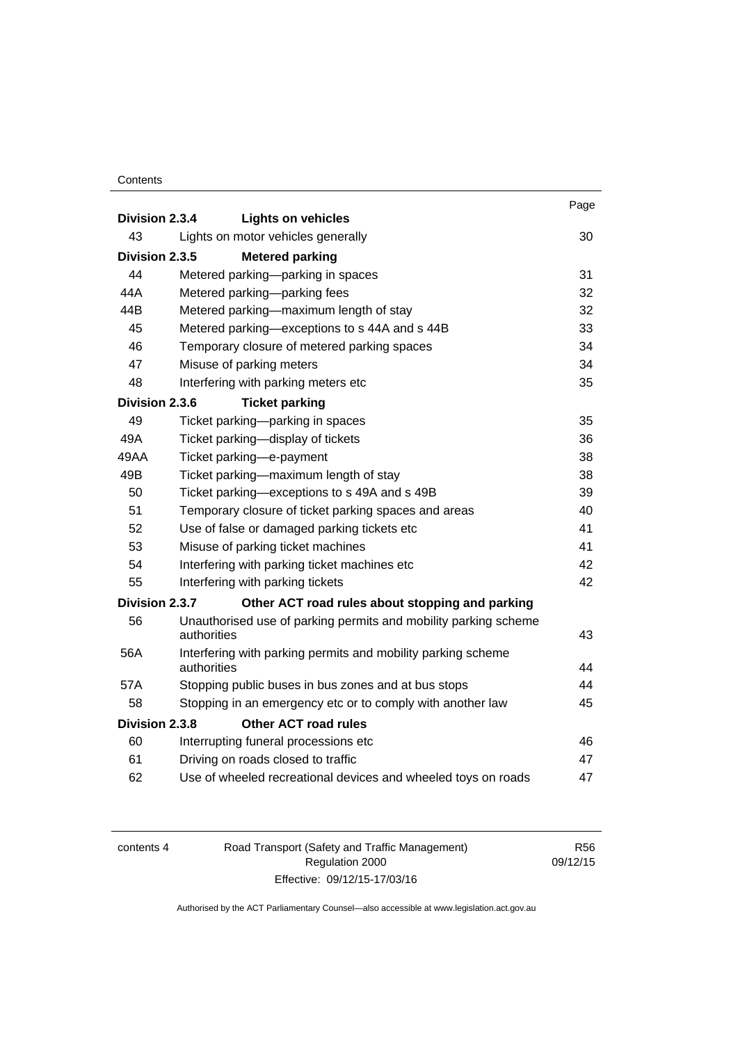| | | Page |
|---|---|---|
| **Division 2.3.4** | **Lights on vehicles** | |
| 43 | Lights on motor vehicles generally | 30 |
| **Division 2.3.5** | **Metered parking** | |
| 44 | Metered parking—parking in spaces | 31 |
| 44A | Metered parking—parking fees | 32 |
| 44B | Metered parking—maximum length of stay | 32 |
| 45 | Metered parking—exceptions to s 44A and s 44B | 33 |
| 46 | Temporary closure of metered parking spaces | 34 |
| 47 | Misuse of parking meters | 34 |
| 48 | Interfering with parking meters etc | 35 |
| **Division 2.3.6** | **Ticket parking** | |
| 49 | Ticket parking—parking in spaces | 35 |
| 49A | Ticket parking—display of tickets | 36 |
| 49AA | Ticket parking—e-payment | 38 |
| 49B | Ticket parking—maximum length of stay | 38 |
| 50 | Ticket parking—exceptions to s 49A and s 49B | 39 |
| 51 | Temporary closure of ticket parking spaces and areas | 40 |
| 52 | Use of false or damaged parking tickets etc | 41 |
| 53 | Misuse of parking ticket machines | 41 |
| 54 | Interfering with parking ticket machines etc | 42 |
| 55 | Interfering with parking tickets | 42 |
| **Division 2.3.7** | **Other ACT road rules about stopping and parking** | |
| 56 | Unauthorised use of parking permits and mobility parking scheme authorities | 43 |
| 56A | Interfering with parking permits and mobility parking scheme authorities | 44 |
| 57A | Stopping public buses in bus zones and at bus stops | 44 |
| 58 | Stopping in an emergency etc or to comply with another law | 45 |
| **Division 2.3.8** | **Other ACT road rules** | |
| 60 | Interrupting funeral processions etc | 46 |
| 61 | Driving on roads closed to traffic | 47 |
| 62 | Use of wheeled recreational devices and wheeled toys on roads | 47 |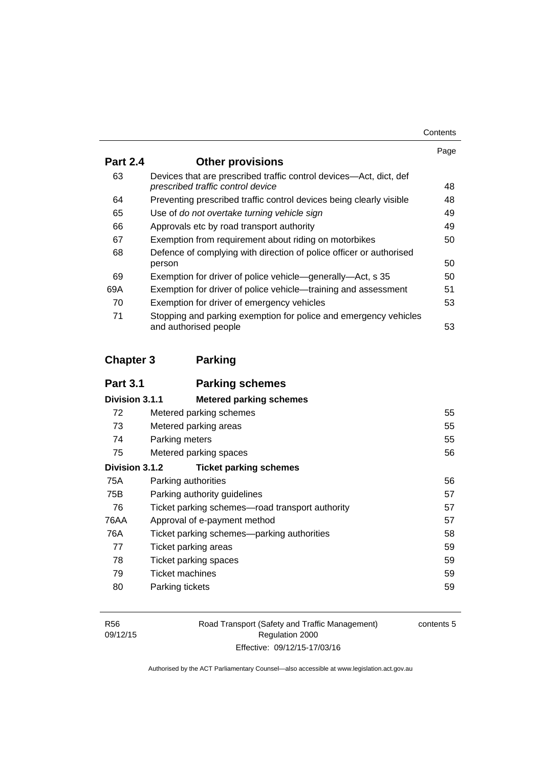| | | Page |
|---|---|---|
| **Part 2.4** | **Other provisions** | |
| 63 | Devices that are prescribed traffic control devices—Act, dict, def *prescribed traffic control device* | 48 |
| 64 | Preventing prescribed traffic control devices being clearly visible | 48 |
| 65 | Use of *do not overtake turning vehicle sign* | 49 |
| 66 | Approvals etc by road transport authority | 49 |
| 67 | Exemption from requirement about riding on motorbikes | 50 |
| 68 | Defence of complying with direction of police officer or authorised person | 50 |
| 69 | Exemption for driver of police vehicle—generally—Act, s 35 | 50 |
| 69A | Exemption for driver of police vehicle—training and assessment | 51 |
| 70 | Exemption for driver of emergency vehicles | 53 |
| 71 | Stopping and parking exemption for police and emergency vehicles and authorised people | 53 |
| **Chapter 3** | **Parking** | |
| **Part 3.1** | **Parking schemes** | |
| **Division 3.1.1** | **Metered parking schemes** | |
| 72 | Metered parking schemes | 55 |
| 73 | Metered parking areas | 55 |
| 74 | Parking meters | 55 |
| 75 | Metered parking spaces | 56 |
| **Division 3.1.2** | **Ticket parking schemes** | |
| 75A | Parking authorities | 56 |
| 75B | Parking authority guidelines | 57 |
| 76 | Ticket parking schemes—road transport authority | 57 |
| 76AA | Approval of e-payment method | 57 |
| 76A | Ticket parking schemes—parking authorities | 58 |
| 77 | Ticket parking areas | 59 |
| 78 | Ticket parking spaces | 59 |
| 79 | Ticket machines | 59 |
| 80 | Parking tickets | 59 |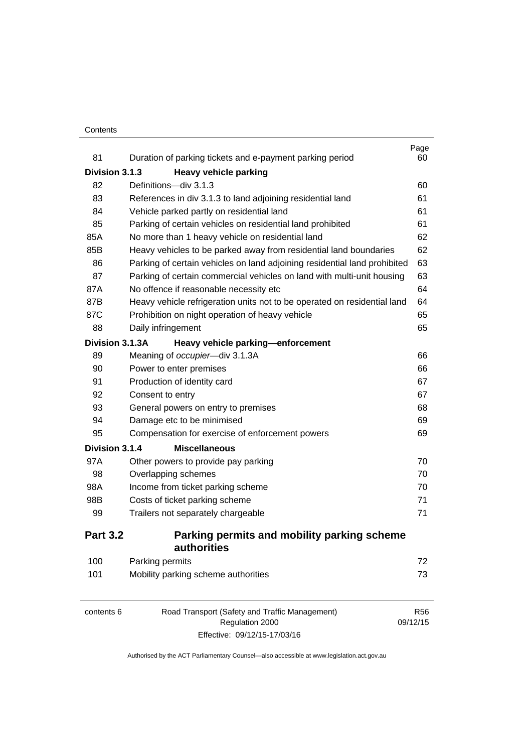| | | Page |
|---|---|---|
| 81 | Duration of parking tickets and e-payment parking period | 60 |
| **Division 3.1.3** | **Heavy vehicle parking** | |
| 82 | Definitions—div 3.1.3 | 60 |
| 83 | References in div 3.1.3 to land adjoining residential land | 61 |
| 84 | Vehicle parked partly on residential land | 61 |
| 85 | Parking of certain vehicles on residential land prohibited | 61 |
| 85A | No more than 1 heavy vehicle on residential land | 62 |
| 85B | Heavy vehicles to be parked away from residential land boundaries | 62 |
| 86 | Parking of certain vehicles on land adjoining residential land prohibited | 63 |
| 87 | Parking of certain commercial vehicles on land with multi-unit housing | 63 |
| 87A | No offence if reasonable necessity etc | 64 |
| 87B | Heavy vehicle refrigeration units not to be operated on residential land | 64 |
| 87C | Prohibition on night operation of heavy vehicle | 65 |
| 88 | Daily infringement | 65 |
| **Division 3.1.3A** | **Heavy vehicle parking—enforcement** | |
| 89 | Meaning of *occupier*—div 3.1.3A | 66 |
| 90 | Power to enter premises | 66 |
| 91 | Production of identity card | 67 |
| 92 | Consent to entry | 67 |
| 93 | General powers on entry to premises | 68 |
| 94 | Damage etc to be minimised | 69 |
| 95 | Compensation for exercise of enforcement powers | 69 |
| **Division 3.1.4** | **Miscellaneous** | |
| 97A | Other powers to provide pay parking | 70 |
| 98 | Overlapping schemes | 70 |
| 98A | Income from ticket parking scheme | 70 |
| 98B | Costs of ticket parking scheme | 71 |
| 99 | Trailers not separately chargeable | 71 |

## Part 3.2 Parking permits and mobility parking scheme authorities

| | | |
|---|---|---|
| 100 | Parking permits | 72 |
| 101 | Mobility parking scheme authorities | 73 |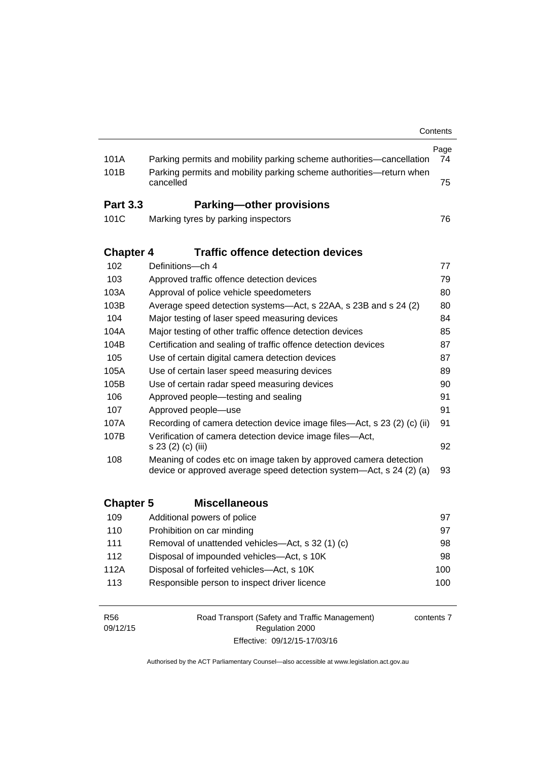| | | Page |
|---|---|---|
| 101A | Parking permits and mobility parking scheme authorities—cancellation | 74 |
| 101B | Parking permits and mobility parking scheme authorities—return when cancelled | 75 |

## Part 3.3 Parking—other provisions

| | | |
|---|---|---|
| 101C | Marking tyres by parking inspectors | 76 |

## Chapter 4 Traffic offence detection devices

| | | |
|---|---|---|
| 102 | Definitions—ch 4 | 77 |
| 103 | Approved traffic offence detection devices | 79 |
| 103A | Approval of police vehicle speedometers | 80 |
| 103B | Average speed detection systems—Act, s 22AA, s 23B and s 24 (2) | 80 |
| 104 | Major testing of laser speed measuring devices | 84 |
| 104A | Major testing of other traffic offence detection devices | 85 |
| 104B | Certification and sealing of traffic offence detection devices | 87 |
| 105 | Use of certain digital camera detection devices | 87 |
| 105A | Use of certain laser speed measuring devices | 89 |
| 105B | Use of certain radar speed measuring devices | 90 |
| 106 | Approved people—testing and sealing | 91 |
| 107 | Approved people—use | 91 |
| 107A | Recording of camera detection device image files—Act, s 23 (2) (c) (ii) | 91 |
| 107B | Verification of camera detection device image files—Act, s 23 (2) (c) (iii) | 92 |
| 108 | Meaning of codes etc on image taken by approved camera detection device or approved average speed detection system—Act, s 24 (2) (a) | 93 |

## Chapter 5 Miscellaneous

| | | |
|---|---|---|
| 109 | Additional powers of police | 97 |
| 110 | Prohibition on car minding | 97 |
| 111 | Removal of unattended vehicles—Act, s 32 (1) (c) | 98 |
| 112 | Disposal of impounded vehicles—Act, s 10K | 98 |
| 112A | Disposal of forfeited vehicles—Act, s 10K | 100 |
| 113 | Responsible person to inspect driver licence | 100 |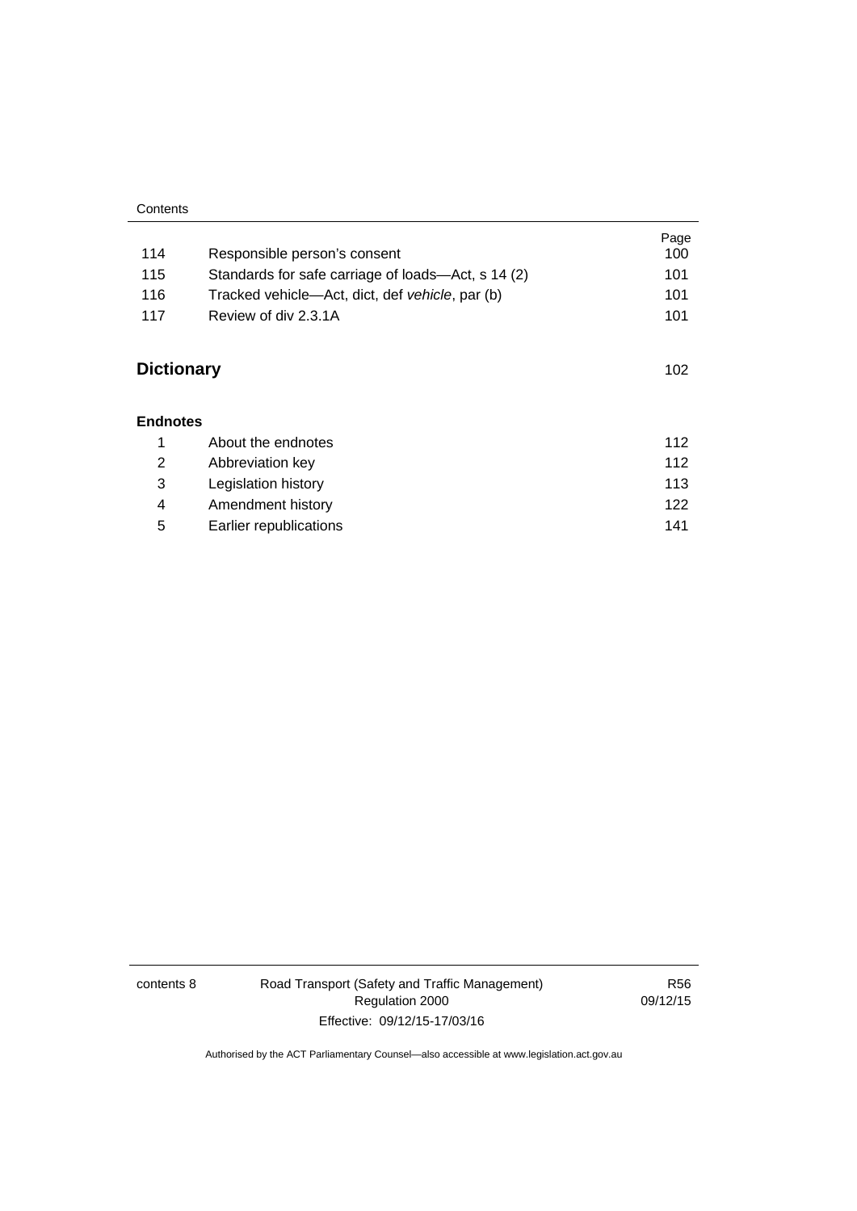| | | Page |
|---|---|---|
| 114 | Responsible person's consent | 100 |
| 115 | Standards for safe carriage of loads—Act, s 14 (2) | 101 |
| 116 | Tracked vehicle—Act, dict, def *vehicle*, par (b) | 101 |
| 117 | Review of div 2.3.1A | 101 |

**Dictionary** 102

**Endnotes**

| | | |
|---|---|---|
| 1 | About the endnotes | 112 |
| 2 | Abbreviation key | 112 |
| 3 | Legislation history | 113 |
| 4 | Amendment history | 122 |
| 5 | Earlier republications | 141 |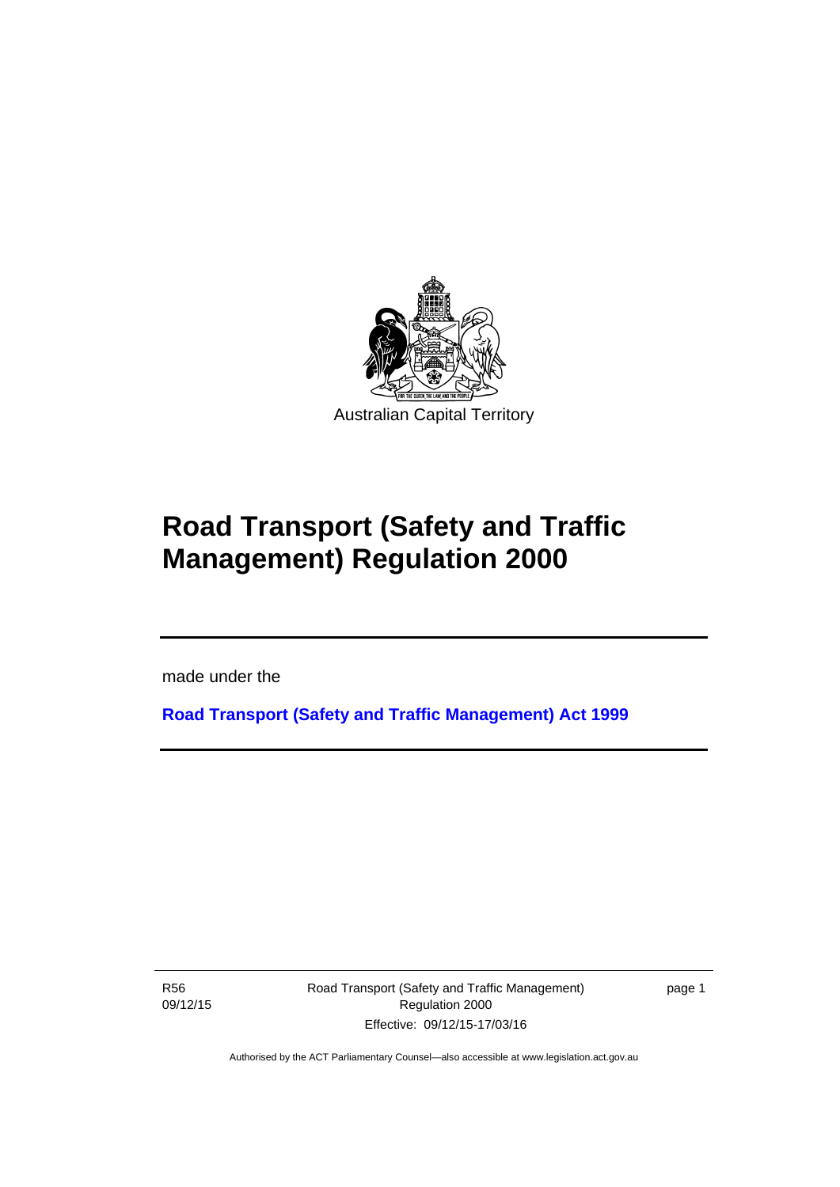Australian Capital Territory

# Road Transport (Safety and Traffic Management) Regulation 2000

made under the

**Road Transport (Safety and Traffic Management) Act 1999**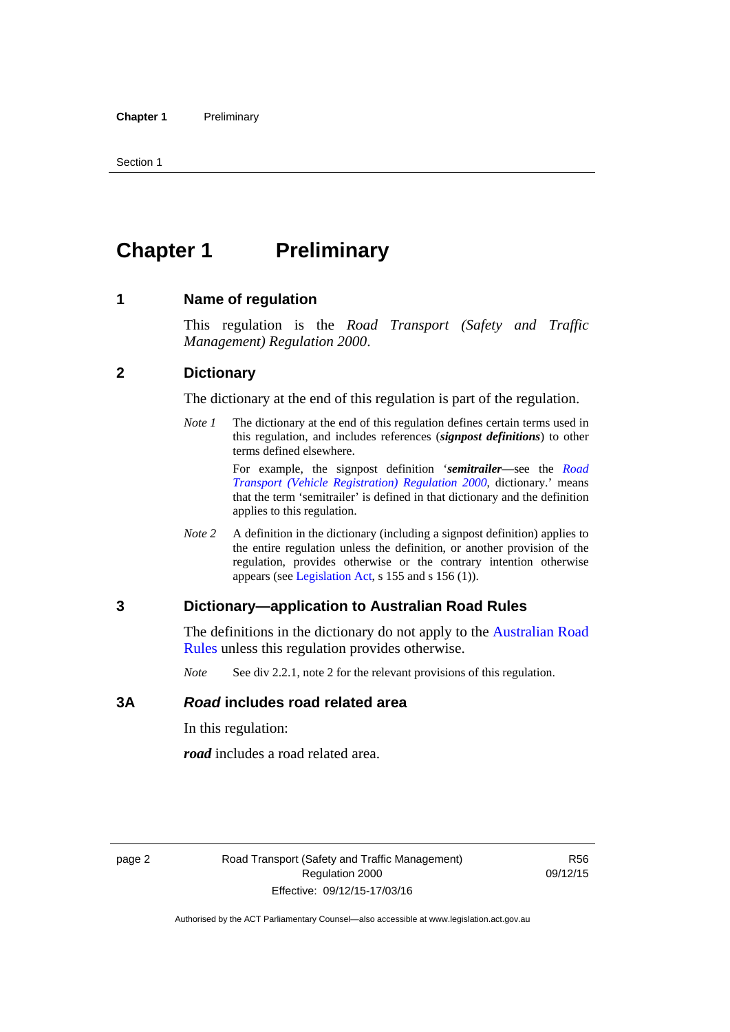# Chapter 1 Preliminary

## 1 Name of regulation

This regulation is the *Road Transport (Safety and Traffic Management) Regulation 2000*.

## 2 Dictionary

The dictionary at the end of this regulation is part of the regulation.

*Note 1* The dictionary at the end of this regulation defines certain terms used in this regulation, and includes references (***signpost definitions***) to other terms defined elsewhere.

For example, the signpost definition '***semitrailer***—see the *Road Transport (Vehicle Registration) Regulation 2000*, dictionary.' means that the term 'semitrailer' is defined in that dictionary and the definition applies to this regulation.

*Note 2* A definition in the dictionary (including a signpost definition) applies to the entire regulation unless the definition, or another provision of the regulation, provides otherwise or the contrary intention otherwise appears (see Legislation Act, s 155 and s 156 (1)).

## 3 Dictionary—application to Australian Road Rules

The definitions in the dictionary do not apply to the Australian Road Rules unless this regulation provides otherwise.

*Note* See div 2.2.1, note 2 for the relevant provisions of this regulation.

## 3A *Road* includes road related area

In this regulation:

***road*** includes a road related area.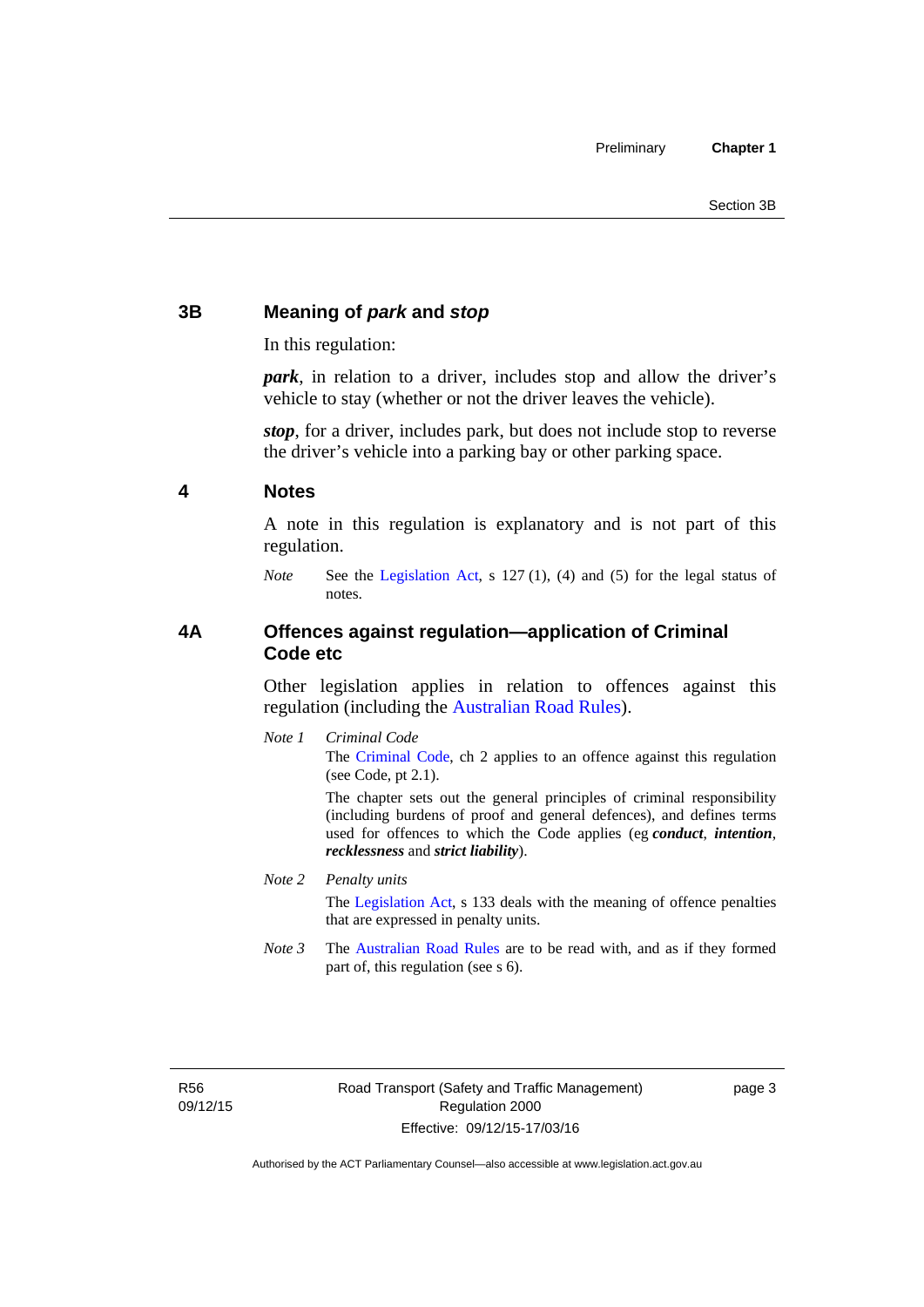## 3B Meaning of *park* and *stop*

In this regulation:

***park***, in relation to a driver, includes stop and allow the driver's vehicle to stay (whether or not the driver leaves the vehicle).

***stop***, for a driver, includes park, but does not include stop to reverse the driver's vehicle into a parking bay or other parking space.

## 4 Notes

A note in this regulation is explanatory and is not part of this regulation.

*Note* See the Legislation Act, s 127 (1), (4) and (5) for the legal status of notes.

## 4A Offences against regulation—application of Criminal Code etc

Other legislation applies in relation to offences against this regulation (including the Australian Road Rules).

*Note 1* *Criminal Code*

The Criminal Code, ch 2 applies to an offence against this regulation (see Code, pt 2.1).

The chapter sets out the general principles of criminal responsibility (including burdens of proof and general defences), and defines terms used for offences to which the Code applies (eg ***conduct***, ***intention***, ***recklessness*** and ***strict liability***).

*Note 2* *Penalty units*

The Legislation Act, s 133 deals with the meaning of offence penalties that are expressed in penalty units.

*Note 3* The Australian Road Rules are to be read with, and as if they formed part of, this regulation (see s 6).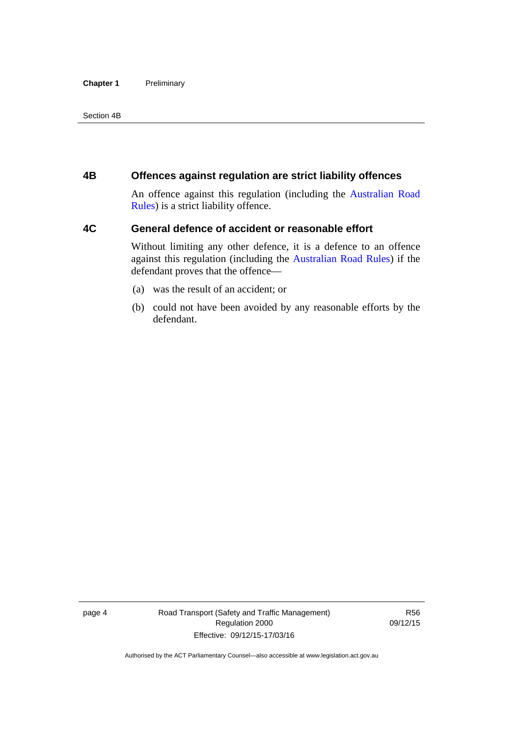## 4B Offences against regulation are strict liability offences

An offence against this regulation (including the Australian Road Rules) is a strict liability offence.

## 4C General defence of accident or reasonable effort

Without limiting any other defence, it is a defence to an offence against this regulation (including the Australian Road Rules) if the defendant proves that the offence—

(a) was the result of an accident; or

(b) could not have been avoided by any reasonable efforts by the defendant.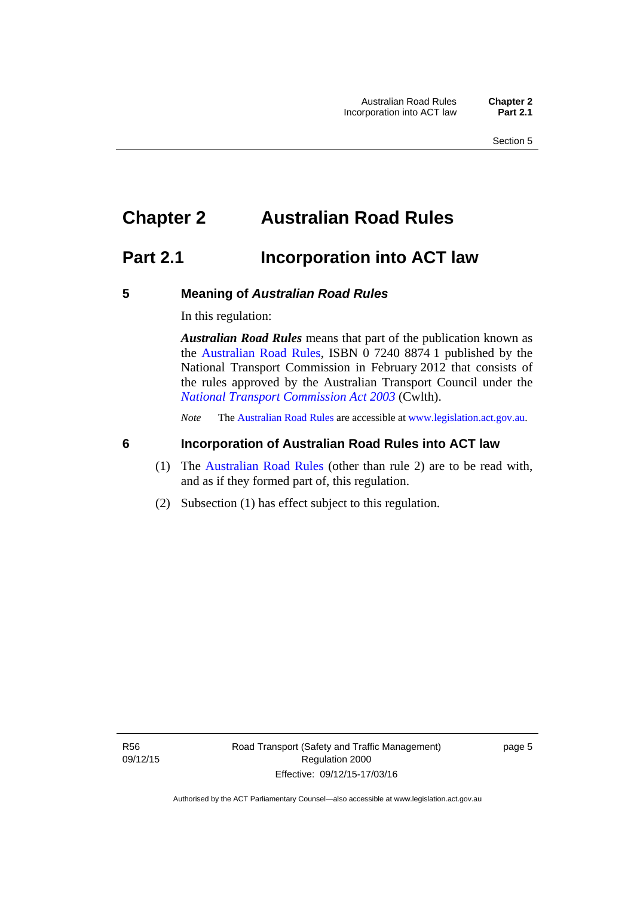# Chapter 2 Australian Road Rules

## Part 2.1 Incorporation into ACT law

### 5 Meaning of *Australian Road Rules*

In this regulation:

***Australian Road Rules*** means that part of the publication known as the Australian Road Rules, ISBN 0 7240 8874 1 published by the National Transport Commission in February 2012 that consists of the rules approved by the Australian Transport Council under the *National Transport Commission Act 2003* (Cwlth).

*Note* The Australian Road Rules are accessible at www.legislation.act.gov.au.

### 6 Incorporation of Australian Road Rules into ACT law

(1) The Australian Road Rules (other than rule 2) are to be read with, and as if they formed part of, this regulation.

(2) Subsection (1) has effect subject to this regulation.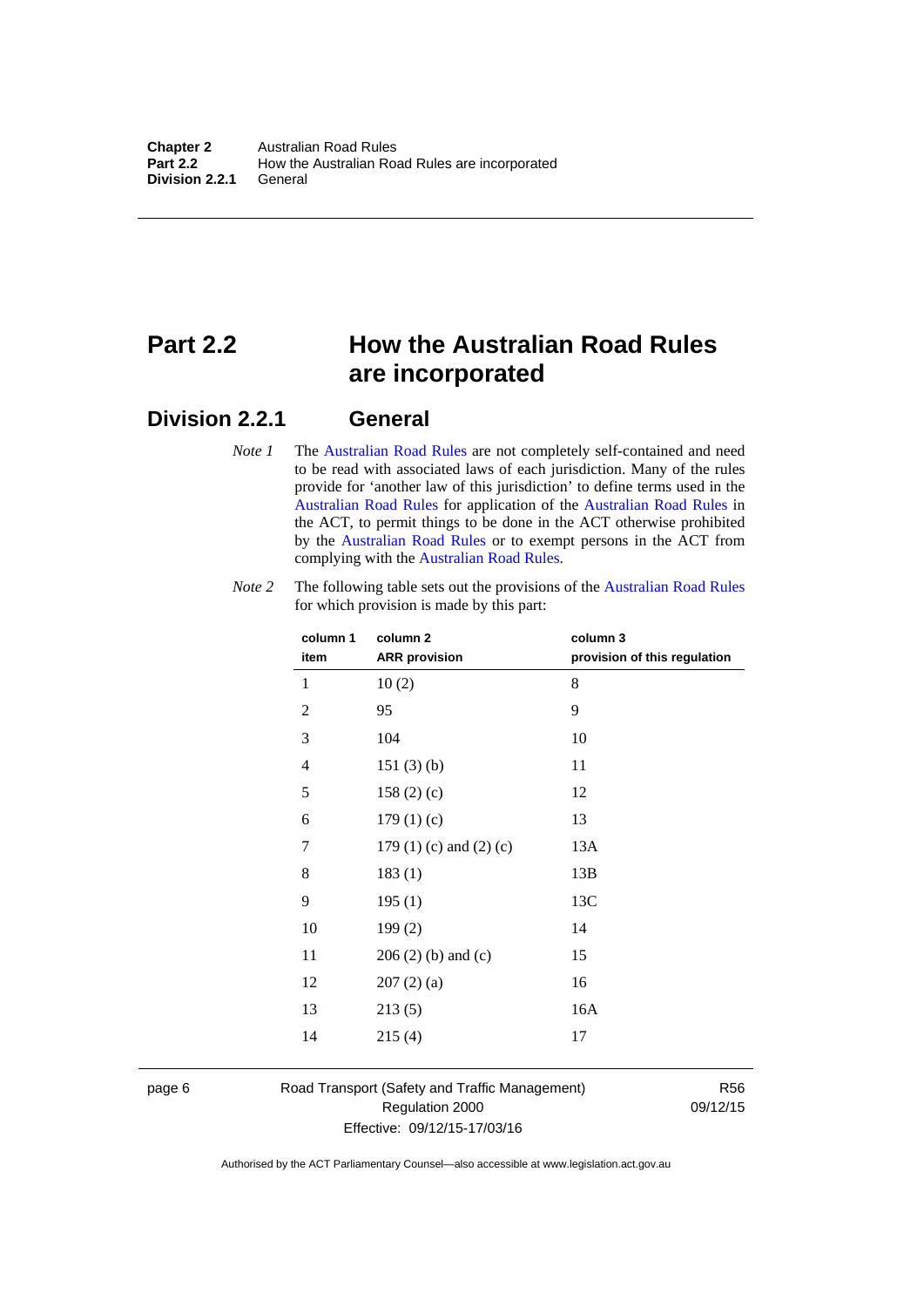# Part 2.2 How the Australian Road Rules are incorporated

## Division 2.2.1 General

*Note 1* The Australian Road Rules are not completely self-contained and need to be read with associated laws of each jurisdiction. Many of the rules provide for 'another law of this jurisdiction' to define terms used in the Australian Road Rules for application of the Australian Road Rules in the ACT, to permit things to be done in the ACT otherwise prohibited by the Australian Road Rules or to exempt persons in the ACT from complying with the Australian Road Rules.

*Note 2* The following table sets out the provisions of the Australian Road Rules for which provision is made by this part:

| column 1<br>item | column 2<br>ARR provision | column 3<br>provision of this regulation |
|---|---|---|
| 1 | 10 (2) | 8 |
| 2 | 95 | 9 |
| 3 | 104 | 10 |
| 4 | 151 (3) (b) | 11 |
| 5 | 158 (2) (c) | 12 |
| 6 | 179 (1) (c) | 13 |
| 7 | 179 (1) (c) and (2) (c) | 13A |
| 8 | 183 (1) | 13B |
| 9 | 195 (1) | 13C |
| 10 | 199 (2) | 14 |
| 11 | 206 (2) (b) and (c) | 15 |
| 12 | 207 (2) (a) | 16 |
| 13 | 213 (5) | 16A |
| 14 | 215 (4) | 17 |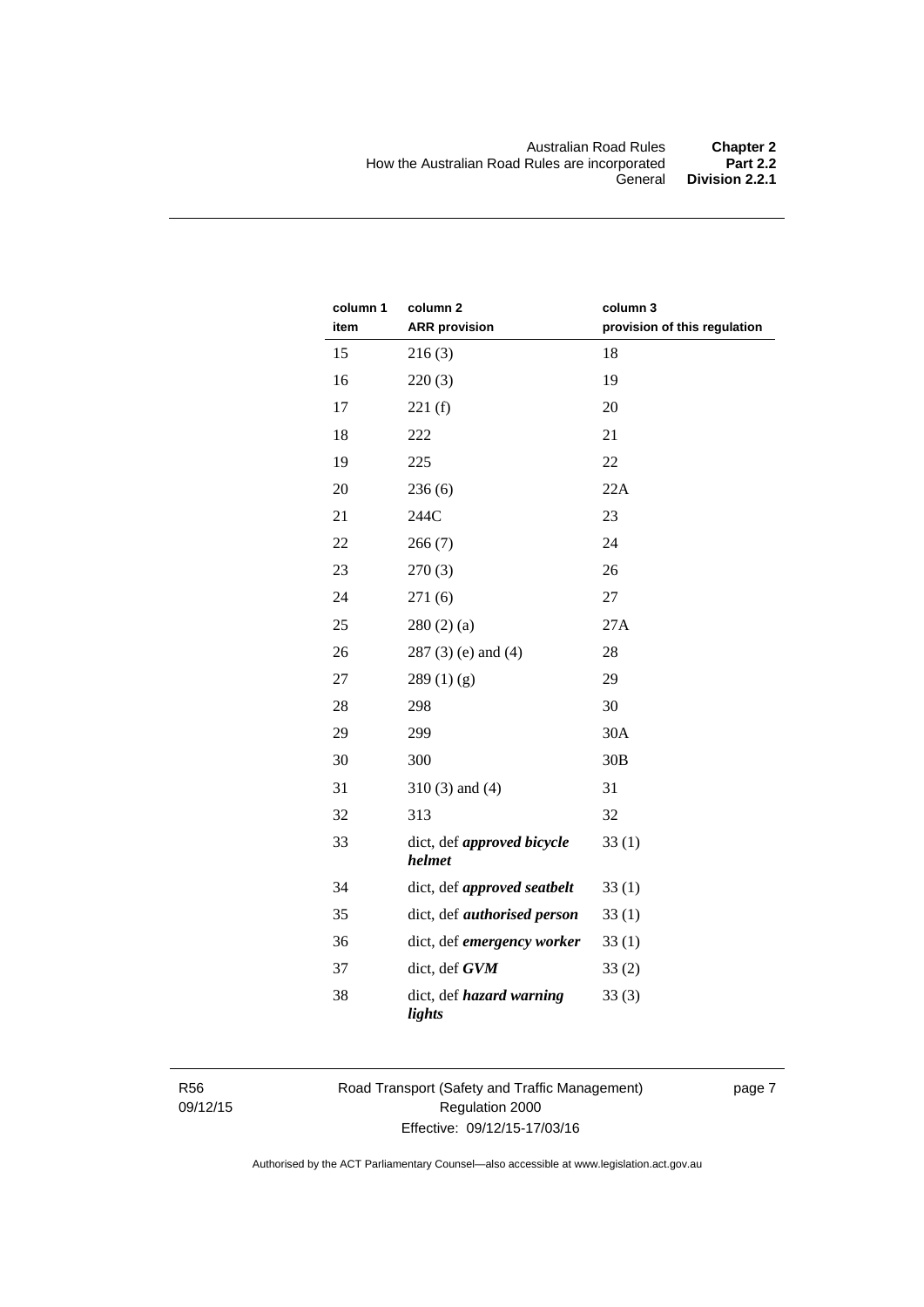| column 1 item | column 2 ARR provision | column 3 provision of this regulation |
|---|---|---|
| 15 | 216 (3) | 18 |
| 16 | 220 (3) | 19 |
| 17 | 221 (f) | 20 |
| 18 | 222 | 21 |
| 19 | 225 | 22 |
| 20 | 236 (6) | 22A |
| 21 | 244C | 23 |
| 22 | 266 (7) | 24 |
| 23 | 270 (3) | 26 |
| 24 | 271 (6) | 27 |
| 25 | 280 (2) (a) | 27A |
| 26 | 287 (3) (e) and (4) | 28 |
| 27 | 289 (1) (g) | 29 |
| 28 | 298 | 30 |
| 29 | 299 | 30A |
| 30 | 300 | 30B |
| 31 | 310 (3) and (4) | 31 |
| 32 | 313 | 32 |
| 33 | dict, def ***approved bicycle helmet*** | 33 (1) |
| 34 | dict, def ***approved seatbelt*** | 33 (1) |
| 35 | dict, def ***authorised person*** | 33 (1) |
| 36 | dict, def ***emergency worker*** | 33 (1) |
| 37 | dict, def ***GVM*** | 33 (2) |
| 38 | dict, def ***hazard warning lights*** | 33 (3) |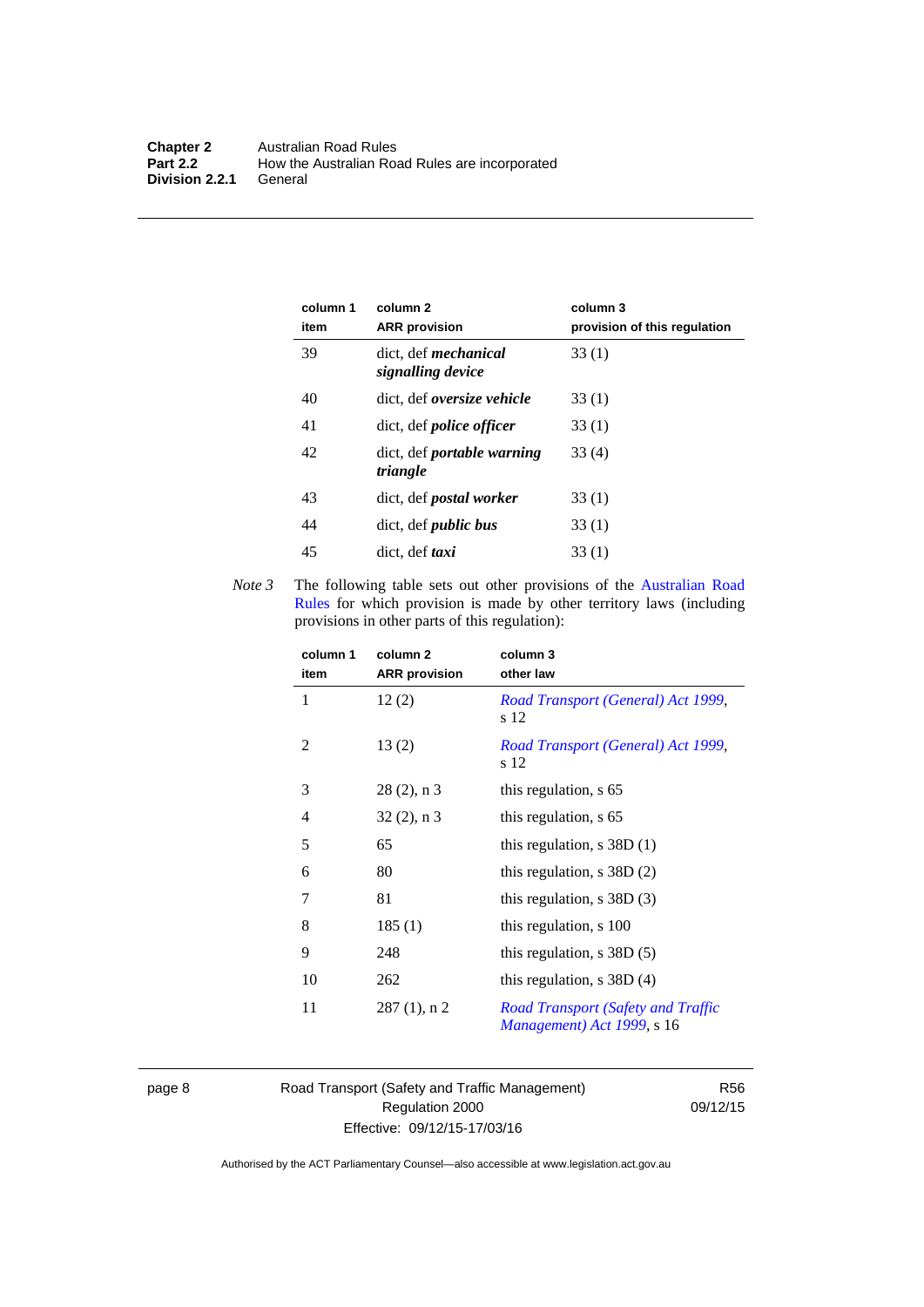| column 1 item | column 2 ARR provision | column 3 provision of this regulation |
|---|---|---|
| 39 | dict, def ***mechanical signalling device*** | 33 (1) |
| 40 | dict, def ***oversize vehicle*** | 33 (1) |
| 41 | dict, def ***police officer*** | 33 (1) |
| 42 | dict, def ***portable warning triangle*** | 33 (4) |
| 43 | dict, def ***postal worker*** | 33 (1) |
| 44 | dict, def ***public bus*** | 33 (1) |
| 45 | dict, def ***taxi*** | 33 (1) |

*Note 3* The following table sets out other provisions of the Australian Road Rules for which provision is made by other territory laws (including provisions in other parts of this regulation):

| column 1 item | column 2 ARR provision | column 3 other law |
|---|---|---|
| 1 | 12 (2) | *Road Transport (General) Act 1999*, s 12 |
| 2 | 13 (2) | *Road Transport (General) Act 1999*, s 12 |
| 3 | 28 (2), n 3 | this regulation, s 65 |
| 4 | 32 (2), n 3 | this regulation, s 65 |
| 5 | 65 | this regulation, s 38D (1) |
| 6 | 80 | this regulation, s 38D (2) |
| 7 | 81 | this regulation, s 38D (3) |
| 8 | 185 (1) | this regulation, s 100 |
| 9 | 248 | this regulation, s 38D (5) |
| 10 | 262 | this regulation, s 38D (4) |
| 11 | 287 (1), n 2 | *Road Transport (Safety and Traffic Management) Act 1999*, s 16 |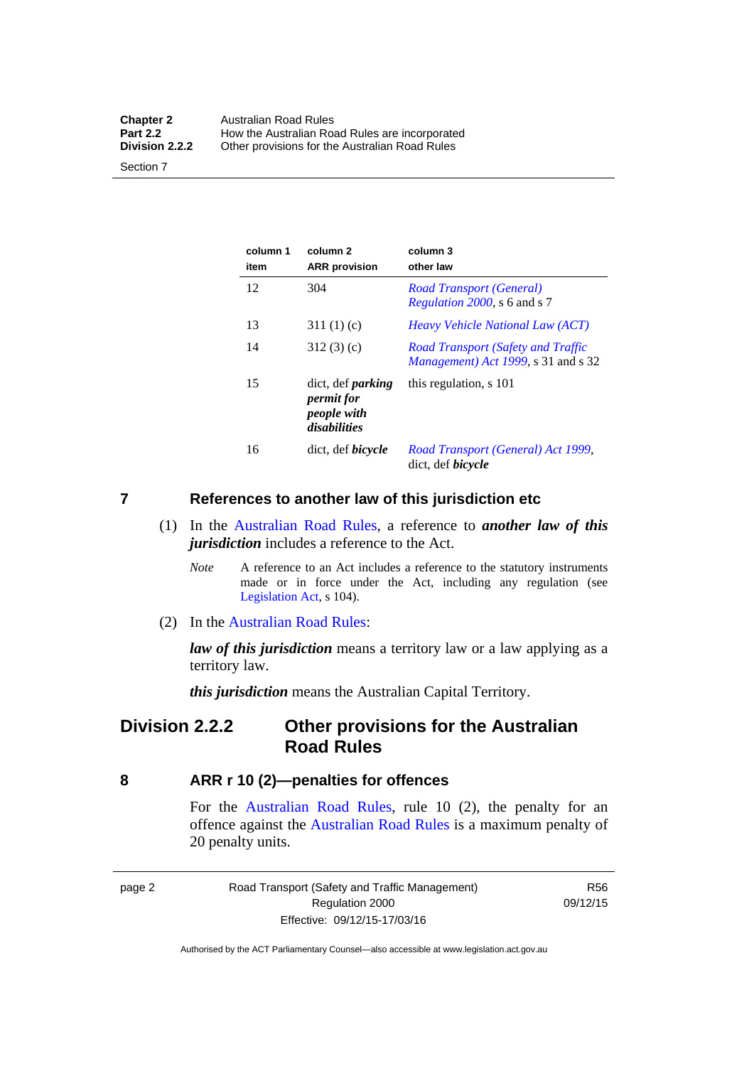| column 1 item | column 2 ARR provision | column 3 other law |
|---|---|---|
| 12 | 304 | *Road Transport (General) Regulation 2000*, s 6 and s 7 |
| 13 | 311 (1) (c) | *Heavy Vehicle National Law (ACT)* |
| 14 | 312 (3) (c) | *Road Transport (Safety and Traffic Management) Act 1999*, s 31 and s 32 |
| 15 | dict, def ***parking permit for people with disabilities*** | this regulation, s 101 |
| 16 | dict, def ***bicycle*** | *Road Transport (General) Act 1999*, dict, def ***bicycle*** |

## 7 References to another law of this jurisdiction etc

(1) In the Australian Road Rules, a reference to ***another law of this jurisdiction*** includes a reference to the Act.

*Note* A reference to an Act includes a reference to the statutory instruments made or in force under the Act, including any regulation (see Legislation Act, s 104).

(2) In the Australian Road Rules:

***law of this jurisdiction*** means a territory law or a law applying as a territory law.

***this jurisdiction*** means the Australian Capital Territory.

# Division 2.2.2 Other provisions for the Australian Road Rules

## 8 ARR r 10 (2)—penalties for offences

For the Australian Road Rules, rule 10 (2), the penalty for an offence against the Australian Road Rules is a maximum penalty of 20 penalty units.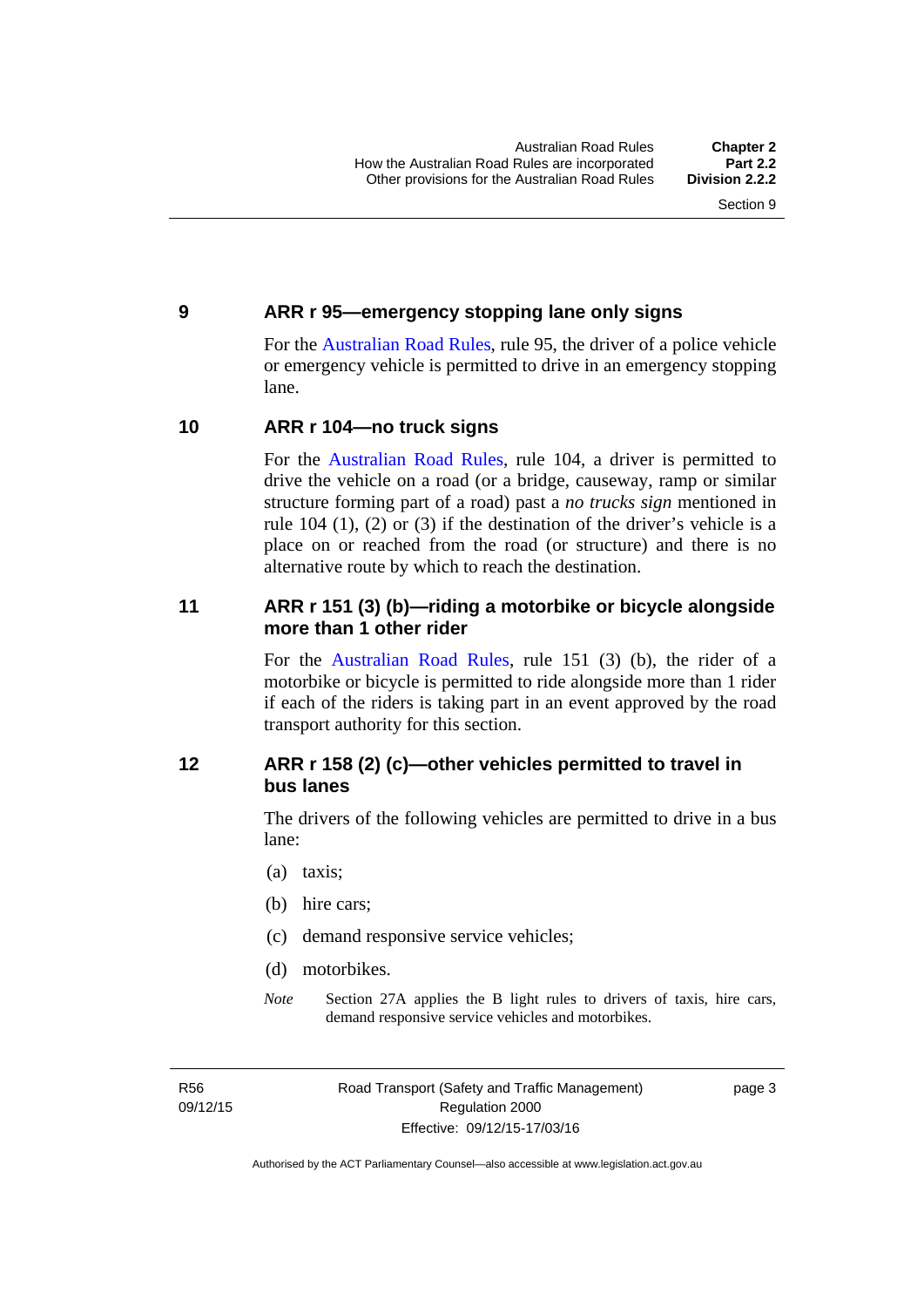## 9 ARR r 95—emergency stopping lane only signs

For the Australian Road Rules, rule 95, the driver of a police vehicle or emergency vehicle is permitted to drive in an emergency stopping lane.

## 10 ARR r 104—no truck signs

For the Australian Road Rules, rule 104, a driver is permitted to drive the vehicle on a road (or a bridge, causeway, ramp or similar structure forming part of a road) past a *no trucks sign* mentioned in rule 104 (1), (2) or (3) if the destination of the driver's vehicle is a place on or reached from the road (or structure) and there is no alternative route by which to reach the destination.

## 11 ARR r 151 (3) (b)—riding a motorbike or bicycle alongside more than 1 other rider

For the Australian Road Rules, rule 151 (3) (b), the rider of a motorbike or bicycle is permitted to ride alongside more than 1 rider if each of the riders is taking part in an event approved by the road transport authority for this section.

## 12 ARR r 158 (2) (c)—other vehicles permitted to travel in bus lanes

The drivers of the following vehicles are permitted to drive in a bus lane:

(a) taxis;

(b) hire cars;

(c) demand responsive service vehicles;

(d) motorbikes.

*Note* Section 27A applies the B light rules to drivers of taxis, hire cars, demand responsive service vehicles and motorbikes.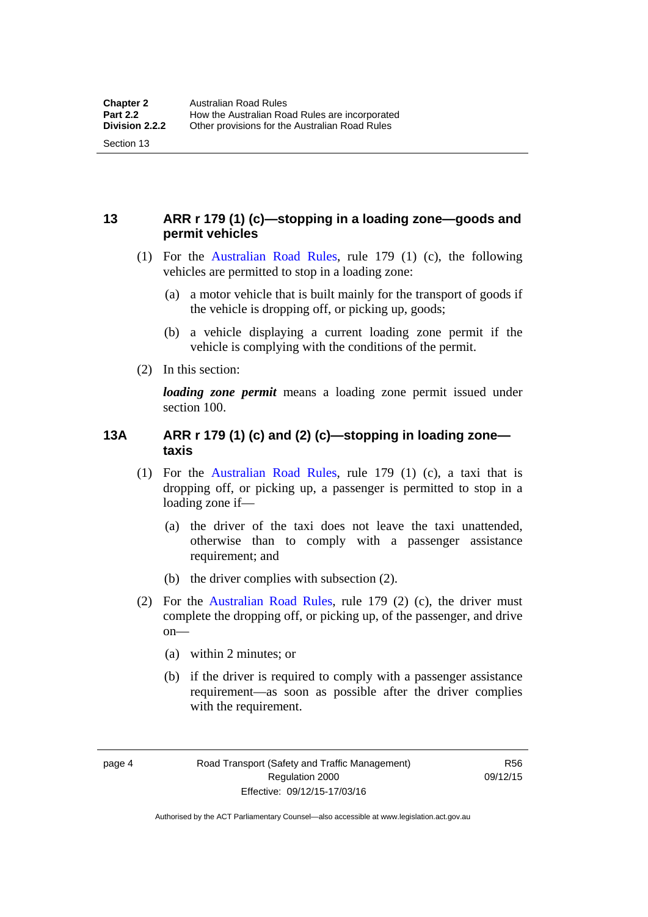## 13 ARR r 179 (1) (c)—stopping in a loading zone—goods and permit vehicles

(1) For the Australian Road Rules, rule 179 (1) (c), the following vehicles are permitted to stop in a loading zone:

(a) a motor vehicle that is built mainly for the transport of goods if the vehicle is dropping off, or picking up, goods;

(b) a vehicle displaying a current loading zone permit if the vehicle is complying with the conditions of the permit.

(2) In this section:

***loading zone permit*** means a loading zone permit issued under section 100.

## 13A ARR r 179 (1) (c) and (2) (c)—stopping in loading zone—taxis

(1) For the Australian Road Rules, rule 179 (1) (c), a taxi that is dropping off, or picking up, a passenger is permitted to stop in a loading zone if—

(a) the driver of the taxi does not leave the taxi unattended, otherwise than to comply with a passenger assistance requirement; and

(b) the driver complies with subsection (2).

(2) For the Australian Road Rules, rule 179 (2) (c), the driver must complete the dropping off, or picking up, of the passenger, and drive on—

(a) within 2 minutes; or

(b) if the driver is required to comply with a passenger assistance requirement—as soon as possible after the driver complies with the requirement.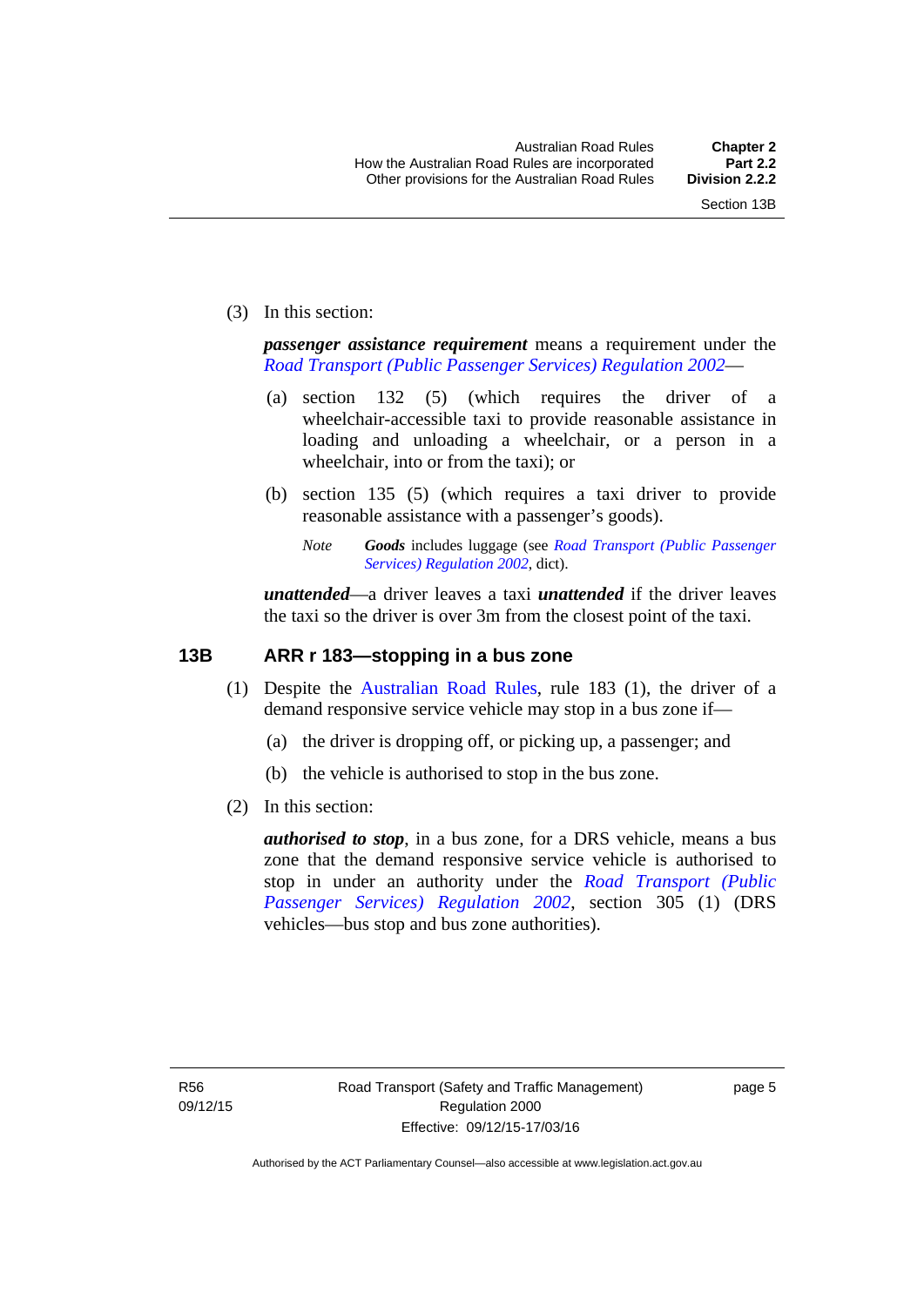(3) In this section:

***passenger assistance requirement*** means a requirement under the *Road Transport (Public Passenger Services) Regulation 2002*—

(a) section 132 (5) (which requires the driver of a wheelchair-accessible taxi to provide reasonable assistance in loading and unloading a wheelchair, or a person in a wheelchair, into or from the taxi); or

(b) section 135 (5) (which requires a taxi driver to provide reasonable assistance with a passenger's goods).

*Note* ***Goods*** includes luggage (see *Road Transport (Public Passenger Services) Regulation 2002*, dict).

***unattended***—a driver leaves a taxi ***unattended*** if the driver leaves the taxi so the driver is over 3m from the closest point of the taxi.

## 13B ARR r 183—stopping in a bus zone

(1) Despite the Australian Road Rules, rule 183 (1), the driver of a demand responsive service vehicle may stop in a bus zone if—

(a) the driver is dropping off, or picking up, a passenger; and

(b) the vehicle is authorised to stop in the bus zone.

(2) In this section:

***authorised to stop***, in a bus zone, for a DRS vehicle, means a bus zone that the demand responsive service vehicle is authorised to stop in under an authority under the *Road Transport (Public Passenger Services) Regulation 2002*, section 305 (1) (DRS vehicles—bus stop and bus zone authorities).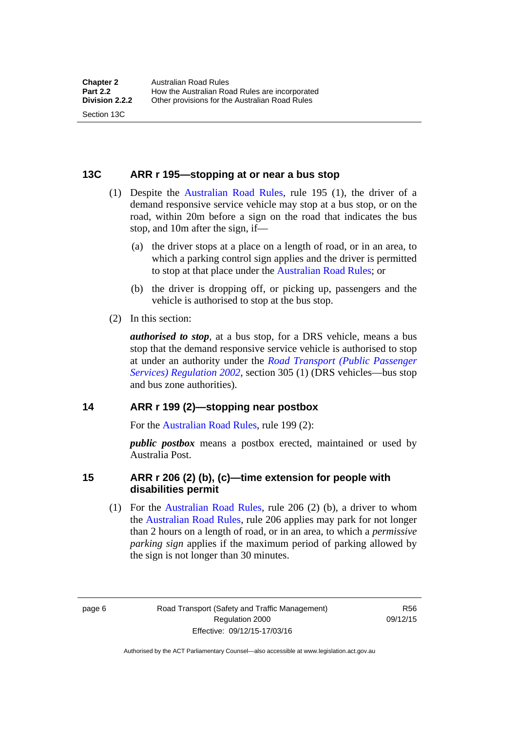### 13C ARR r 195—stopping at or near a bus stop

(1) Despite the Australian Road Rules, rule 195 (1), the driver of a demand responsive service vehicle may stop at a bus stop, or on the road, within 20m before a sign on the road that indicates the bus stop, and 10m after the sign, if—

(a) the driver stops at a place on a length of road, or in an area, to which a parking control sign applies and the driver is permitted to stop at that place under the Australian Road Rules; or

(b) the driver is dropping off, or picking up, passengers and the vehicle is authorised to stop at the bus stop.

(2) In this section:

***authorised to stop***, at a bus stop, for a DRS vehicle, means a bus stop that the demand responsive service vehicle is authorised to stop at under an authority under the *Road Transport (Public Passenger Services) Regulation 2002*, section 305 (1) (DRS vehicles—bus stop and bus zone authorities).

### 14 ARR r 199 (2)—stopping near postbox

For the Australian Road Rules, rule 199 (2):

***public postbox*** means a postbox erected, maintained or used by Australia Post.

### 15 ARR r 206 (2) (b), (c)—time extension for people with disabilities permit

(1) For the Australian Road Rules, rule 206 (2) (b), a driver to whom the Australian Road Rules, rule 206 applies may park for not longer than 2 hours on a length of road, or in an area, to which a *permissive parking sign* applies if the maximum period of parking allowed by the sign is not longer than 30 minutes.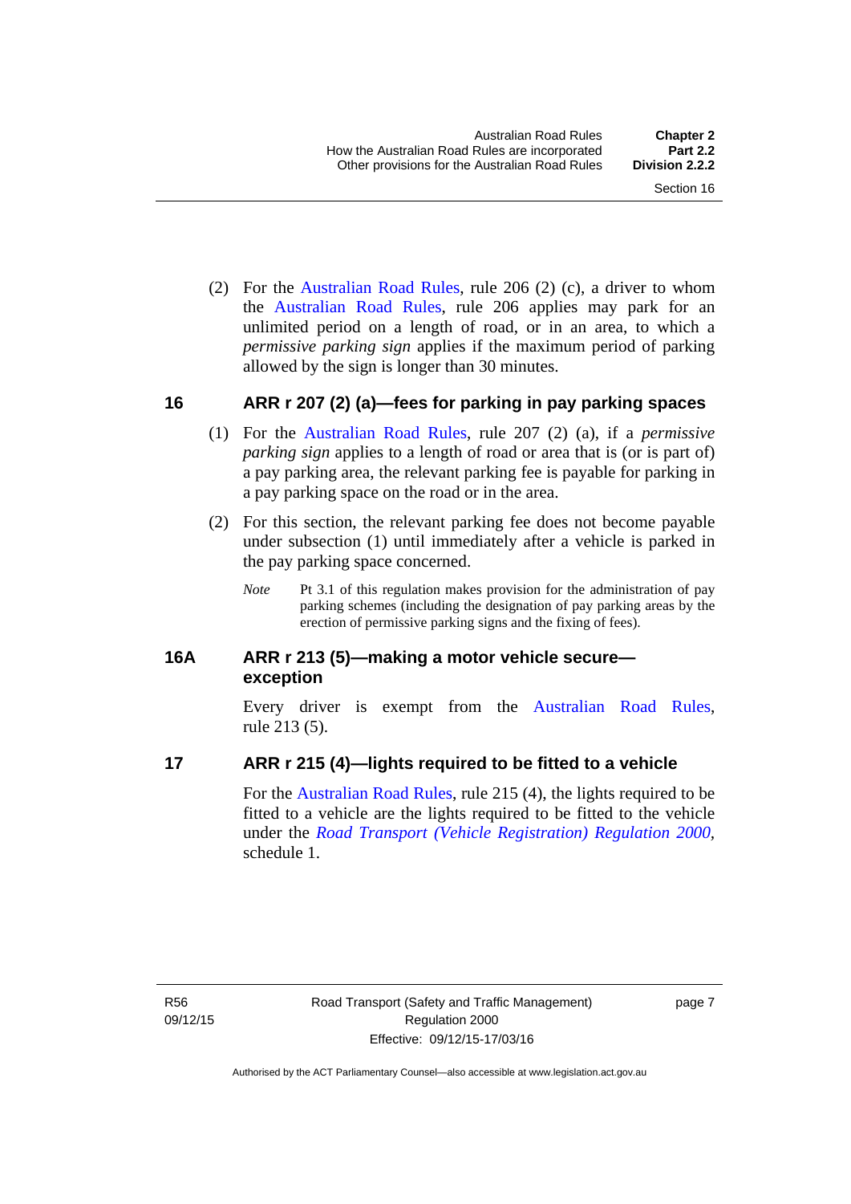(2) For the Australian Road Rules, rule 206 (2) (c), a driver to whom the Australian Road Rules, rule 206 applies may park for an unlimited period on a length of road, or in an area, to which a *permissive parking sign* applies if the maximum period of parking allowed by the sign is longer than 30 minutes.

## 16 ARR r 207 (2) (a)—fees for parking in pay parking spaces

(1) For the Australian Road Rules, rule 207 (2) (a), if a *permissive parking sign* applies to a length of road or area that is (or is part of) a pay parking area, the relevant parking fee is payable for parking in a pay parking space on the road or in the area.

(2) For this section, the relevant parking fee does not become payable under subsection (1) until immediately after a vehicle is parked in the pay parking space concerned.

*Note* Pt 3.1 of this regulation makes provision for the administration of pay parking schemes (including the designation of pay parking areas by the erection of permissive parking signs and the fixing of fees).

## 16A ARR r 213 (5)—making a motor vehicle secure—exception

Every driver is exempt from the Australian Road Rules, rule 213 (5).

## 17 ARR r 215 (4)—lights required to be fitted to a vehicle

For the Australian Road Rules, rule 215 (4), the lights required to be fitted to a vehicle are the lights required to be fitted to the vehicle under the *Road Transport (Vehicle Registration) Regulation 2000*, schedule 1.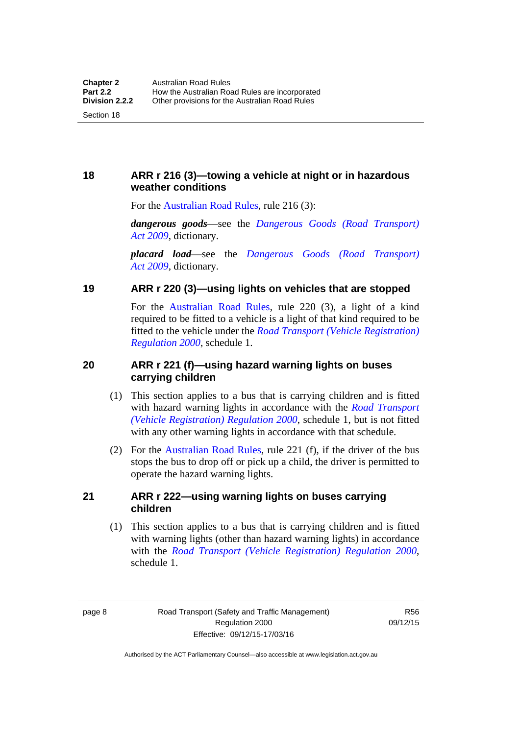## 18 ARR r 216 (3)—towing a vehicle at night or in hazardous weather conditions

For the Australian Road Rules, rule 216 (3):

***dangerous goods***—see the *Dangerous Goods (Road Transport) Act 2009*, dictionary.

***placard load***—see the *Dangerous Goods (Road Transport) Act 2009*, dictionary.

## 19 ARR r 220 (3)—using lights on vehicles that are stopped

For the Australian Road Rules, rule 220 (3), a light of a kind required to be fitted to a vehicle is a light of that kind required to be fitted to the vehicle under the *Road Transport (Vehicle Registration) Regulation 2000*, schedule 1.

## 20 ARR r 221 (f)—using hazard warning lights on buses carrying children

(1) This section applies to a bus that is carrying children and is fitted with hazard warning lights in accordance with the *Road Transport (Vehicle Registration) Regulation 2000*, schedule 1, but is not fitted with any other warning lights in accordance with that schedule.

(2) For the Australian Road Rules, rule 221 (f), if the driver of the bus stops the bus to drop off or pick up a child, the driver is permitted to operate the hazard warning lights.

## 21 ARR r 222—using warning lights on buses carrying children

(1) This section applies to a bus that is carrying children and is fitted with warning lights (other than hazard warning lights) in accordance with the *Road Transport (Vehicle Registration) Regulation 2000*, schedule 1.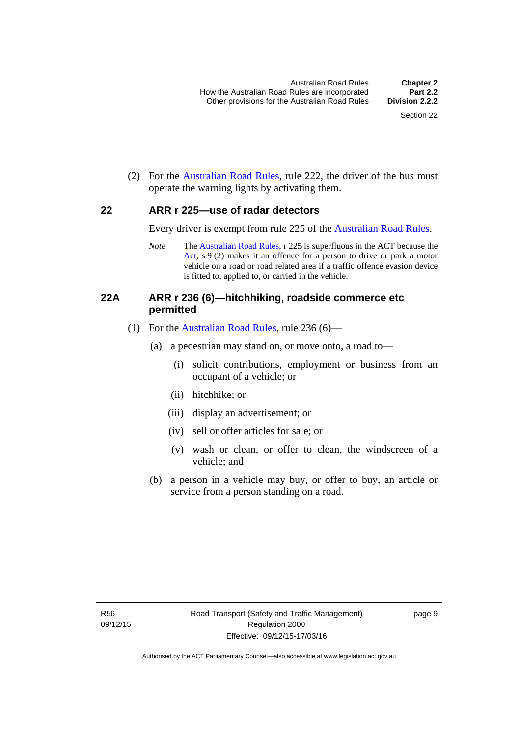(2) For the Australian Road Rules, rule 222, the driver of the bus must operate the warning lights by activating them.

## 22 ARR r 225—use of radar detectors

Every driver is exempt from rule 225 of the Australian Road Rules.

*Note* The Australian Road Rules, r 225 is superfluous in the ACT because the Act, s 9 (2) makes it an offence for a person to drive or park a motor vehicle on a road or road related area if a traffic offence evasion device is fitted to, applied to, or carried in the vehicle.

## 22A ARR r 236 (6)—hitchhiking, roadside commerce etc permitted

(1) For the Australian Road Rules, rule 236 (6)—

(a) a pedestrian may stand on, or move onto, a road to—

(i) solicit contributions, employment or business from an occupant of a vehicle; or

(ii) hitchhike; or

(iii) display an advertisement; or

(iv) sell or offer articles for sale; or

(v) wash or clean, or offer to clean, the windscreen of a vehicle; and

(b) a person in a vehicle may buy, or offer to buy, an article or service from a person standing on a road.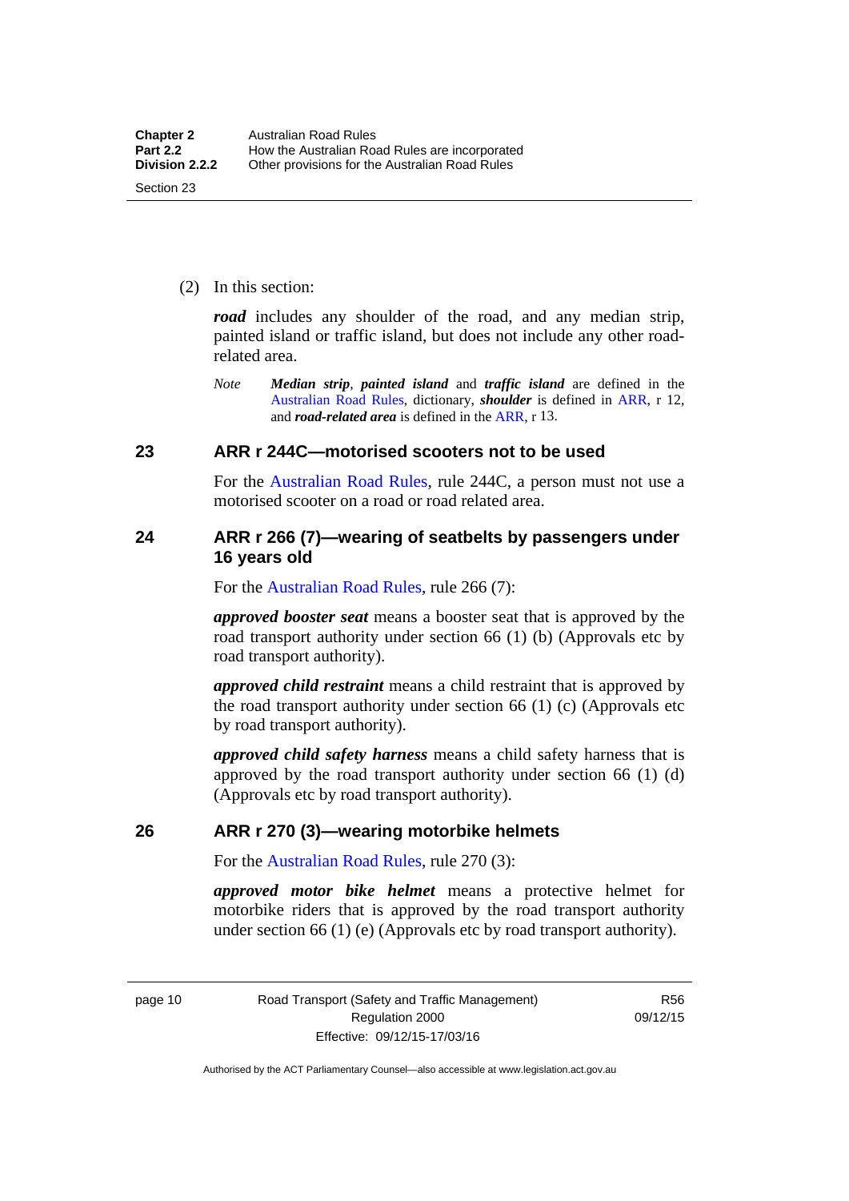(2) In this section:

***road*** includes any shoulder of the road, and any median strip, painted island or traffic island, but does not include any other road-related area.

*Note* ***Median strip***, ***painted island*** and ***traffic island*** are defined in the Australian Road Rules, dictionary, ***shoulder*** is defined in ARR, r 12, and ***road-related area*** is defined in the ARR, r 13.

## 23 ARR r 244C—motorised scooters not to be used

For the Australian Road Rules, rule 244C, a person must not use a motorised scooter on a road or road related area.

## 24 ARR r 266 (7)—wearing of seatbelts by passengers under 16 years old

For the Australian Road Rules, rule 266 (7):

***approved booster seat*** means a booster seat that is approved by the road transport authority under section 66 (1) (b) (Approvals etc by road transport authority).

***approved child restraint*** means a child restraint that is approved by the road transport authority under section 66 (1) (c) (Approvals etc by road transport authority).

***approved child safety harness*** means a child safety harness that is approved by the road transport authority under section 66 (1) (d) (Approvals etc by road transport authority).

## 26 ARR r 270 (3)—wearing motorbike helmets

For the Australian Road Rules, rule 270 (3):

***approved motor bike helmet*** means a protective helmet for motorbike riders that is approved by the road transport authority under section 66 (1) (e) (Approvals etc by road transport authority).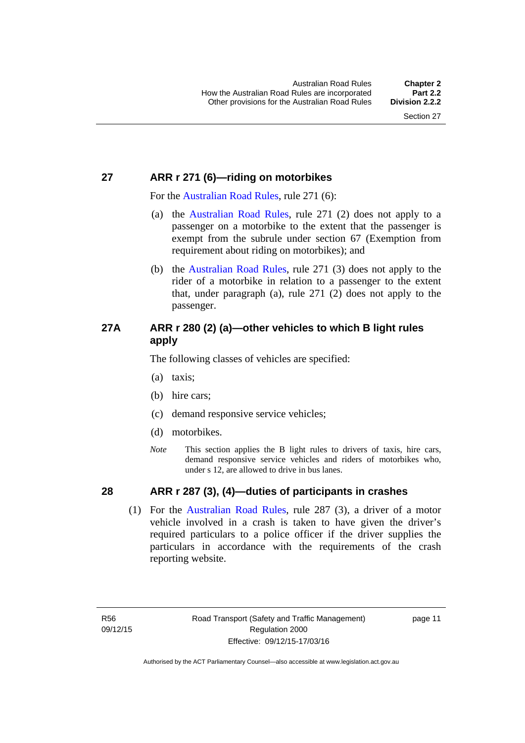## 27 ARR r 271 (6)—riding on motorbikes

For the Australian Road Rules, rule 271 (6):

(a) the Australian Road Rules, rule 271 (2) does not apply to a passenger on a motorbike to the extent that the passenger is exempt from the subrule under section 67 (Exemption from requirement about riding on motorbikes); and

(b) the Australian Road Rules, rule 271 (3) does not apply to the rider of a motorbike in relation to a passenger to the extent that, under paragraph (a), rule 271 (2) does not apply to the passenger.

## 27A ARR r 280 (2) (a)—other vehicles to which B light rules apply

The following classes of vehicles are specified:

(a) taxis;

(b) hire cars;

(c) demand responsive service vehicles;

(d) motorbikes.

*Note* This section applies the B light rules to drivers of taxis, hire cars, demand responsive service vehicles and riders of motorbikes who, under s 12, are allowed to drive in bus lanes.

## 28 ARR r 287 (3), (4)—duties of participants in crashes

(1) For the Australian Road Rules, rule 287 (3), a driver of a motor vehicle involved in a crash is taken to have given the driver's required particulars to a police officer if the driver supplies the particulars in accordance with the requirements of the crash reporting website.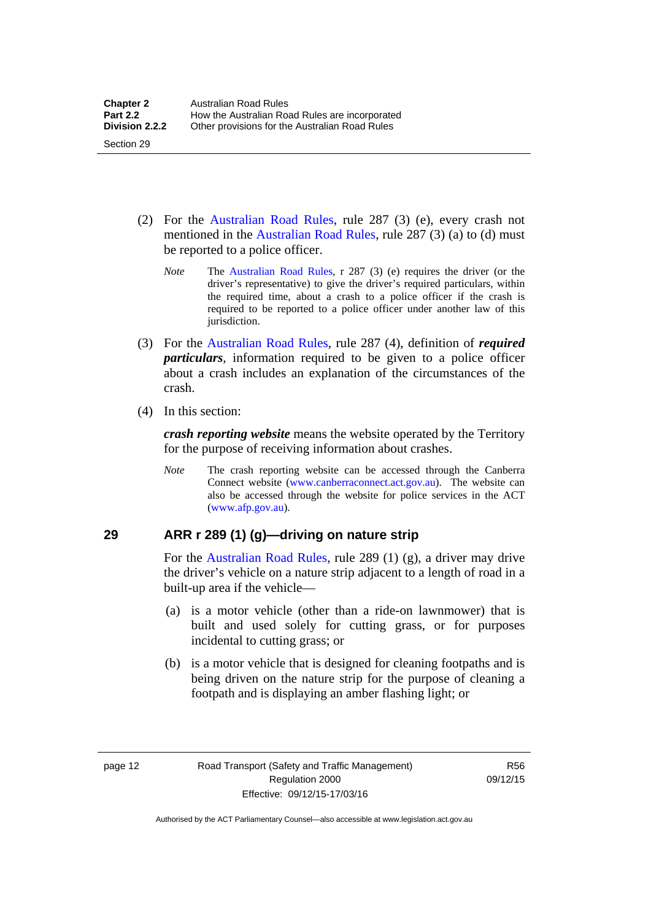(2) For the Australian Road Rules, rule 287 (3) (e), every crash not mentioned in the Australian Road Rules, rule 287 (3) (a) to (d) must be reported to a police officer.

> *Note* The Australian Road Rules, r 287 (3) (e) requires the driver (or the driver's representative) to give the driver's required particulars, within the required time, about a crash to a police officer if the crash is required to be reported to a police officer under another law of this jurisdiction.

(3) For the Australian Road Rules, rule 287 (4), definition of ***required particulars***, information required to be given to a police officer about a crash includes an explanation of the circumstances of the crash.

(4) In this section:

***crash reporting website*** means the website operated by the Territory for the purpose of receiving information about crashes.

> *Note* The crash reporting website can be accessed through the Canberra Connect website (www.canberraconnect.act.gov.au). The website can also be accessed through the website for police services in the ACT (www.afp.gov.au).

## 29 ARR r 289 (1) (g)—driving on nature strip

For the Australian Road Rules, rule 289 (1) (g), a driver may drive the driver's vehicle on a nature strip adjacent to a length of road in a built-up area if the vehicle—

(a) is a motor vehicle (other than a ride-on lawnmower) that is built and used solely for cutting grass, or for purposes incidental to cutting grass; or

(b) is a motor vehicle that is designed for cleaning footpaths and is being driven on the nature strip for the purpose of cleaning a footpath and is displaying an amber flashing light; or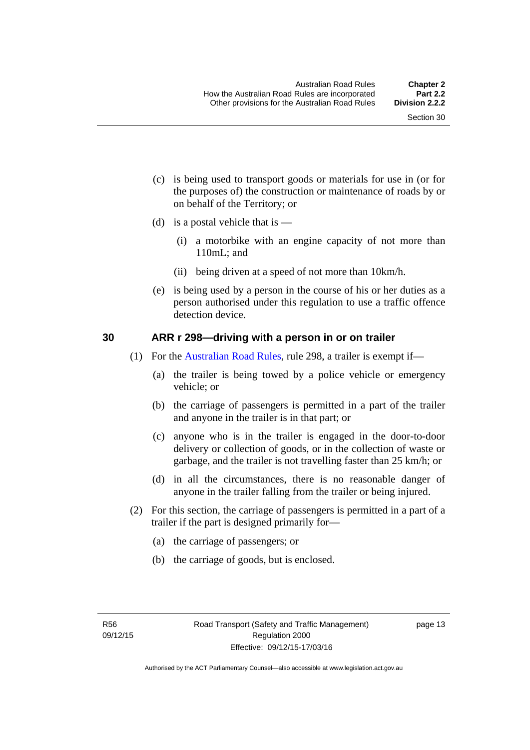(c) is being used to transport goods or materials for use in (or for the purposes of) the construction or maintenance of roads by or on behalf of the Territory; or

(d) is a postal vehicle that is —

(i) a motorbike with an engine capacity of not more than 110mL; and

(ii) being driven at a speed of not more than 10km/h.

(e) is being used by a person in the course of his or her duties as a person authorised under this regulation to use a traffic offence detection device.

### 30 ARR r 298—driving with a person in or on trailer

(1) For the Australian Road Rules, rule 298, a trailer is exempt if—

(a) the trailer is being towed by a police vehicle or emergency vehicle; or

(b) the carriage of passengers is permitted in a part of the trailer and anyone in the trailer is in that part; or

(c) anyone who is in the trailer is engaged in the door-to-door delivery or collection of goods, or in the collection of waste or garbage, and the trailer is not travelling faster than 25 km/h; or

(d) in all the circumstances, there is no reasonable danger of anyone in the trailer falling from the trailer or being injured.

(2) For this section, the carriage of passengers is permitted in a part of a trailer if the part is designed primarily for—

(a) the carriage of passengers; or

(b) the carriage of goods, but is enclosed.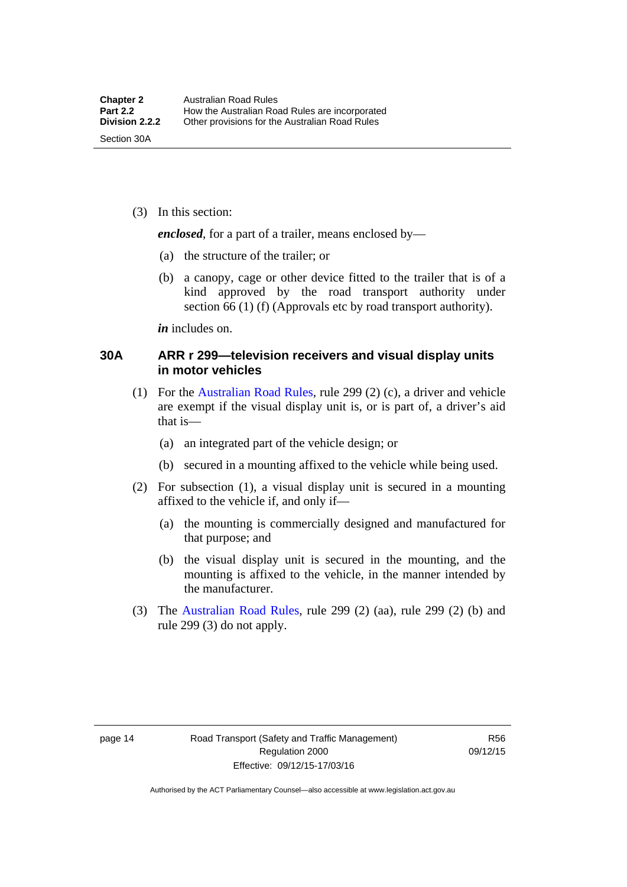(3) In this section:

***enclosed***, for a part of a trailer, means enclosed by—

(a) the structure of the trailer; or

(b) a canopy, cage or other device fitted to the trailer that is of a kind approved by the road transport authority under section 66 (1) (f) (Approvals etc by road transport authority).

***in*** includes on.

### 30A ARR r 299—television receivers and visual display units in motor vehicles

(1) For the Australian Road Rules, rule 299 (2) (c), a driver and vehicle are exempt if the visual display unit is, or is part of, a driver's aid that is—

(a) an integrated part of the vehicle design; or

(b) secured in a mounting affixed to the vehicle while being used.

(2) For subsection (1), a visual display unit is secured in a mounting affixed to the vehicle if, and only if—

(a) the mounting is commercially designed and manufactured for that purpose; and

(b) the visual display unit is secured in the mounting, and the mounting is affixed to the vehicle, in the manner intended by the manufacturer.

(3) The Australian Road Rules, rule 299 (2) (aa), rule 299 (2) (b) and rule 299 (3) do not apply.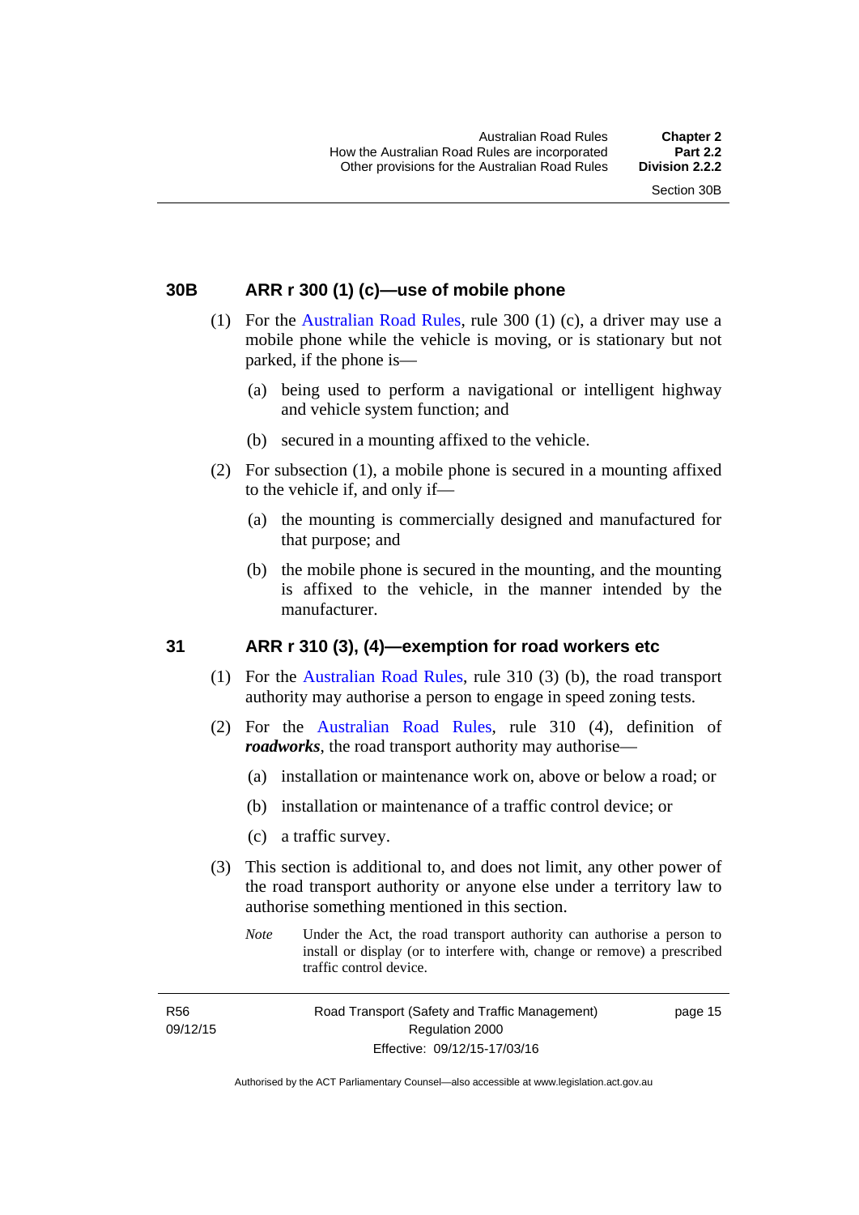### 30B ARR r 300 (1) (c)—use of mobile phone

(1) For the Australian Road Rules, rule 300 (1) (c), a driver may use a mobile phone while the vehicle is moving, or is stationary but not parked, if the phone is—

(a) being used to perform a navigational or intelligent highway and vehicle system function; and

(b) secured in a mounting affixed to the vehicle.

(2) For subsection (1), a mobile phone is secured in a mounting affixed to the vehicle if, and only if—

(a) the mounting is commercially designed and manufactured for that purpose; and

(b) the mobile phone is secured in the mounting, and the mounting is affixed to the vehicle, in the manner intended by the manufacturer.

### 31 ARR r 310 (3), (4)—exemption for road workers etc

(1) For the Australian Road Rules, rule 310 (3) (b), the road transport authority may authorise a person to engage in speed zoning tests.

(2) For the Australian Road Rules, rule 310 (4), definition of ***roadworks***, the road transport authority may authorise—

(a) installation or maintenance work on, above or below a road; or

(b) installation or maintenance of a traffic control device; or

(c) a traffic survey.

(3) This section is additional to, and does not limit, any other power of the road transport authority or anyone else under a territory law to authorise something mentioned in this section.

*Note* Under the Act, the road transport authority can authorise a person to install or display (or to interfere with, change or remove) a prescribed traffic control device.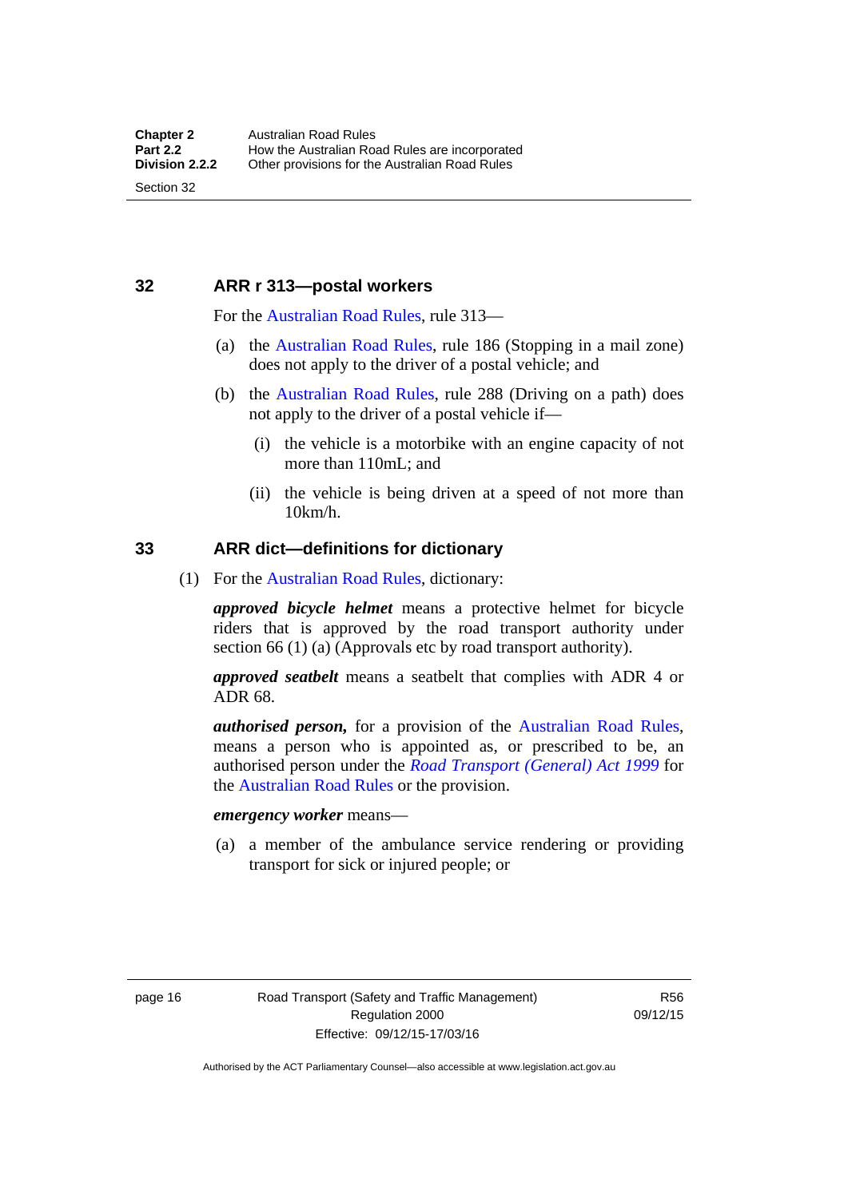## 32 ARR r 313—postal workers

For the Australian Road Rules, rule 313—

(a) the Australian Road Rules, rule 186 (Stopping in a mail zone) does not apply to the driver of a postal vehicle; and

(b) the Australian Road Rules, rule 288 (Driving on a path) does not apply to the driver of a postal vehicle if—

  (i) the vehicle is a motorbike with an engine capacity of not more than 110mL; and

  (ii) the vehicle is being driven at a speed of not more than 10km/h.

## 33 ARR dict—definitions for dictionary

(1) For the Australian Road Rules, dictionary:

***approved bicycle helmet*** means a protective helmet for bicycle riders that is approved by the road transport authority under section 66 (1) (a) (Approvals etc by road transport authority).

***approved seatbelt*** means a seatbelt that complies with ADR 4 or ADR 68.

***authorised person,*** for a provision of the Australian Road Rules, means a person who is appointed as, or prescribed to be, an authorised person under the *Road Transport (General) Act 1999* for the Australian Road Rules or the provision.

***emergency worker*** means—

(a) a member of the ambulance service rendering or providing transport for sick or injured people; or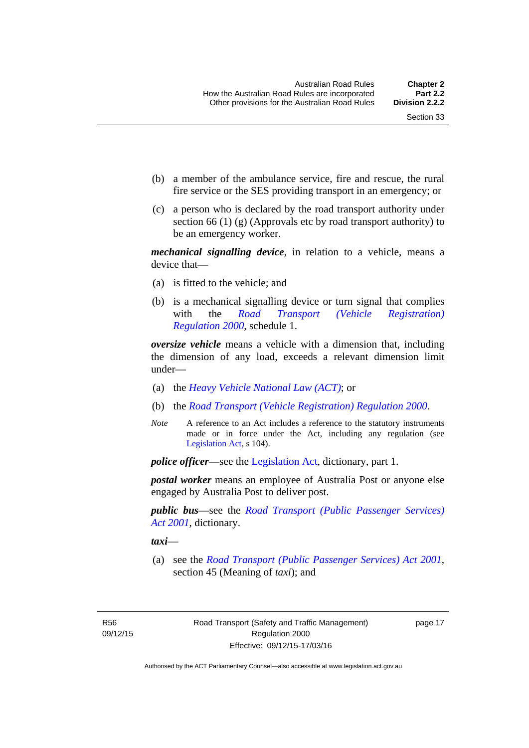(b) a member of the ambulance service, fire and rescue, the rural fire service or the SES providing transport in an emergency; or

(c) a person who is declared by the road transport authority under section 66 (1) (g) (Approvals etc by road transport authority) to be an emergency worker.

***mechanical signalling device***, in relation to a vehicle, means a device that—

(a) is fitted to the vehicle; and

(b) is a mechanical signalling device or turn signal that complies with the *Road Transport (Vehicle Registration) Regulation 2000*, schedule 1.

***oversize vehicle*** means a vehicle with a dimension that, including the dimension of any load, exceeds a relevant dimension limit under—

(a) the *Heavy Vehicle National Law (ACT)*; or

(b) the *Road Transport (Vehicle Registration) Regulation 2000*.

*Note* A reference to an Act includes a reference to the statutory instruments made or in force under the Act, including any regulation (see Legislation Act, s 104).

***police officer***—see the Legislation Act, dictionary, part 1.

***postal worker*** means an employee of Australia Post or anyone else engaged by Australia Post to deliver post.

***public bus***—see the *Road Transport (Public Passenger Services) Act 2001*, dictionary.

***taxi***—

(a) see the *Road Transport (Public Passenger Services) Act 2001*, section 45 (Meaning of *taxi*); and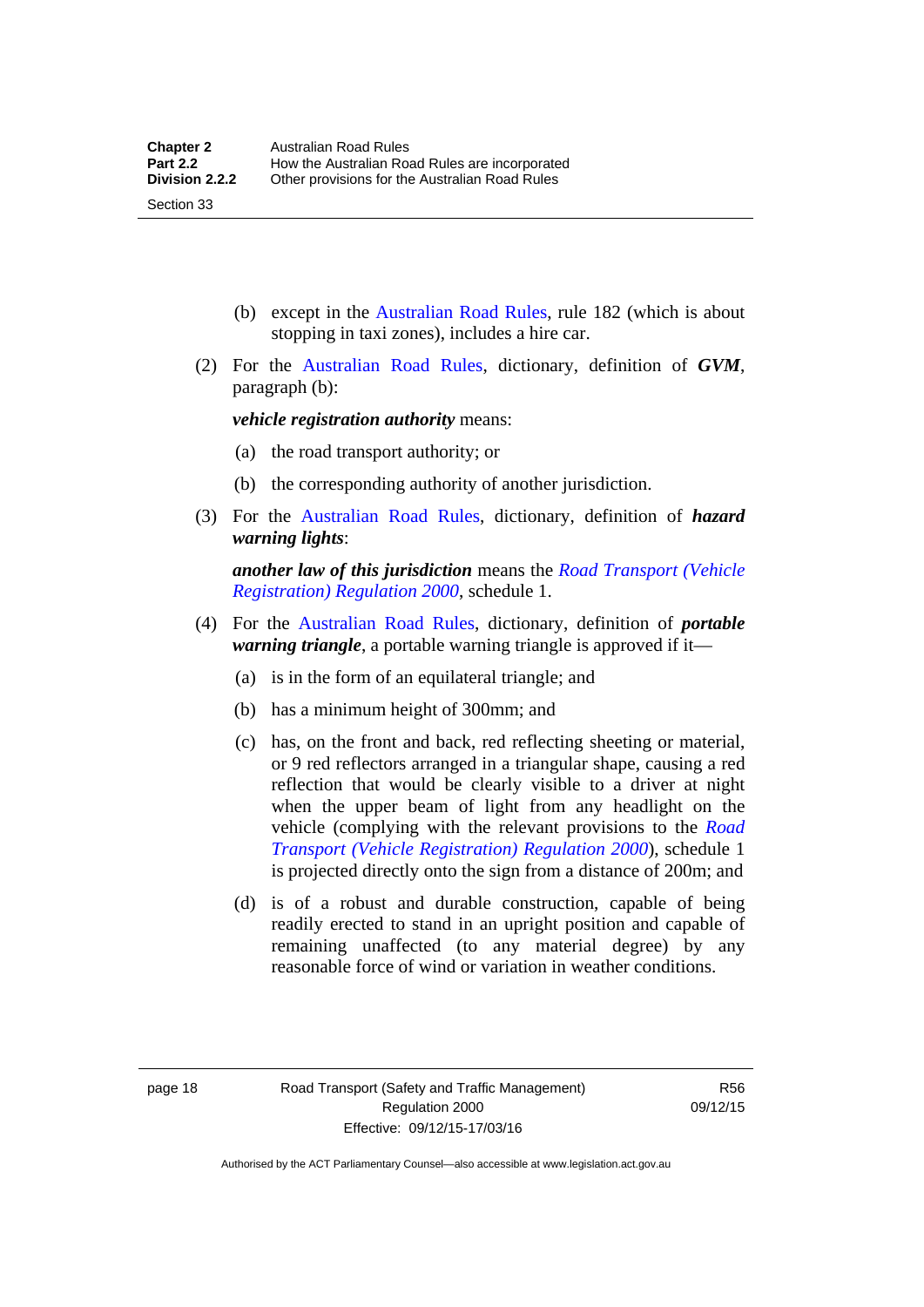(b) except in the Australian Road Rules, rule 182 (which is about stopping in taxi zones), includes a hire car.

(2) For the Australian Road Rules, dictionary, definition of ***GVM***, paragraph (b):

***vehicle registration authority*** means:

(a) the road transport authority; or

(b) the corresponding authority of another jurisdiction.

(3) For the Australian Road Rules, dictionary, definition of ***hazard warning lights***:

***another law of this jurisdiction*** means the *Road Transport (Vehicle Registration) Regulation 2000*, schedule 1.

(4) For the Australian Road Rules, dictionary, definition of ***portable warning triangle***, a portable warning triangle is approved if it—

(a) is in the form of an equilateral triangle; and

(b) has a minimum height of 300mm; and

(c) has, on the front and back, red reflecting sheeting or material, or 9 red reflectors arranged in a triangular shape, causing a red reflection that would be clearly visible to a driver at night when the upper beam of light from any headlight on the vehicle (complying with the relevant provisions to the *Road Transport (Vehicle Registration) Regulation 2000*), schedule 1 is projected directly onto the sign from a distance of 200m; and

(d) is of a robust and durable construction, capable of being readily erected to stand in an upright position and capable of remaining unaffected (to any material degree) by any reasonable force of wind or variation in weather conditions.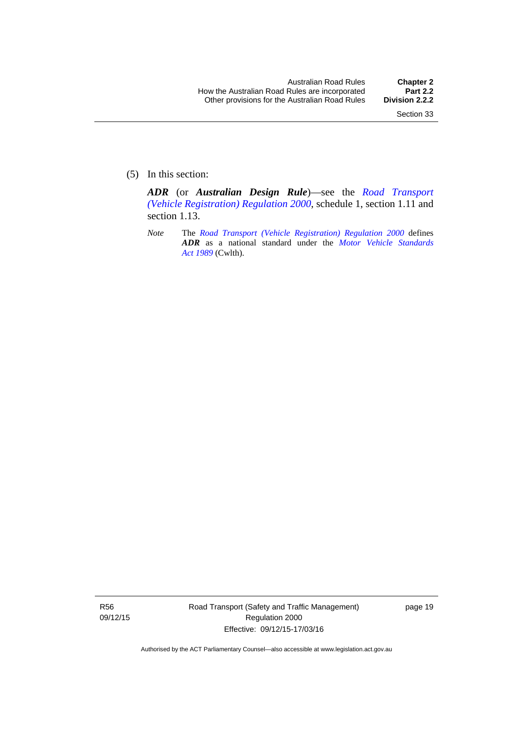(5) In this section:

***ADR*** (or ***Australian Design Rule***)—see the *Road Transport (Vehicle Registration) Regulation 2000*, schedule 1, section 1.11 and section 1.13.

*Note* The *Road Transport (Vehicle Registration) Regulation 2000* defines ***ADR*** as a national standard under the *Motor Vehicle Standards Act 1989* (Cwlth).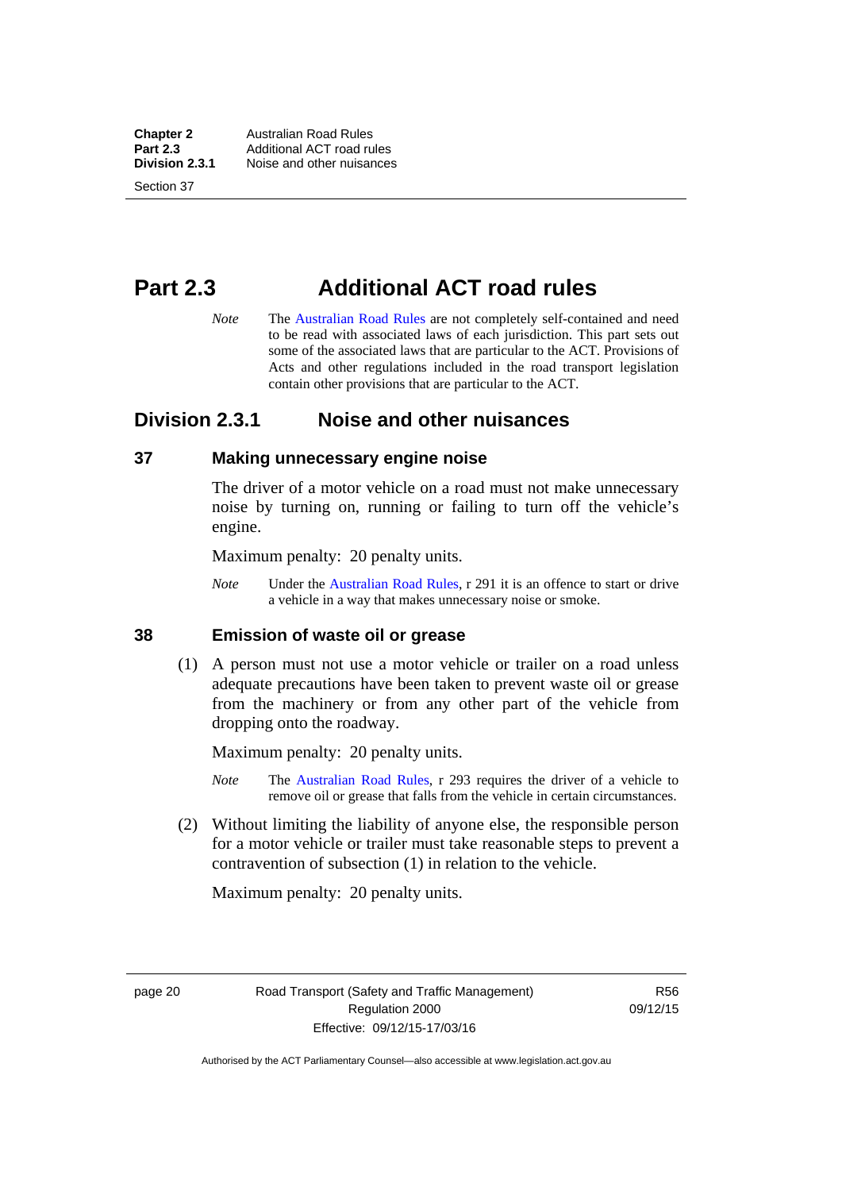# Part 2.3 Additional ACT road rules

*Note* The Australian Road Rules are not completely self-contained and need to be read with associated laws of each jurisdiction. This part sets out some of the associated laws that are particular to the ACT. Provisions of Acts and other regulations included in the road transport legislation contain other provisions that are particular to the ACT.

## Division 2.3.1 Noise and other nuisances

### 37 Making unnecessary engine noise

The driver of a motor vehicle on a road must not make unnecessary noise by turning on, running or failing to turn off the vehicle's engine.

Maximum penalty: 20 penalty units.

*Note* Under the Australian Road Rules, r 291 it is an offence to start or drive a vehicle in a way that makes unnecessary noise or smoke.

### 38 Emission of waste oil or grease

(1) A person must not use a motor vehicle or trailer on a road unless adequate precautions have been taken to prevent waste oil or grease from the machinery or from any other part of the vehicle from dropping onto the roadway.

Maximum penalty: 20 penalty units.

*Note* The Australian Road Rules, r 293 requires the driver of a vehicle to remove oil or grease that falls from the vehicle in certain circumstances.

(2) Without limiting the liability of anyone else, the responsible person for a motor vehicle or trailer must take reasonable steps to prevent a contravention of subsection (1) in relation to the vehicle.

Maximum penalty: 20 penalty units.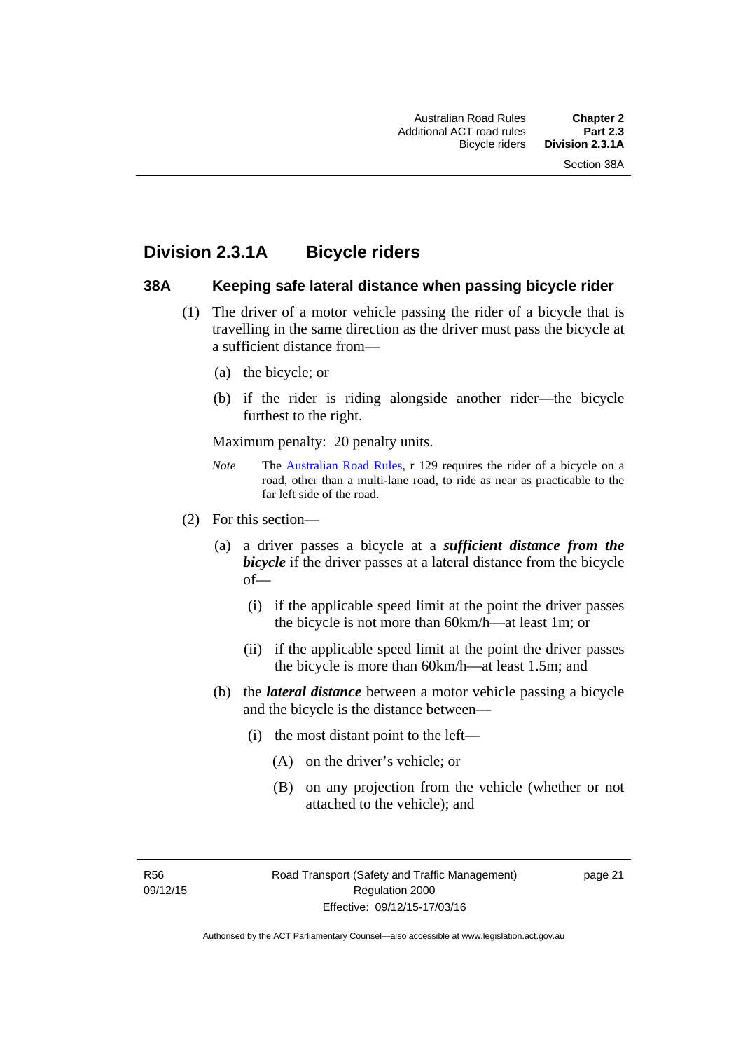## Division 2.3.1A Bicycle riders

### 38A Keeping safe lateral distance when passing bicycle rider

(1) The driver of a motor vehicle passing the rider of a bicycle that is travelling in the same direction as the driver must pass the bicycle at a sufficient distance from—

(a) the bicycle; or

(b) if the rider is riding alongside another rider—the bicycle furthest to the right.

Maximum penalty: 20 penalty units.

*Note* The Australian Road Rules, r 129 requires the rider of a bicycle on a road, other than a multi-lane road, to ride as near as practicable to the far left side of the road.

(2) For this section—

(a) a driver passes a bicycle at a ***sufficient distance from the bicycle*** if the driver passes at a lateral distance from the bicycle of—

(i) if the applicable speed limit at the point the driver passes the bicycle is not more than 60km/h—at least 1m; or

(ii) if the applicable speed limit at the point the driver passes the bicycle is more than 60km/h—at least 1.5m; and

(b) the ***lateral distance*** between a motor vehicle passing a bicycle and the bicycle is the distance between—

(i) the most distant point to the left—

(A) on the driver's vehicle; or

(B) on any projection from the vehicle (whether or not attached to the vehicle); and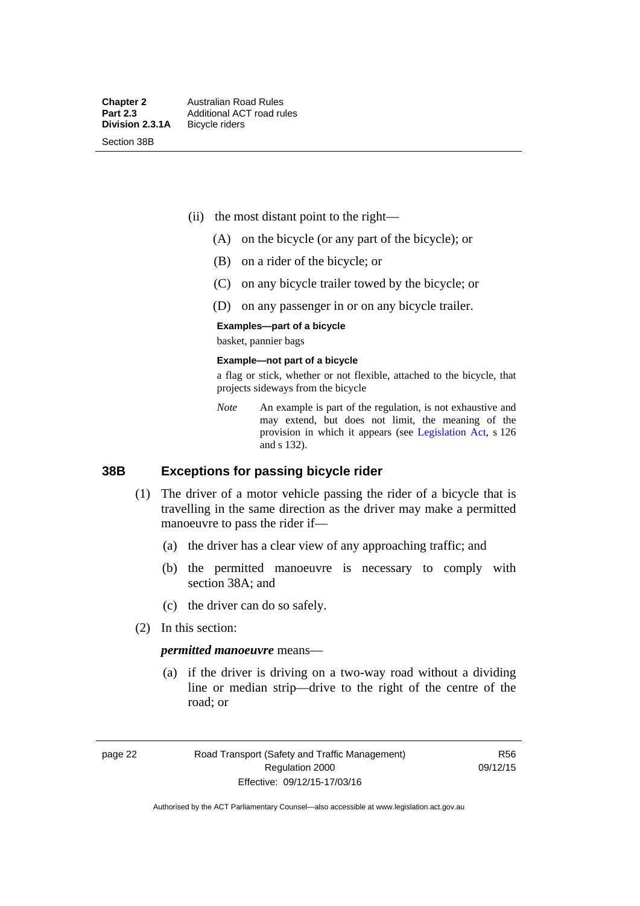(ii) the most distant point to the right—

(A) on the bicycle (or any part of the bicycle); or

(B) on a rider of the bicycle; or

(C) on any bicycle trailer towed by the bicycle; or

(D) on any passenger in or on any bicycle trailer.

**Examples—part of a bicycle**

basket, pannier bags

**Example—not part of a bicycle**

a flag or stick, whether or not flexible, attached to the bicycle, that projects sideways from the bicycle

*Note* An example is part of the regulation, is not exhaustive and may extend, but does not limit, the meaning of the provision in which it appears (see Legislation Act, s 126 and s 132).

## 38B Exceptions for passing bicycle rider

(1) The driver of a motor vehicle passing the rider of a bicycle that is travelling in the same direction as the driver may make a permitted manoeuvre to pass the rider if—

(a) the driver has a clear view of any approaching traffic; and

(b) the permitted manoeuvre is necessary to comply with section 38A; and

(c) the driver can do so safely.

(2) In this section:

***permitted manoeuvre*** means—

(a) if the driver is driving on a two-way road without a dividing line or median strip—drive to the right of the centre of the road; or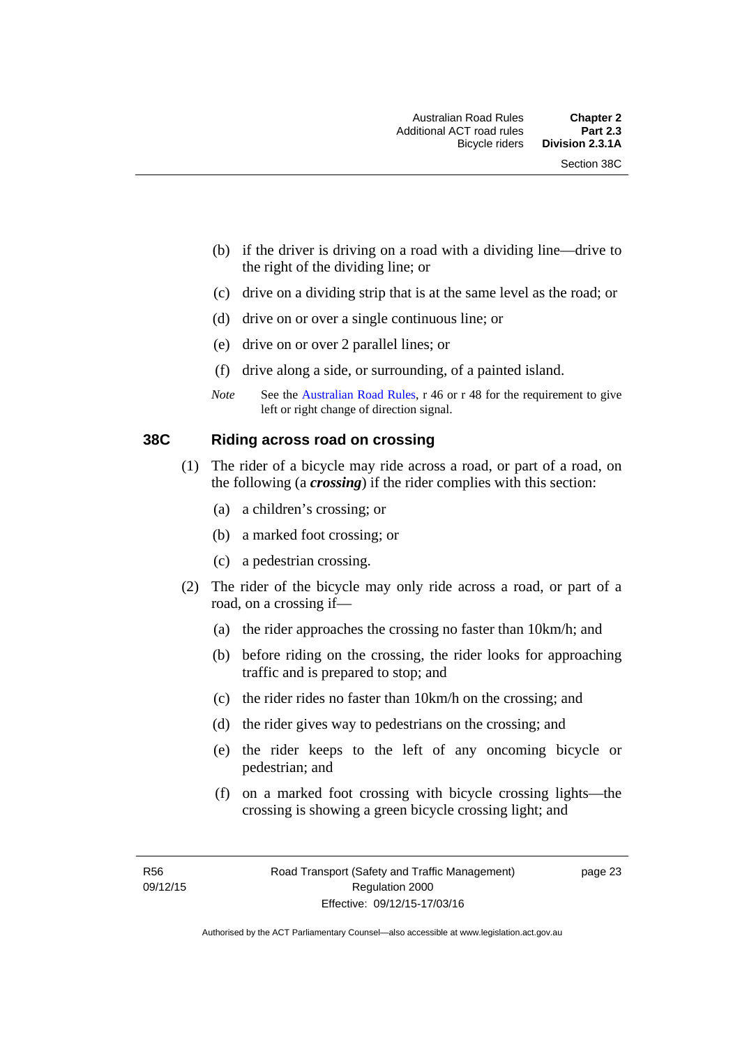(b) if the driver is driving on a road with a dividing line—drive to the right of the dividing line; or

(c) drive on a dividing strip that is at the same level as the road; or

(d) drive on or over a single continuous line; or

(e) drive on or over 2 parallel lines; or

(f) drive along a side, or surrounding, of a painted island.

*Note* See the Australian Road Rules, r 46 or r 48 for the requirement to give left or right change of direction signal.

### 38C Riding across road on crossing

(1) The rider of a bicycle may ride across a road, or part of a road, on the following (a ***crossing***) if the rider complies with this section:

(a) a children's crossing; or

(b) a marked foot crossing; or

(c) a pedestrian crossing.

(2) The rider of the bicycle may only ride across a road, or part of a road, on a crossing if—

(a) the rider approaches the crossing no faster than 10km/h; and

(b) before riding on the crossing, the rider looks for approaching traffic and is prepared to stop; and

(c) the rider rides no faster than 10km/h on the crossing; and

(d) the rider gives way to pedestrians on the crossing; and

(e) the rider keeps to the left of any oncoming bicycle or pedestrian; and

(f) on a marked foot crossing with bicycle crossing lights—the crossing is showing a green bicycle crossing light; and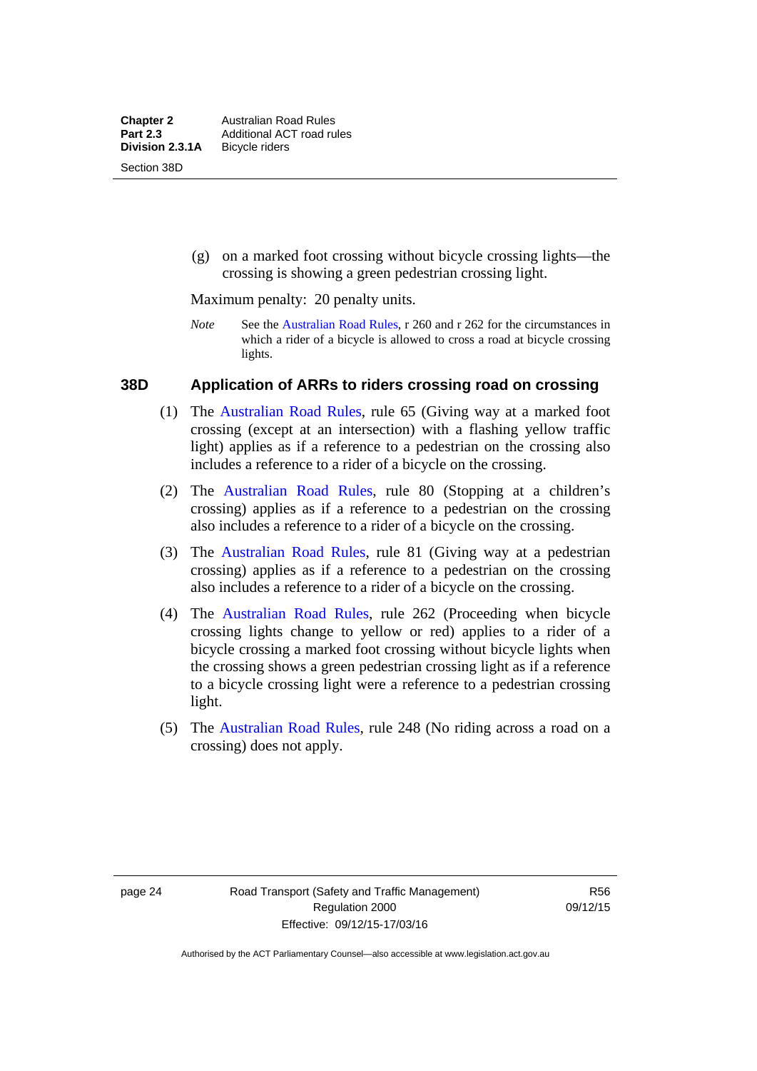(g) on a marked foot crossing without bicycle crossing lights—the crossing is showing a green pedestrian crossing light.

Maximum penalty: 20 penalty units.

*Note* See the Australian Road Rules, r 260 and r 262 for the circumstances in which a rider of a bicycle is allowed to cross a road at bicycle crossing lights.

### 38D Application of ARRs to riders crossing road on crossing

(1) The Australian Road Rules, rule 65 (Giving way at a marked foot crossing (except at an intersection) with a flashing yellow traffic light) applies as if a reference to a pedestrian on the crossing also includes a reference to a rider of a bicycle on the crossing.

(2) The Australian Road Rules, rule 80 (Stopping at a children's crossing) applies as if a reference to a pedestrian on the crossing also includes a reference to a rider of a bicycle on the crossing.

(3) The Australian Road Rules, rule 81 (Giving way at a pedestrian crossing) applies as if a reference to a pedestrian on the crossing also includes a reference to a rider of a bicycle on the crossing.

(4) The Australian Road Rules, rule 262 (Proceeding when bicycle crossing lights change to yellow or red) applies to a rider of a bicycle crossing a marked foot crossing without bicycle lights when the crossing shows a green pedestrian crossing light as if a reference to a bicycle crossing light were a reference to a pedestrian crossing light.

(5) The Australian Road Rules, rule 248 (No riding across a road on a crossing) does not apply.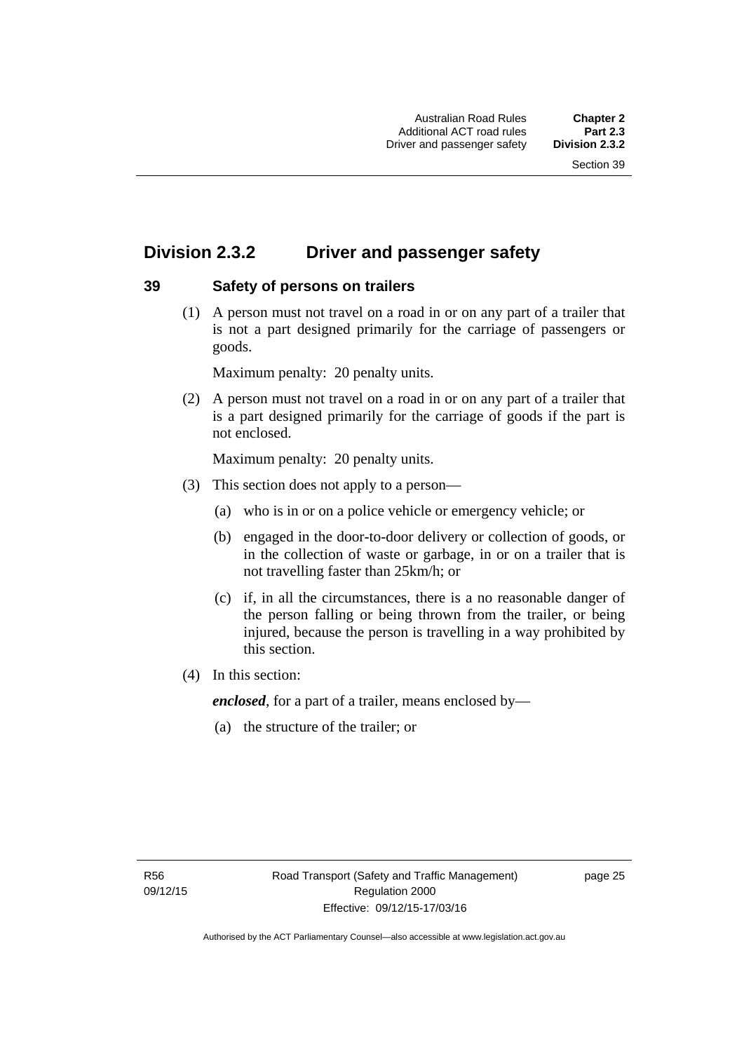## Division 2.3.2 Driver and passenger safety

### 39 Safety of persons on trailers

(1) A person must not travel on a road in or on any part of a trailer that is not a part designed primarily for the carriage of passengers or goods.

Maximum penalty: 20 penalty units.

(2) A person must not travel on a road in or on any part of a trailer that is a part designed primarily for the carriage of goods if the part is not enclosed.

Maximum penalty: 20 penalty units.

(3) This section does not apply to a person—

(a) who is in or on a police vehicle or emergency vehicle; or

(b) engaged in the door-to-door delivery or collection of goods, or in the collection of waste or garbage, in or on a trailer that is not travelling faster than 25km/h; or

(c) if, in all the circumstances, there is a no reasonable danger of the person falling or being thrown from the trailer, or being injured, because the person is travelling in a way prohibited by this section.

(4) In this section:

***enclosed***, for a part of a trailer, means enclosed by—

(a) the structure of the trailer; or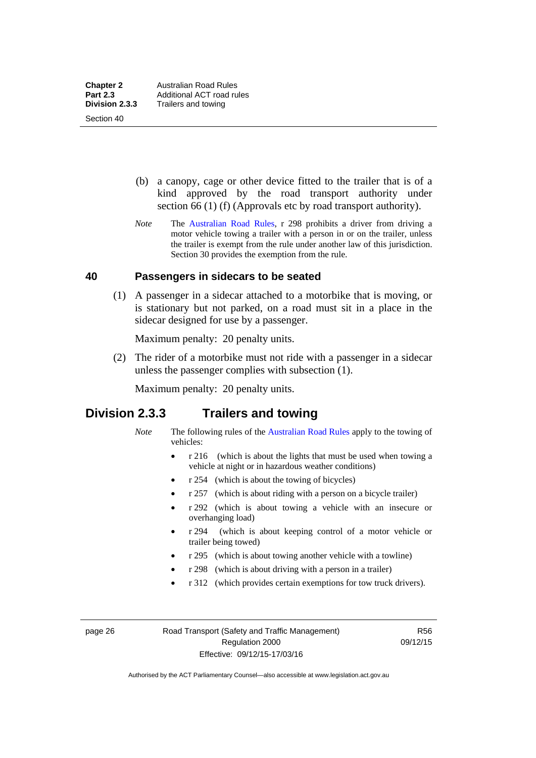(b) a canopy, cage or other device fitted to the trailer that is of a kind approved by the road transport authority under section 66 (1) (f) (Approvals etc by road transport authority).

*Note* The Australian Road Rules, r 298 prohibits a driver from driving a motor vehicle towing a trailer with a person in or on the trailer, unless the trailer is exempt from the rule under another law of this jurisdiction. Section 30 provides the exemption from the rule.

### 40 Passengers in sidecars to be seated

(1) A passenger in a sidecar attached to a motorbike that is moving, or is stationary but not parked, on a road must sit in a place in the sidecar designed for use by a passenger.

Maximum penalty: 20 penalty units.

(2) The rider of a motorbike must not ride with a passenger in a sidecar unless the passenger complies with subsection (1).

Maximum penalty: 20 penalty units.

## Division 2.3.3 Trailers and towing

*Note* The following rules of the Australian Road Rules apply to the towing of vehicles:

- r 216 (which is about the lights that must be used when towing a vehicle at night or in hazardous weather conditions)
- r 254 (which is about the towing of bicycles)
- r 257 (which is about riding with a person on a bicycle trailer)
- r 292 (which is about towing a vehicle with an insecure or overhanging load)
- r 294 (which is about keeping control of a motor vehicle or trailer being towed)
- r 295 (which is about towing another vehicle with a towline)
- r 298 (which is about driving with a person in a trailer)
- r 312 (which provides certain exemptions for tow truck drivers).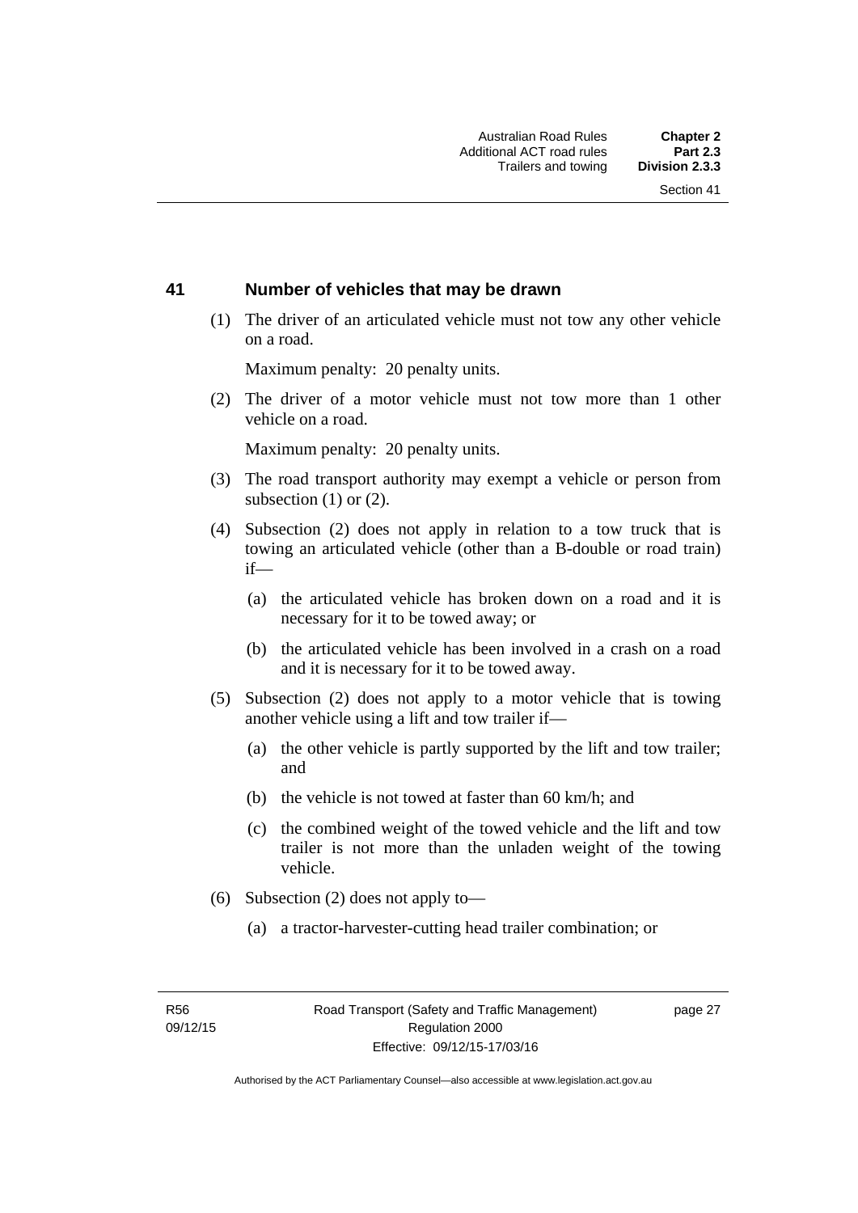## 41 Number of vehicles that may be drawn

(1) The driver of an articulated vehicle must not tow any other vehicle on a road.

Maximum penalty: 20 penalty units.

(2) The driver of a motor vehicle must not tow more than 1 other vehicle on a road.

Maximum penalty: 20 penalty units.

(3) The road transport authority may exempt a vehicle or person from subsection (1) or (2).

(4) Subsection (2) does not apply in relation to a tow truck that is towing an articulated vehicle (other than a B-double or road train) if—

- (a) the articulated vehicle has broken down on a road and it is necessary for it to be towed away; or
- (b) the articulated vehicle has been involved in a crash on a road and it is necessary for it to be towed away.

(5) Subsection (2) does not apply to a motor vehicle that is towing another vehicle using a lift and tow trailer if—

- (a) the other vehicle is partly supported by the lift and tow trailer; and
- (b) the vehicle is not towed at faster than 60 km/h; and
- (c) the combined weight of the towed vehicle and the lift and tow trailer is not more than the unladen weight of the towing vehicle.

(6) Subsection (2) does not apply to—

- (a) a tractor-harvester-cutting head trailer combination; or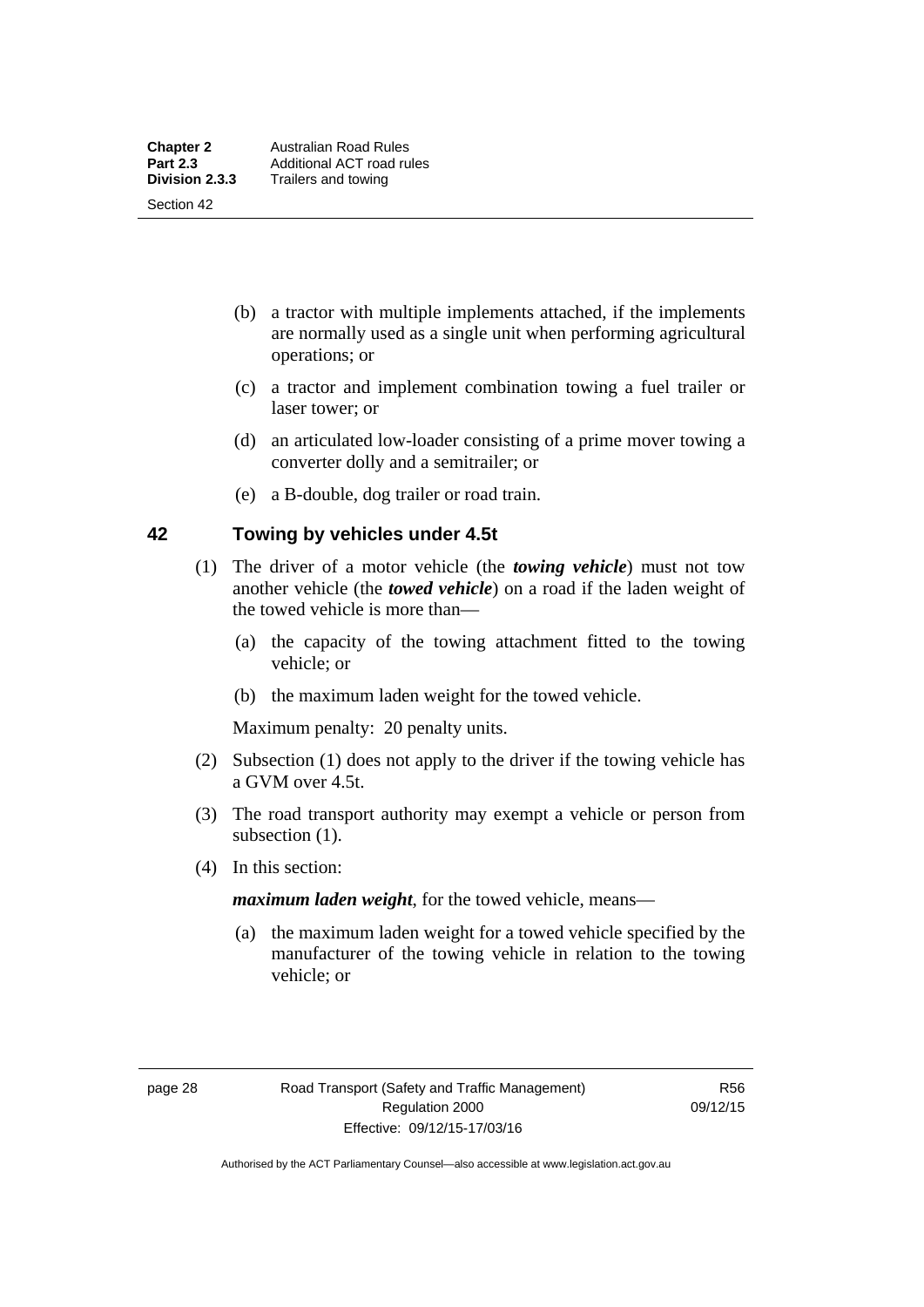(b) a tractor with multiple implements attached, if the implements are normally used as a single unit when performing agricultural operations; or

(c) a tractor and implement combination towing a fuel trailer or laser tower; or

(d) an articulated low-loader consisting of a prime mover towing a converter dolly and a semitrailer; or

(e) a B-double, dog trailer or road train.

## 42 Towing by vehicles under 4.5t

(1) The driver of a motor vehicle (the ***towing vehicle***) must not tow another vehicle (the ***towed vehicle***) on a road if the laden weight of the towed vehicle is more than—

(a) the capacity of the towing attachment fitted to the towing vehicle; or

(b) the maximum laden weight for the towed vehicle.

Maximum penalty: 20 penalty units.

(2) Subsection (1) does not apply to the driver if the towing vehicle has a GVM over 4.5t.

(3) The road transport authority may exempt a vehicle or person from subsection (1).

(4) In this section:

***maximum laden weight***, for the towed vehicle, means—

(a) the maximum laden weight for a towed vehicle specified by the manufacturer of the towing vehicle in relation to the towing vehicle; or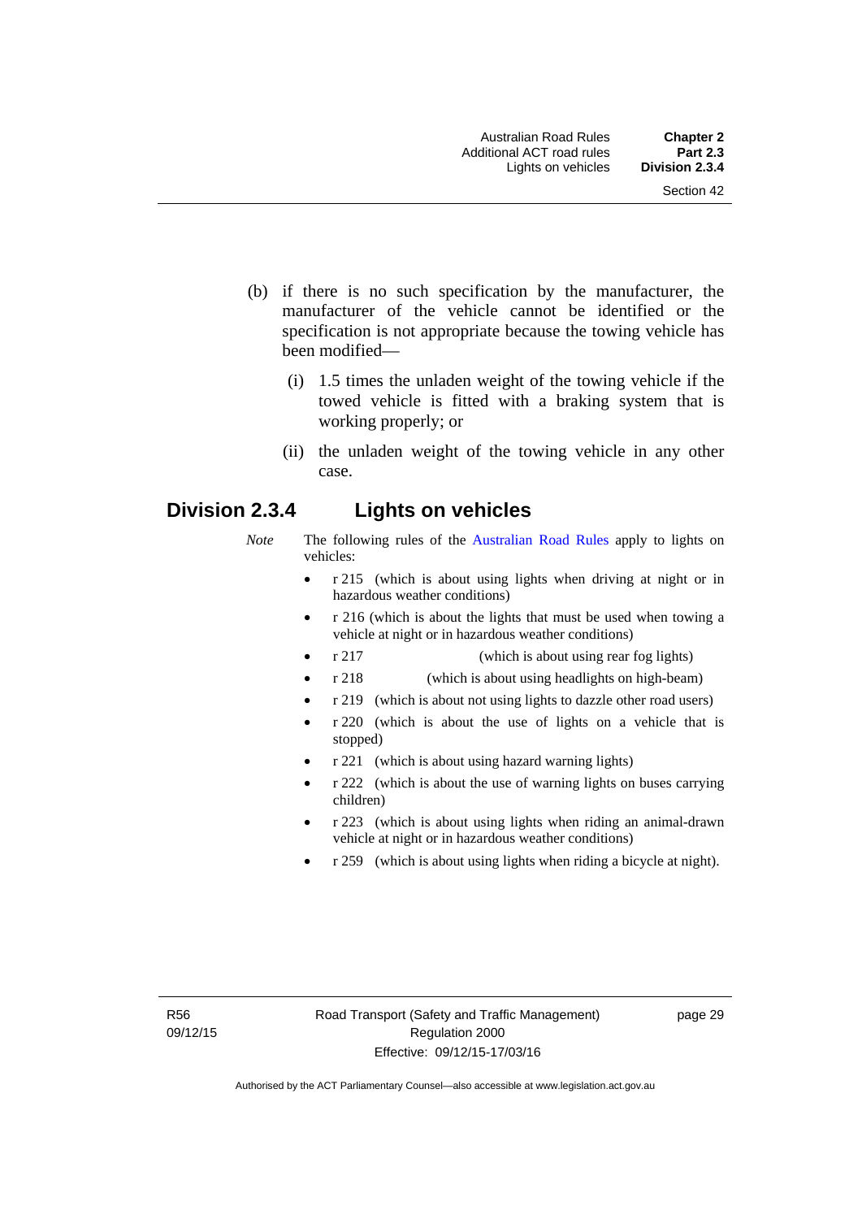(b) if there is no such specification by the manufacturer, the manufacturer of the vehicle cannot be identified or the specification is not appropriate because the towing vehicle has been modified—

   (i) 1.5 times the unladen weight of the towing vehicle if the towed vehicle is fitted with a braking system that is working properly; or

   (ii) the unladen weight of the towing vehicle in any other case.

## Division 2.3.4 Lights on vehicles

*Note* The following rules of the Australian Road Rules apply to lights on vehicles:

- r 215 (which is about using lights when driving at night or in hazardous weather conditions)
- r 216 (which is about the lights that must be used when towing a vehicle at night or in hazardous weather conditions)
- r 217 (which is about using rear fog lights)
- r 218 (which is about using headlights on high-beam)
- r 219 (which is about not using lights to dazzle other road users)
- r 220 (which is about the use of lights on a vehicle that is stopped)
- r 221 (which is about using hazard warning lights)
- r 222 (which is about the use of warning lights on buses carrying children)
- r 223 (which is about using lights when riding an animal-drawn vehicle at night or in hazardous weather conditions)
- r 259 (which is about using lights when riding a bicycle at night).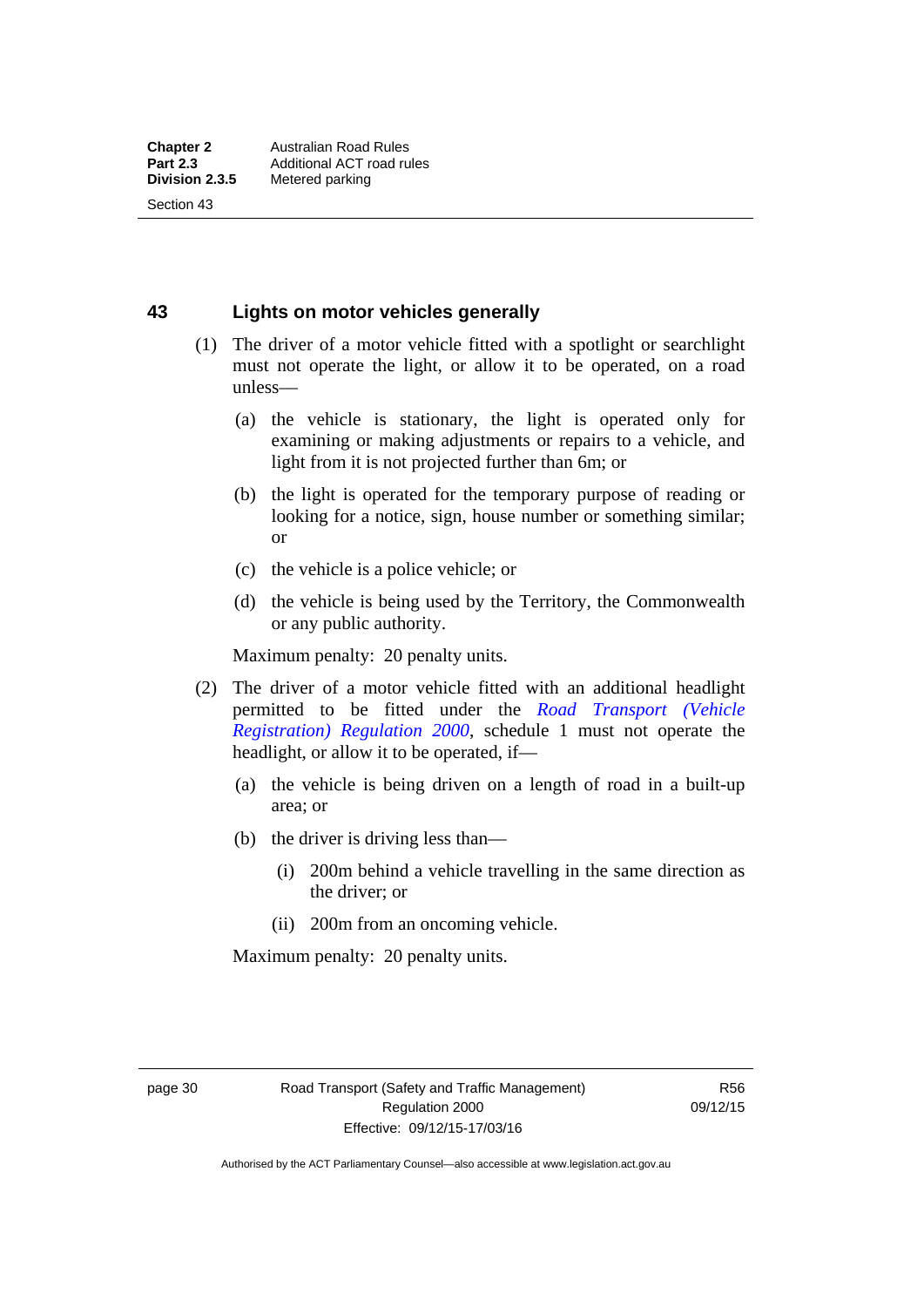## 43 Lights on motor vehicles generally

(1) The driver of a motor vehicle fitted with a spotlight or searchlight must not operate the light, or allow it to be operated, on a road unless—

(a) the vehicle is stationary, the light is operated only for examining or making adjustments or repairs to a vehicle, and light from it is not projected further than 6m; or

(b) the light is operated for the temporary purpose of reading or looking for a notice, sign, house number or something similar; or

(c) the vehicle is a police vehicle; or

(d) the vehicle is being used by the Territory, the Commonwealth or any public authority.

Maximum penalty: 20 penalty units.

(2) The driver of a motor vehicle fitted with an additional headlight permitted to be fitted under the *Road Transport (Vehicle Registration) Regulation 2000*, schedule 1 must not operate the headlight, or allow it to be operated, if—

(a) the vehicle is being driven on a length of road in a built-up area; or

(b) the driver is driving less than—

(i) 200m behind a vehicle travelling in the same direction as the driver; or

(ii) 200m from an oncoming vehicle.

Maximum penalty: 20 penalty units.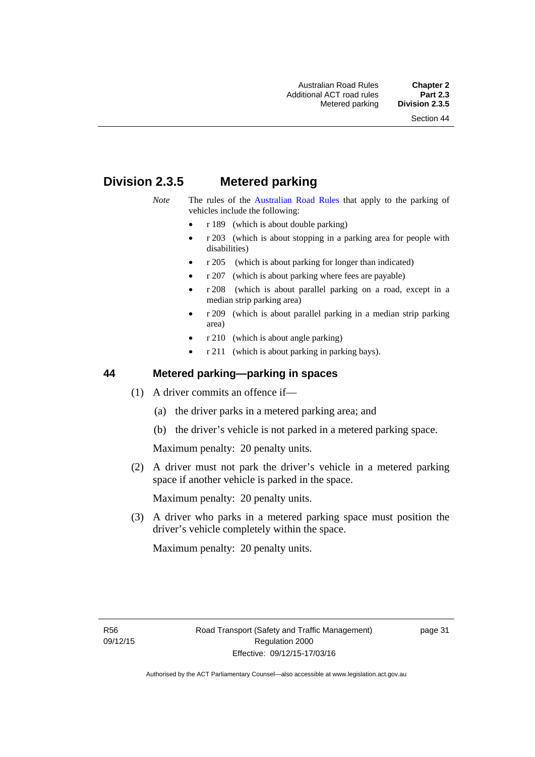## Division 2.3.5 Metered parking

*Note* The rules of the Australian Road Rules that apply to the parking of vehicles include the following:

- r 189 (which is about double parking)
- r 203 (which is about stopping in a parking area for people with disabilities)
- r 205 (which is about parking for longer than indicated)
- r 207 (which is about parking where fees are payable)
- r 208 (which is about parallel parking on a road, except in a median strip parking area)
- r 209 (which is about parallel parking in a median strip parking area)
- r 210 (which is about angle parking)
- r 211 (which is about parking in parking bays).

### 44 Metered parking—parking in spaces

(1) A driver commits an offence if—

(a) the driver parks in a metered parking area; and

(b) the driver's vehicle is not parked in a metered parking space.

Maximum penalty: 20 penalty units.

(2) A driver must not park the driver's vehicle in a metered parking space if another vehicle is parked in the space.

Maximum penalty: 20 penalty units.

(3) A driver who parks in a metered parking space must position the driver's vehicle completely within the space.

Maximum penalty: 20 penalty units.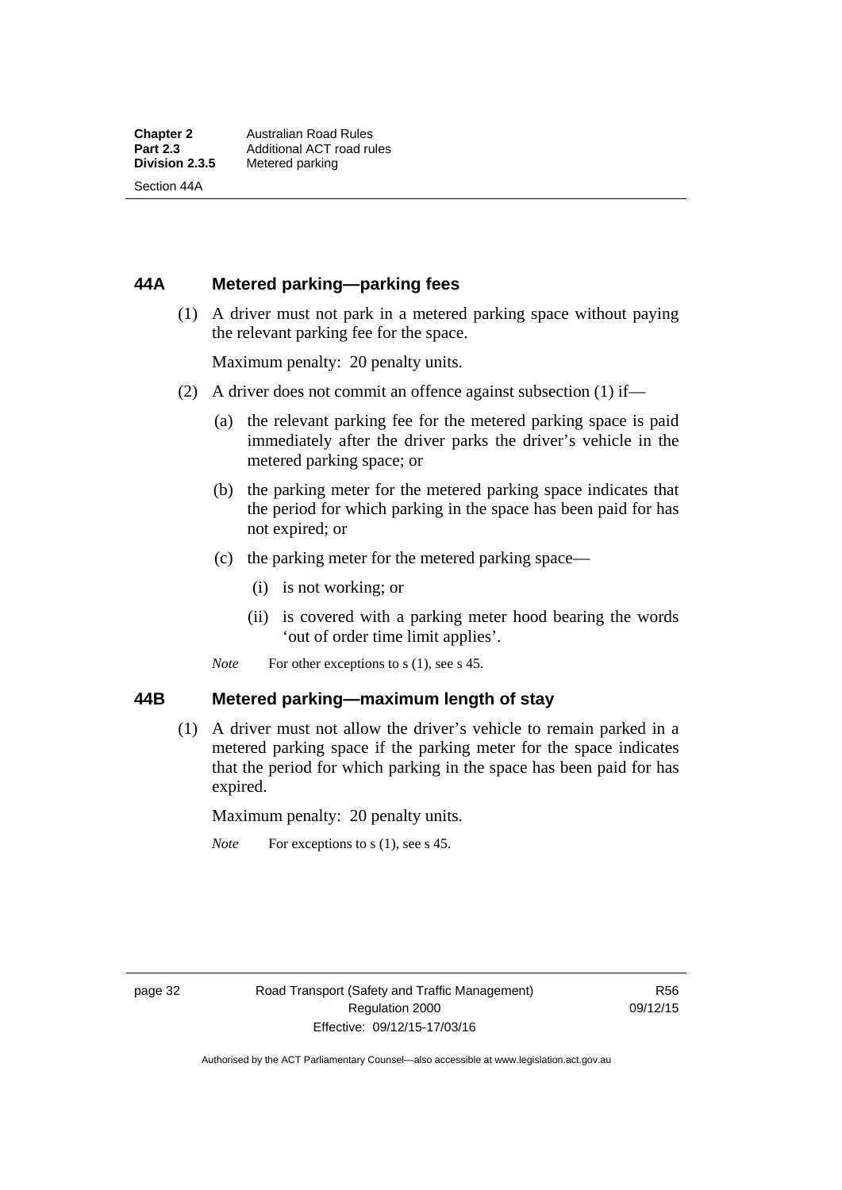## 44A Metered parking—parking fees

(1) A driver must not park in a metered parking space without paying the relevant parking fee for the space.

Maximum penalty: 20 penalty units.

(2) A driver does not commit an offence against subsection (1) if—

(a) the relevant parking fee for the metered parking space is paid immediately after the driver parks the driver's vehicle in the metered parking space; or

(b) the parking meter for the metered parking space indicates that the period for which parking in the space has been paid for has not expired; or

(c) the parking meter for the metered parking space—

(i) is not working; or

(ii) is covered with a parking meter hood bearing the words 'out of order time limit applies'.

*Note* For other exceptions to s (1), see s 45.

## 44B Metered parking—maximum length of stay

(1) A driver must not allow the driver's vehicle to remain parked in a metered parking space if the parking meter for the space indicates that the period for which parking in the space has been paid for has expired.

Maximum penalty: 20 penalty units.

*Note* For exceptions to s (1), see s 45.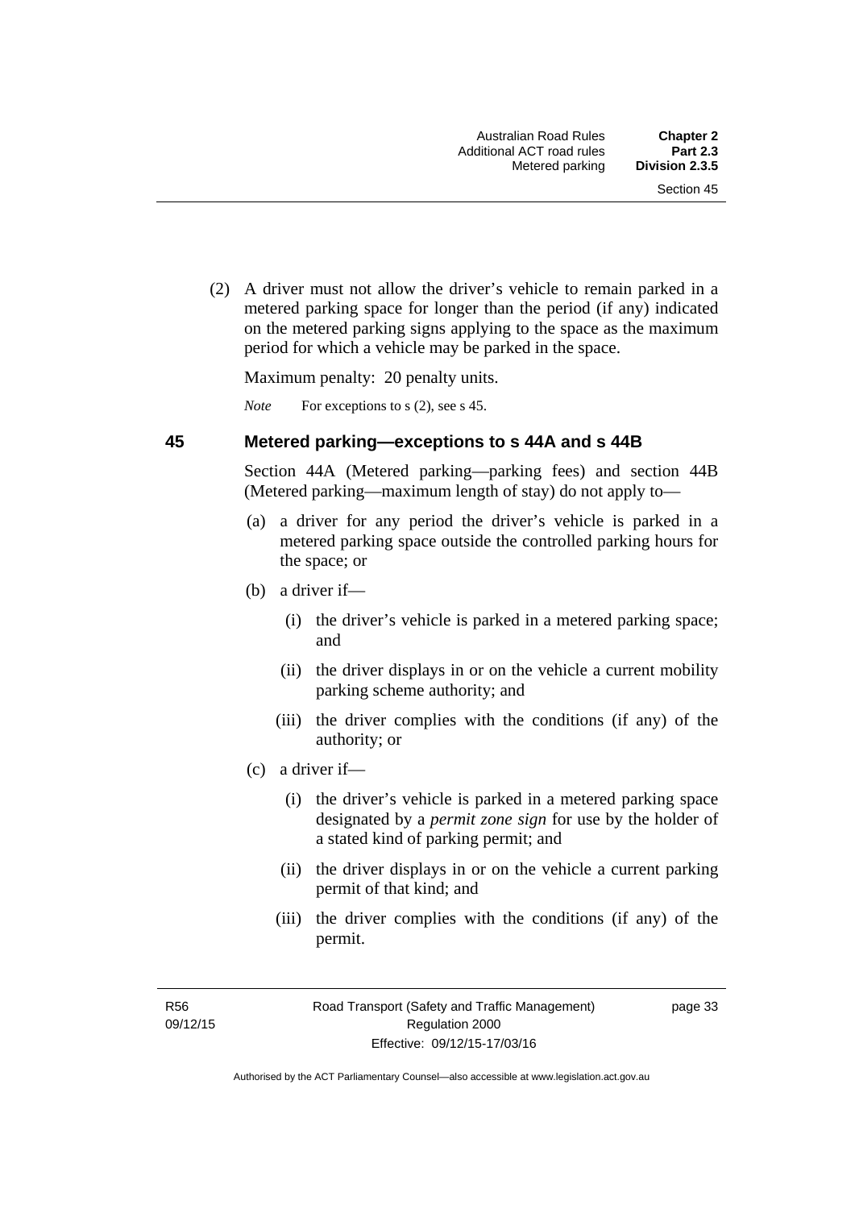(2) A driver must not allow the driver's vehicle to remain parked in a metered parking space for longer than the period (if any) indicated on the metered parking signs applying to the space as the maximum period for which a vehicle may be parked in the space.

Maximum penalty: 20 penalty units.

*Note* For exceptions to s (2), see s 45.

### 45 Metered parking—exceptions to s 44A and s 44B

Section 44A (Metered parking—parking fees) and section 44B (Metered parking—maximum length of stay) do not apply to—

(a) a driver for any period the driver's vehicle is parked in a metered parking space outside the controlled parking hours for the space; or

(b) a driver if—

(i) the driver's vehicle is parked in a metered parking space; and

(ii) the driver displays in or on the vehicle a current mobility parking scheme authority; and

(iii) the driver complies with the conditions (if any) of the authority; or

(c) a driver if—

(i) the driver's vehicle is parked in a metered parking space designated by a ***permit zone sign*** for use by the holder of a stated kind of parking permit; and

(ii) the driver displays in or on the vehicle a current parking permit of that kind; and

(iii) the driver complies with the conditions (if any) of the permit.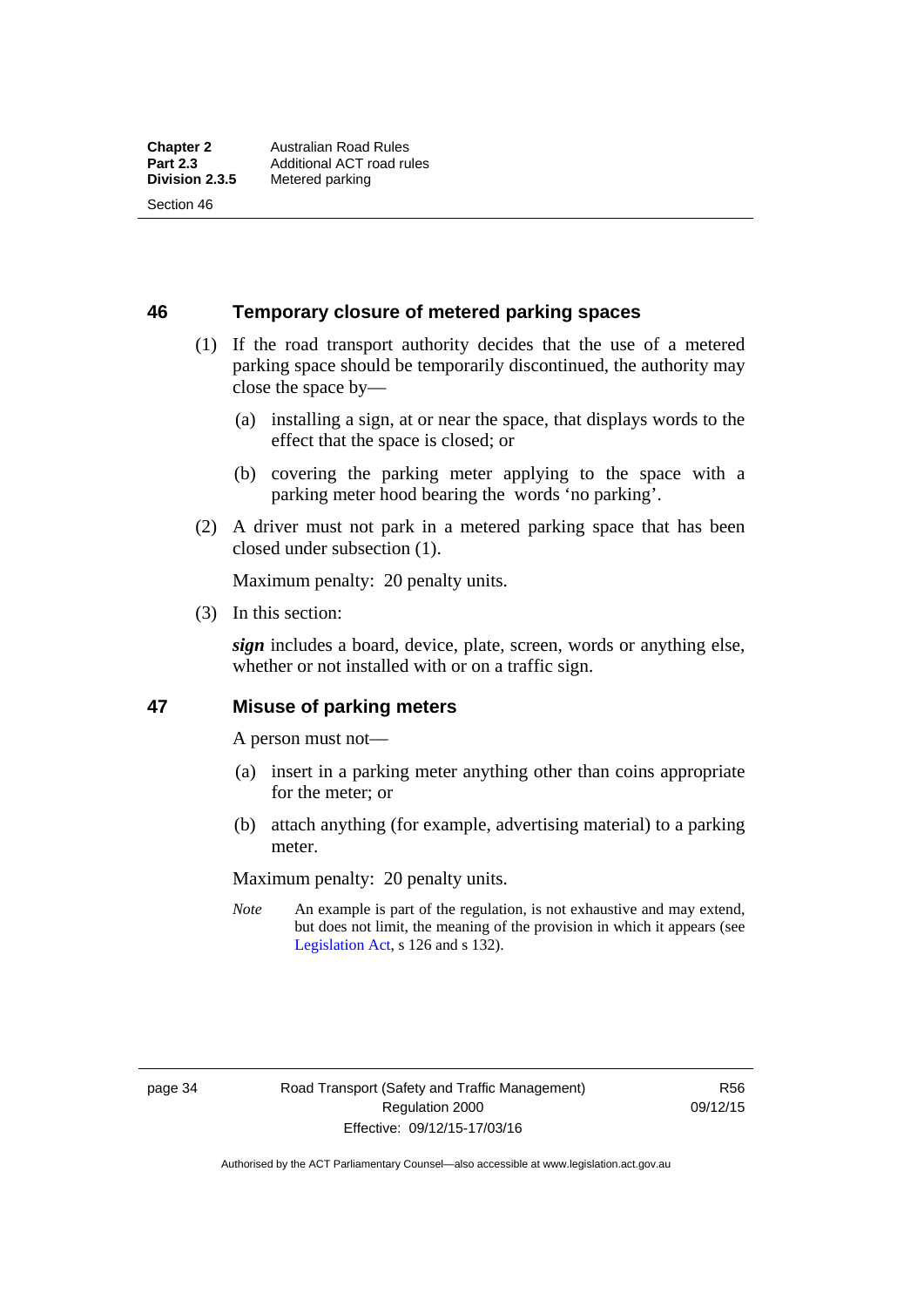## 46 Temporary closure of metered parking spaces

(1) If the road transport authority decides that the use of a metered parking space should be temporarily discontinued, the authority may close the space by—

(a) installing a sign, at or near the space, that displays words to the effect that the space is closed; or

(b) covering the parking meter applying to the space with a parking meter hood bearing the words 'no parking'.

(2) A driver must not park in a metered parking space that has been closed under subsection (1).

Maximum penalty: 20 penalty units.

(3) In this section:

***sign*** includes a board, device, plate, screen, words or anything else, whether or not installed with or on a traffic sign.

## 47 Misuse of parking meters

A person must not—

(a) insert in a parking meter anything other than coins appropriate for the meter; or

(b) attach anything (for example, advertising material) to a parking meter.

Maximum penalty: 20 penalty units.

*Note* An example is part of the regulation, is not exhaustive and may extend, but does not limit, the meaning of the provision in which it appears (see Legislation Act, s 126 and s 132).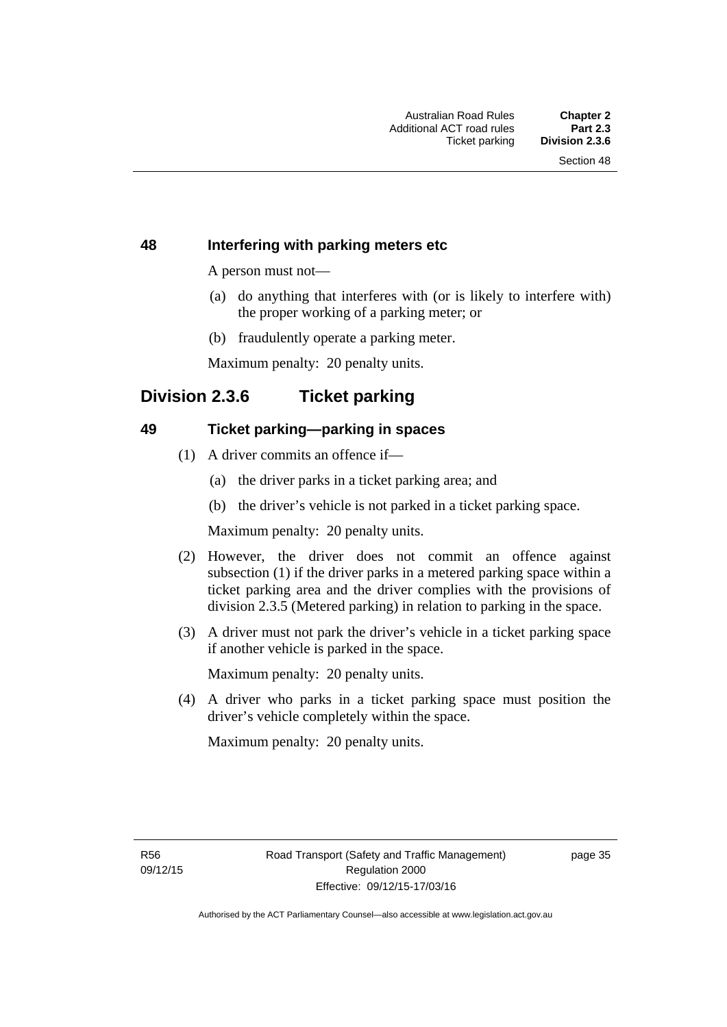### 48 Interfering with parking meters etc

A person must not—

(a) do anything that interferes with (or is likely to interfere with) the proper working of a parking meter; or

(b) fraudulently operate a parking meter.

Maximum penalty: 20 penalty units.

## Division 2.3.6 Ticket parking

### 49 Ticket parking—parking in spaces

(1) A driver commits an offence if—

(a) the driver parks in a ticket parking area; and

(b) the driver's vehicle is not parked in a ticket parking space.

Maximum penalty: 20 penalty units.

(2) However, the driver does not commit an offence against subsection (1) if the driver parks in a metered parking space within a ticket parking area and the driver complies with the provisions of division 2.3.5 (Metered parking) in relation to parking in the space.

(3) A driver must not park the driver's vehicle in a ticket parking space if another vehicle is parked in the space.

Maximum penalty: 20 penalty units.

(4) A driver who parks in a ticket parking space must position the driver's vehicle completely within the space.

Maximum penalty: 20 penalty units.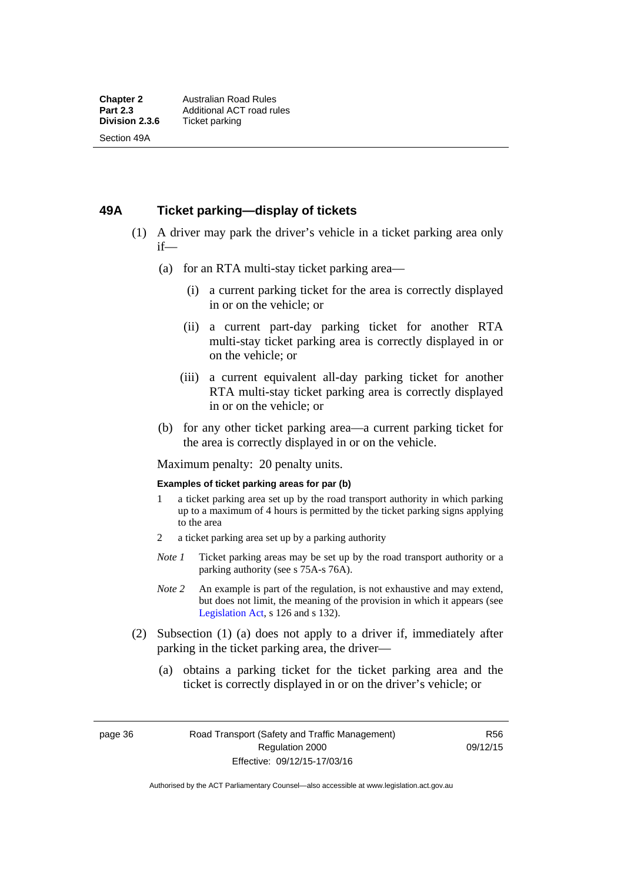## 49A Ticket parking—display of tickets

(1) A driver may park the driver's vehicle in a ticket parking area only if—

(a) for an RTA multi-stay ticket parking area—

(i) a current parking ticket for the area is correctly displayed in or on the vehicle; or

(ii) a current part-day parking ticket for another RTA multi-stay ticket parking area is correctly displayed in or on the vehicle; or

(iii) a current equivalent all-day parking ticket for another RTA multi-stay ticket parking area is correctly displayed in or on the vehicle; or

(b) for any other ticket parking area—a current parking ticket for the area is correctly displayed in or on the vehicle.

Maximum penalty: 20 penalty units.

**Examples of ticket parking areas for par (b)**

1 a ticket parking area set up by the road transport authority in which parking up to a maximum of 4 hours is permitted by the ticket parking signs applying to the area

2 a ticket parking area set up by a parking authority

*Note 1* Ticket parking areas may be set up by the road transport authority or a parking authority (see s 75A-s 76A).

*Note 2* An example is part of the regulation, is not exhaustive and may extend, but does not limit, the meaning of the provision in which it appears (see Legislation Act, s 126 and s 132).

(2) Subsection (1) (a) does not apply to a driver if, immediately after parking in the ticket parking area, the driver—

(a) obtains a parking ticket for the ticket parking area and the ticket is correctly displayed in or on the driver's vehicle; or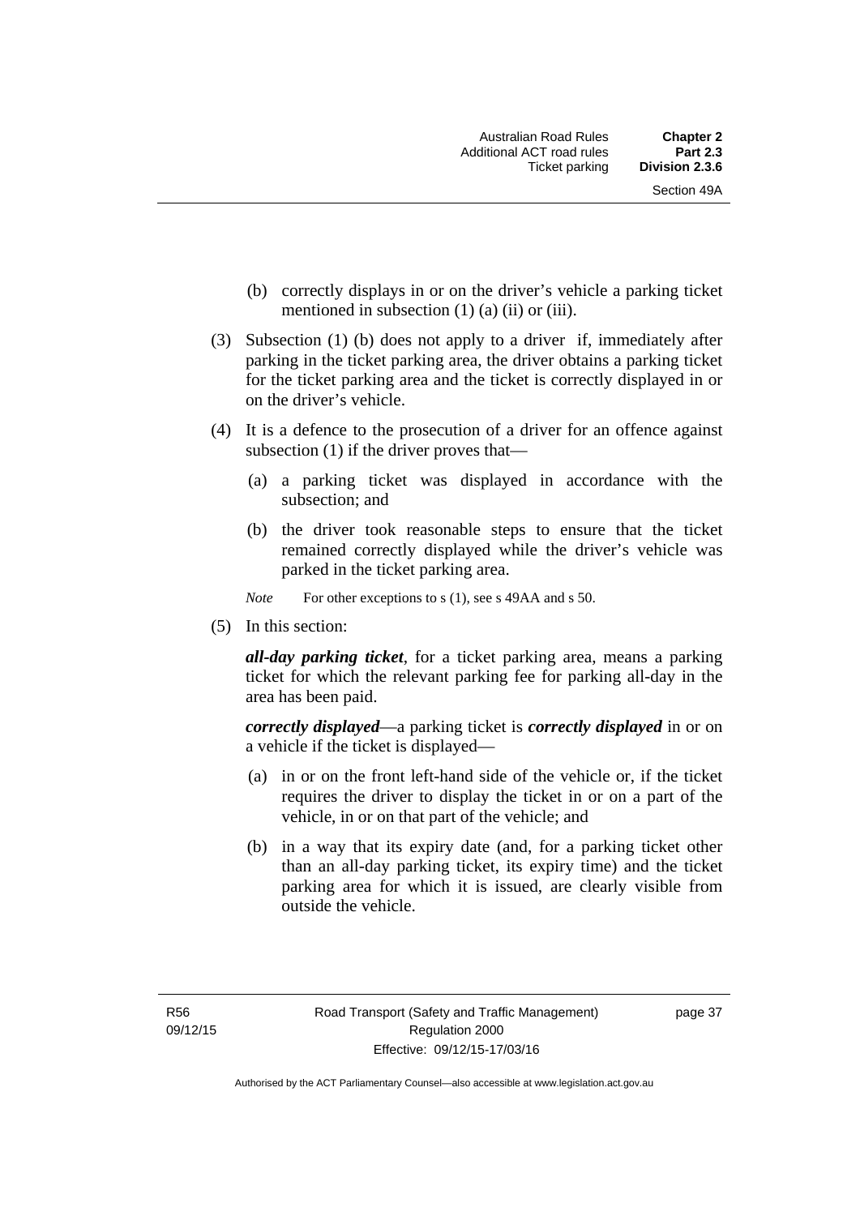(b) correctly displays in or on the driver's vehicle a parking ticket mentioned in subsection (1) (a) (ii) or (iii).

(3) Subsection (1) (b) does not apply to a driver if, immediately after parking in the ticket parking area, the driver obtains a parking ticket for the ticket parking area and the ticket is correctly displayed in or on the driver's vehicle.

(4) It is a defence to the prosecution of a driver for an offence against subsection (1) if the driver proves that—

(a) a parking ticket was displayed in accordance with the subsection; and

(b) the driver took reasonable steps to ensure that the ticket remained correctly displayed while the driver's vehicle was parked in the ticket parking area.

*Note* For other exceptions to s (1), see s 49AA and s 50.

(5) In this section:

***all-day parking ticket***, for a ticket parking area, means a parking ticket for which the relevant parking fee for parking all-day in the area has been paid.

***correctly displayed***—a parking ticket is ***correctly displayed*** in or on a vehicle if the ticket is displayed—

(a) in or on the front left-hand side of the vehicle or, if the ticket requires the driver to display the ticket in or on a part of the vehicle, in or on that part of the vehicle; and

(b) in a way that its expiry date (and, for a parking ticket other than an all-day parking ticket, its expiry time) and the ticket parking area for which it is issued, are clearly visible from outside the vehicle.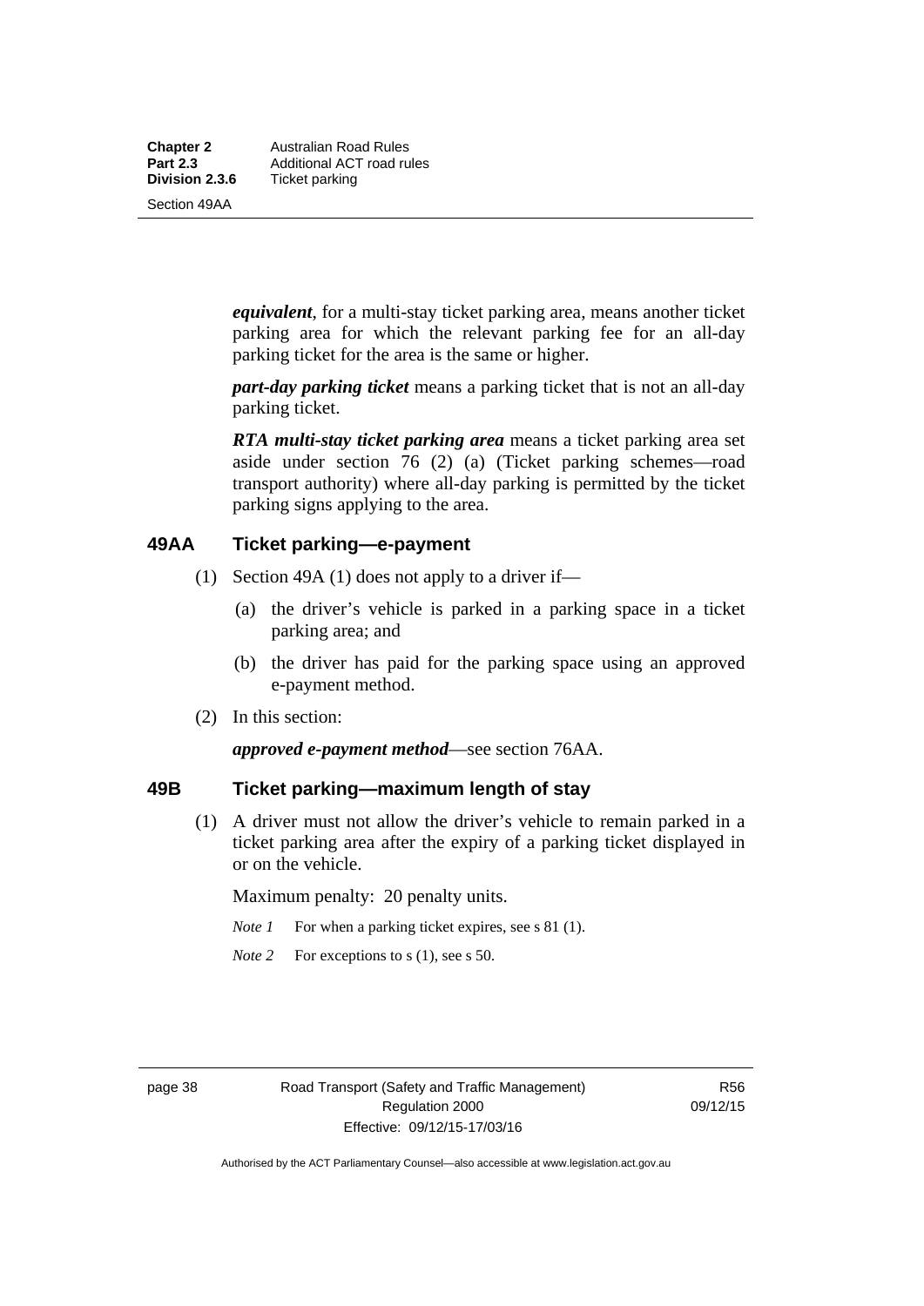***equivalent***, for a multi-stay ticket parking area, means another ticket parking area for which the relevant parking fee for an all-day parking ticket for the area is the same or higher.

***part-day parking ticket*** means a parking ticket that is not an all-day parking ticket.

***RTA multi-stay ticket parking area*** means a ticket parking area set aside under section 76 (2) (a) (Ticket parking schemes—road transport authority) where all-day parking is permitted by the ticket parking signs applying to the area.

## 49AA Ticket parking—e-payment

(1) Section 49A (1) does not apply to a driver if—

(a) the driver's vehicle is parked in a parking space in a ticket parking area; and

(b) the driver has paid for the parking space using an approved e-payment method.

(2) In this section:

***approved e-payment method***—see section 76AA.

## 49B Ticket parking—maximum length of stay

(1) A driver must not allow the driver's vehicle to remain parked in a ticket parking area after the expiry of a parking ticket displayed in or on the vehicle.

Maximum penalty: 20 penalty units.

*Note 1* For when a parking ticket expires, see s 81 (1).

*Note 2* For exceptions to s (1), see s 50.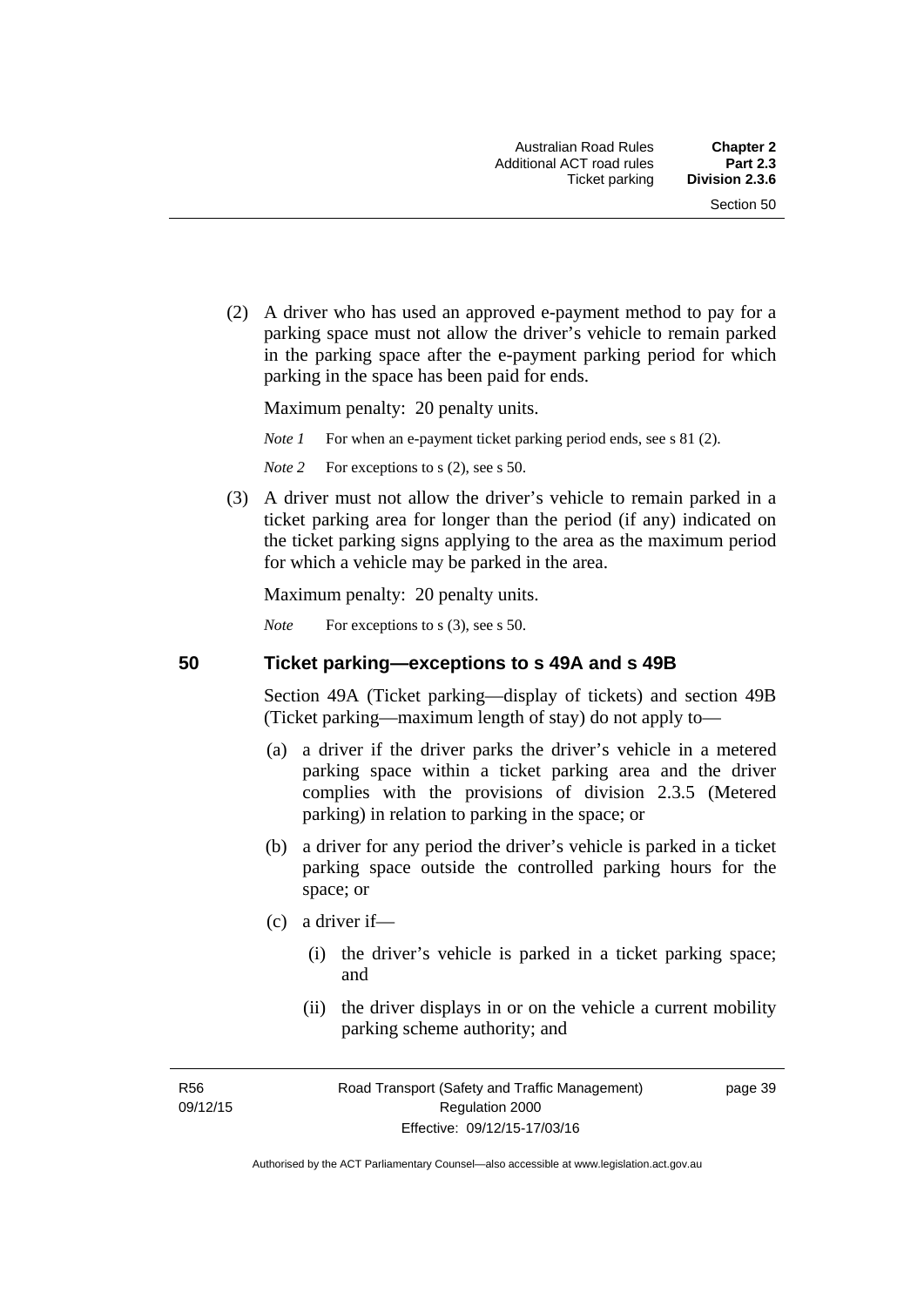(2) A driver who has used an approved e-payment method to pay for a parking space must not allow the driver's vehicle to remain parked in the parking space after the e-payment parking period for which parking in the space has been paid for ends.

Maximum penalty: 20 penalty units.

*Note 1* For when an e-payment ticket parking period ends, see s 81 (2).

*Note 2* For exceptions to s (2), see s 50.

(3) A driver must not allow the driver's vehicle to remain parked in a ticket parking area for longer than the period (if any) indicated on the ticket parking signs applying to the area as the maximum period for which a vehicle may be parked in the area.

Maximum penalty: 20 penalty units.

*Note* For exceptions to s (3), see s 50.

## 50 Ticket parking—exceptions to s 49A and s 49B

Section 49A (Ticket parking—display of tickets) and section 49B (Ticket parking—maximum length of stay) do not apply to—

(a) a driver if the driver parks the driver's vehicle in a metered parking space within a ticket parking area and the driver complies with the provisions of division 2.3.5 (Metered parking) in relation to parking in the space; or

(b) a driver for any period the driver's vehicle is parked in a ticket parking space outside the controlled parking hours for the space; or

(c) a driver if—

(i) the driver's vehicle is parked in a ticket parking space; and

(ii) the driver displays in or on the vehicle a current mobility parking scheme authority; and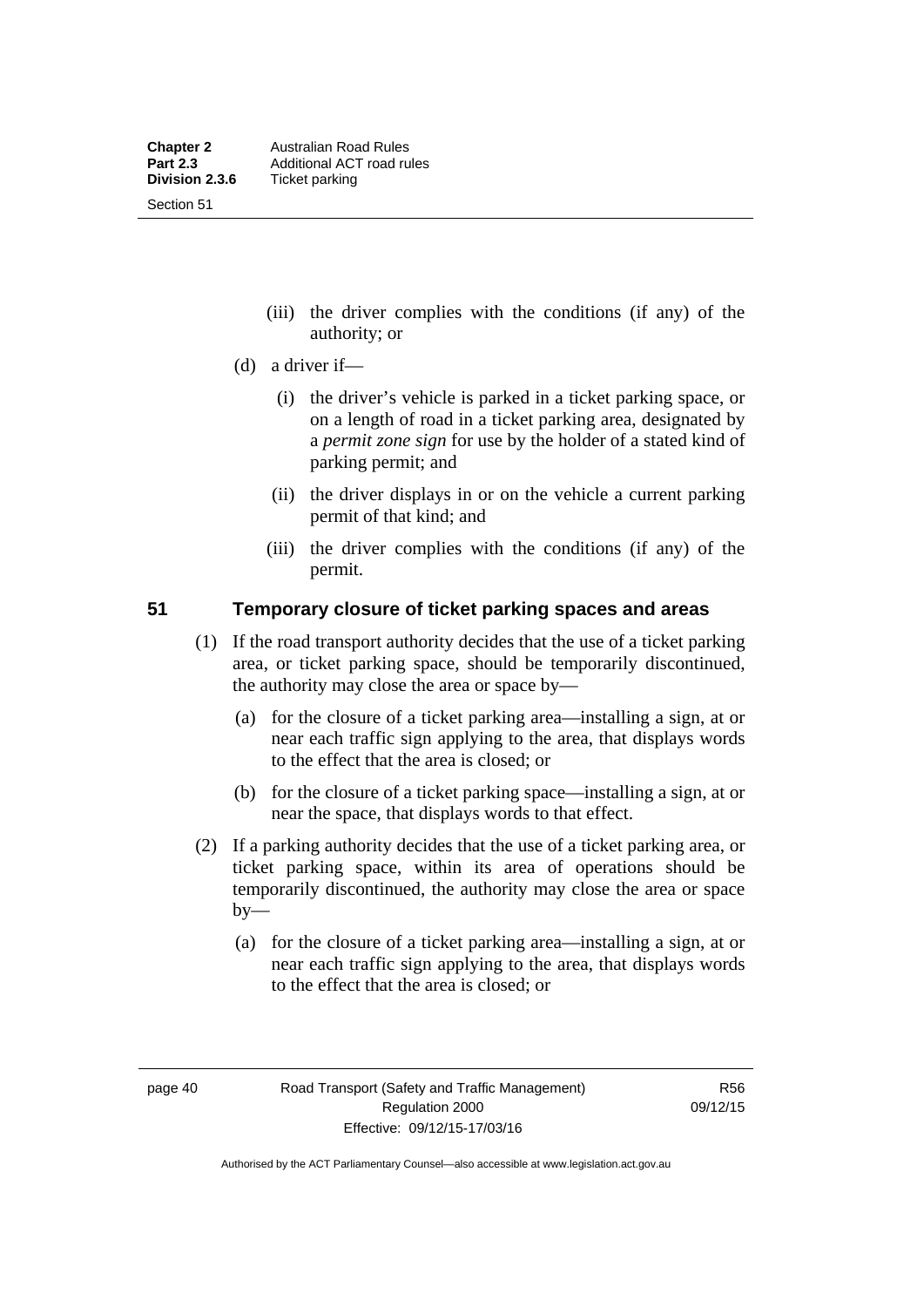(iii) the driver complies with the conditions (if any) of the authority; or

(d) a driver if—

(i) the driver's vehicle is parked in a ticket parking space, or on a length of road in a ticket parking area, designated by a *permit zone sign* for use by the holder of a stated kind of parking permit; and

(ii) the driver displays in or on the vehicle a current parking permit of that kind; and

(iii) the driver complies with the conditions (if any) of the permit.

## 51 Temporary closure of ticket parking spaces and areas

(1) If the road transport authority decides that the use of a ticket parking area, or ticket parking space, should be temporarily discontinued, the authority may close the area or space by—

(a) for the closure of a ticket parking area—installing a sign, at or near each traffic sign applying to the area, that displays words to the effect that the area is closed; or

(b) for the closure of a ticket parking space—installing a sign, at or near the space, that displays words to that effect.

(2) If a parking authority decides that the use of a ticket parking area, or ticket parking space, within its area of operations should be temporarily discontinued, the authority may close the area or space by—

(a) for the closure of a ticket parking area—installing a sign, at or near each traffic sign applying to the area, that displays words to the effect that the area is closed; or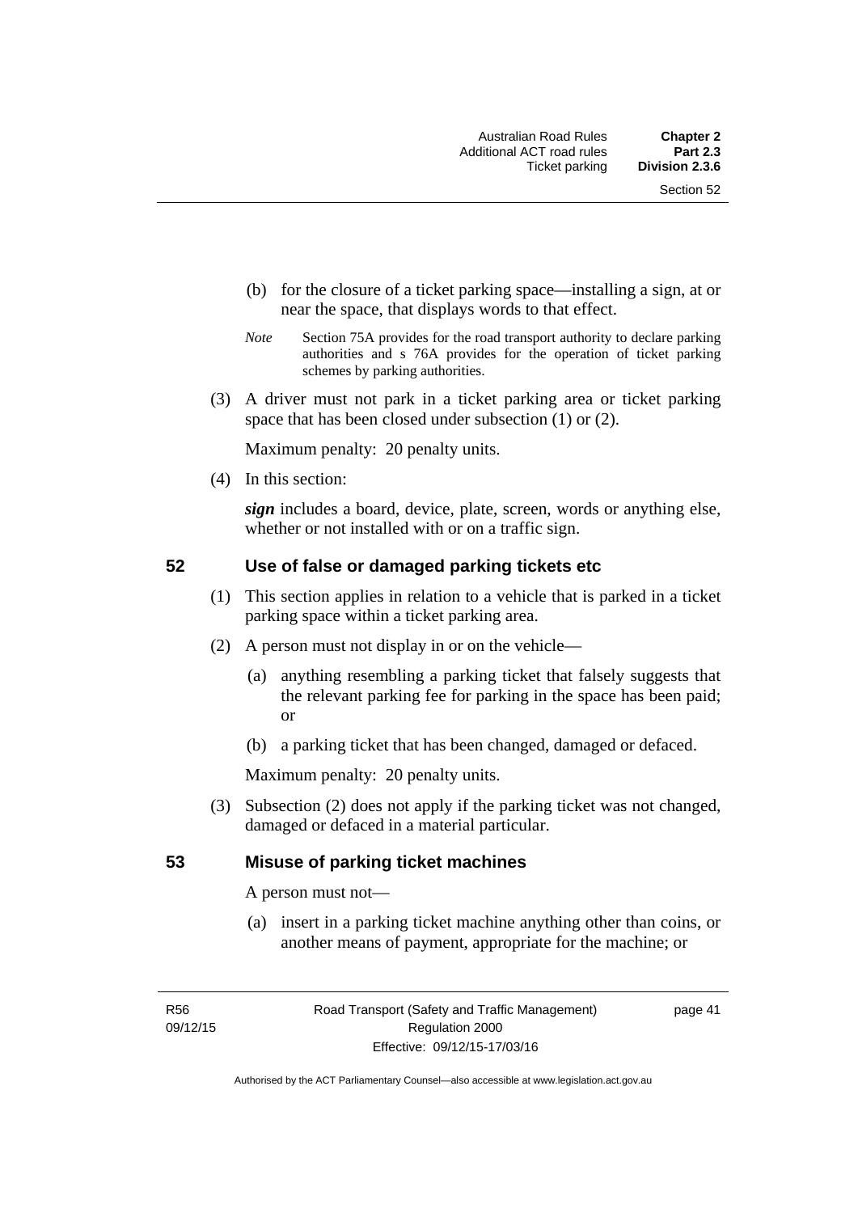(b) for the closure of a ticket parking space—installing a sign, at or near the space, that displays words to that effect.

*Note* Section 75A provides for the road transport authority to declare parking authorities and s 76A provides for the operation of ticket parking schemes by parking authorities.

(3) A driver must not park in a ticket parking area or ticket parking space that has been closed under subsection (1) or (2).

Maximum penalty: 20 penalty units.

(4) In this section:

***sign*** includes a board, device, plate, screen, words or anything else, whether or not installed with or on a traffic sign.

## 52 Use of false or damaged parking tickets etc

(1) This section applies in relation to a vehicle that is parked in a ticket parking space within a ticket parking area.

(2) A person must not display in or on the vehicle—

(a) anything resembling a parking ticket that falsely suggests that the relevant parking fee for parking in the space has been paid; or

(b) a parking ticket that has been changed, damaged or defaced.

Maximum penalty: 20 penalty units.

(3) Subsection (2) does not apply if the parking ticket was not changed, damaged or defaced in a material particular.

## 53 Misuse of parking ticket machines

A person must not—

(a) insert in a parking ticket machine anything other than coins, or another means of payment, appropriate for the machine; or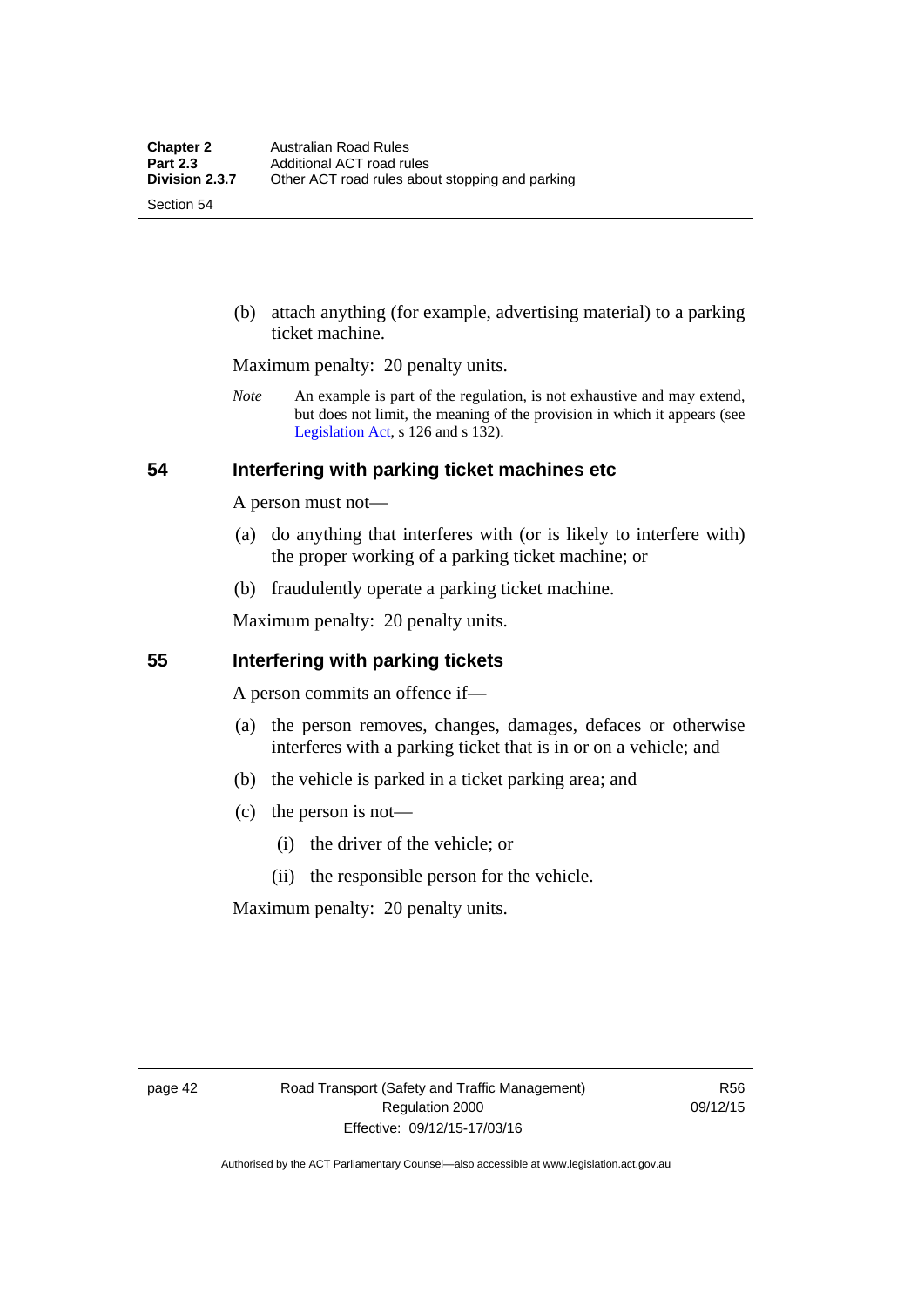(b) attach anything (for example, advertising material) to a parking ticket machine.

Maximum penalty: 20 penalty units.

*Note* An example is part of the regulation, is not exhaustive and may extend, but does not limit, the meaning of the provision in which it appears (see Legislation Act, s 126 and s 132).

## 54 Interfering with parking ticket machines etc

A person must not—

(a) do anything that interferes with (or is likely to interfere with) the proper working of a parking ticket machine; or

(b) fraudulently operate a parking ticket machine.

Maximum penalty: 20 penalty units.

## 55 Interfering with parking tickets

A person commits an offence if—

(a) the person removes, changes, damages, defaces or otherwise interferes with a parking ticket that is in or on a vehicle; and

(b) the vehicle is parked in a ticket parking area; and

(c) the person is not—

(i) the driver of the vehicle; or

(ii) the responsible person for the vehicle.

Maximum penalty: 20 penalty units.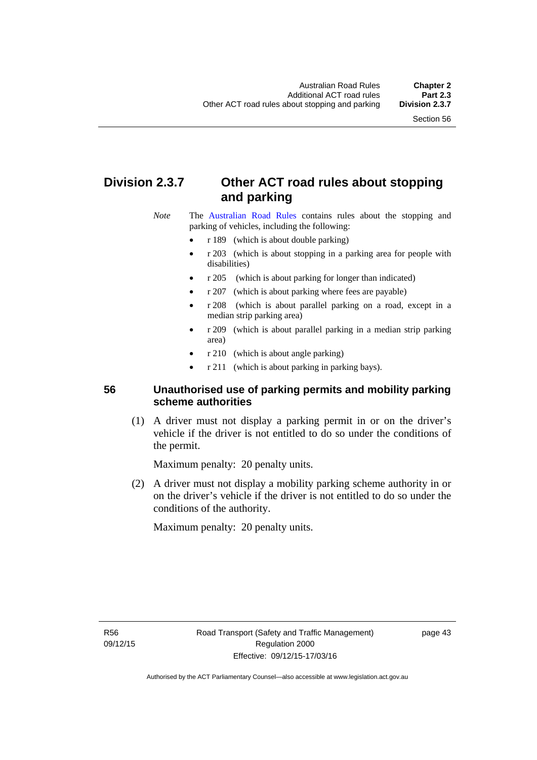## Division 2.3.7 Other ACT road rules about stopping and parking

*Note* The Australian Road Rules contains rules about the stopping and parking of vehicles, including the following:

- r 189 (which is about double parking)
- r 203 (which is about stopping in a parking area for people with disabilities)
- r 205 (which is about parking for longer than indicated)
- r 207 (which is about parking where fees are payable)
- r 208 (which is about parallel parking on a road, except in a median strip parking area)
- r 209 (which is about parallel parking in a median strip parking area)
- r 210 (which is about angle parking)
- r 211 (which is about parking in parking bays).

### 56 Unauthorised use of parking permits and mobility parking scheme authorities

(1) A driver must not display a parking permit in or on the driver's vehicle if the driver is not entitled to do so under the conditions of the permit.

Maximum penalty: 20 penalty units.

(2) A driver must not display a mobility parking scheme authority in or on the driver's vehicle if the driver is not entitled to do so under the conditions of the authority.

Maximum penalty: 20 penalty units.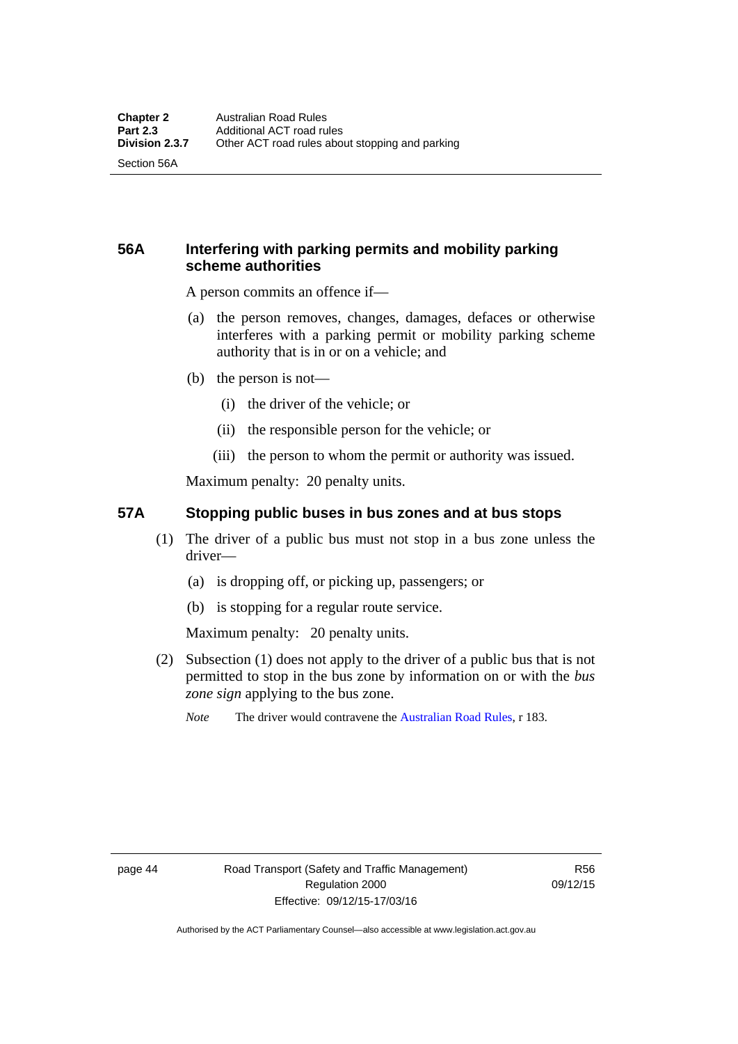### 56A Interfering with parking permits and mobility parking scheme authorities

A person commits an offence if—

(a) the person removes, changes, damages, defaces or otherwise interferes with a parking permit or mobility parking scheme authority that is in or on a vehicle; and

(b) the person is not—

(i) the driver of the vehicle; or

(ii) the responsible person for the vehicle; or

(iii) the person to whom the permit or authority was issued.

Maximum penalty: 20 penalty units.

### 57A Stopping public buses in bus zones and at bus stops

(1) The driver of a public bus must not stop in a bus zone unless the driver—

(a) is dropping off, or picking up, passengers; or

(b) is stopping for a regular route service.

Maximum penalty: 20 penalty units.

(2) Subsection (1) does not apply to the driver of a public bus that is not permitted to stop in the bus zone by information on or with the *bus zone sign* applying to the bus zone.

*Note* The driver would contravene the Australian Road Rules, r 183.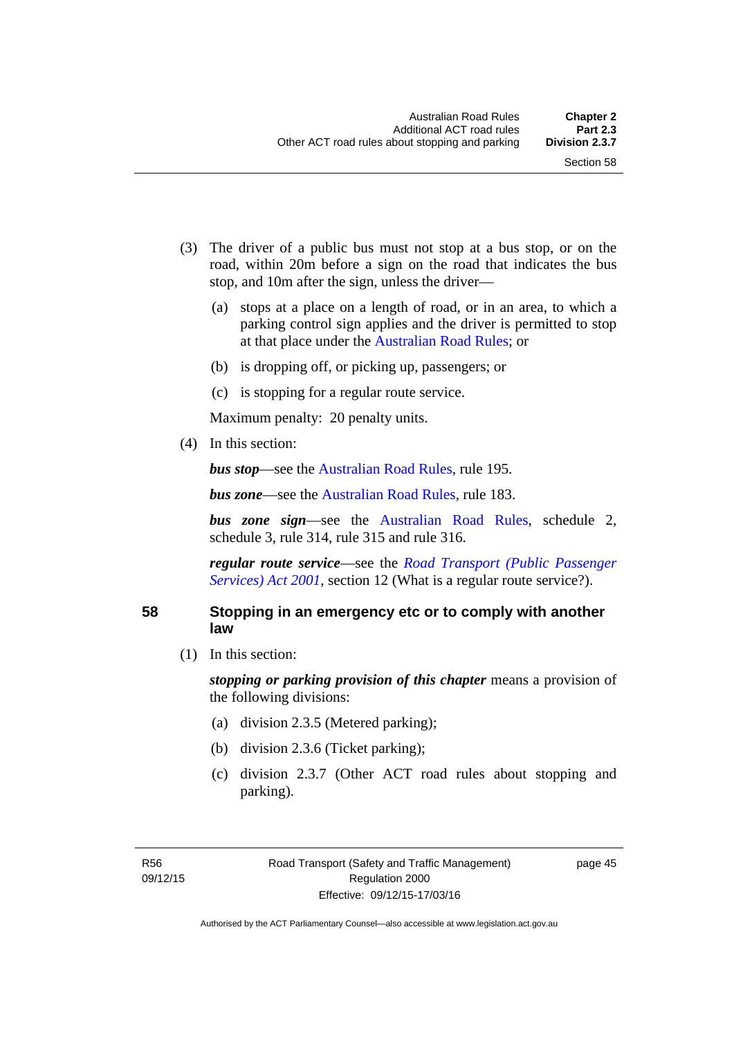(3) The driver of a public bus must not stop at a bus stop, or on the road, within 20m before a sign on the road that indicates the bus stop, and 10m after the sign, unless the driver—

(a) stops at a place on a length of road, or in an area, to which a parking control sign applies and the driver is permitted to stop at that place under the Australian Road Rules; or

(b) is dropping off, or picking up, passengers; or

(c) is stopping for a regular route service.

Maximum penalty: 20 penalty units.

(4) In this section:

***bus stop***—see the Australian Road Rules, rule 195.

***bus zone***—see the Australian Road Rules, rule 183.

***bus zone sign***—see the Australian Road Rules, schedule 2, schedule 3, rule 314, rule 315 and rule 316.

***regular route service***—see the *Road Transport (Public Passenger Services) Act 2001*, section 12 (What is a regular route service?).

## 58 Stopping in an emergency etc or to comply with another law

(1) In this section:

***stopping or parking provision of this chapter*** means a provision of the following divisions:

(a) division 2.3.5 (Metered parking);

(b) division 2.3.6 (Ticket parking);

(c) division 2.3.7 (Other ACT road rules about stopping and parking).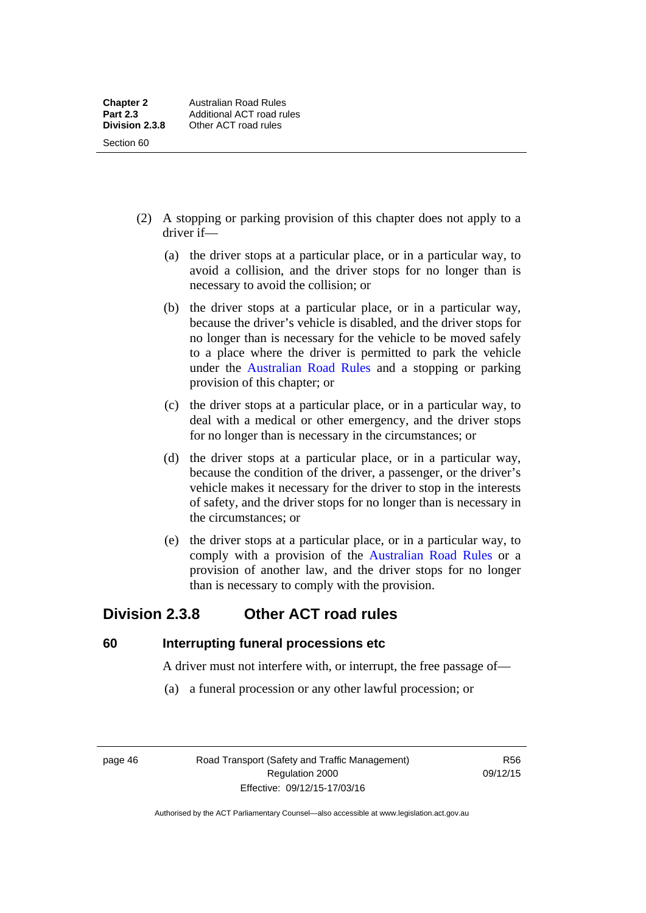(2) A stopping or parking provision of this chapter does not apply to a driver if—

(a) the driver stops at a particular place, or in a particular way, to avoid a collision, and the driver stops for no longer than is necessary to avoid the collision; or

(b) the driver stops at a particular place, or in a particular way, because the driver's vehicle is disabled, and the driver stops for no longer than is necessary for the vehicle to be moved safely to a place where the driver is permitted to park the vehicle under the Australian Road Rules and a stopping or parking provision of this chapter; or

(c) the driver stops at a particular place, or in a particular way, to deal with a medical or other emergency, and the driver stops for no longer than is necessary in the circumstances; or

(d) the driver stops at a particular place, or in a particular way, because the condition of the driver, a passenger, or the driver's vehicle makes it necessary for the driver to stop in the interests of safety, and the driver stops for no longer than is necessary in the circumstances; or

(e) the driver stops at a particular place, or in a particular way, to comply with a provision of the Australian Road Rules or a provision of another law, and the driver stops for no longer than is necessary to comply with the provision.

## Division 2.3.8 Other ACT road rules

### 60 Interrupting funeral processions etc

A driver must not interfere with, or interrupt, the free passage of—

(a) a funeral procession or any other lawful procession; or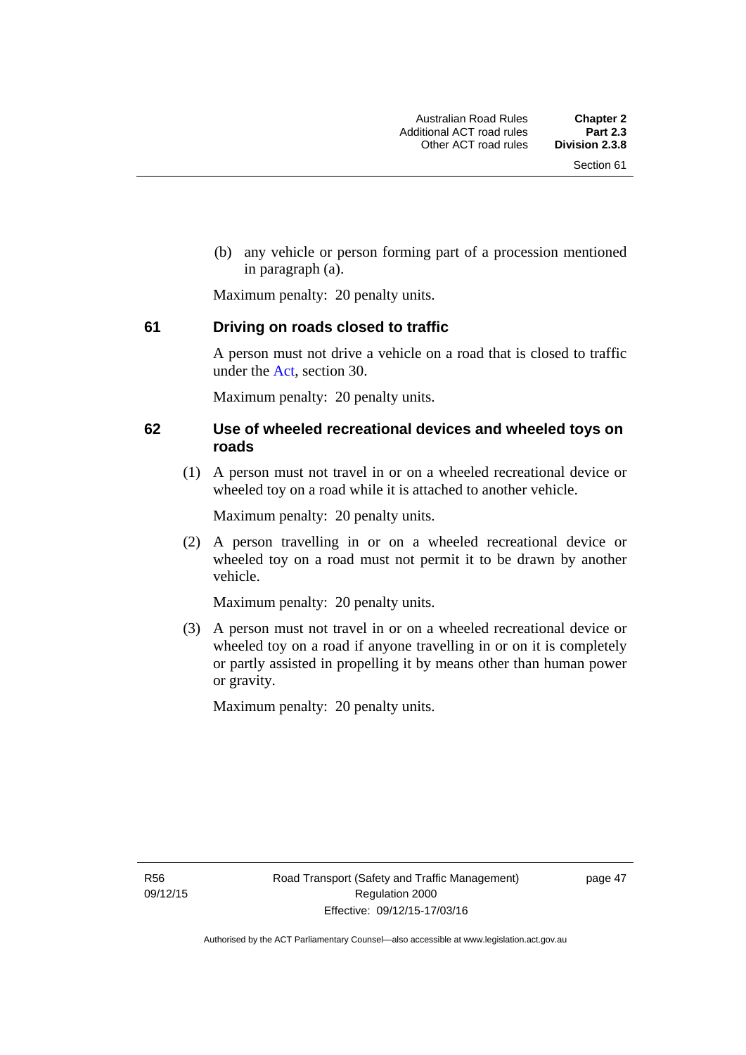(b) any vehicle or person forming part of a procession mentioned in paragraph (a).

Maximum penalty: 20 penalty units.

### 61 Driving on roads closed to traffic

A person must not drive a vehicle on a road that is closed to traffic under the Act, section 30.

Maximum penalty: 20 penalty units.

### 62 Use of wheeled recreational devices and wheeled toys on roads

(1) A person must not travel in or on a wheeled recreational device or wheeled toy on a road while it is attached to another vehicle.

Maximum penalty: 20 penalty units.

(2) A person travelling in or on a wheeled recreational device or wheeled toy on a road must not permit it to be drawn by another vehicle.

Maximum penalty: 20 penalty units.

(3) A person must not travel in or on a wheeled recreational device or wheeled toy on a road if anyone travelling in or on it is completely or partly assisted in propelling it by means other than human power or gravity.

Maximum penalty: 20 penalty units.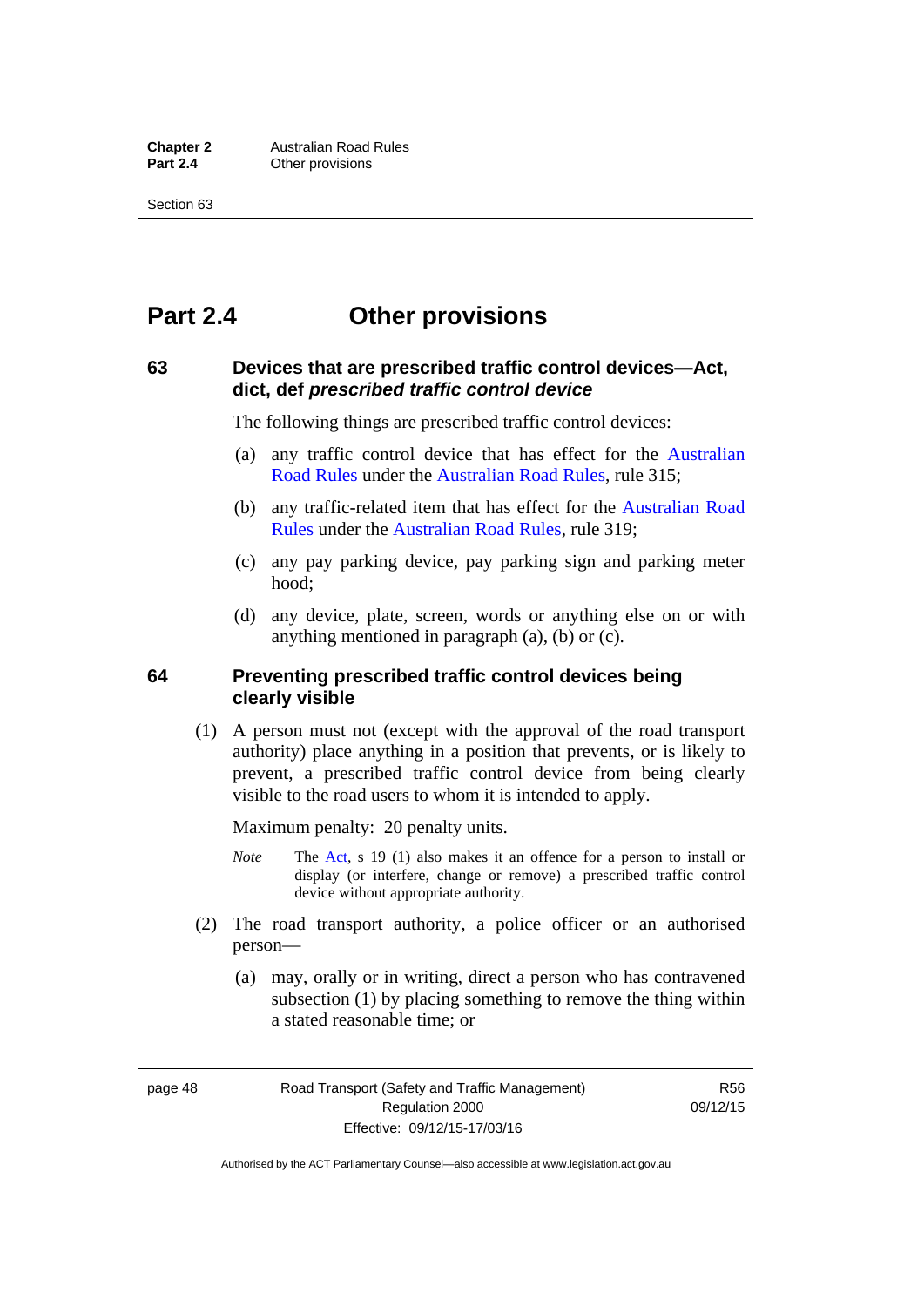# Part 2.4 Other provisions

### 63 Devices that are prescribed traffic control devices—Act, dict, def *prescribed traffic control device*

The following things are prescribed traffic control devices:

(a) any traffic control device that has effect for the Australian Road Rules under the Australian Road Rules, rule 315;

(b) any traffic-related item that has effect for the Australian Road Rules under the Australian Road Rules, rule 319;

(c) any pay parking device, pay parking sign and parking meter hood;

(d) any device, plate, screen, words or anything else on or with anything mentioned in paragraph (a), (b) or (c).

### 64 Preventing prescribed traffic control devices being clearly visible

(1) A person must not (except with the approval of the road transport authority) place anything in a position that prevents, or is likely to prevent, a prescribed traffic control device from being clearly visible to the road users to whom it is intended to apply.

Maximum penalty: 20 penalty units.

*Note* The Act, s 19 (1) also makes it an offence for a person to install or display (or interfere, change or remove) a prescribed traffic control device without appropriate authority.

(2) The road transport authority, a police officer or an authorised person—

(a) may, orally or in writing, direct a person who has contravened subsection (1) by placing something to remove the thing within a stated reasonable time; or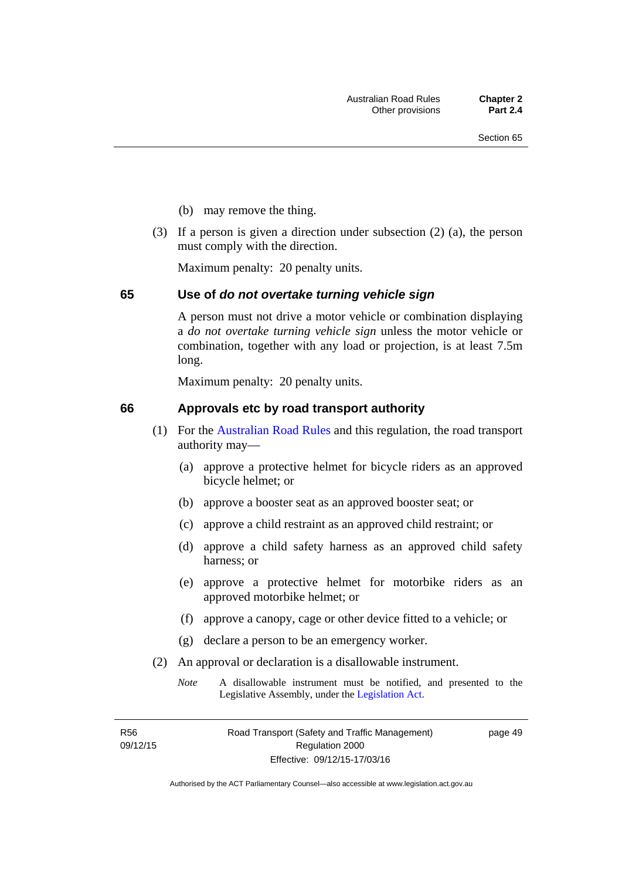(b) may remove the thing.

(3) If a person is given a direction under subsection (2) (a), the person must comply with the direction.

Maximum penalty: 20 penalty units.

## 65 Use of *do not overtake turning vehicle sign*

A person must not drive a motor vehicle or combination displaying a *do not overtake turning vehicle sign* unless the motor vehicle or combination, together with any load or projection, is at least 7.5m long.

Maximum penalty: 20 penalty units.

## 66 Approvals etc by road transport authority

(1) For the Australian Road Rules and this regulation, the road transport authority may—

(a) approve a protective helmet for bicycle riders as an approved bicycle helmet; or

(b) approve a booster seat as an approved booster seat; or

(c) approve a child restraint as an approved child restraint; or

(d) approve a child safety harness as an approved child safety harness; or

(e) approve a protective helmet for motorbike riders as an approved motorbike helmet; or

(f) approve a canopy, cage or other device fitted to a vehicle; or

(g) declare a person to be an emergency worker.

(2) An approval or declaration is a disallowable instrument.

*Note* A disallowable instrument must be notified, and presented to the Legislative Assembly, under the Legislation Act.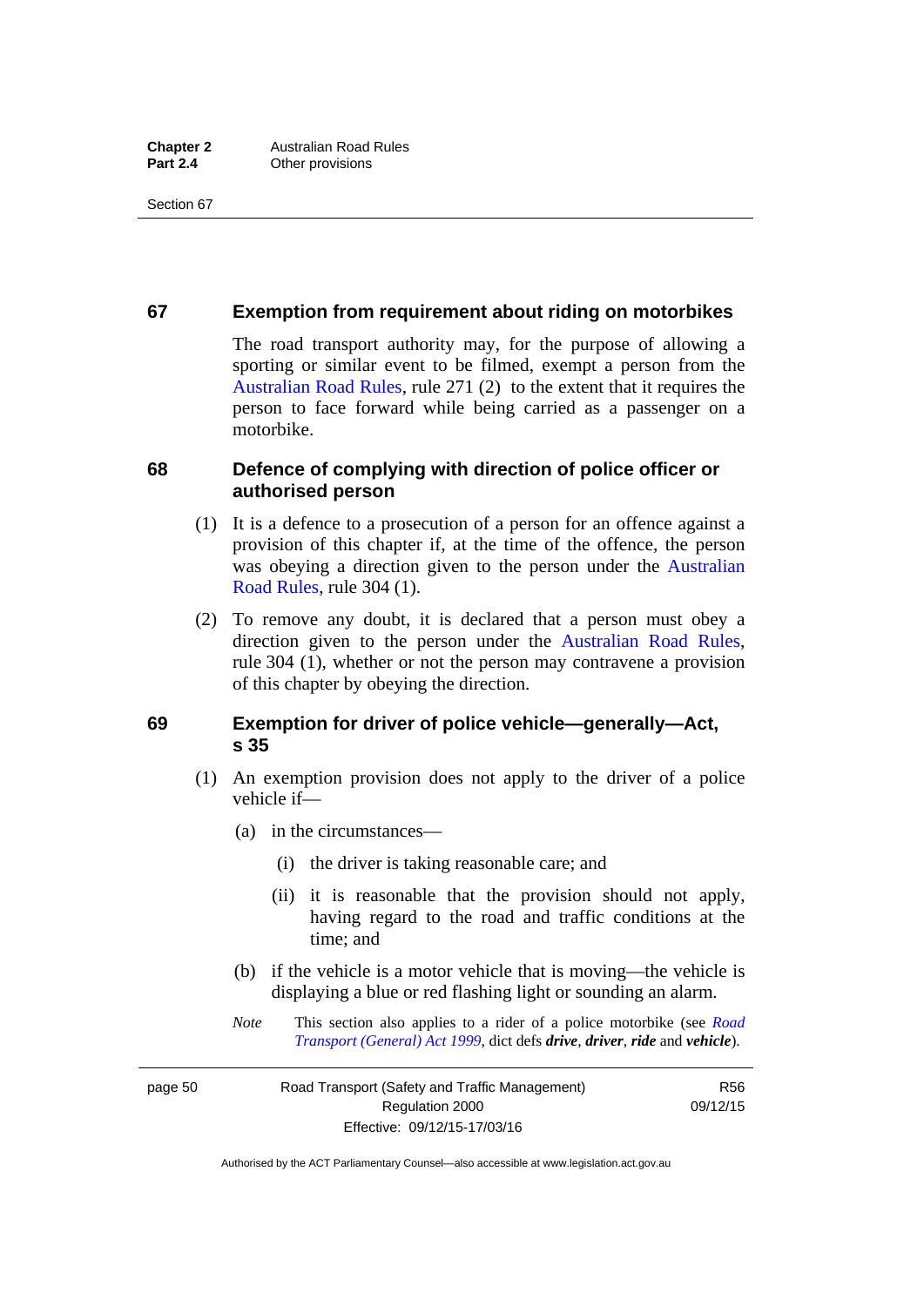### 67 Exemption from requirement about riding on motorbikes

The road transport authority may, for the purpose of allowing a sporting or similar event to be filmed, exempt a person from the Australian Road Rules, rule 271 (2) to the extent that it requires the person to face forward while being carried as a passenger on a motorbike.

### 68 Defence of complying with direction of police officer or authorised person

(1) It is a defence to a prosecution of a person for an offence against a provision of this chapter if, at the time of the offence, the person was obeying a direction given to the person under the Australian Road Rules, rule 304 (1).

(2) To remove any doubt, it is declared that a person must obey a direction given to the person under the Australian Road Rules, rule 304 (1), whether or not the person may contravene a provision of this chapter by obeying the direction.

### 69 Exemption for driver of police vehicle—generally—Act, s 35

(1) An exemption provision does not apply to the driver of a police vehicle if—

(a) in the circumstances—

(i) the driver is taking reasonable care; and

(ii) it is reasonable that the provision should not apply, having regard to the road and traffic conditions at the time; and

(b) if the vehicle is a motor vehicle that is moving—the vehicle is displaying a blue or red flashing light or sounding an alarm.

*Note* This section also applies to a rider of a police motorbike (see *Road Transport (General) Act 1999*, dict defs ***drive***, ***driver***, ***ride*** and ***vehicle***).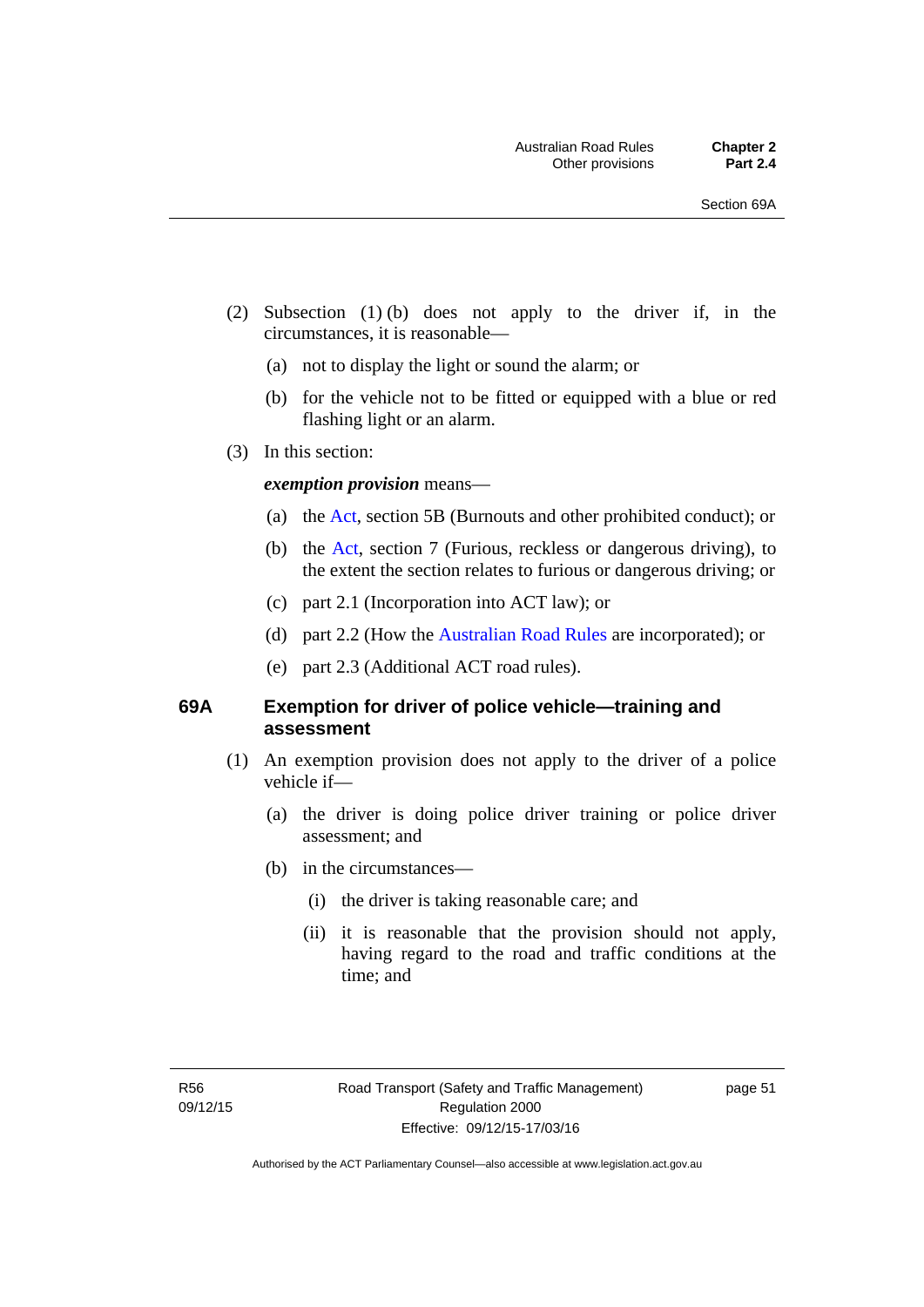(2) Subsection (1) (b) does not apply to the driver if, in the circumstances, it is reasonable—

(a) not to display the light or sound the alarm; or

(b) for the vehicle not to be fitted or equipped with a blue or red flashing light or an alarm.

(3) In this section:

***exemption provision*** means—

(a) the Act, section 5B (Burnouts and other prohibited conduct); or

(b) the Act, section 7 (Furious, reckless or dangerous driving), to the extent the section relates to furious or dangerous driving; or

(c) part 2.1 (Incorporation into ACT law); or

(d) part 2.2 (How the Australian Road Rules are incorporated); or

(e) part 2.3 (Additional ACT road rules).

### 69A Exemption for driver of police vehicle—training and assessment

(1) An exemption provision does not apply to the driver of a police vehicle if—

(a) the driver is doing police driver training or police driver assessment; and

(b) in the circumstances—

(i) the driver is taking reasonable care; and

(ii) it is reasonable that the provision should not apply, having regard to the road and traffic conditions at the time; and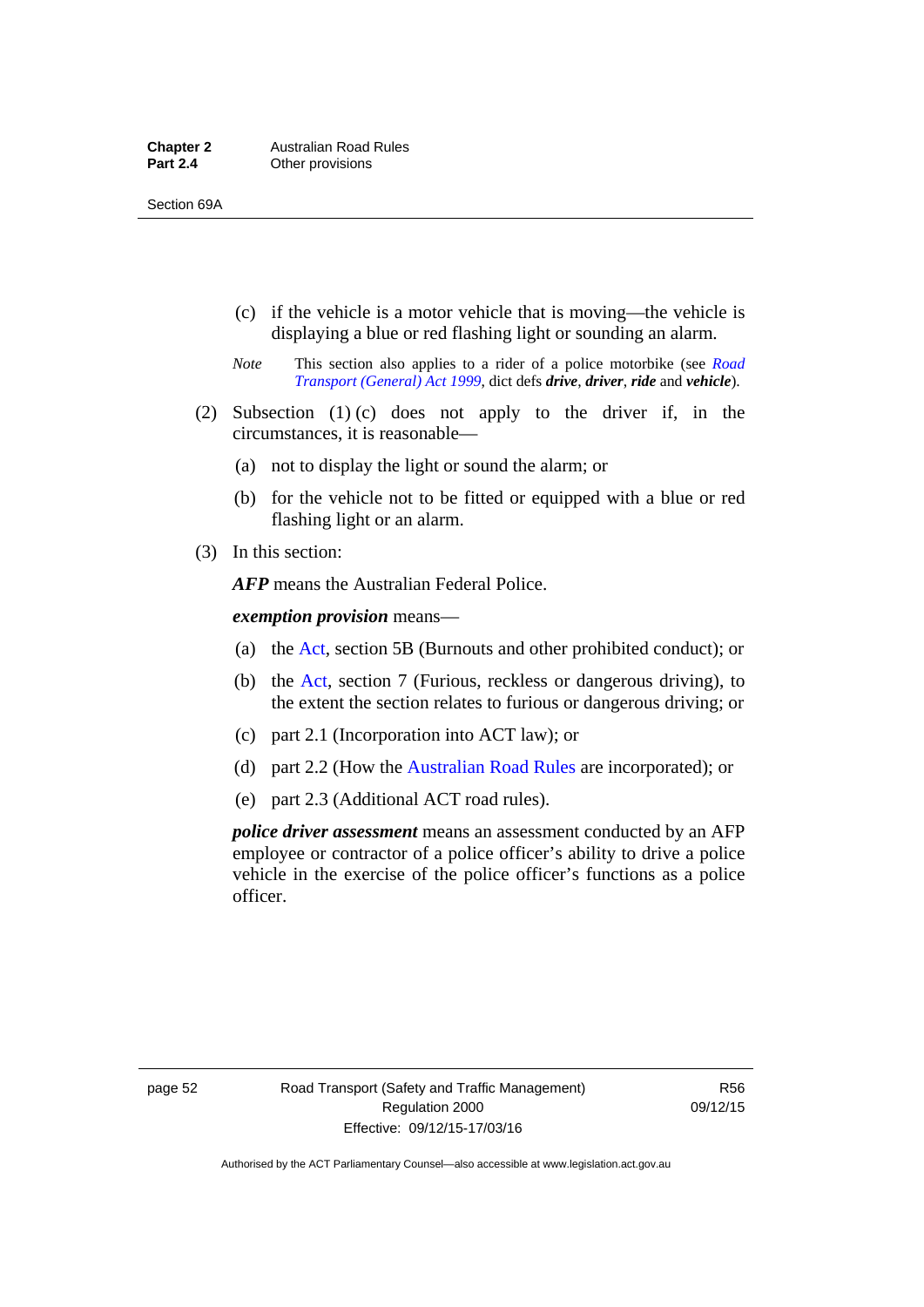(c) if the vehicle is a motor vehicle that is moving—the vehicle is displaying a blue or red flashing light or sounding an alarm.

*Note* This section also applies to a rider of a police motorbike (see *Road Transport (General) Act 1999*, dict defs ***drive***, ***driver***, ***ride*** and ***vehicle***).

(2) Subsection (1) (c) does not apply to the driver if, in the circumstances, it is reasonable—

(a) not to display the light or sound the alarm; or

(b) for the vehicle not to be fitted or equipped with a blue or red flashing light or an alarm.

(3) In this section:

***AFP*** means the Australian Federal Police.

***exemption provision*** means—

(a) the Act, section 5B (Burnouts and other prohibited conduct); or

(b) the Act, section 7 (Furious, reckless or dangerous driving), to the extent the section relates to furious or dangerous driving; or

(c) part 2.1 (Incorporation into ACT law); or

(d) part 2.2 (How the Australian Road Rules are incorporated); or

(e) part 2.3 (Additional ACT road rules).

***police driver assessment*** means an assessment conducted by an AFP employee or contractor of a police officer's ability to drive a police vehicle in the exercise of the police officer's functions as a police officer.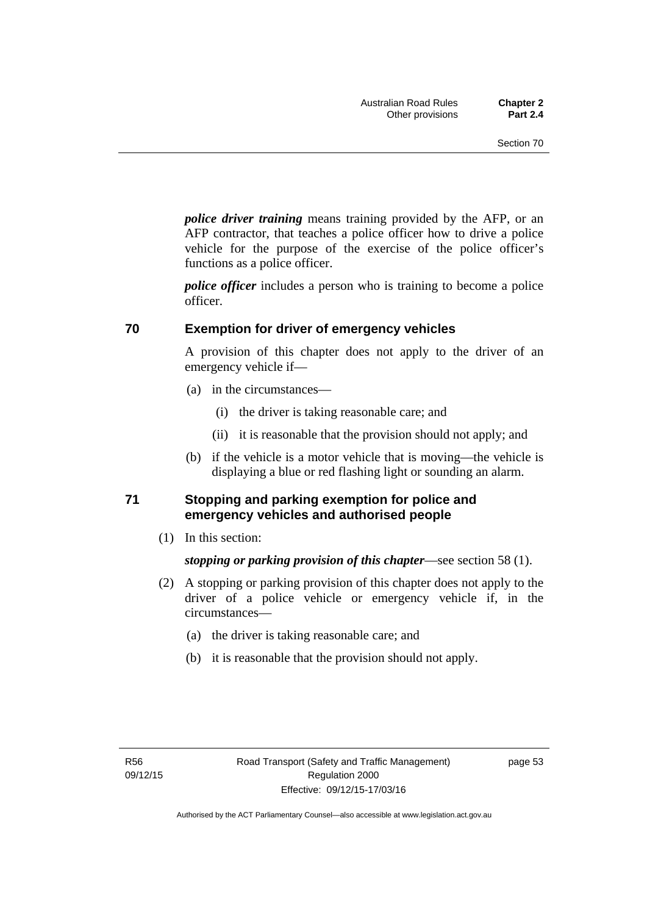***police driver training*** means training provided by the AFP, or an AFP contractor, that teaches a police officer how to drive a police vehicle for the purpose of the exercise of the police officer's functions as a police officer.

***police officer*** includes a person who is training to become a police officer.

## 70 Exemption for driver of emergency vehicles

A provision of this chapter does not apply to the driver of an emergency vehicle if—

(a) in the circumstances—

(i) the driver is taking reasonable care; and

(ii) it is reasonable that the provision should not apply; and

(b) if the vehicle is a motor vehicle that is moving—the vehicle is displaying a blue or red flashing light or sounding an alarm.

## 71 Stopping and parking exemption for police and emergency vehicles and authorised people

(1) In this section:

***stopping or parking provision of this chapter***—see section 58 (1).

(2) A stopping or parking provision of this chapter does not apply to the driver of a police vehicle or emergency vehicle if, in the circumstances—

(a) the driver is taking reasonable care; and

(b) it is reasonable that the provision should not apply.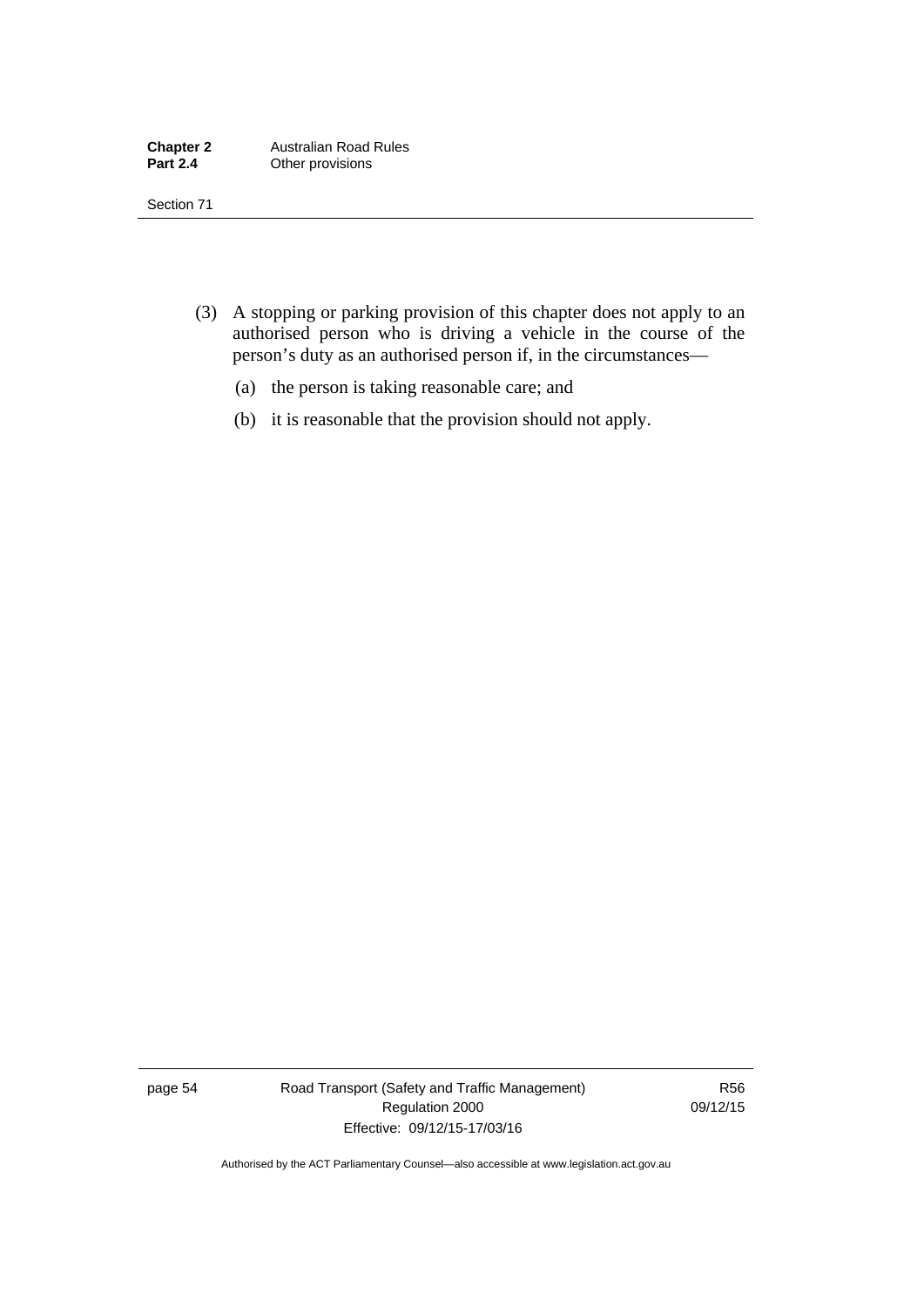(3) A stopping or parking provision of this chapter does not apply to an authorised person who is driving a vehicle in the course of the person's duty as an authorised person if, in the circumstances—

(a) the person is taking reasonable care; and

(b) it is reasonable that the provision should not apply.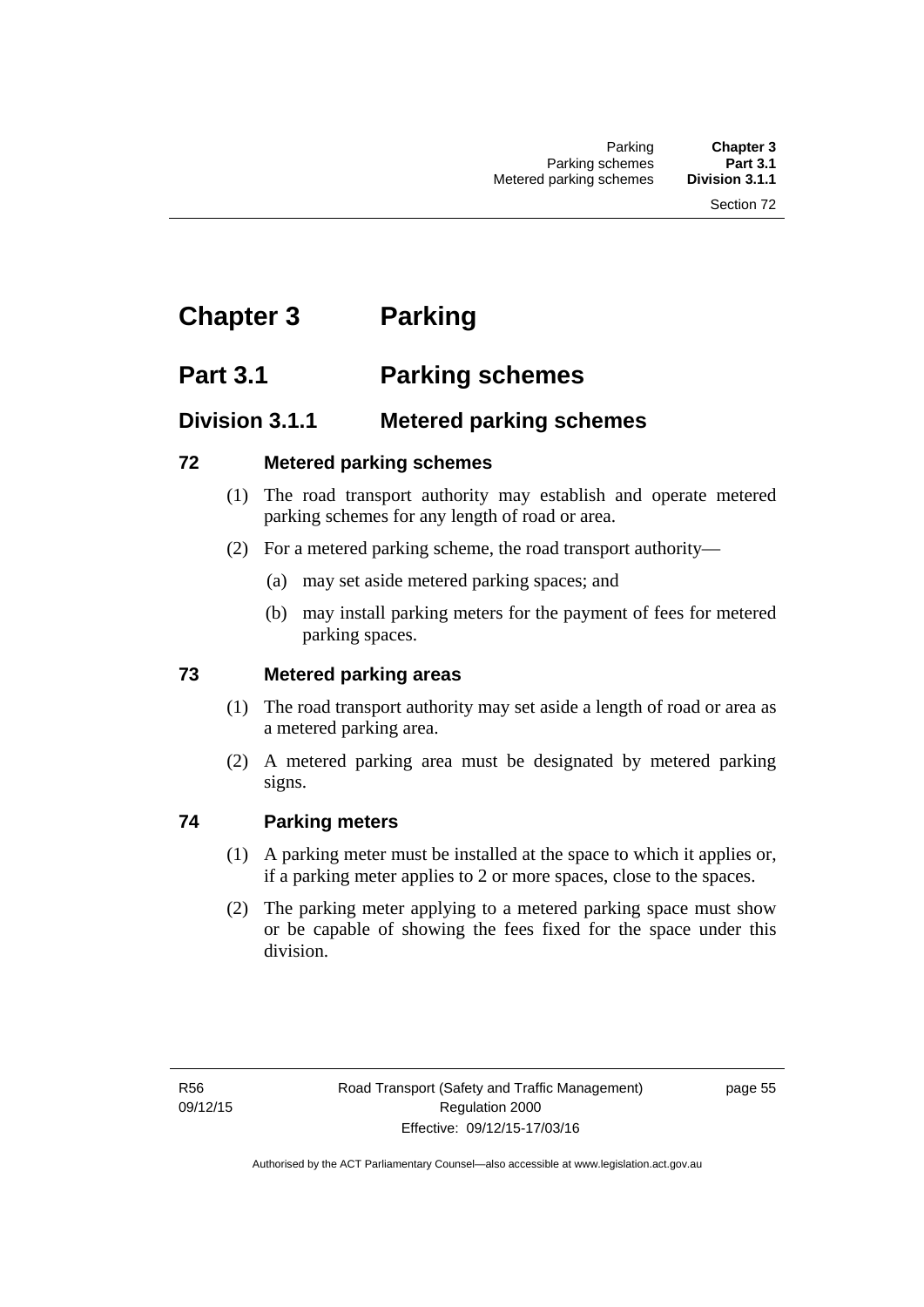# Chapter 3 Parking

## Part 3.1 Parking schemes

### Division 3.1.1 Metered parking schemes

#### 72 Metered parking schemes

(1) The road transport authority may establish and operate metered parking schemes for any length of road or area.

(2) For a metered parking scheme, the road transport authority—

(a) may set aside metered parking spaces; and

(b) may install parking meters for the payment of fees for metered parking spaces.

#### 73 Metered parking areas

(1) The road transport authority may set aside a length of road or area as a metered parking area.

(2) A metered parking area must be designated by metered parking signs.

#### 74 Parking meters

(1) A parking meter must be installed at the space to which it applies or, if a parking meter applies to 2 or more spaces, close to the spaces.

(2) The parking meter applying to a metered parking space must show or be capable of showing the fees fixed for the space under this division.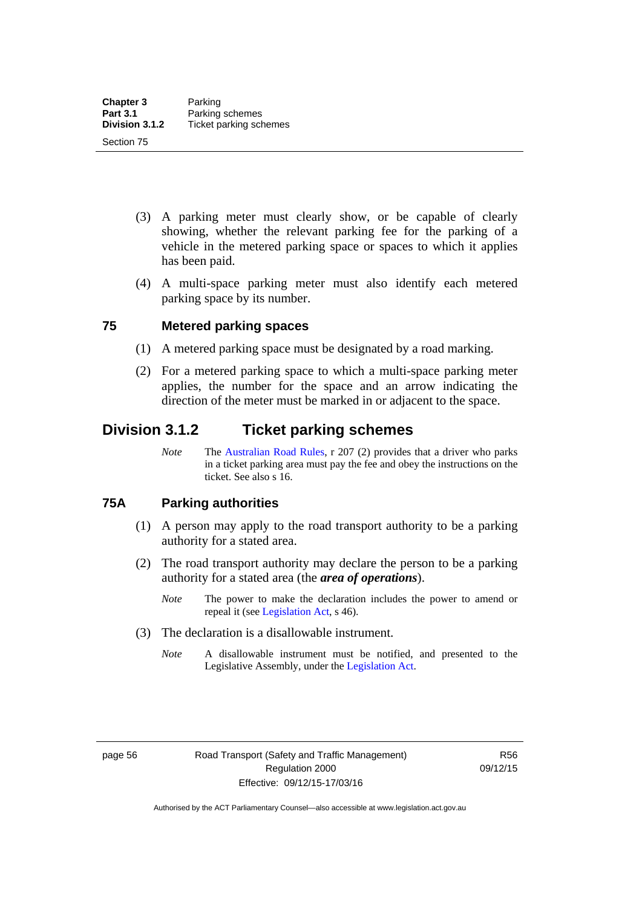(3) A parking meter must clearly show, or be capable of clearly showing, whether the relevant parking fee for the parking of a vehicle in the metered parking space or spaces to which it applies has been paid.

(4) A multi-space parking meter must also identify each metered parking space by its number.

### 75 Metered parking spaces

(1) A metered parking space must be designated by a road marking.

(2) For a metered parking space to which a multi-space parking meter applies, the number for the space and an arrow indicating the direction of the meter must be marked in or adjacent to the space.

## Division 3.1.2 Ticket parking schemes

*Note* The Australian Road Rules, r 207 (2) provides that a driver who parks in a ticket parking area must pay the fee and obey the instructions on the ticket. See also s 16.

### 75A Parking authorities

(1) A person may apply to the road transport authority to be a parking authority for a stated area.

(2) The road transport authority may declare the person to be a parking authority for a stated area (the ***area of operations***).

*Note* The power to make the declaration includes the power to amend or repeal it (see Legislation Act, s 46).

(3) The declaration is a disallowable instrument.

*Note* A disallowable instrument must be notified, and presented to the Legislative Assembly, under the Legislation Act.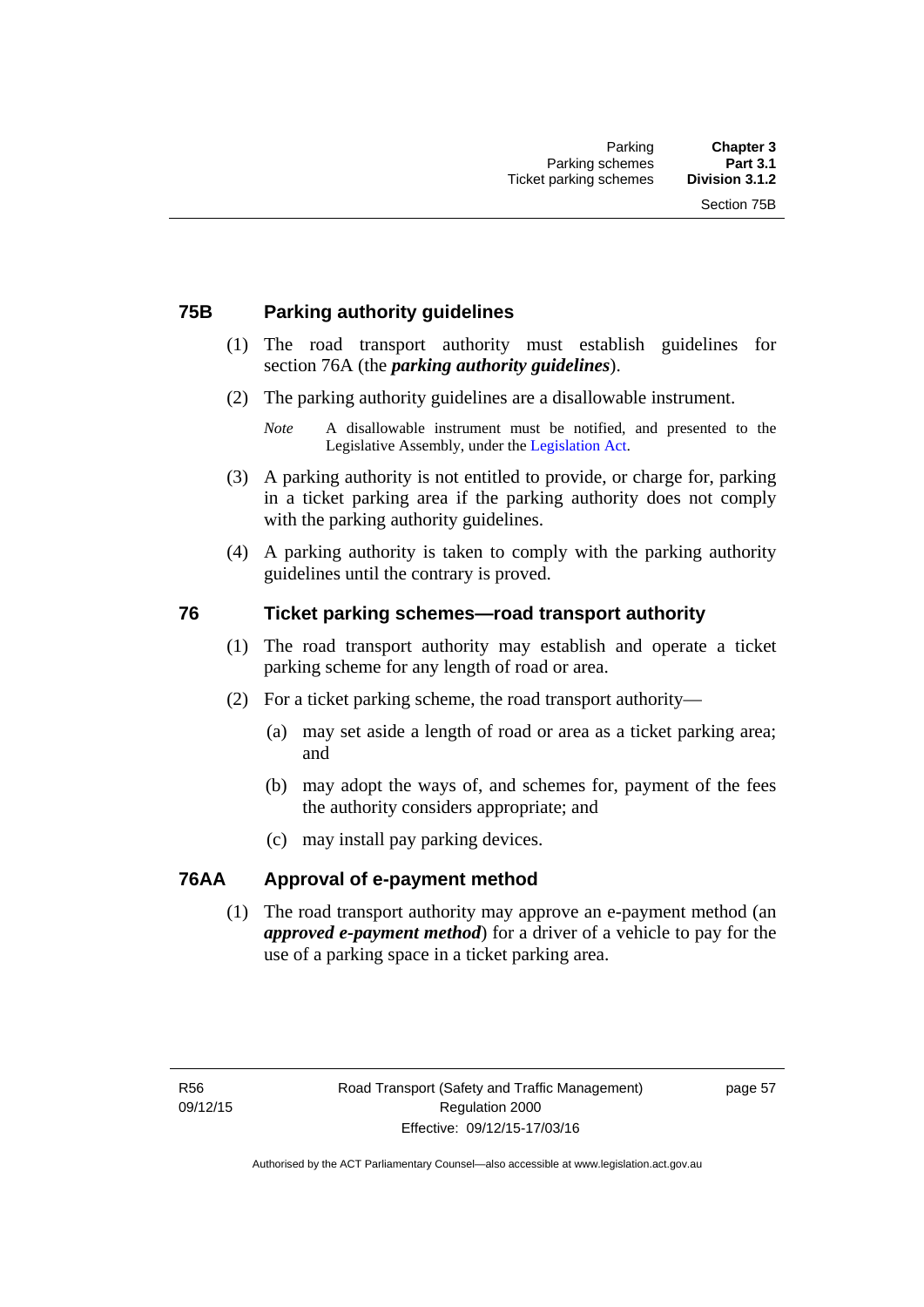## 75B Parking authority guidelines

(1) The road transport authority must establish guidelines for section 76A (the ***parking authority guidelines***).

(2) The parking authority guidelines are a disallowable instrument.

*Note* A disallowable instrument must be notified, and presented to the Legislative Assembly, under the Legislation Act.

(3) A parking authority is not entitled to provide, or charge for, parking in a ticket parking area if the parking authority does not comply with the parking authority guidelines.

(4) A parking authority is taken to comply with the parking authority guidelines until the contrary is proved.

## 76 Ticket parking schemes—road transport authority

(1) The road transport authority may establish and operate a ticket parking scheme for any length of road or area.

(2) For a ticket parking scheme, the road transport authority—

(a) may set aside a length of road or area as a ticket parking area; and

(b) may adopt the ways of, and schemes for, payment of the fees the authority considers appropriate; and

(c) may install pay parking devices.

## 76AA Approval of e-payment method

(1) The road transport authority may approve an e-payment method (an ***approved e-payment method***) for a driver of a vehicle to pay for the use of a parking space in a ticket parking area.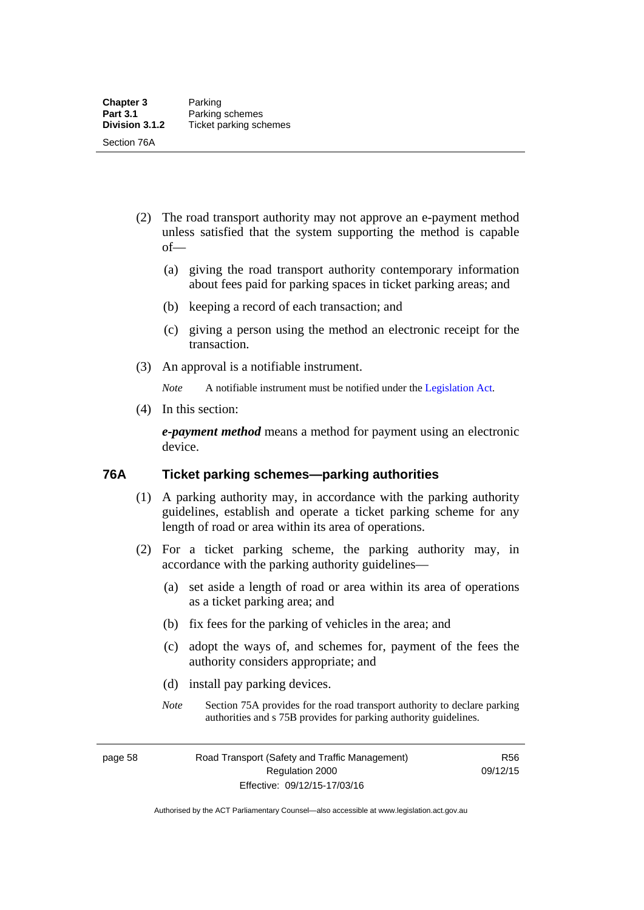(2) The road transport authority may not approve an e-payment method unless satisfied that the system supporting the method is capable of—

(a) giving the road transport authority contemporary information about fees paid for parking spaces in ticket parking areas; and

(b) keeping a record of each transaction; and

(c) giving a person using the method an electronic receipt for the transaction.

(3) An approval is a notifiable instrument.

*Note* A notifiable instrument must be notified under the Legislation Act.

(4) In this section:

***e-payment method*** means a method for payment using an electronic device.

## 76A Ticket parking schemes—parking authorities

(1) A parking authority may, in accordance with the parking authority guidelines, establish and operate a ticket parking scheme for any length of road or area within its area of operations.

(2) For a ticket parking scheme, the parking authority may, in accordance with the parking authority guidelines—

(a) set aside a length of road or area within its area of operations as a ticket parking area; and

(b) fix fees for the parking of vehicles in the area; and

(c) adopt the ways of, and schemes for, payment of the fees the authority considers appropriate; and

(d) install pay parking devices.

*Note* Section 75A provides for the road transport authority to declare parking authorities and s 75B provides for parking authority guidelines.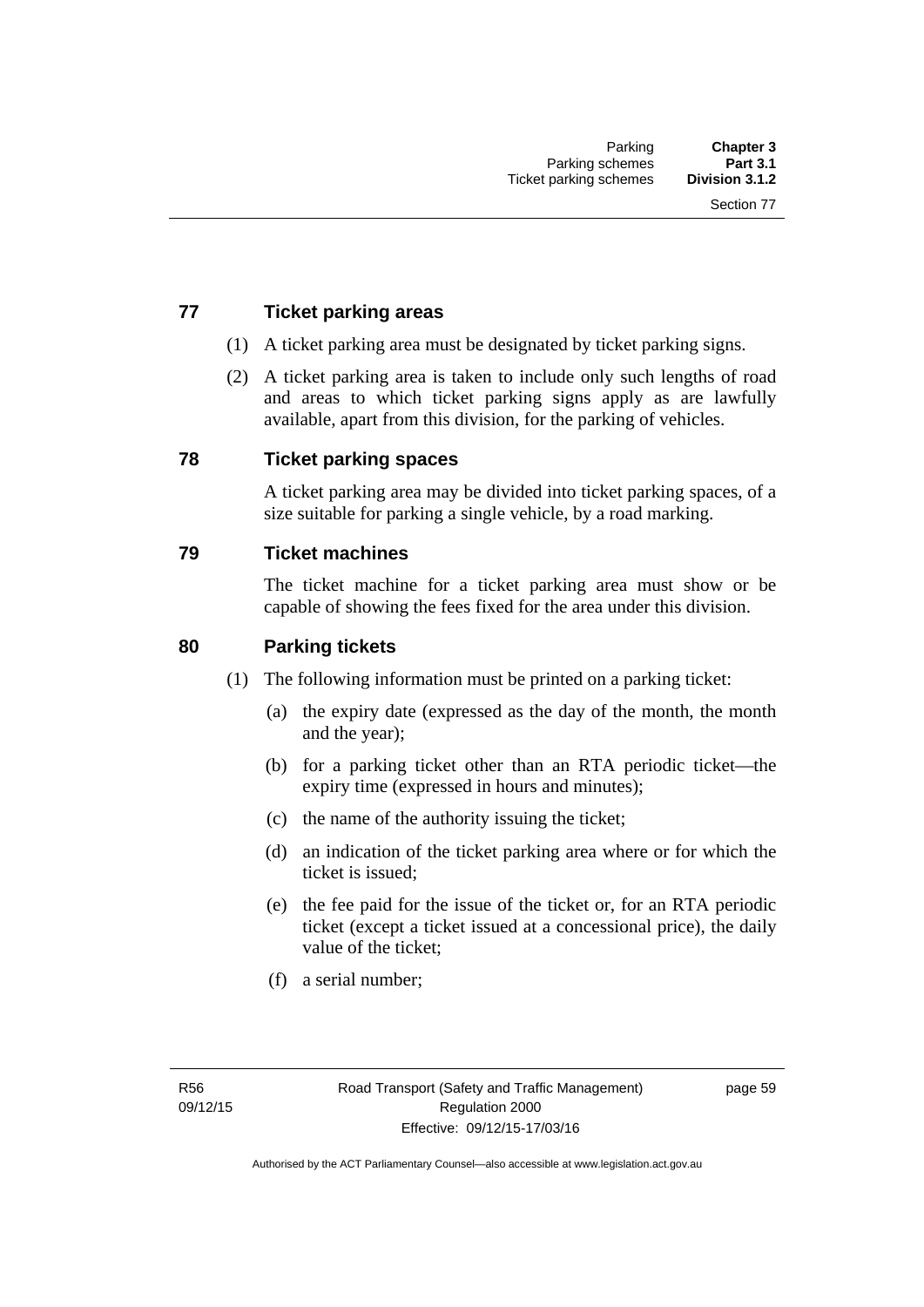## 77 Ticket parking areas

(1) A ticket parking area must be designated by ticket parking signs.

(2) A ticket parking area is taken to include only such lengths of road and areas to which ticket parking signs apply as are lawfully available, apart from this division, for the parking of vehicles.

## 78 Ticket parking spaces

A ticket parking area may be divided into ticket parking spaces, of a size suitable for parking a single vehicle, by a road marking.

## 79 Ticket machines

The ticket machine for a ticket parking area must show or be capable of showing the fees fixed for the area under this division.

## 80 Parking tickets

(1) The following information must be printed on a parking ticket:

(a) the expiry date (expressed as the day of the month, the month and the year);

(b) for a parking ticket other than an RTA periodic ticket—the expiry time (expressed in hours and minutes);

(c) the name of the authority issuing the ticket;

(d) an indication of the ticket parking area where or for which the ticket is issued;

(e) the fee paid for the issue of the ticket or, for an RTA periodic ticket (except a ticket issued at a concessional price), the daily value of the ticket;

(f) a serial number;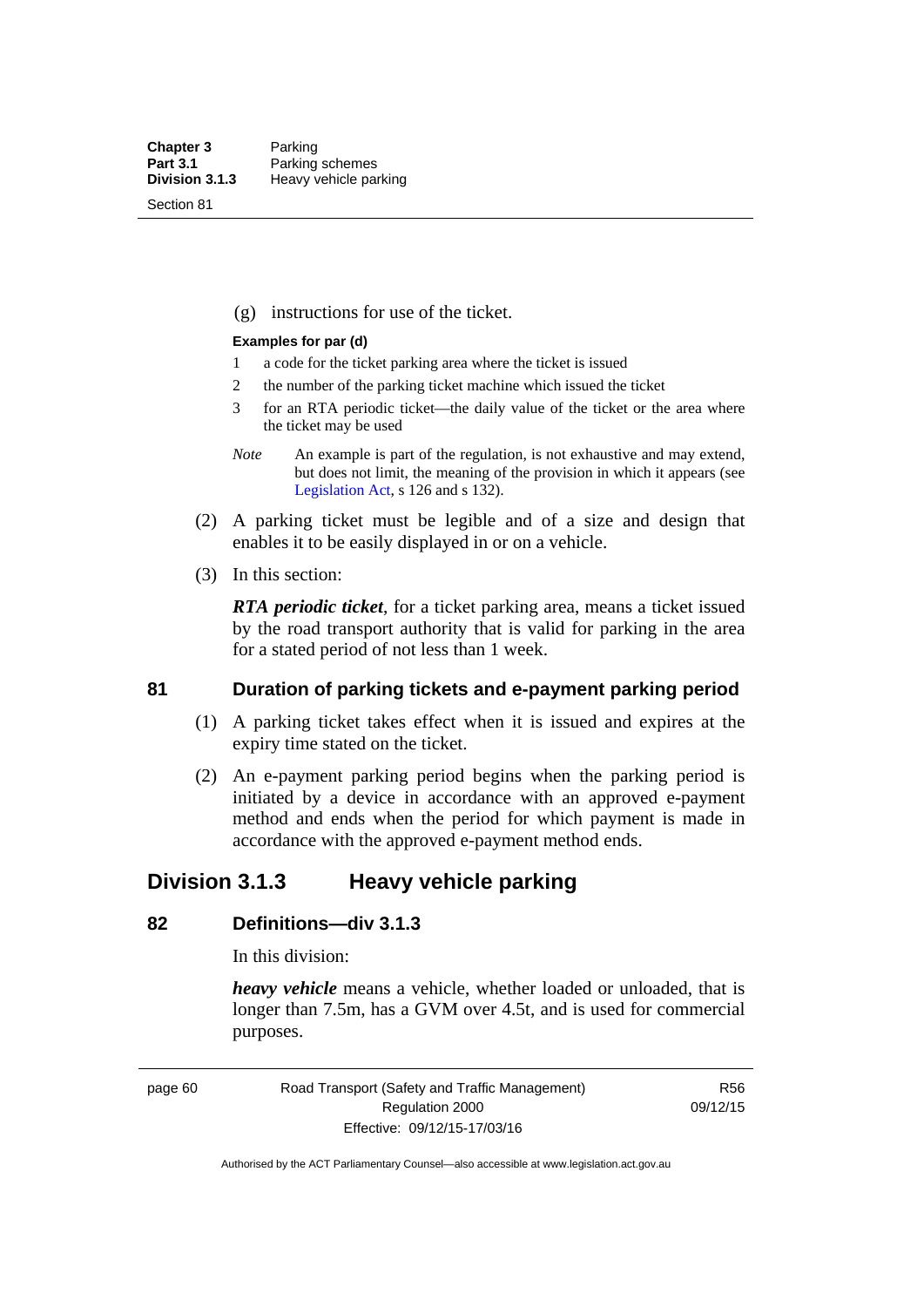(g) instructions for use of the ticket.

**Examples for par (d)**

1 a code for the ticket parking area where the ticket is issued

2 the number of the parking ticket machine which issued the ticket

3 for an RTA periodic ticket—the daily value of the ticket or the area where the ticket may be used

*Note* An example is part of the regulation, is not exhaustive and may extend, but does not limit, the meaning of the provision in which it appears (see Legislation Act, s 126 and s 132).

(2) A parking ticket must be legible and of a size and design that enables it to be easily displayed in or on a vehicle.

(3) In this section:

***RTA periodic ticket***, for a ticket parking area, means a ticket issued by the road transport authority that is valid for parking in the area for a stated period of not less than 1 week.

### 81 Duration of parking tickets and e-payment parking period

(1) A parking ticket takes effect when it is issued and expires at the expiry time stated on the ticket.

(2) An e-payment parking period begins when the parking period is initiated by a device in accordance with an approved e-payment method and ends when the period for which payment is made in accordance with the approved e-payment method ends.

## Division 3.1.3 Heavy vehicle parking

### 82 Definitions—div 3.1.3

In this division:

***heavy vehicle*** means a vehicle, whether loaded or unloaded, that is longer than 7.5m, has a GVM over 4.5t, and is used for commercial purposes.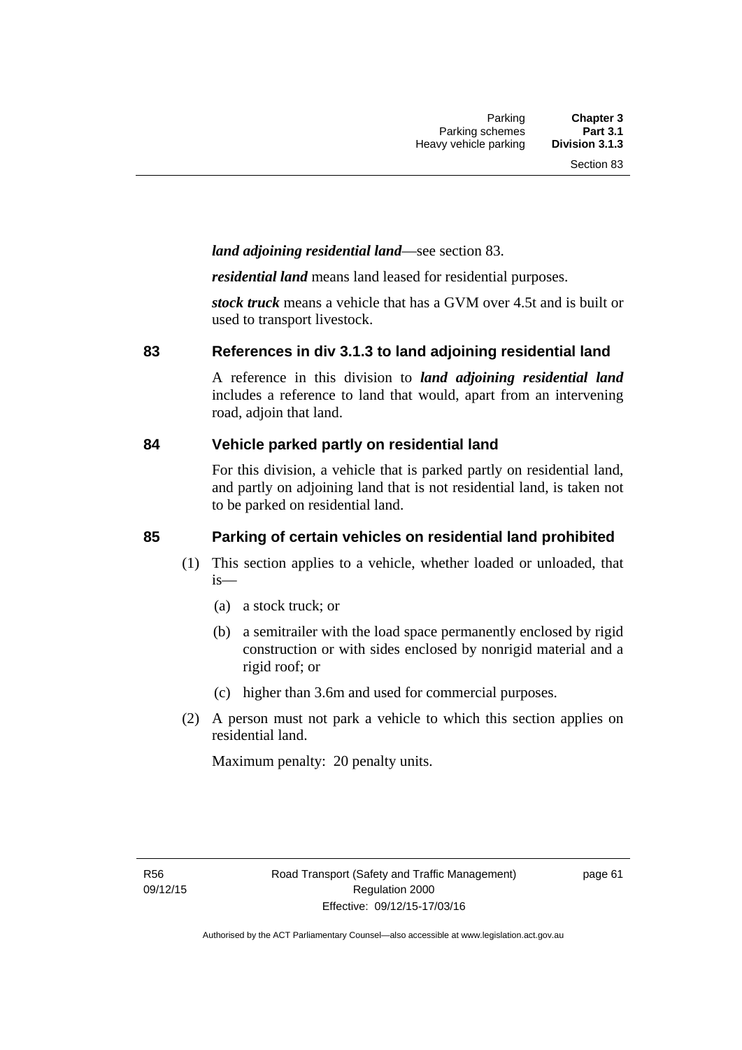***land adjoining residential land***—see section 83.

***residential land*** means land leased for residential purposes.

***stock truck*** means a vehicle that has a GVM over 4.5t and is built or used to transport livestock.

## 83 References in div 3.1.3 to land adjoining residential land

A reference in this division to ***land adjoining residential land*** includes a reference to land that would, apart from an intervening road, adjoin that land.

## 84 Vehicle parked partly on residential land

For this division, a vehicle that is parked partly on residential land, and partly on adjoining land that is not residential land, is taken not to be parked on residential land.

## 85 Parking of certain vehicles on residential land prohibited

(1) This section applies to a vehicle, whether loaded or unloaded, that is—

- (a) a stock truck; or
- (b) a semitrailer with the load space permanently enclosed by rigid construction or with sides enclosed by nonrigid material and a rigid roof; or
- (c) higher than 3.6m and used for commercial purposes.

(2) A person must not park a vehicle to which this section applies on residential land.

Maximum penalty: 20 penalty units.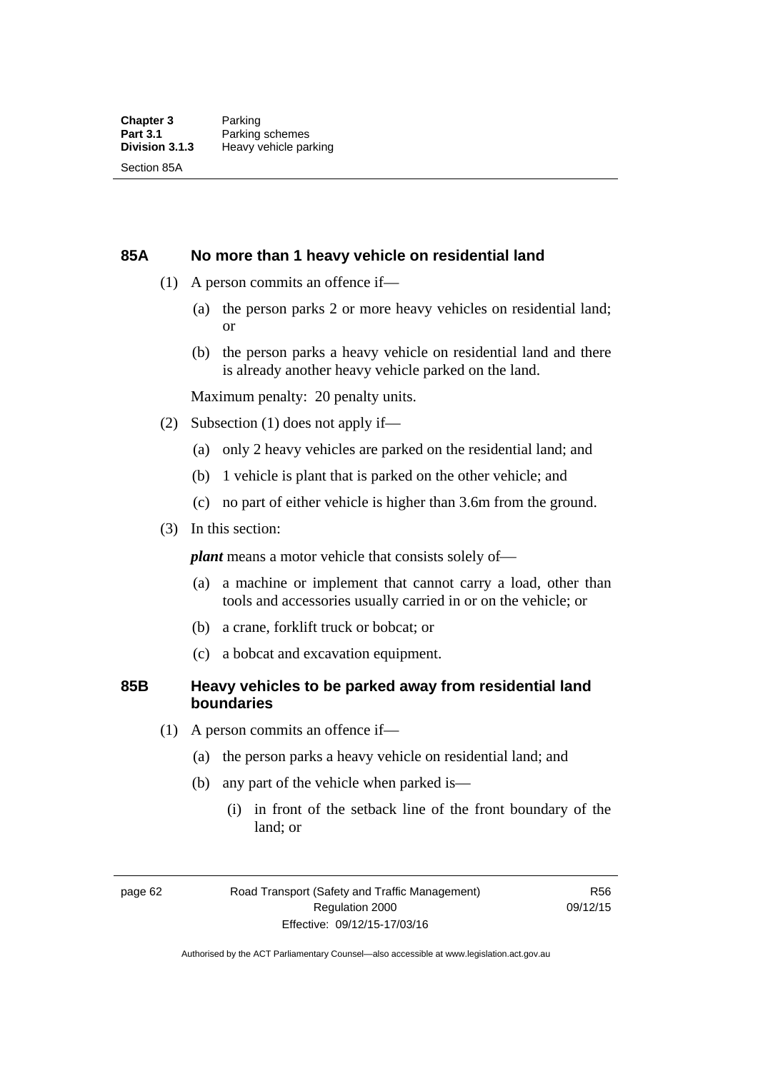## 85A No more than 1 heavy vehicle on residential land

(1) A person commits an offence if—

(a) the person parks 2 or more heavy vehicles on residential land; or

(b) the person parks a heavy vehicle on residential land and there is already another heavy vehicle parked on the land.

Maximum penalty: 20 penalty units.

(2) Subsection (1) does not apply if—

(a) only 2 heavy vehicles are parked on the residential land; and

(b) 1 vehicle is plant that is parked on the other vehicle; and

(c) no part of either vehicle is higher than 3.6m from the ground.

(3) In this section:

***plant*** means a motor vehicle that consists solely of—

(a) a machine or implement that cannot carry a load, other than tools and accessories usually carried in or on the vehicle; or

(b) a crane, forklift truck or bobcat; or

(c) a bobcat and excavation equipment.

## 85B Heavy vehicles to be parked away from residential land boundaries

(1) A person commits an offence if—

(a) the person parks a heavy vehicle on residential land; and

(b) any part of the vehicle when parked is—

(i) in front of the setback line of the front boundary of the land; or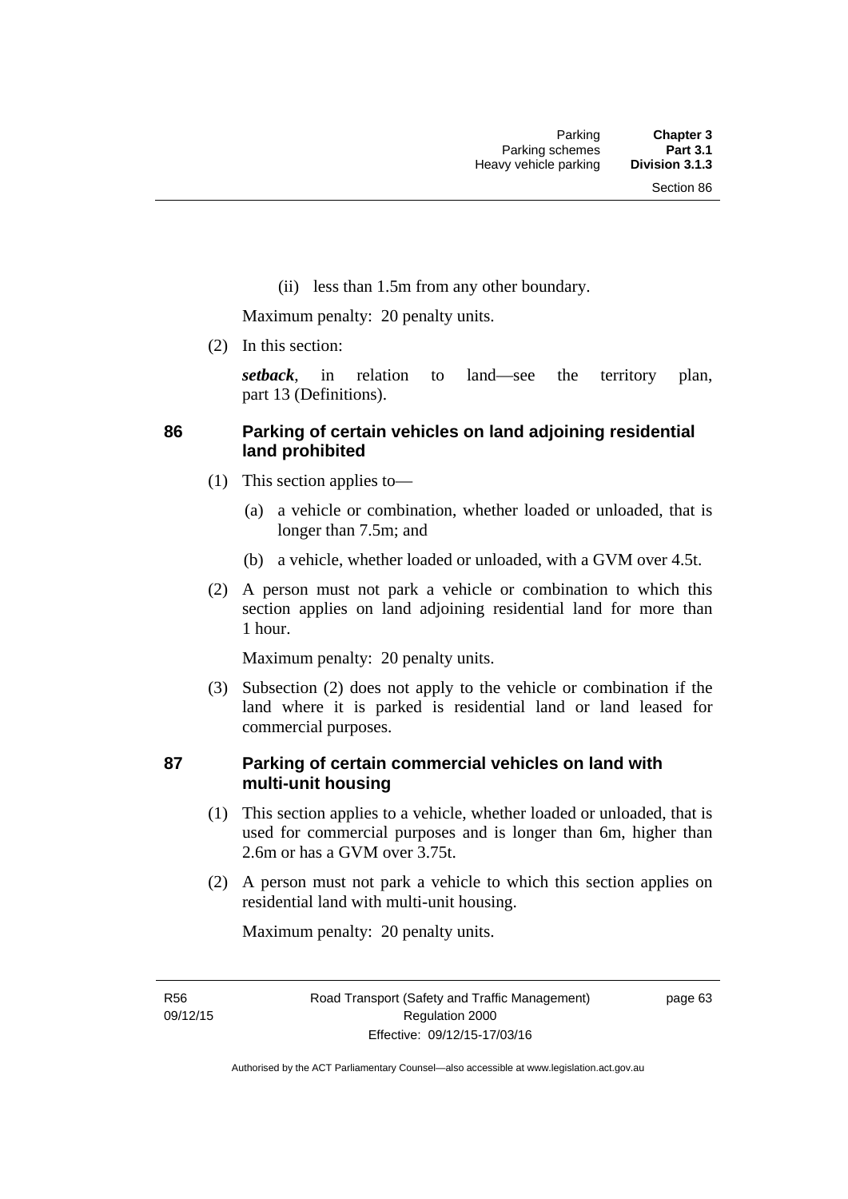(ii) less than 1.5m from any other boundary.

Maximum penalty: 20 penalty units.

(2) In this section:

***setback***, in relation to land—see the territory plan, part 13 (Definitions).

### 86 Parking of certain vehicles on land adjoining residential land prohibited

(1) This section applies to—

(a) a vehicle or combination, whether loaded or unloaded, that is longer than 7.5m; and

(b) a vehicle, whether loaded or unloaded, with a GVM over 4.5t.

(2) A person must not park a vehicle or combination to which this section applies on land adjoining residential land for more than 1 hour.

Maximum penalty: 20 penalty units.

(3) Subsection (2) does not apply to the vehicle or combination if the land where it is parked is residential land or land leased for commercial purposes.

### 87 Parking of certain commercial vehicles on land with multi-unit housing

(1) This section applies to a vehicle, whether loaded or unloaded, that is used for commercial purposes and is longer than 6m, higher than 2.6m or has a GVM over 3.75t.

(2) A person must not park a vehicle to which this section applies on residential land with multi-unit housing.

Maximum penalty: 20 penalty units.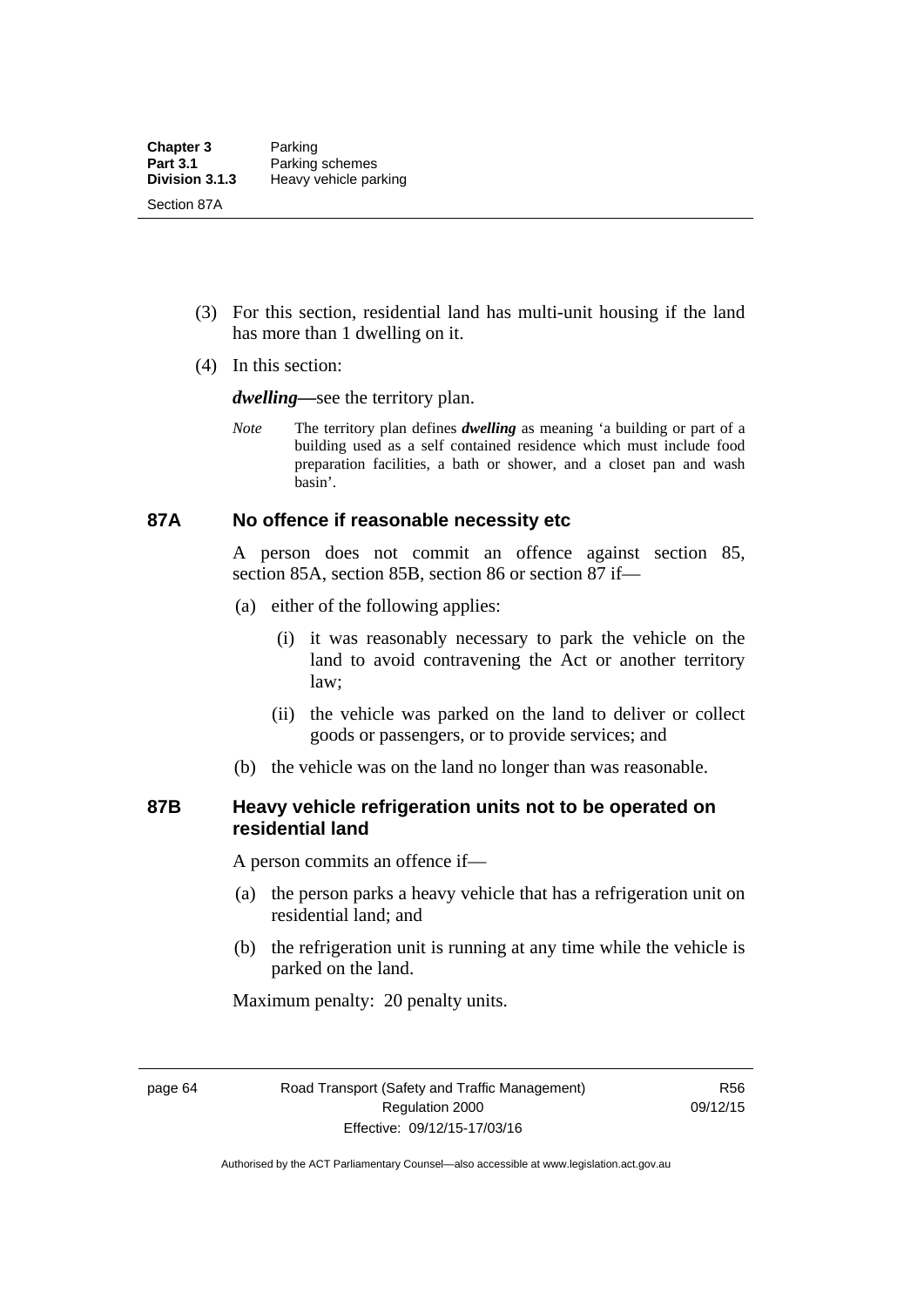(3) For this section, residential land has multi-unit housing if the land has more than 1 dwelling on it.

(4) In this section:

***dwelling***—see the territory plan.

*Note* The territory plan defines ***dwelling*** as meaning 'a building or part of a building used as a self contained residence which must include food preparation facilities, a bath or shower, and a closet pan and wash basin'.

### 87A No offence if reasonable necessity etc

A person does not commit an offence against section 85, section 85A, section 85B, section 86 or section 87 if—

(a) either of the following applies:

(i) it was reasonably necessary to park the vehicle on the land to avoid contravening the Act or another territory law;

(ii) the vehicle was parked on the land to deliver or collect goods or passengers, or to provide services; and

(b) the vehicle was on the land no longer than was reasonable.

### 87B Heavy vehicle refrigeration units not to be operated on residential land

A person commits an offence if—

(a) the person parks a heavy vehicle that has a refrigeration unit on residential land; and

(b) the refrigeration unit is running at any time while the vehicle is parked on the land.

Maximum penalty: 20 penalty units.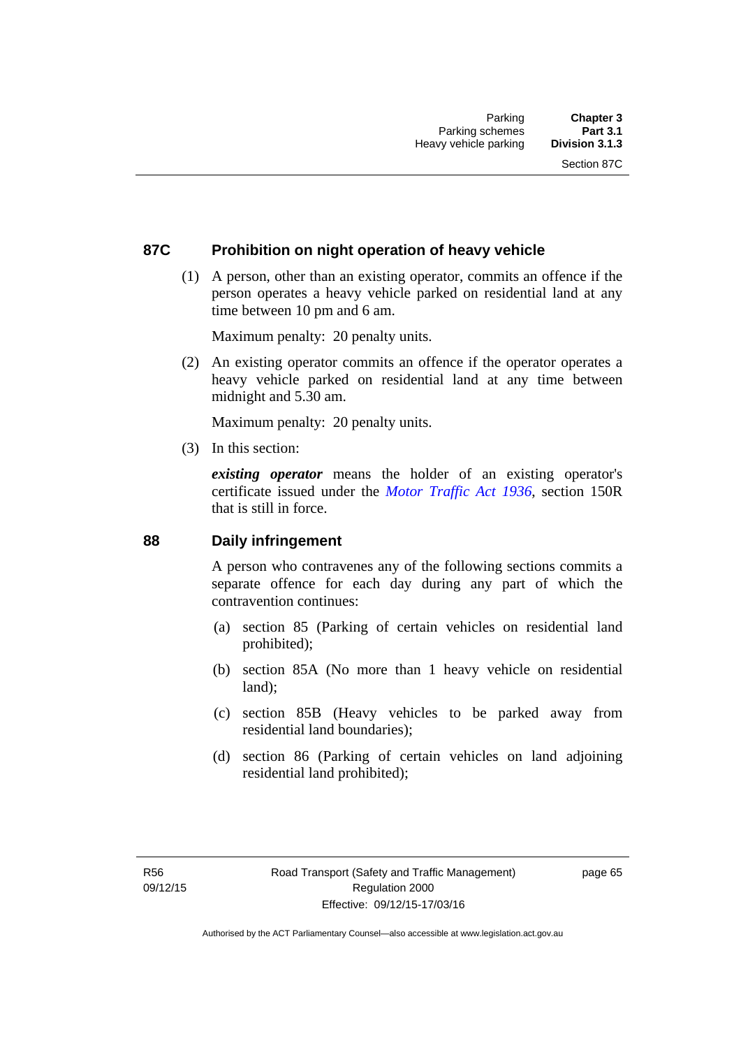## 87C Prohibition on night operation of heavy vehicle

(1) A person, other than an existing operator, commits an offence if the person operates a heavy vehicle parked on residential land at any time between 10 pm and 6 am.

Maximum penalty: 20 penalty units.

(2) An existing operator commits an offence if the operator operates a heavy vehicle parked on residential land at any time between midnight and 5.30 am.

Maximum penalty: 20 penalty units.

(3) In this section:

***existing operator*** means the holder of an existing operator's certificate issued under the *Motor Traffic Act 1936*, section 150R that is still in force.

## 88 Daily infringement

A person who contravenes any of the following sections commits a separate offence for each day during any part of which the contravention continues:

(a) section 85 (Parking of certain vehicles on residential land prohibited);

(b) section 85A (No more than 1 heavy vehicle on residential land);

(c) section 85B (Heavy vehicles to be parked away from residential land boundaries);

(d) section 86 (Parking of certain vehicles on land adjoining residential land prohibited);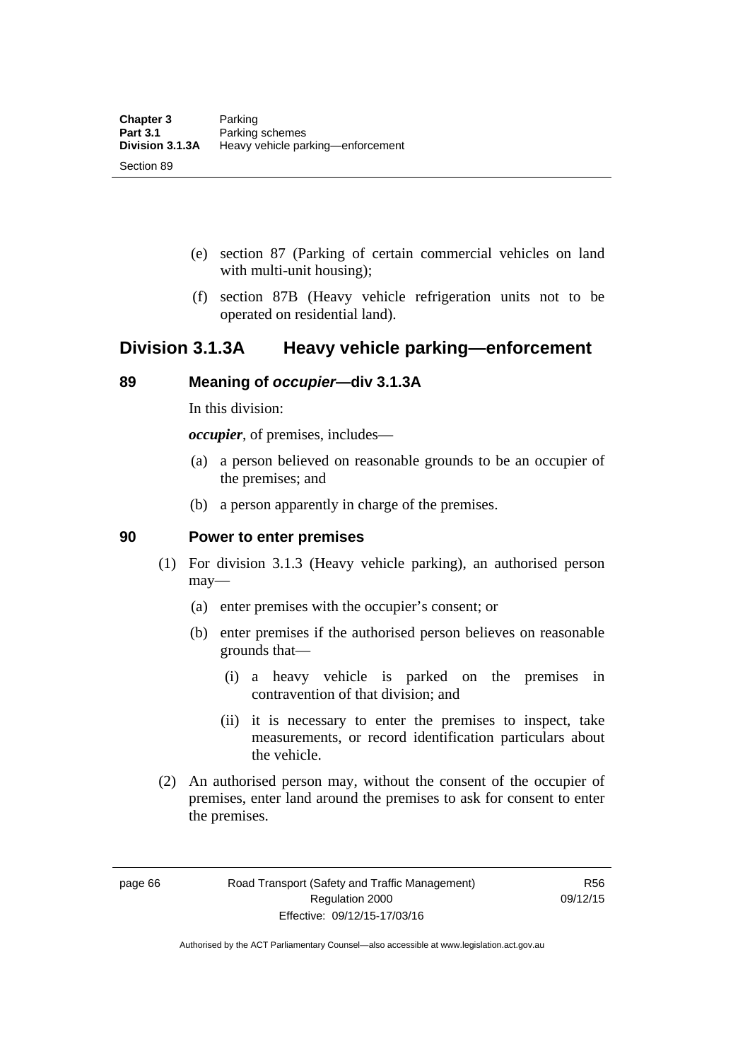(e) section 87 (Parking of certain commercial vehicles on land with multi-unit housing);

(f) section 87B (Heavy vehicle refrigeration units not to be operated on residential land).

## Division 3.1.3A Heavy vehicle parking—enforcement

### 89 Meaning of *occupier*—div 3.1.3A

In this division:

***occupier***, of premises, includes—

(a) a person believed on reasonable grounds to be an occupier of the premises; and

(b) a person apparently in charge of the premises.

### 90 Power to enter premises

(1) For division 3.1.3 (Heavy vehicle parking), an authorised person may—

(a) enter premises with the occupier's consent; or

(b) enter premises if the authorised person believes on reasonable grounds that—

(i) a heavy vehicle is parked on the premises in contravention of that division; and

(ii) it is necessary to enter the premises to inspect, take measurements, or record identification particulars about the vehicle.

(2) An authorised person may, without the consent of the occupier of premises, enter land around the premises to ask for consent to enter the premises.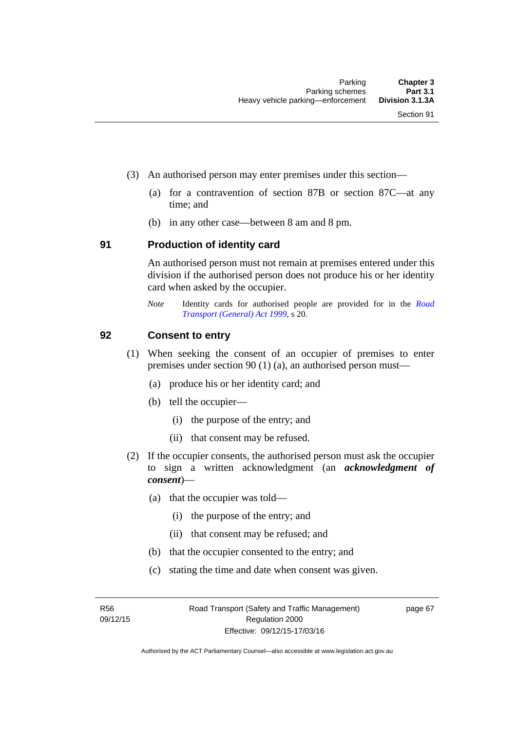(3) An authorised person may enter premises under this section—

(a) for a contravention of section 87B or section 87C—at any time; and

(b) in any other case—between 8 am and 8 pm.

### 91 Production of identity card

An authorised person must not remain at premises entered under this division if the authorised person does not produce his or her identity card when asked by the occupier.

*Note* Identity cards for authorised people are provided for in the *Road Transport (General) Act 1999*, s 20.

### 92 Consent to entry

(1) When seeking the consent of an occupier of premises to enter premises under section 90 (1) (a), an authorised person must—

(a) produce his or her identity card; and

(b) tell the occupier—

(i) the purpose of the entry; and

(ii) that consent may be refused.

(2) If the occupier consents, the authorised person must ask the occupier to sign a written acknowledgment (an ***acknowledgment of consent***)—

(a) that the occupier was told—

(i) the purpose of the entry; and

(ii) that consent may be refused; and

(b) that the occupier consented to the entry; and

(c) stating the time and date when consent was given.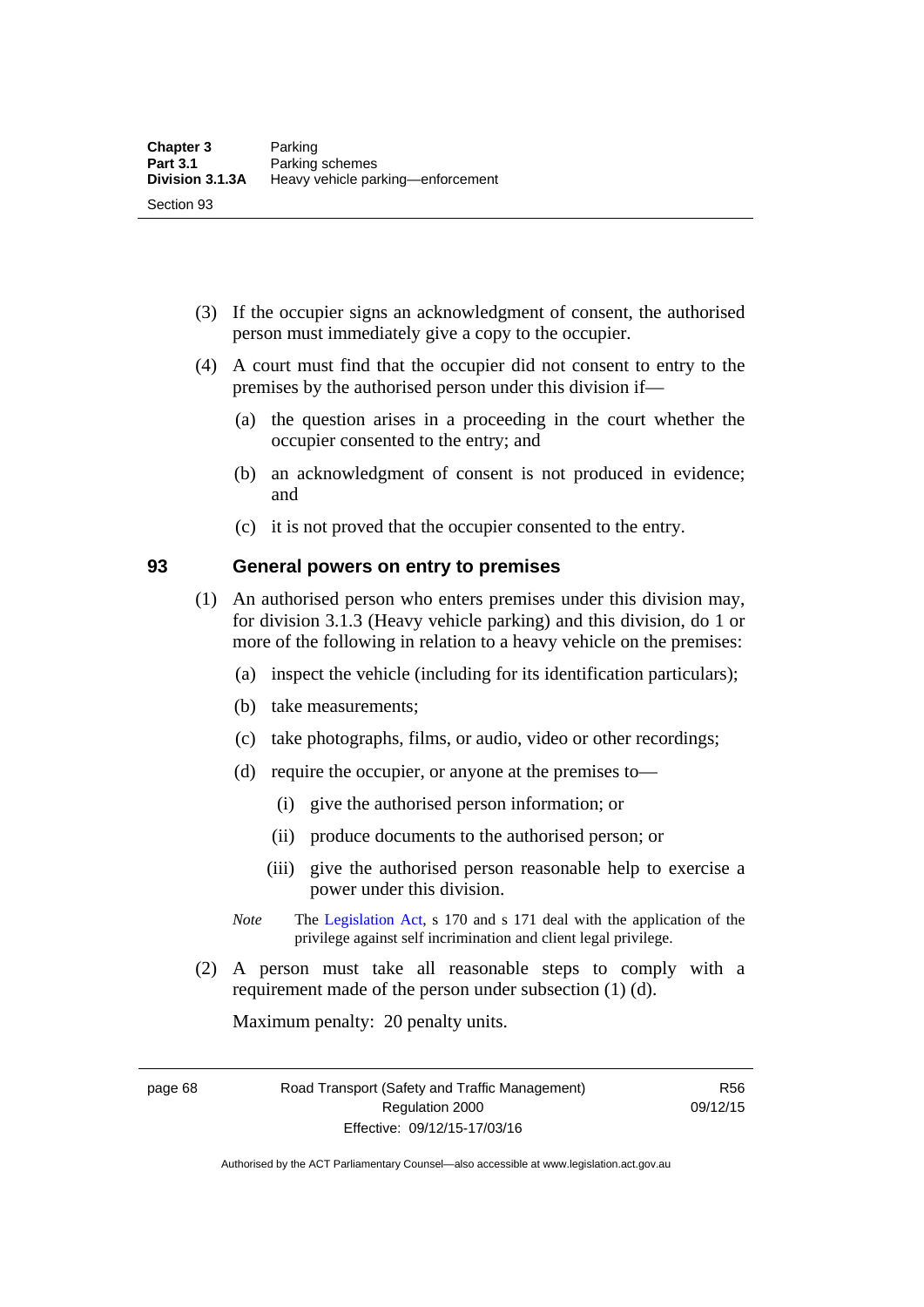(3) If the occupier signs an acknowledgment of consent, the authorised person must immediately give a copy to the occupier.

(4) A court must find that the occupier did not consent to entry to the premises by the authorised person under this division if—

(a) the question arises in a proceeding in the court whether the occupier consented to the entry; and

(b) an acknowledgment of consent is not produced in evidence; and

(c) it is not proved that the occupier consented to the entry.

## 93 General powers on entry to premises

(1) An authorised person who enters premises under this division may, for division 3.1.3 (Heavy vehicle parking) and this division, do 1 or more of the following in relation to a heavy vehicle on the premises:

(a) inspect the vehicle (including for its identification particulars);

(b) take measurements;

(c) take photographs, films, or audio, video or other recordings;

(d) require the occupier, or anyone at the premises to—

(i) give the authorised person information; or

(ii) produce documents to the authorised person; or

(iii) give the authorised person reasonable help to exercise a power under this division.

*Note* The Legislation Act, s 170 and s 171 deal with the application of the privilege against self incrimination and client legal privilege.

(2) A person must take all reasonable steps to comply with a requirement made of the person under subsection (1) (d).

Maximum penalty: 20 penalty units.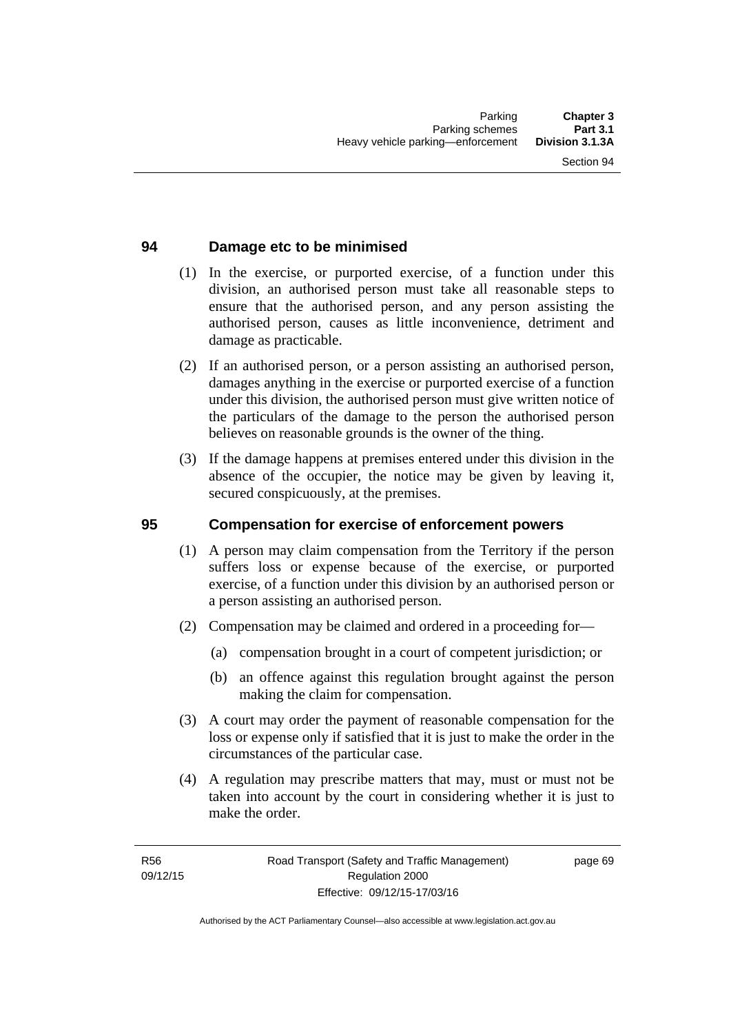## 94 Damage etc to be minimised

(1) In the exercise, or purported exercise, of a function under this division, an authorised person must take all reasonable steps to ensure that the authorised person, and any person assisting the authorised person, causes as little inconvenience, detriment and damage as practicable.

(2) If an authorised person, or a person assisting an authorised person, damages anything in the exercise or purported exercise of a function under this division, the authorised person must give written notice of the particulars of the damage to the person the authorised person believes on reasonable grounds is the owner of the thing.

(3) If the damage happens at premises entered under this division in the absence of the occupier, the notice may be given by leaving it, secured conspicuously, at the premises.

## 95 Compensation for exercise of enforcement powers

(1) A person may claim compensation from the Territory if the person suffers loss or expense because of the exercise, or purported exercise, of a function under this division by an authorised person or a person assisting an authorised person.

(2) Compensation may be claimed and ordered in a proceeding for—

(a) compensation brought in a court of competent jurisdiction; or

(b) an offence against this regulation brought against the person making the claim for compensation.

(3) A court may order the payment of reasonable compensation for the loss or expense only if satisfied that it is just to make the order in the circumstances of the particular case.

(4) A regulation may prescribe matters that may, must or must not be taken into account by the court in considering whether it is just to make the order.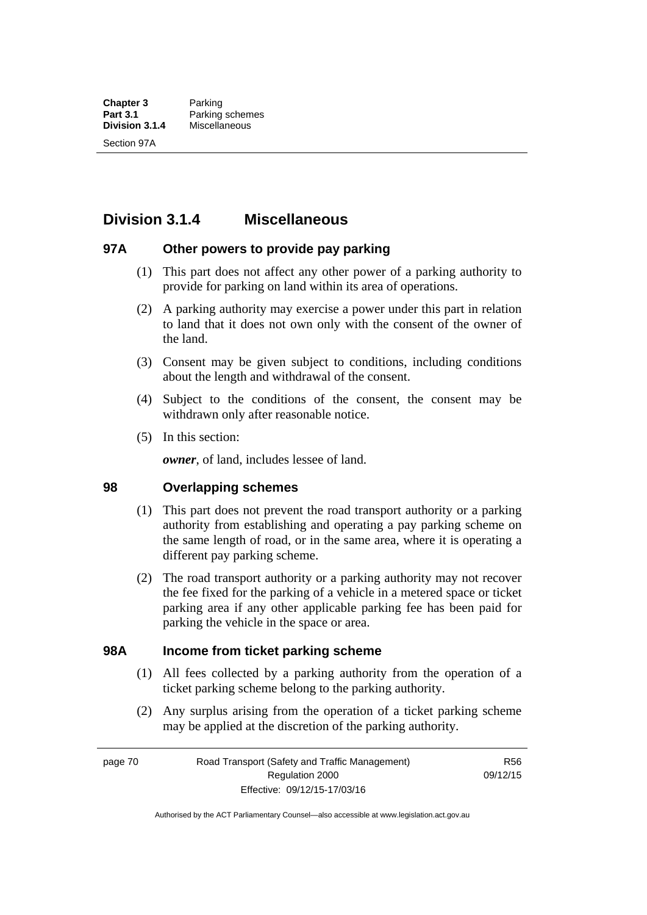## Division 3.1.4 Miscellaneous

### 97A Other powers to provide pay parking

(1) This part does not affect any other power of a parking authority to provide for parking on land within its area of operations.

(2) A parking authority may exercise a power under this part in relation to land that it does not own only with the consent of the owner of the land.

(3) Consent may be given subject to conditions, including conditions about the length and withdrawal of the consent.

(4) Subject to the conditions of the consent, the consent may be withdrawn only after reasonable notice.

(5) In this section:

***owner***, of land, includes lessee of land.

### 98 Overlapping schemes

(1) This part does not prevent the road transport authority or a parking authority from establishing and operating a pay parking scheme on the same length of road, or in the same area, where it is operating a different pay parking scheme.

(2) The road transport authority or a parking authority may not recover the fee fixed for the parking of a vehicle in a metered space or ticket parking area if any other applicable parking fee has been paid for parking the vehicle in the space or area.

### 98A Income from ticket parking scheme

(1) All fees collected by a parking authority from the operation of a ticket parking scheme belong to the parking authority.

(2) Any surplus arising from the operation of a ticket parking scheme may be applied at the discretion of the parking authority.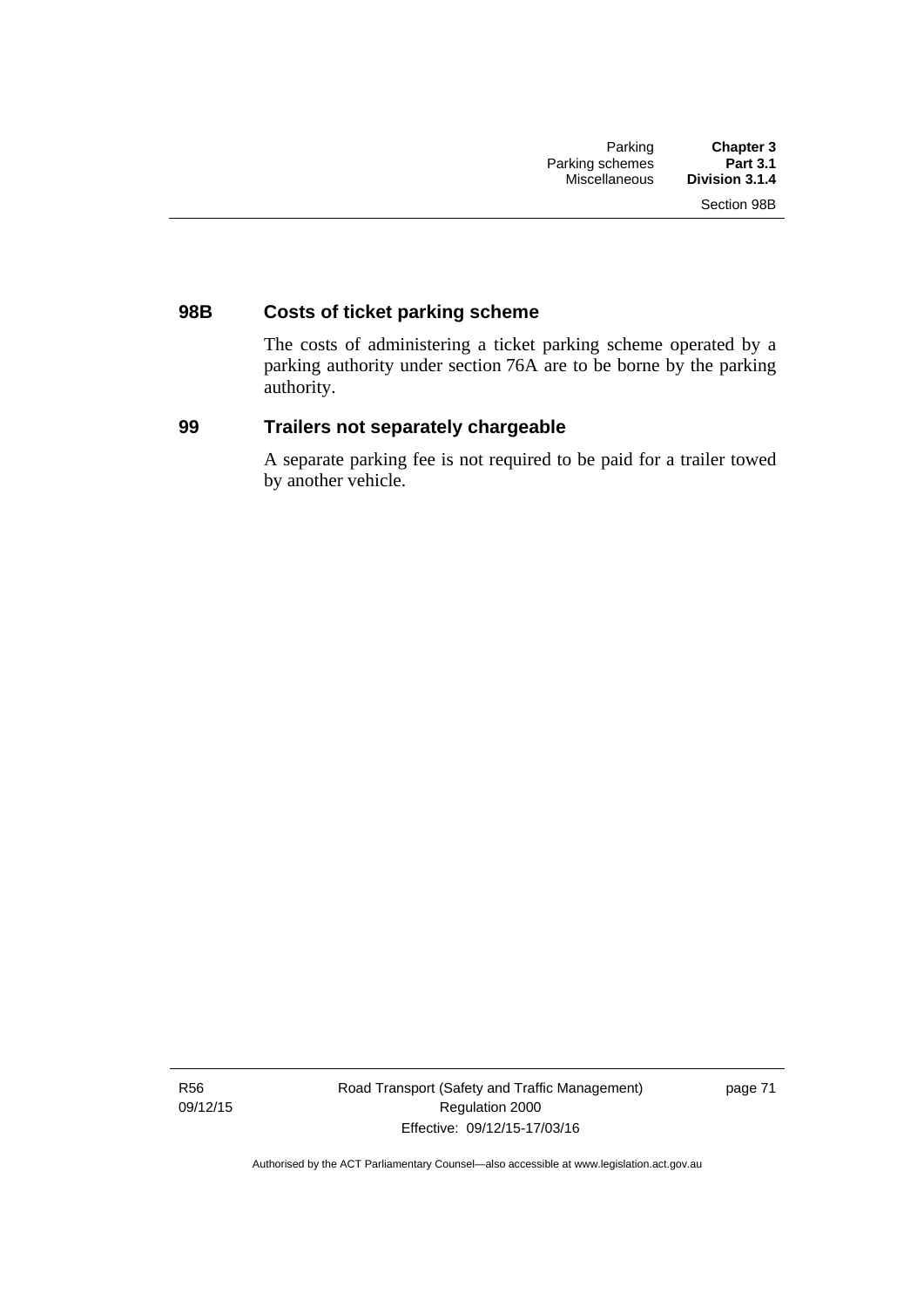### 98B Costs of ticket parking scheme

The costs of administering a ticket parking scheme operated by a parking authority under section 76A are to be borne by the parking authority.

### 99 Trailers not separately chargeable

A separate parking fee is not required to be paid for a trailer towed by another vehicle.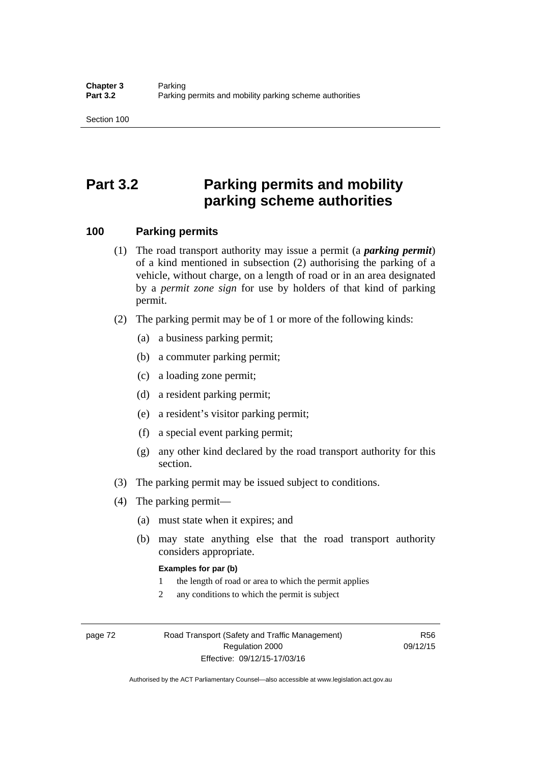# Part 3.2 Parking permits and mobility parking scheme authorities

## 100 Parking permits

(1) The road transport authority may issue a permit (a ***parking permit***) of a kind mentioned in subsection (2) authorising the parking of a vehicle, without charge, on a length of road or in an area designated by a *permit zone sign* for use by holders of that kind of parking permit.

(2) The parking permit may be of 1 or more of the following kinds:

(a) a business parking permit;

(b) a commuter parking permit;

(c) a loading zone permit;

(d) a resident parking permit;

(e) a resident's visitor parking permit;

(f) a special event parking permit;

(g) any other kind declared by the road transport authority for this section.

(3) The parking permit may be issued subject to conditions.

(4) The parking permit—

(a) must state when it expires; and

(b) may state anything else that the road transport authority considers appropriate.

**Examples for par (b)**

1 the length of road or area to which the permit applies

2 any conditions to which the permit is subject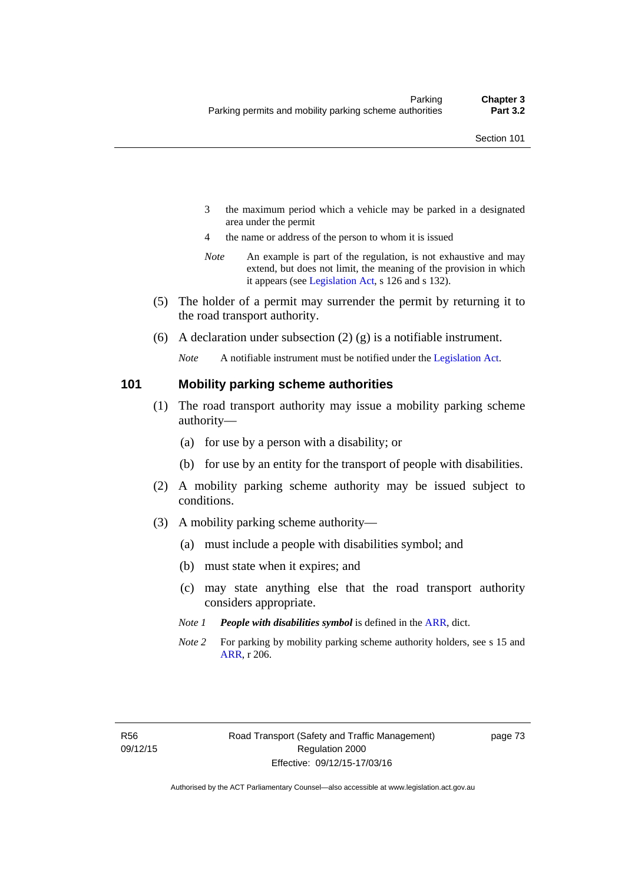3 the maximum period which a vehicle may be parked in a designated area under the permit

4 the name or address of the person to whom it is issued

*Note* An example is part of the regulation, is not exhaustive and may extend, but does not limit, the meaning of the provision in which it appears (see Legislation Act, s 126 and s 132).

(5) The holder of a permit may surrender the permit by returning it to the road transport authority.

(6) A declaration under subsection (2) (g) is a notifiable instrument.

*Note* A notifiable instrument must be notified under the Legislation Act.

## 101 Mobility parking scheme authorities

(1) The road transport authority may issue a mobility parking scheme authority—

(a) for use by a person with a disability; or

(b) for use by an entity for the transport of people with disabilities.

(2) A mobility parking scheme authority may be issued subject to conditions.

(3) A mobility parking scheme authority—

(a) must include a people with disabilities symbol; and

(b) must state when it expires; and

(c) may state anything else that the road transport authority considers appropriate.

*Note 1* ***People with disabilities symbol*** is defined in the ARR, dict.

*Note 2* For parking by mobility parking scheme authority holders, see s 15 and ARR, r 206.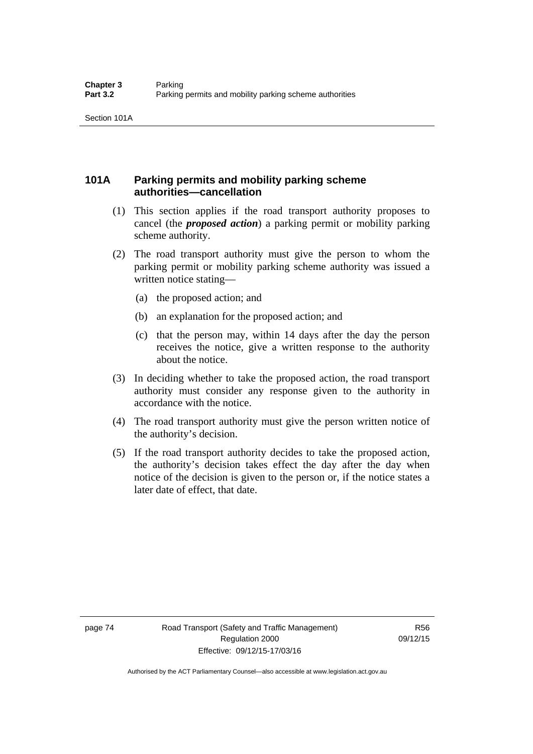## 101A Parking permits and mobility parking scheme authorities—cancellation

(1) This section applies if the road transport authority proposes to cancel (the ***proposed action***) a parking permit or mobility parking scheme authority.

(2) The road transport authority must give the person to whom the parking permit or mobility parking scheme authority was issued a written notice stating—

(a) the proposed action; and

(b) an explanation for the proposed action; and

(c) that the person may, within 14 days after the day the person receives the notice, give a written response to the authority about the notice.

(3) In deciding whether to take the proposed action, the road transport authority must consider any response given to the authority in accordance with the notice.

(4) The road transport authority must give the person written notice of the authority's decision.

(5) If the road transport authority decides to take the proposed action, the authority's decision takes effect the day after the day when notice of the decision is given to the person or, if the notice states a later date of effect, that date.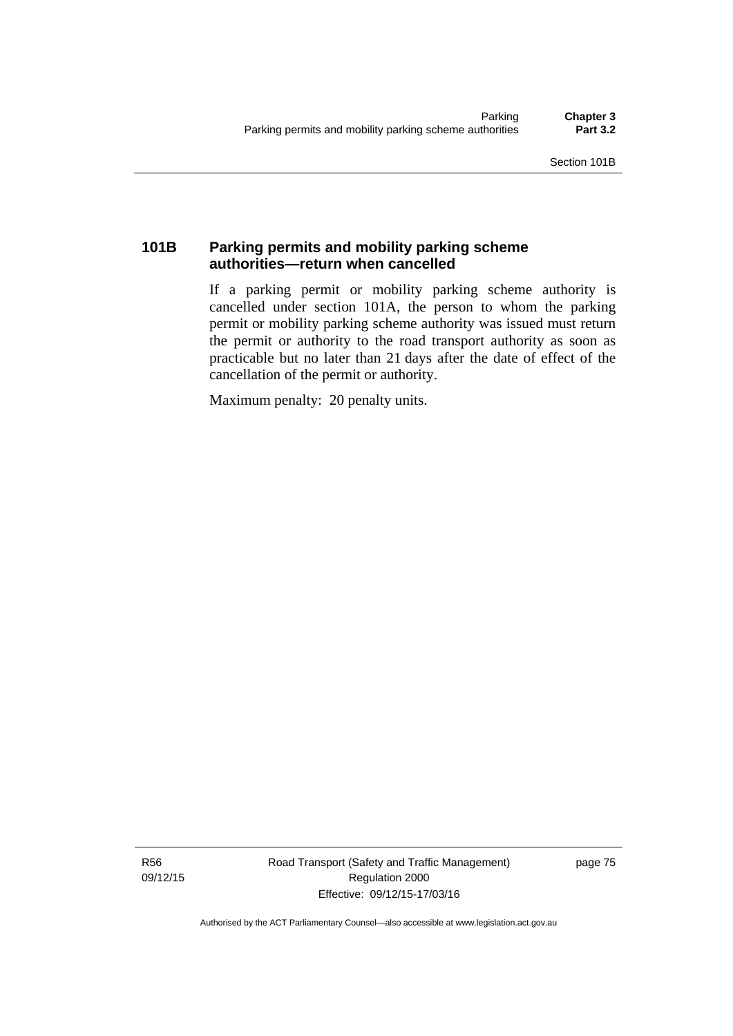### 101B Parking permits and mobility parking scheme authorities—return when cancelled

If a parking permit or mobility parking scheme authority is cancelled under section 101A, the person to whom the parking permit or mobility parking scheme authority was issued must return the permit or authority to the road transport authority as soon as practicable but no later than 21 days after the date of effect of the cancellation of the permit or authority.

Maximum penalty: 20 penalty units.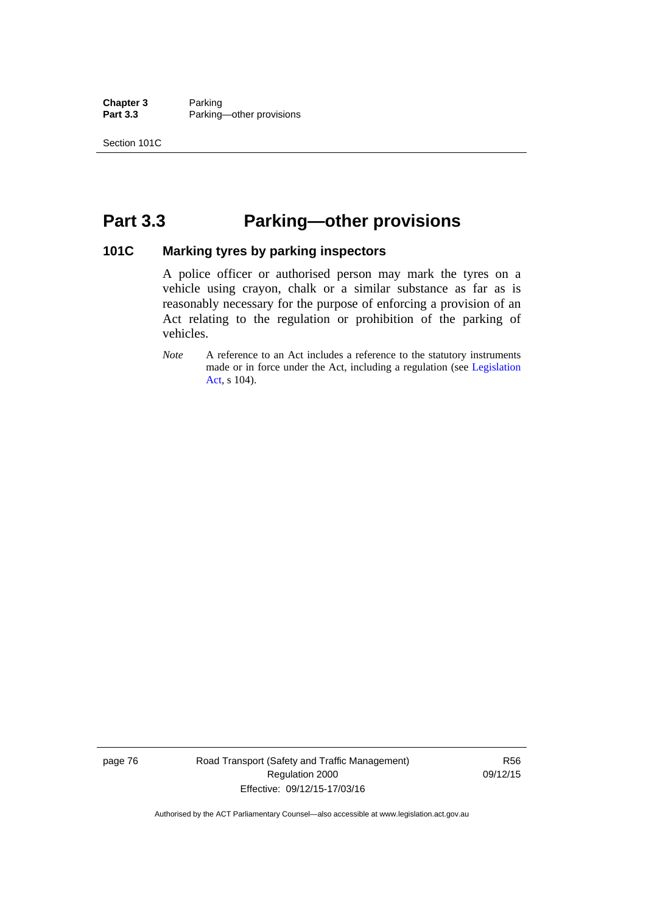# Part 3.3 Parking—other provisions

## 101C Marking tyres by parking inspectors

A police officer or authorised person may mark the tyres on a vehicle using crayon, chalk or a similar substance as far as is reasonably necessary for the purpose of enforcing a provision of an Act relating to the regulation or prohibition of the parking of vehicles.

*Note* A reference to an Act includes a reference to the statutory instruments made or in force under the Act, including a regulation (see Legislation Act, s 104).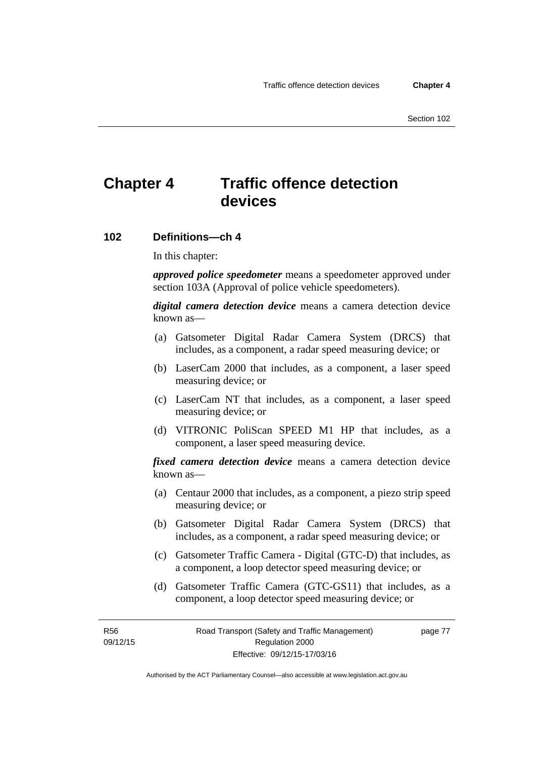# Chapter 4 Traffic offence detection devices

## 102 Definitions—ch 4

In this chapter:

***approved police speedometer*** means a speedometer approved under section 103A (Approval of police vehicle speedometers).

***digital camera detection device*** means a camera detection device known as—

(a) Gatsometer Digital Radar Camera System (DRCS) that includes, as a component, a radar speed measuring device; or

(b) LaserCam 2000 that includes, as a component, a laser speed measuring device; or

(c) LaserCam NT that includes, as a component, a laser speed measuring device; or

(d) VITRONIC PoliScan SPEED M1 HP that includes, as a component, a laser speed measuring device.

***fixed camera detection device*** means a camera detection device known as—

(a) Centaur 2000 that includes, as a component, a piezo strip speed measuring device; or

(b) Gatsometer Digital Radar Camera System (DRCS) that includes, as a component, a radar speed measuring device; or

(c) Gatsometer Traffic Camera - Digital (GTC-D) that includes, as a component, a loop detector speed measuring device; or

(d) Gatsometer Traffic Camera (GTC-GS11) that includes, as a component, a loop detector speed measuring device; or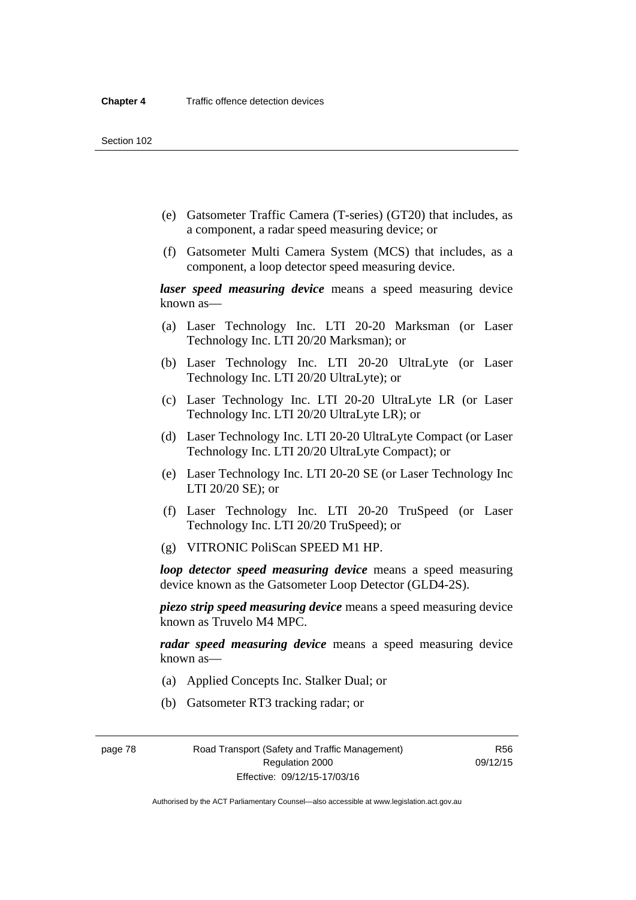(e) Gatsometer Traffic Camera (T-series) (GT20) that includes, as a component, a radar speed measuring device; or

(f) Gatsometer Multi Camera System (MCS) that includes, as a component, a loop detector speed measuring device.

***laser speed measuring device*** means a speed measuring device known as—

(a) Laser Technology Inc. LTI 20-20 Marksman (or Laser Technology Inc. LTI 20/20 Marksman); or

(b) Laser Technology Inc. LTI 20-20 UltraLyte (or Laser Technology Inc. LTI 20/20 UltraLyte); or

(c) Laser Technology Inc. LTI 20-20 UltraLyte LR (or Laser Technology Inc. LTI 20/20 UltraLyte LR); or

(d) Laser Technology Inc. LTI 20-20 UltraLyte Compact (or Laser Technology Inc. LTI 20/20 UltraLyte Compact); or

(e) Laser Technology Inc. LTI 20-20 SE (or Laser Technology Inc LTI 20/20 SE); or

(f) Laser Technology Inc. LTI 20-20 TruSpeed (or Laser Technology Inc. LTI 20/20 TruSpeed); or

(g) VITRONIC PoliScan SPEED M1 HP.

***loop detector speed measuring device*** means a speed measuring device known as the Gatsometer Loop Detector (GLD4-2S).

***piezo strip speed measuring device*** means a speed measuring device known as Truvelo M4 MPC.

***radar speed measuring device*** means a speed measuring device known as—

(a) Applied Concepts Inc. Stalker Dual; or

(b) Gatsometer RT3 tracking radar; or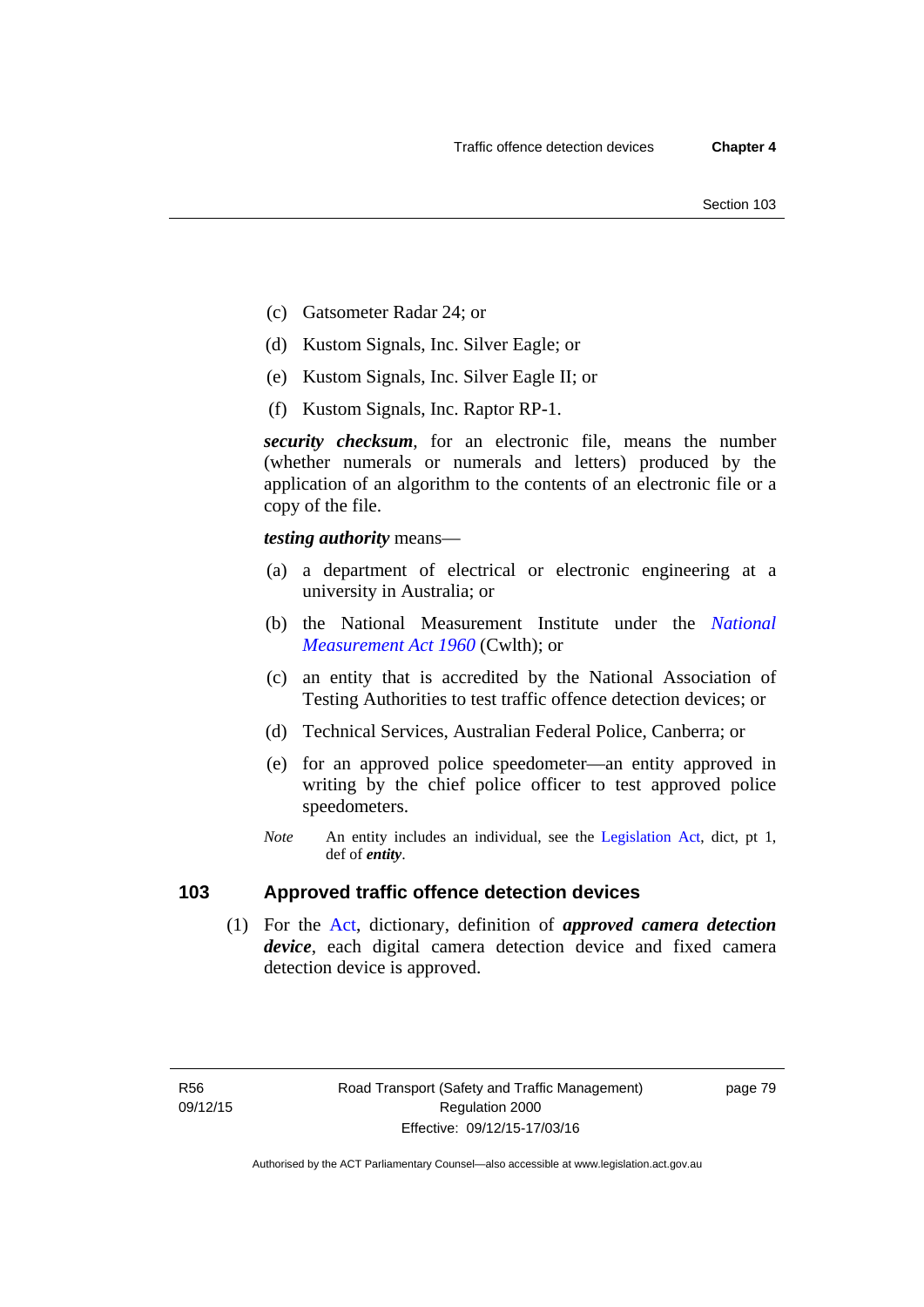(c) Gatsometer Radar 24; or

(d) Kustom Signals, Inc. Silver Eagle; or

(e) Kustom Signals, Inc. Silver Eagle II; or

(f) Kustom Signals, Inc. Raptor RP-1.

***security checksum***, for an electronic file, means the number (whether numerals or numerals and letters) produced by the application of an algorithm to the contents of an electronic file or a copy of the file.

***testing authority*** means—

(a) a department of electrical or electronic engineering at a university in Australia; or

(b) the National Measurement Institute under the *National Measurement Act 1960* (Cwlth); or

(c) an entity that is accredited by the National Association of Testing Authorities to test traffic offence detection devices; or

(d) Technical Services, Australian Federal Police, Canberra; or

(e) for an approved police speedometer—an entity approved in writing by the chief police officer to test approved police speedometers.

*Note* An entity includes an individual, see the Legislation Act, dict, pt 1, def of ***entity***.

## 103 Approved traffic offence detection devices

(1) For the Act, dictionary, definition of ***approved camera detection device***, each digital camera detection device and fixed camera detection device is approved.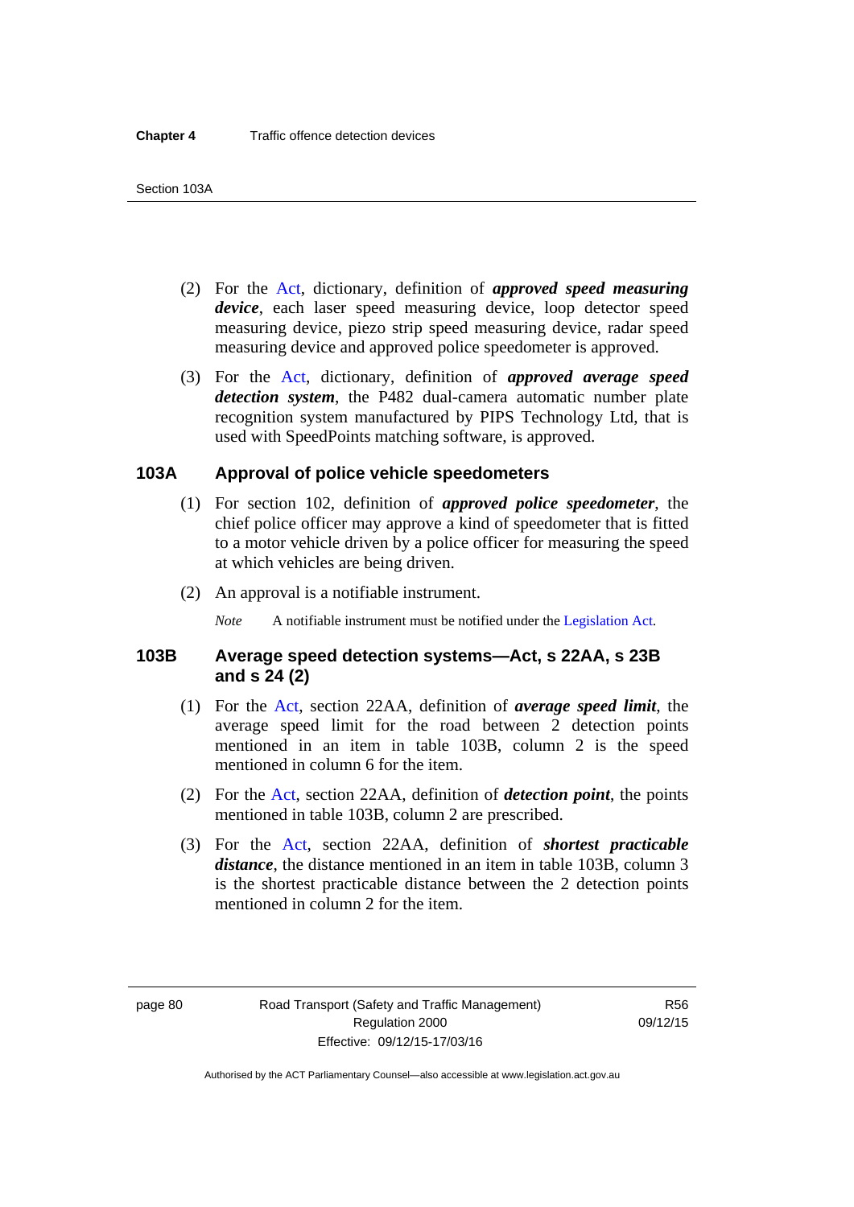(2) For the Act, dictionary, definition of ***approved speed measuring device***, each laser speed measuring device, loop detector speed measuring device, piezo strip speed measuring device, radar speed measuring device and approved police speedometer is approved.

(3) For the Act, dictionary, definition of ***approved average speed detection system***, the P482 dual-camera automatic number plate recognition system manufactured by PIPS Technology Ltd, that is used with SpeedPoints matching software, is approved.

### 103A Approval of police vehicle speedometers

(1) For section 102, definition of ***approved police speedometer***, the chief police officer may approve a kind of speedometer that is fitted to a motor vehicle driven by a police officer for measuring the speed at which vehicles are being driven.

(2) An approval is a notifiable instrument.

*Note* A notifiable instrument must be notified under the Legislation Act.

### 103B Average speed detection systems—Act, s 22AA, s 23B and s 24 (2)

(1) For the Act, section 22AA, definition of ***average speed limit***, the average speed limit for the road between 2 detection points mentioned in an item in table 103B, column 2 is the speed mentioned in column 6 for the item.

(2) For the Act, section 22AA, definition of ***detection point***, the points mentioned in table 103B, column 2 are prescribed.

(3) For the Act, section 22AA, definition of ***shortest practicable distance***, the distance mentioned in an item in table 103B, column 3 is the shortest practicable distance between the 2 detection points mentioned in column 2 for the item.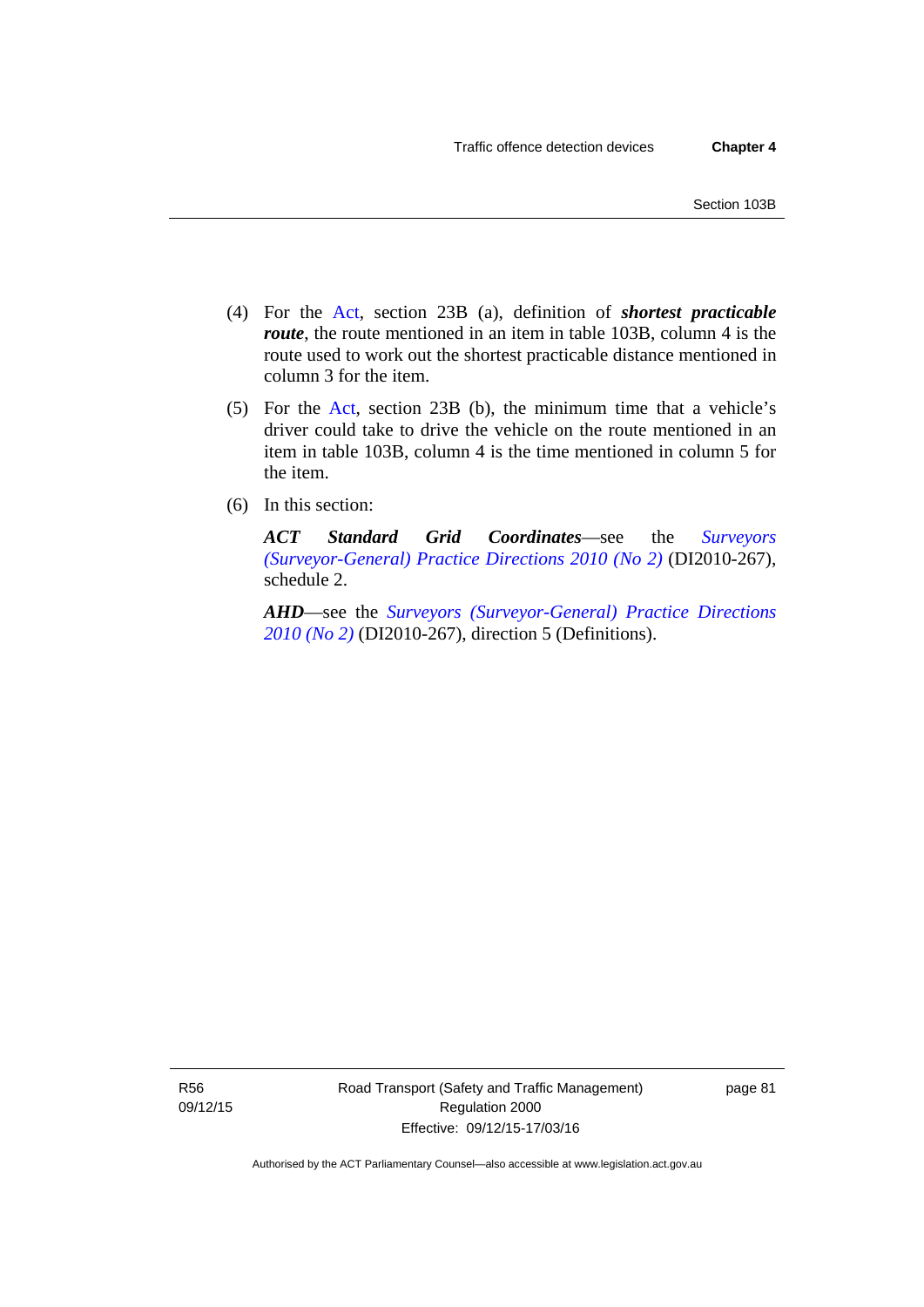(4) For the Act, section 23B (a), definition of ***shortest practicable route***, the route mentioned in an item in table 103B, column 4 is the route used to work out the shortest practicable distance mentioned in column 3 for the item.

(5) For the Act, section 23B (b), the minimum time that a vehicle's driver could take to drive the vehicle on the route mentioned in an item in table 103B, column 4 is the time mentioned in column 5 for the item.

(6) In this section:

***ACT Standard Grid Coordinates***—see the *Surveyors (Surveyor-General) Practice Directions 2010 (No 2)* (DI2010-267), schedule 2.

***AHD***—see the *Surveyors (Surveyor-General) Practice Directions 2010 (No 2)* (DI2010-267), direction 5 (Definitions).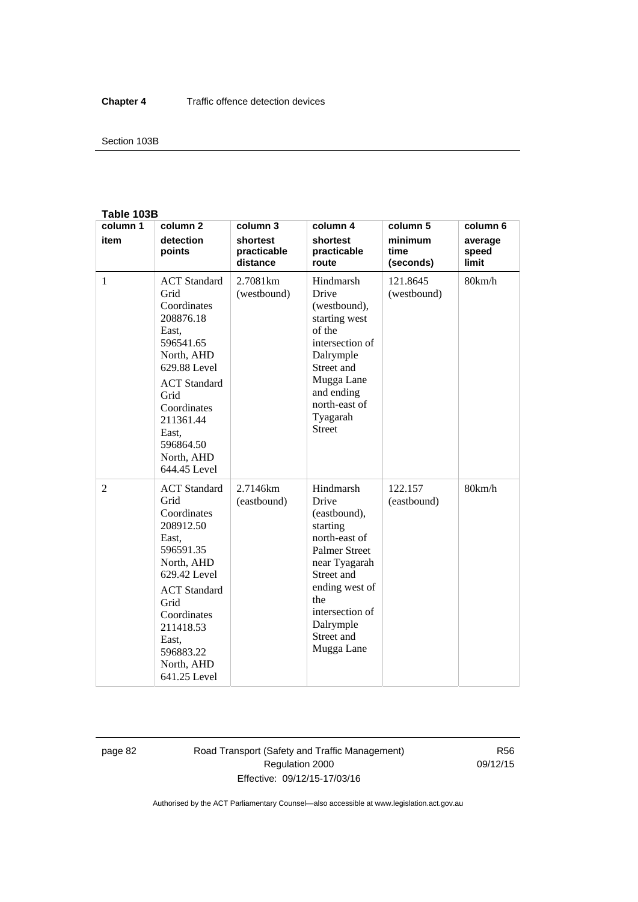**Table 103B**

| column 1<br>item | column 2<br>detection points | column 3<br>shortest practicable distance | column 4<br>shortest practicable route | column 5<br>minimum time (seconds) | column 6<br>average speed limit |
|---|---|---|---|---|---|
| 1 | ACT Standard Grid Coordinates 208876.18 East, 596541.65 North, AHD 629.88 Level<br>ACT Standard Grid Coordinates 211361.44 East, 596864.50 North, AHD 644.45 Level | 2.7081km (westbound) | Hindmarsh Drive (westbound), starting west of the intersection of Dalrymple Street and Mugga Lane and ending north-east of Tyagarah Street | 121.8645 (westbound) | 80km/h |
| 2 | ACT Standard Grid Coordinates 208912.50 East, 596591.35 North, AHD 629.42 Level<br>ACT Standard Grid Coordinates 211418.53 East, 596883.22 North, AHD 641.25 Level | 2.7146km (eastbound) | Hindmarsh Drive (eastbound), starting north-east of Palmer Street near Tyagarah Street and ending west of the intersection of Dalrymple Street and Mugga Lane | 122.157 (eastbound) | 80km/h |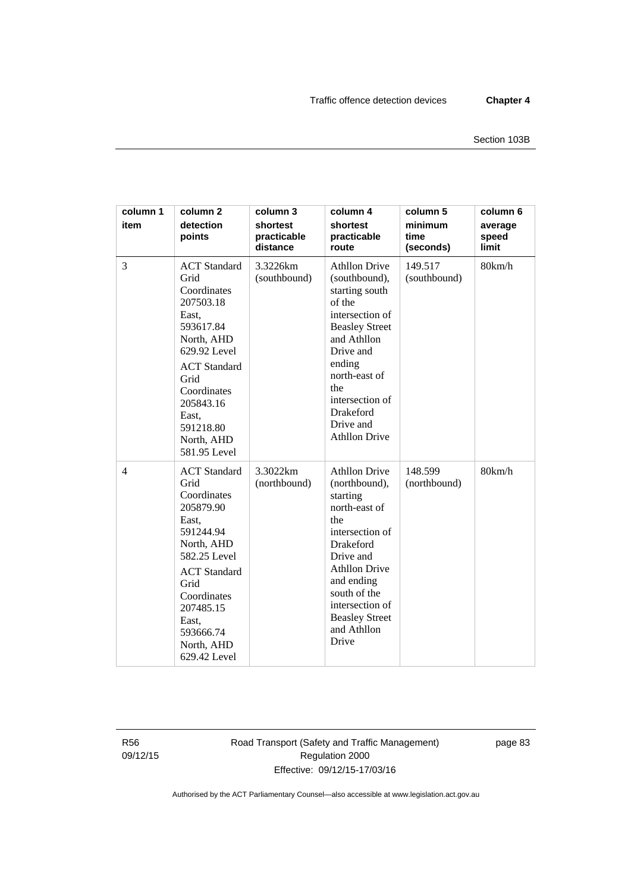| column 1<br>item | column 2<br>detection points | column 3<br>shortest practicable distance | column 4<br>shortest practicable route | column 5<br>minimum time (seconds) | column 6<br>average speed limit |
|---|---|---|---|---|---|
| 3 | ACT Standard Grid Coordinates 207503.18 East, 593617.84 North, AHD 629.92 Level<br>ACT Standard Grid Coordinates 205843.16 East, 591218.80 North, AHD 581.95 Level | 3.3226km (southbound) | Athllon Drive (southbound), starting south of the intersection of Beasley Street and Athllon Drive and ending north-east of the intersection of Drakeford Drive and Athllon Drive | 149.517 (southbound) | 80km/h |
| 4 | ACT Standard Grid Coordinates 205879.90 East, 591244.94 North, AHD 582.25 Level<br>ACT Standard Grid Coordinates 207485.15 East, 593666.74 North, AHD 629.42 Level | 3.3022km (northbound) | Athllon Drive (northbound), starting north-east of the intersection of Drakeford Drive and Athllon Drive and ending south of the intersection of Beasley Street and Athllon Drive | 148.599 (northbound) | 80km/h |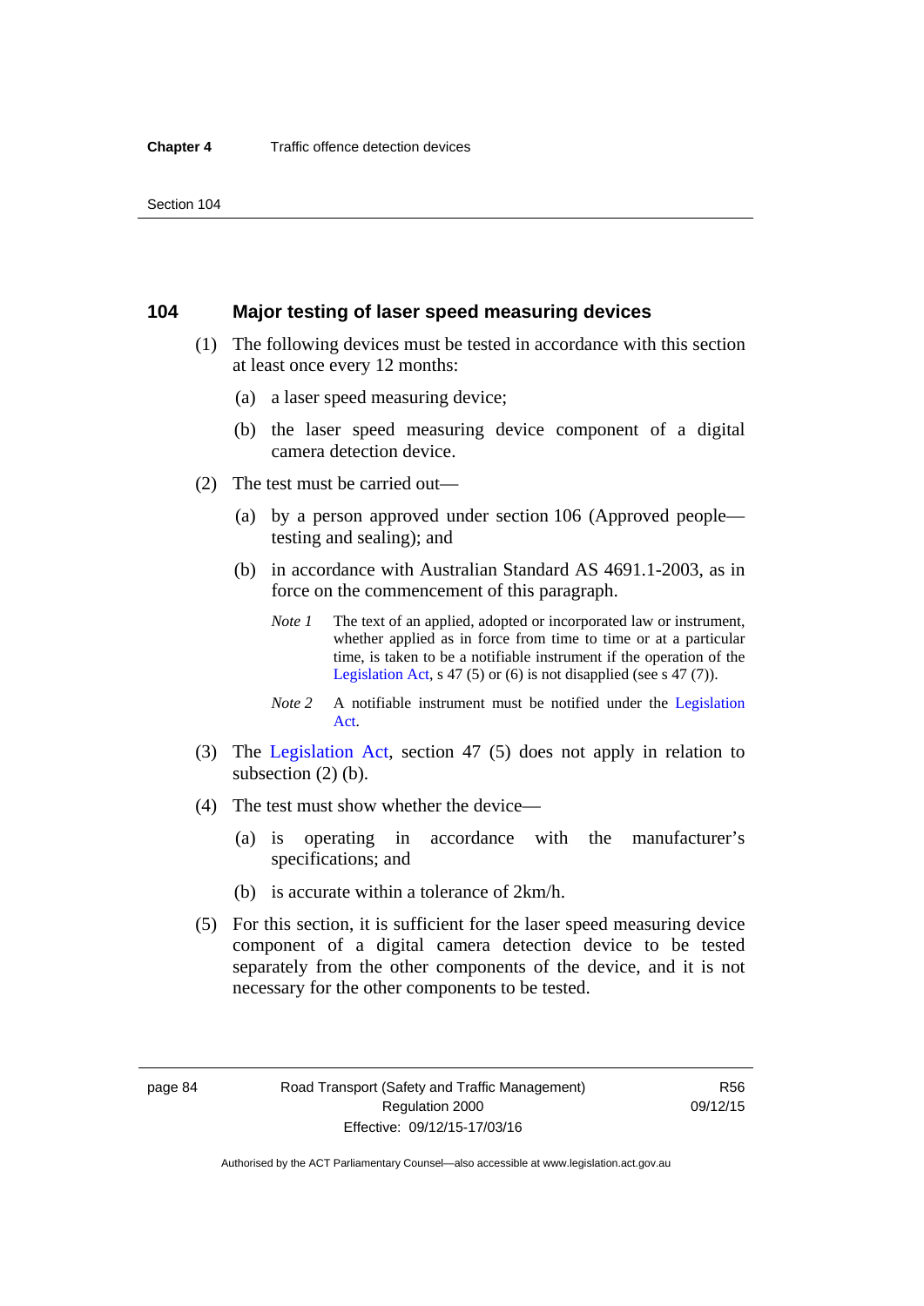## 104 Major testing of laser speed measuring devices

(1) The following devices must be tested in accordance with this section at least once every 12 months:

(a) a laser speed measuring device;

(b) the laser speed measuring device component of a digital camera detection device.

(2) The test must be carried out—

(a) by a person approved under section 106 (Approved people—testing and sealing); and

(b) in accordance with Australian Standard AS 4691.1-2003, as in force on the commencement of this paragraph.

*Note 1* The text of an applied, adopted or incorporated law or instrument, whether applied as in force from time to time or at a particular time, is taken to be a notifiable instrument if the operation of the Legislation Act, s 47 (5) or (6) is not disapplied (see s 47 (7)).

*Note 2* A notifiable instrument must be notified under the Legislation Act.

(3) The Legislation Act, section 47 (5) does not apply in relation to subsection (2) (b).

(4) The test must show whether the device—

(a) is operating in accordance with the manufacturer's specifications; and

(b) is accurate within a tolerance of 2km/h.

(5) For this section, it is sufficient for the laser speed measuring device component of a digital camera detection device to be tested separately from the other components of the device, and it is not necessary for the other components to be tested.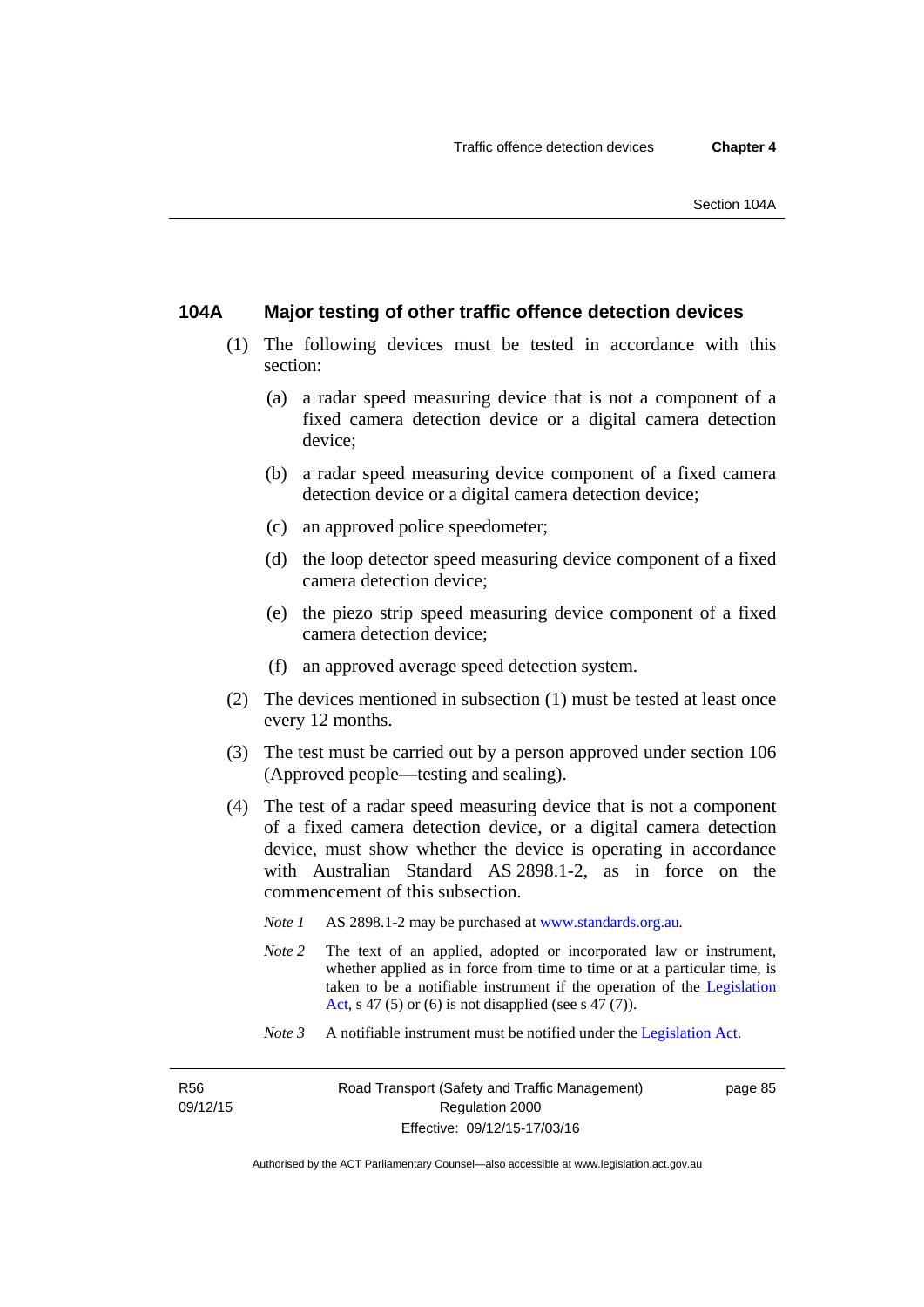### 104A Major testing of other traffic offence detection devices

(1) The following devices must be tested in accordance with this section:

(a) a radar speed measuring device that is not a component of a fixed camera detection device or a digital camera detection device;

(b) a radar speed measuring device component of a fixed camera detection device or a digital camera detection device;

(c) an approved police speedometer;

(d) the loop detector speed measuring device component of a fixed camera detection device;

(e) the piezo strip speed measuring device component of a fixed camera detection device;

(f) an approved average speed detection system.

(2) The devices mentioned in subsection (1) must be tested at least once every 12 months.

(3) The test must be carried out by a person approved under section 106 (Approved people—testing and sealing).

(4) The test of a radar speed measuring device that is not a component of a fixed camera detection device, or a digital camera detection device, must show whether the device is operating in accordance with Australian Standard AS 2898.1-2, as in force on the commencement of this subsection.

*Note 1* AS 2898.1-2 may be purchased at www.standards.org.au.

*Note 2* The text of an applied, adopted or incorporated law or instrument, whether applied as in force from time to time or at a particular time, is taken to be a notifiable instrument if the operation of the Legislation Act, s 47 (5) or (6) is not disapplied (see s 47 (7)).

*Note 3* A notifiable instrument must be notified under the Legislation Act.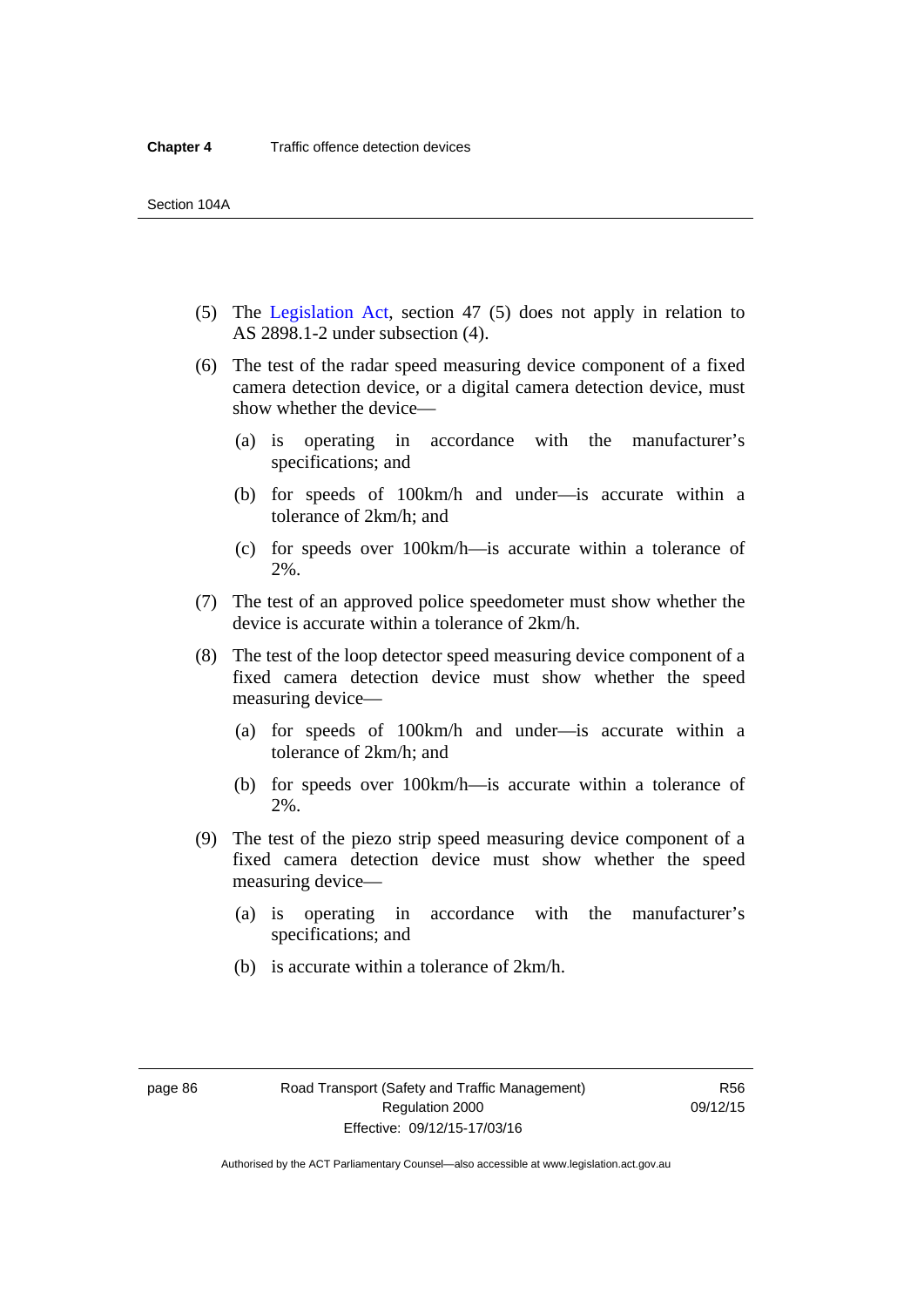(5) The Legislation Act, section 47 (5) does not apply in relation to AS 2898.1-2 under subsection (4).

(6) The test of the radar speed measuring device component of a fixed camera detection device, or a digital camera detection device, must show whether the device—

(a) is operating in accordance with the manufacturer's specifications; and

(b) for speeds of 100km/h and under—is accurate within a tolerance of 2km/h; and

(c) for speeds over 100km/h—is accurate within a tolerance of 2%.

(7) The test of an approved police speedometer must show whether the device is accurate within a tolerance of 2km/h.

(8) The test of the loop detector speed measuring device component of a fixed camera detection device must show whether the speed measuring device—

(a) for speeds of 100km/h and under—is accurate within a tolerance of 2km/h; and

(b) for speeds over 100km/h—is accurate within a tolerance of 2%.

(9) The test of the piezo strip speed measuring device component of a fixed camera detection device must show whether the speed measuring device—

(a) is operating in accordance with the manufacturer's specifications; and

(b) is accurate within a tolerance of 2km/h.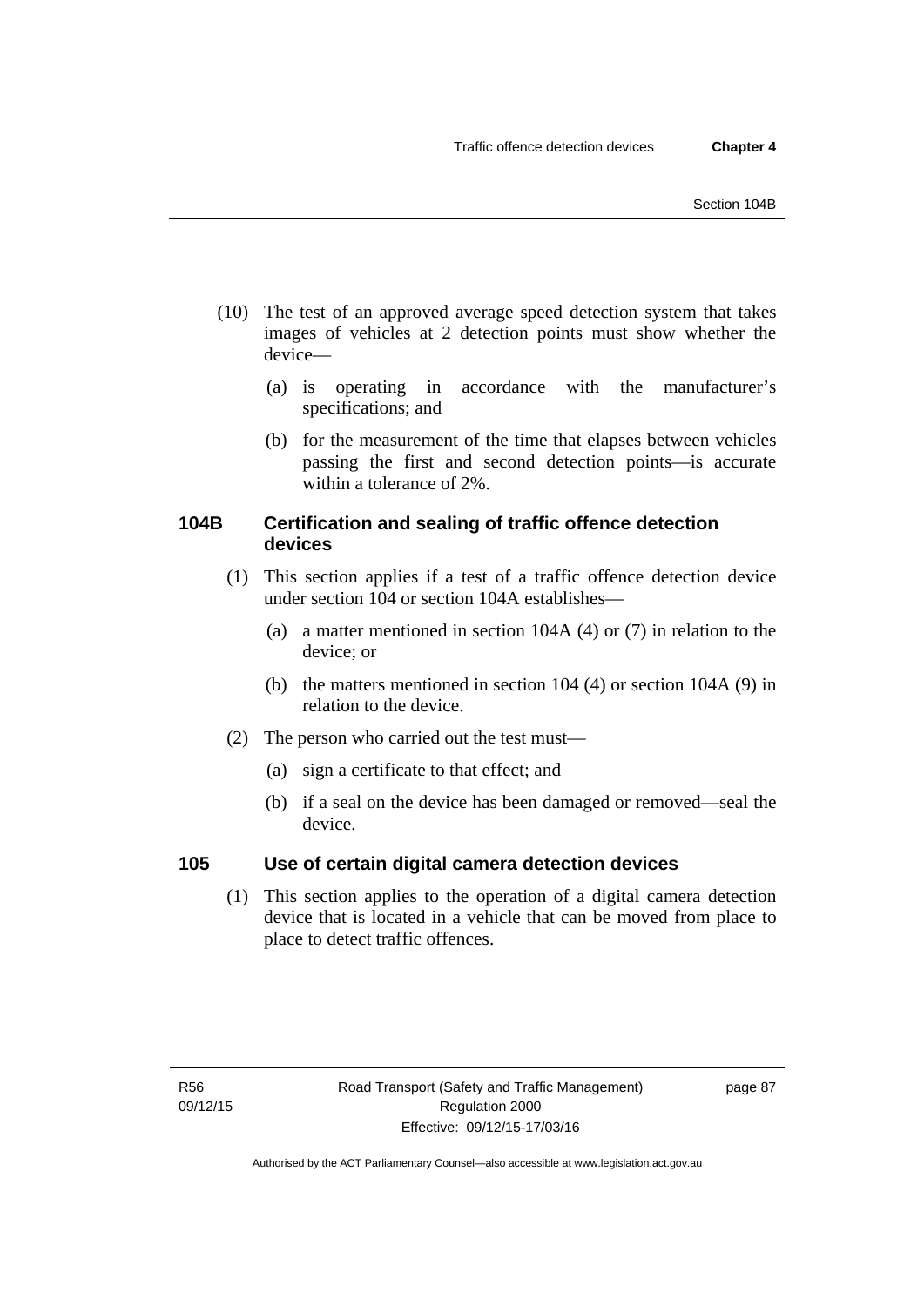(10) The test of an approved average speed detection system that takes images of vehicles at 2 detection points must show whether the device—

(a) is operating in accordance with the manufacturer's specifications; and

(b) for the measurement of the time that elapses between vehicles passing the first and second detection points—is accurate within a tolerance of 2%.

### 104B Certification and sealing of traffic offence detection devices

(1) This section applies if a test of a traffic offence detection device under section 104 or section 104A establishes—

(a) a matter mentioned in section 104A (4) or (7) in relation to the device; or

(b) the matters mentioned in section 104 (4) or section 104A (9) in relation to the device.

(2) The person who carried out the test must—

(a) sign a certificate to that effect; and

(b) if a seal on the device has been damaged or removed—seal the device.

### 105 Use of certain digital camera detection devices

(1) This section applies to the operation of a digital camera detection device that is located in a vehicle that can be moved from place to place to detect traffic offences.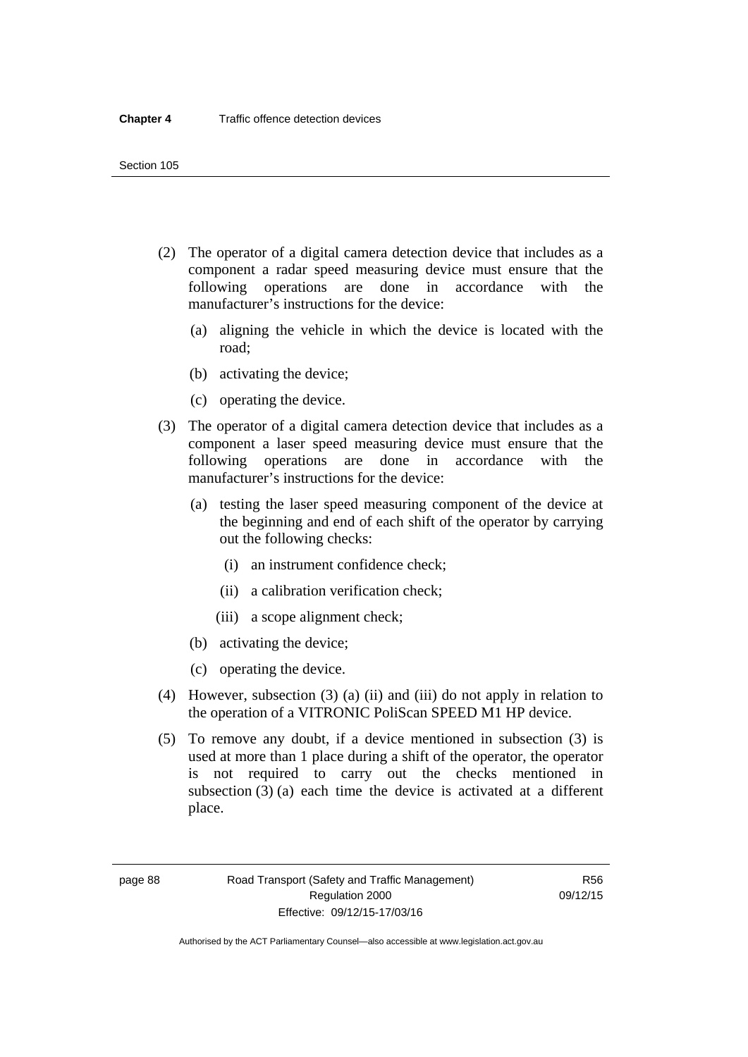(2) The operator of a digital camera detection device that includes as a component a radar speed measuring device must ensure that the following operations are done in accordance with the manufacturer's instructions for the device:

   (a) aligning the vehicle in which the device is located with the road;

   (b) activating the device;

   (c) operating the device.

(3) The operator of a digital camera detection device that includes as a component a laser speed measuring device must ensure that the following operations are done in accordance with the manufacturer's instructions for the device:

   (a) testing the laser speed measuring component of the device at the beginning and end of each shift of the operator by carrying out the following checks:

      (i) an instrument confidence check;

      (ii) a calibration verification check;

      (iii) a scope alignment check;

   (b) activating the device;

   (c) operating the device.

(4) However, subsection (3) (a) (ii) and (iii) do not apply in relation to the operation of a VITRONIC PoliScan SPEED M1 HP device.

(5) To remove any doubt, if a device mentioned in subsection (3) is used at more than 1 place during a shift of the operator, the operator is not required to carry out the checks mentioned in subsection (3) (a) each time the device is activated at a different place.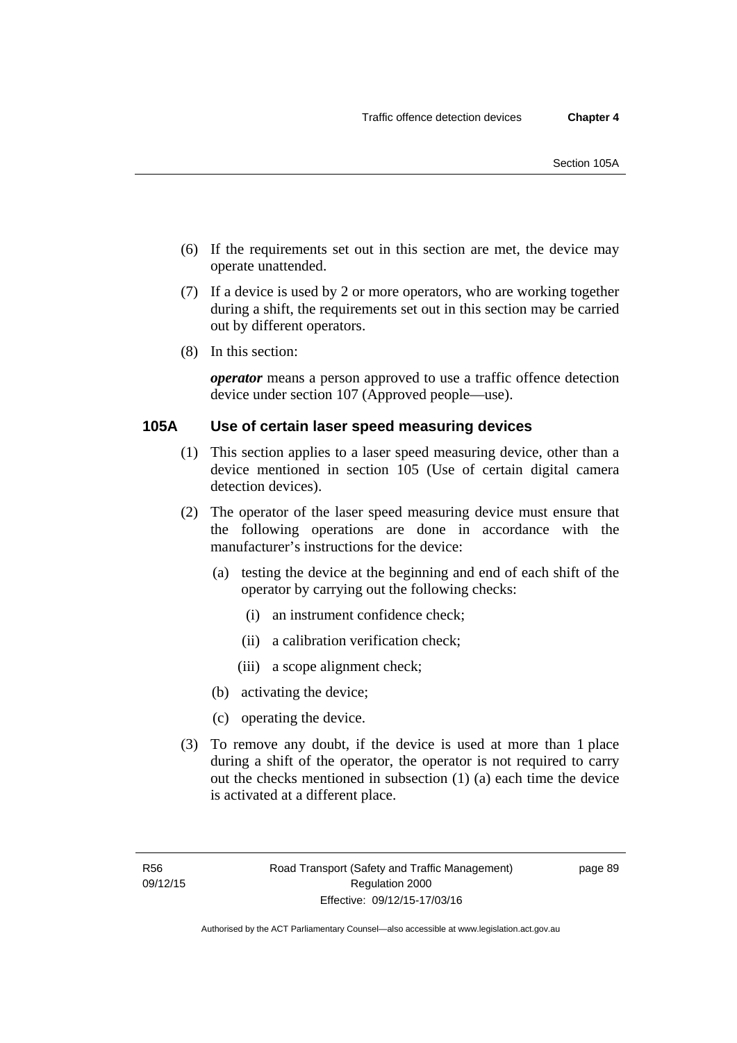(6) If the requirements set out in this section are met, the device may operate unattended.

(7) If a device is used by 2 or more operators, who are working together during a shift, the requirements set out in this section may be carried out by different operators.

(8) In this section:

***operator*** means a person approved to use a traffic offence detection device under section 107 (Approved people—use).

### 105A Use of certain laser speed measuring devices

(1) This section applies to a laser speed measuring device, other than a device mentioned in section 105 (Use of certain digital camera detection devices).

(2) The operator of the laser speed measuring device must ensure that the following operations are done in accordance with the manufacturer's instructions for the device:

(a) testing the device at the beginning and end of each shift of the operator by carrying out the following checks:

(i) an instrument confidence check;

(ii) a calibration verification check;

(iii) a scope alignment check;

(b) activating the device;

(c) operating the device.

(3) To remove any doubt, if the device is used at more than 1 place during a shift of the operator, the operator is not required to carry out the checks mentioned in subsection (1) (a) each time the device is activated at a different place.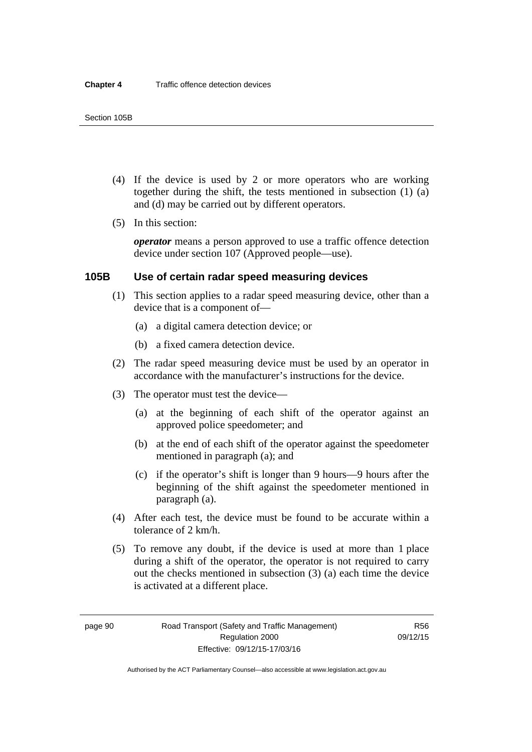(4) If the device is used by 2 or more operators who are working together during the shift, the tests mentioned in subsection (1) (a) and (d) may be carried out by different operators.

(5) In this section:

***operator*** means a person approved to use a traffic offence detection device under section 107 (Approved people—use).

### 105B Use of certain radar speed measuring devices

(1) This section applies to a radar speed measuring device, other than a device that is a component of—

(a) a digital camera detection device; or

(b) a fixed camera detection device.

(2) The radar speed measuring device must be used by an operator in accordance with the manufacturer's instructions for the device.

(3) The operator must test the device—

(a) at the beginning of each shift of the operator against an approved police speedometer; and

(b) at the end of each shift of the operator against the speedometer mentioned in paragraph (a); and

(c) if the operator's shift is longer than 9 hours—9 hours after the beginning of the shift against the speedometer mentioned in paragraph (a).

(4) After each test, the device must be found to be accurate within a tolerance of 2 km/h.

(5) To remove any doubt, if the device is used at more than 1 place during a shift of the operator, the operator is not required to carry out the checks mentioned in subsection (3) (a) each time the device is activated at a different place.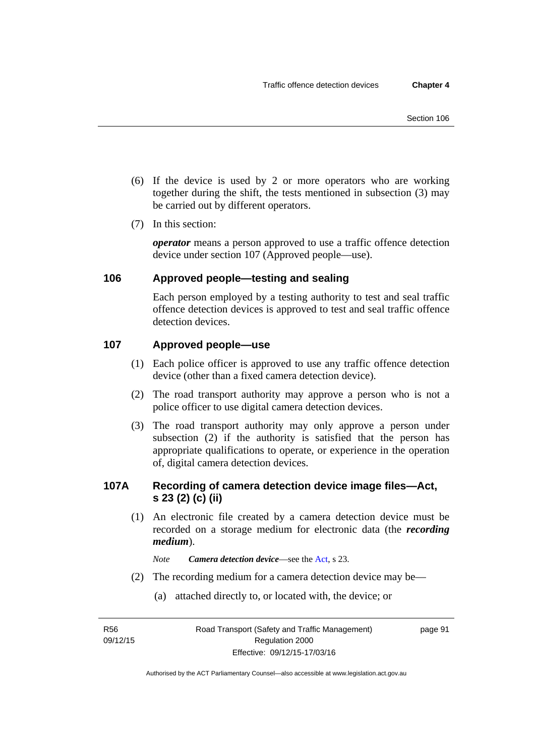(6) If the device is used by 2 or more operators who are working together during the shift, the tests mentioned in subsection (3) may be carried out by different operators.

(7) In this section:

***operator*** means a person approved to use a traffic offence detection device under section 107 (Approved people—use).

## 106 Approved people—testing and sealing

Each person employed by a testing authority to test and seal traffic offence detection devices is approved to test and seal traffic offence detection devices.

## 107 Approved people—use

(1) Each police officer is approved to use any traffic offence detection device (other than a fixed camera detection device).

(2) The road transport authority may approve a person who is not a police officer to use digital camera detection devices.

(3) The road transport authority may only approve a person under subsection (2) if the authority is satisfied that the person has appropriate qualifications to operate, or experience in the operation of, digital camera detection devices.

## 107A Recording of camera detection device image files—Act, s 23 (2) (c) (ii)

(1) An electronic file created by a camera detection device must be recorded on a storage medium for electronic data (the ***recording medium***).

*Note* ***Camera detection device***—see the Act, s 23.

(2) The recording medium for a camera detection device may be—

(a) attached directly to, or located with, the device; or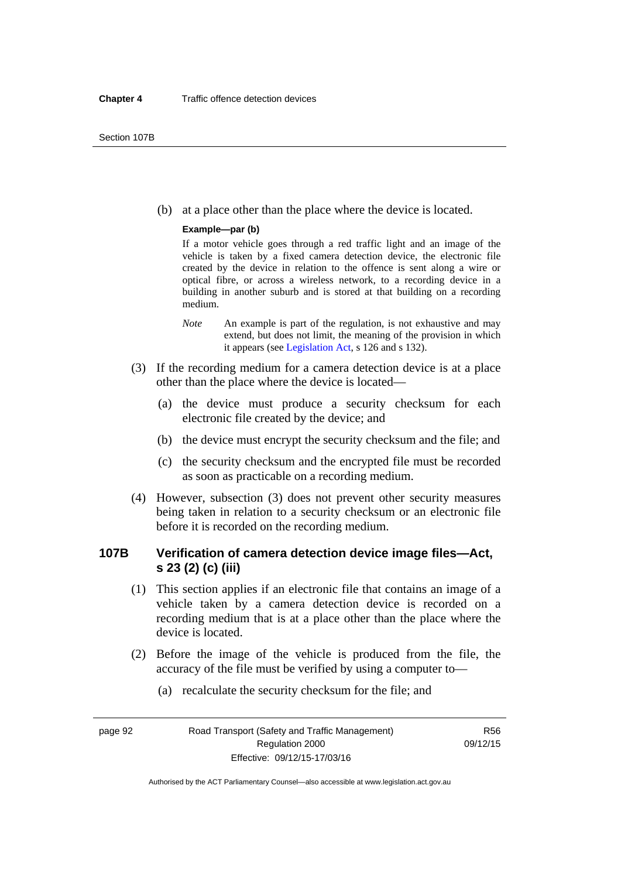(b) at a place other than the place where the device is located.

**Example—par (b)**

If a motor vehicle goes through a red traffic light and an image of the vehicle is taken by a fixed camera detection device, the electronic file created by the device in relation to the offence is sent along a wire or optical fibre, or across a wireless network, to a recording device in a building in another suburb and is stored at that building on a recording medium.

*Note* An example is part of the regulation, is not exhaustive and may extend, but does not limit, the meaning of the provision in which it appears (see Legislation Act, s 126 and s 132).

(3) If the recording medium for a camera detection device is at a place other than the place where the device is located—

(a) the device must produce a security checksum for each electronic file created by the device; and

(b) the device must encrypt the security checksum and the file; and

(c) the security checksum and the encrypted file must be recorded as soon as practicable on a recording medium.

(4) However, subsection (3) does not prevent other security measures being taken in relation to a security checksum or an electronic file before it is recorded on the recording medium.

## 107B Verification of camera detection device image files—Act, s 23 (2) (c) (iii)

(1) This section applies if an electronic file that contains an image of a vehicle taken by a camera detection device is recorded on a recording medium that is at a place other than the place where the device is located.

(2) Before the image of the vehicle is produced from the file, the accuracy of the file must be verified by using a computer to—

(a) recalculate the security checksum for the file; and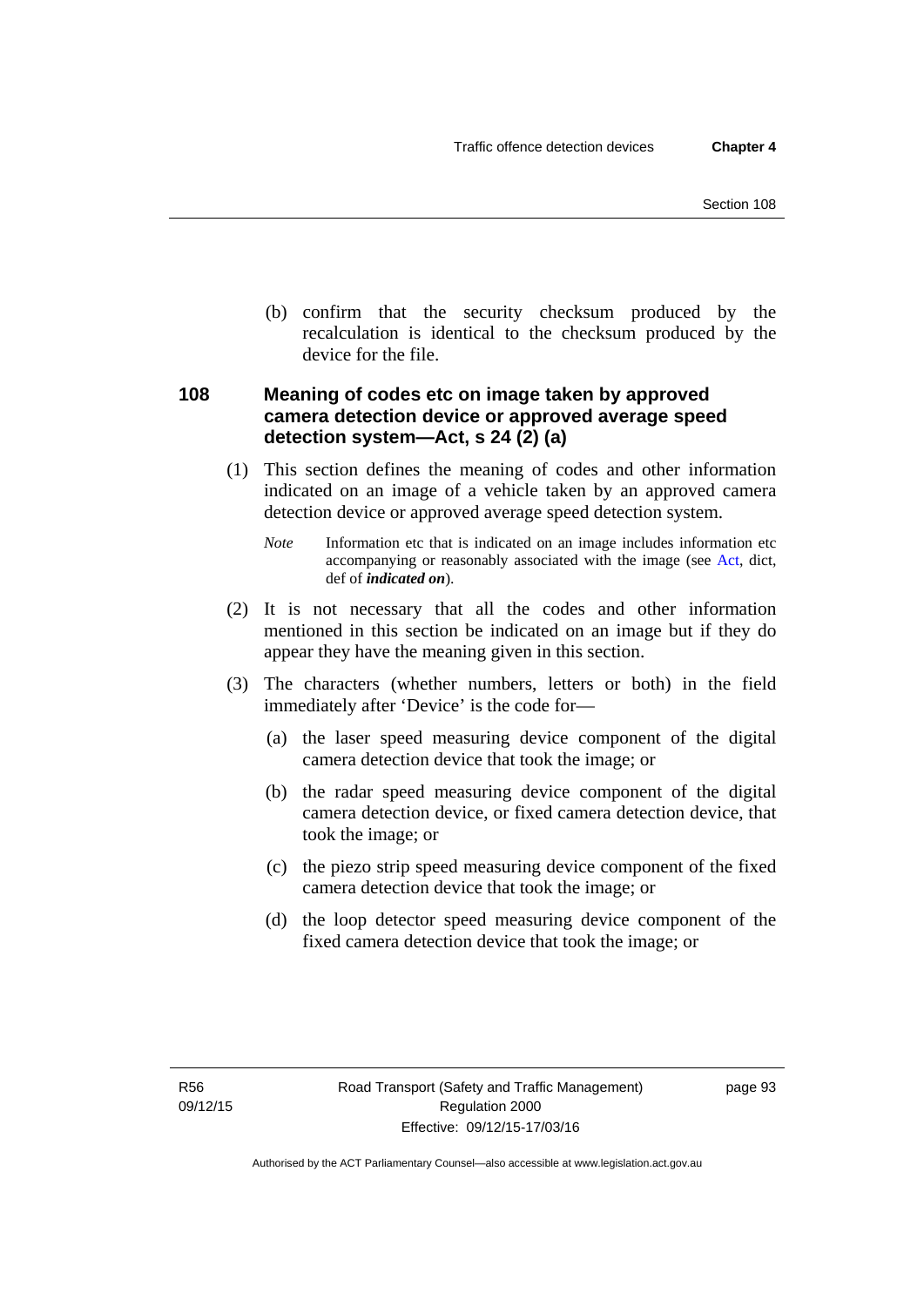(b) confirm that the security checksum produced by the recalculation is identical to the checksum produced by the device for the file.

## 108 Meaning of codes etc on image taken by approved camera detection device or approved average speed detection system—Act, s 24 (2) (a)

(1) This section defines the meaning of codes and other information indicated on an image of a vehicle taken by an approved camera detection device or approved average speed detection system.

*Note* Information etc that is indicated on an image includes information etc accompanying or reasonably associated with the image (see Act, dict, def of ***indicated on***).

(2) It is not necessary that all the codes and other information mentioned in this section be indicated on an image but if they do appear they have the meaning given in this section.

(3) The characters (whether numbers, letters or both) in the field immediately after 'Device' is the code for—

(a) the laser speed measuring device component of the digital camera detection device that took the image; or

(b) the radar speed measuring device component of the digital camera detection device, or fixed camera detection device, that took the image; or

(c) the piezo strip speed measuring device component of the fixed camera detection device that took the image; or

(d) the loop detector speed measuring device component of the fixed camera detection device that took the image; or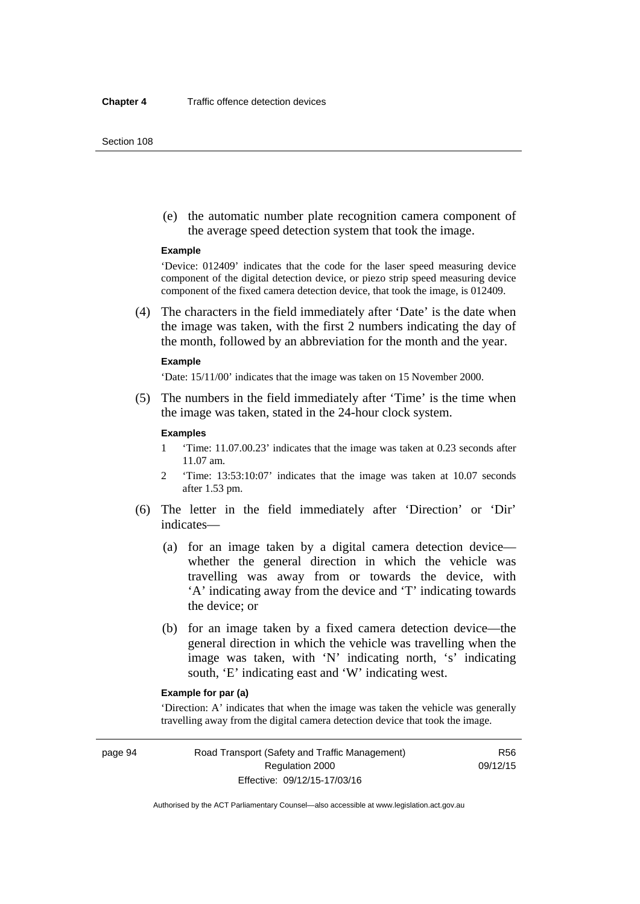(e) the automatic number plate recognition camera component of the average speed detection system that took the image.

**Example**

'Device: 012409' indicates that the code for the laser speed measuring device component of the digital detection device, or piezo strip speed measuring device component of the fixed camera detection device, that took the image, is 012409.

(4) The characters in the field immediately after 'Date' is the date when the image was taken, with the first 2 numbers indicating the day of the month, followed by an abbreviation for the month and the year.

**Example**

'Date: 15/11/00' indicates that the image was taken on 15 November 2000.

(5) The numbers in the field immediately after 'Time' is the time when the image was taken, stated in the 24-hour clock system.

**Examples**

1 'Time: 11.07.00.23' indicates that the image was taken at 0.23 seconds after 11.07 am.

2 'Time: 13:53:10:07' indicates that the image was taken at 10.07 seconds after 1.53 pm.

(6) The letter in the field immediately after 'Direction' or 'Dir' indicates—

(a) for an image taken by a digital camera detection device—whether the general direction in which the vehicle was travelling was away from or towards the device, with 'A' indicating away from the device and 'T' indicating towards the device; or

(b) for an image taken by a fixed camera detection device—the general direction in which the vehicle was travelling when the image was taken, with 'N' indicating north, 's' indicating south, 'E' indicating east and 'W' indicating west.

**Example for par (a)**

'Direction: A' indicates that when the image was taken the vehicle was generally travelling away from the digital camera detection device that took the image.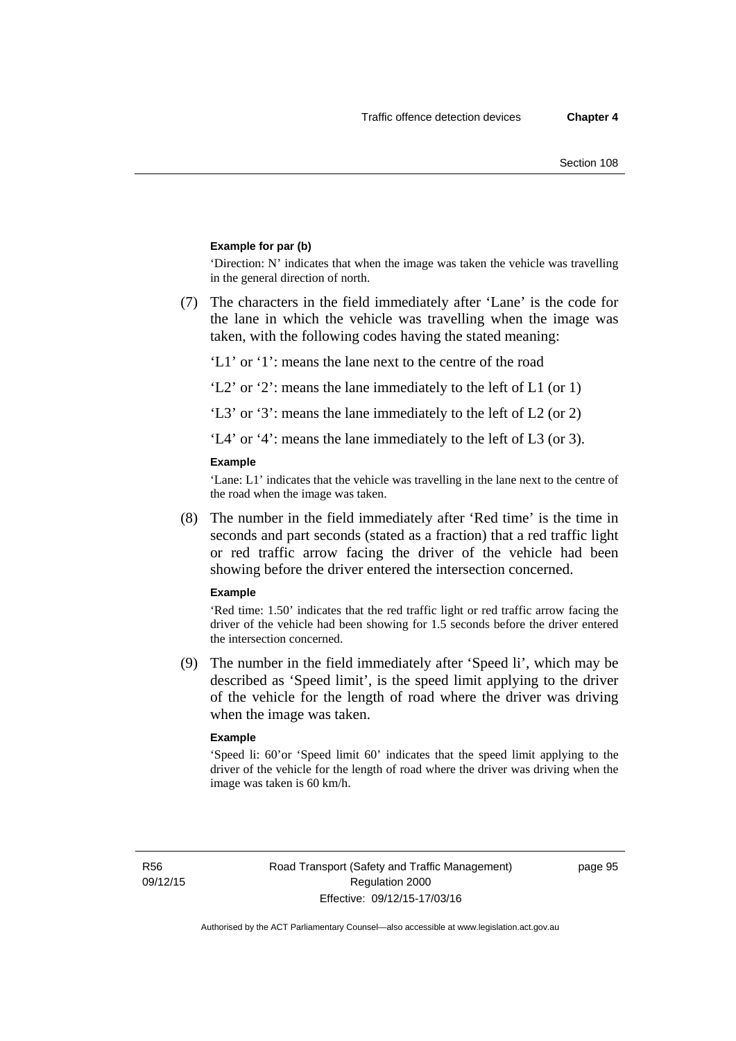**Example for par (b)**

'Direction: N' indicates that when the image was taken the vehicle was travelling in the general direction of north.

(7) The characters in the field immediately after 'Lane' is the code for the lane in which the vehicle was travelling when the image was taken, with the following codes having the stated meaning:

'L1' or '1': means the lane next to the centre of the road

'L2' or '2': means the lane immediately to the left of L1 (or 1)

'L3' or '3': means the lane immediately to the left of L2 (or 2)

'L4' or '4': means the lane immediately to the left of L3 (or 3).

**Example**

'Lane: L1' indicates that the vehicle was travelling in the lane next to the centre of the road when the image was taken.

(8) The number in the field immediately after 'Red time' is the time in seconds and part seconds (stated as a fraction) that a red traffic light or red traffic arrow facing the driver of the vehicle had been showing before the driver entered the intersection concerned.

**Example**

'Red time: 1.50' indicates that the red traffic light or red traffic arrow facing the driver of the vehicle had been showing for 1.5 seconds before the driver entered the intersection concerned.

(9) The number in the field immediately after 'Speed li', which may be described as 'Speed limit', is the speed limit applying to the driver of the vehicle for the length of road where the driver was driving when the image was taken.

**Example**

'Speed li: 60'or 'Speed limit 60' indicates that the speed limit applying to the driver of the vehicle for the length of road where the driver was driving when the image was taken is 60 km/h.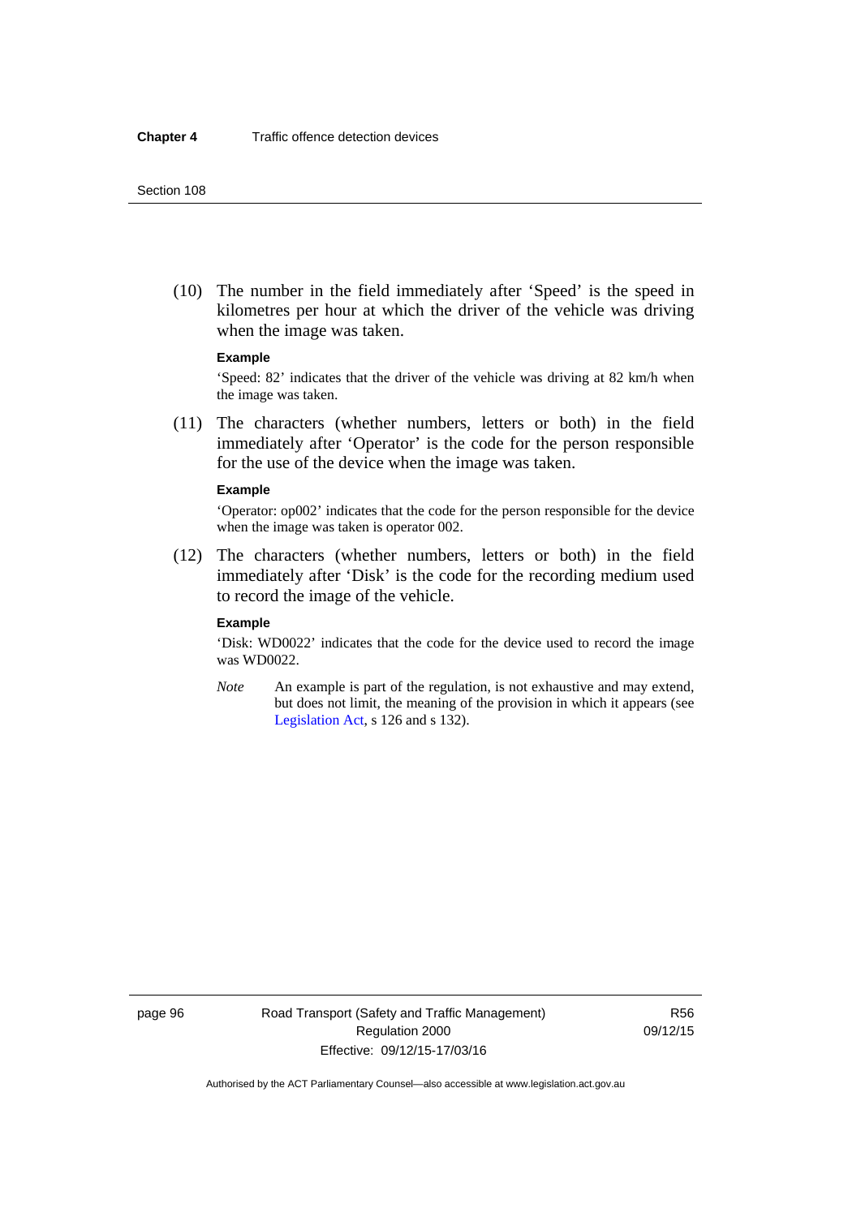(10) The number in the field immediately after ‘Speed’ is the speed in kilometres per hour at which the driver of the vehicle was driving when the image was taken.

**Example**

‘Speed: 82’ indicates that the driver of the vehicle was driving at 82 km/h when the image was taken.

(11) The characters (whether numbers, letters or both) in the field immediately after ‘Operator’ is the code for the person responsible for the use of the device when the image was taken.

**Example**

‘Operator: op002’ indicates that the code for the person responsible for the device when the image was taken is operator 002.

(12) The characters (whether numbers, letters or both) in the field immediately after ‘Disk’ is the code for the recording medium used to record the image of the vehicle.

**Example**

‘Disk: WD0022’ indicates that the code for the device used to record the image was WD0022.

*Note* An example is part of the regulation, is not exhaustive and may extend, but does not limit, the meaning of the provision in which it appears (see Legislation Act, s 126 and s 132).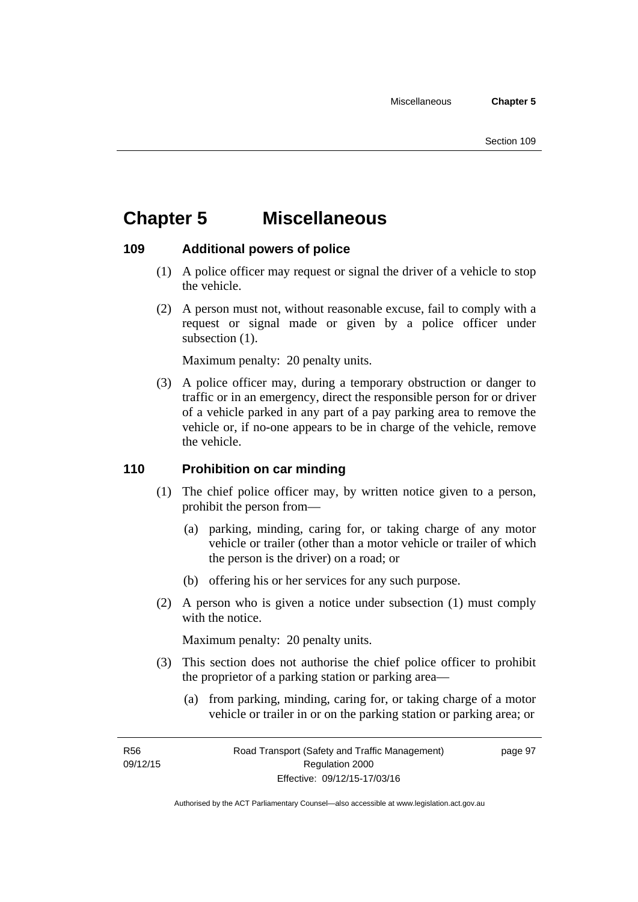# Chapter 5 Miscellaneous

## 109 Additional powers of police

(1) A police officer may request or signal the driver of a vehicle to stop the vehicle.

(2) A person must not, without reasonable excuse, fail to comply with a request or signal made or given by a police officer under subsection (1).

Maximum penalty: 20 penalty units.

(3) A police officer may, during a temporary obstruction or danger to traffic or in an emergency, direct the responsible person for or driver of a vehicle parked in any part of a pay parking area to remove the vehicle or, if no-one appears to be in charge of the vehicle, remove the vehicle.

## 110 Prohibition on car minding

(1) The chief police officer may, by written notice given to a person, prohibit the person from—

(a) parking, minding, caring for, or taking charge of any motor vehicle or trailer (other than a motor vehicle or trailer of which the person is the driver) on a road; or

(b) offering his or her services for any such purpose.

(2) A person who is given a notice under subsection (1) must comply with the notice.

Maximum penalty: 20 penalty units.

(3) This section does not authorise the chief police officer to prohibit the proprietor of a parking station or parking area—

(a) from parking, minding, caring for, or taking charge of a motor vehicle or trailer in or on the parking station or parking area; or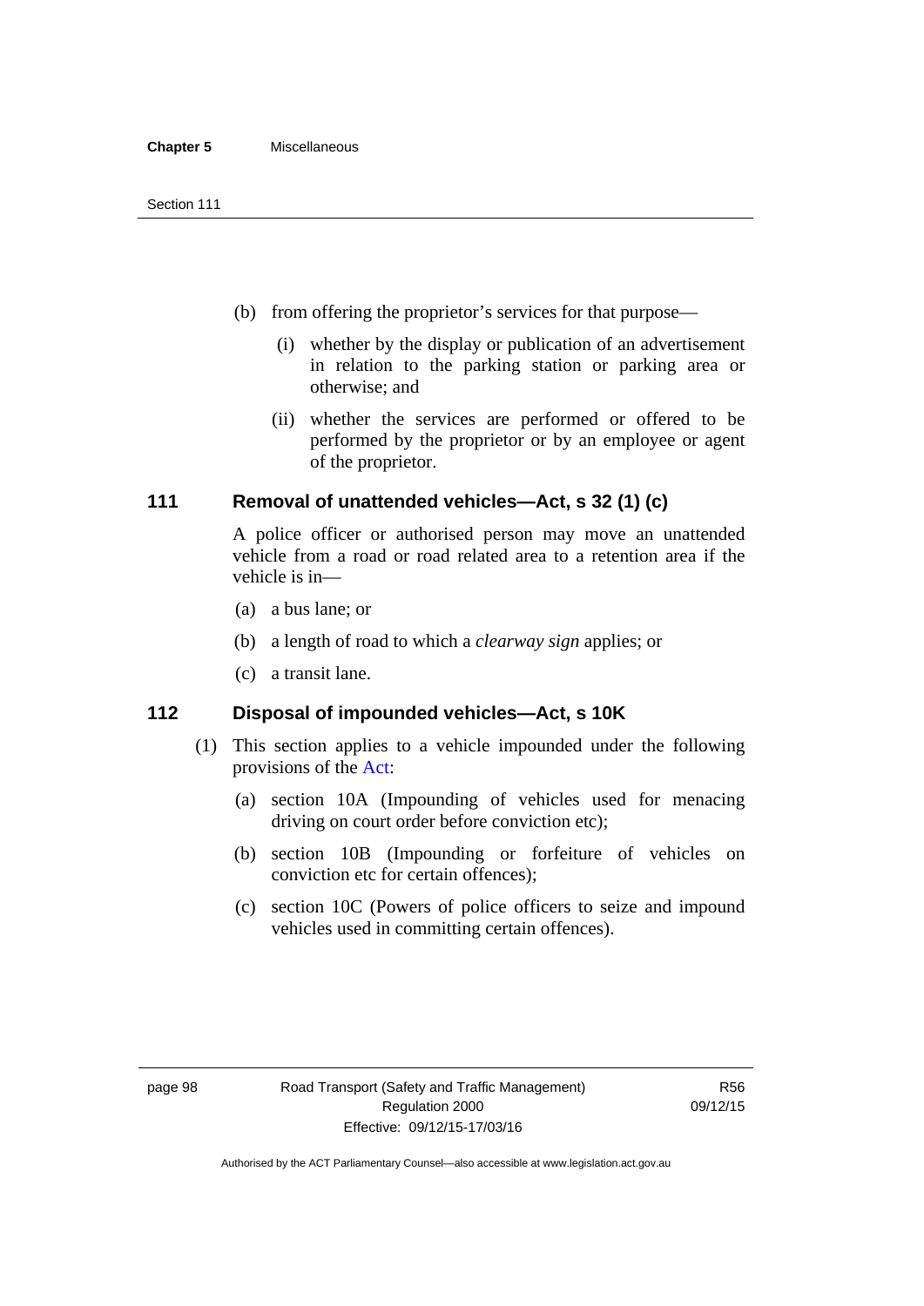(b) from offering the proprietor's services for that purpose—

  (i) whether by the display or publication of an advertisement in relation to the parking station or parking area or otherwise; and

  (ii) whether the services are performed or offered to be performed by the proprietor or by an employee or agent of the proprietor.

## 111 Removal of unattended vehicles—Act, s 32 (1) (c)

A police officer or authorised person may move an unattended vehicle from a road or road related area to a retention area if the vehicle is in—

(a) a bus lane; or

(b) a length of road to which a *clearway sign* applies; or

(c) a transit lane.

## 112 Disposal of impounded vehicles—Act, s 10K

(1) This section applies to a vehicle impounded under the following provisions of the Act:

  (a) section 10A (Impounding of vehicles used for menacing driving on court order before conviction etc);

  (b) section 10B (Impounding or forfeiture of vehicles on conviction etc for certain offences);

  (c) section 10C (Powers of police officers to seize and impound vehicles used in committing certain offences).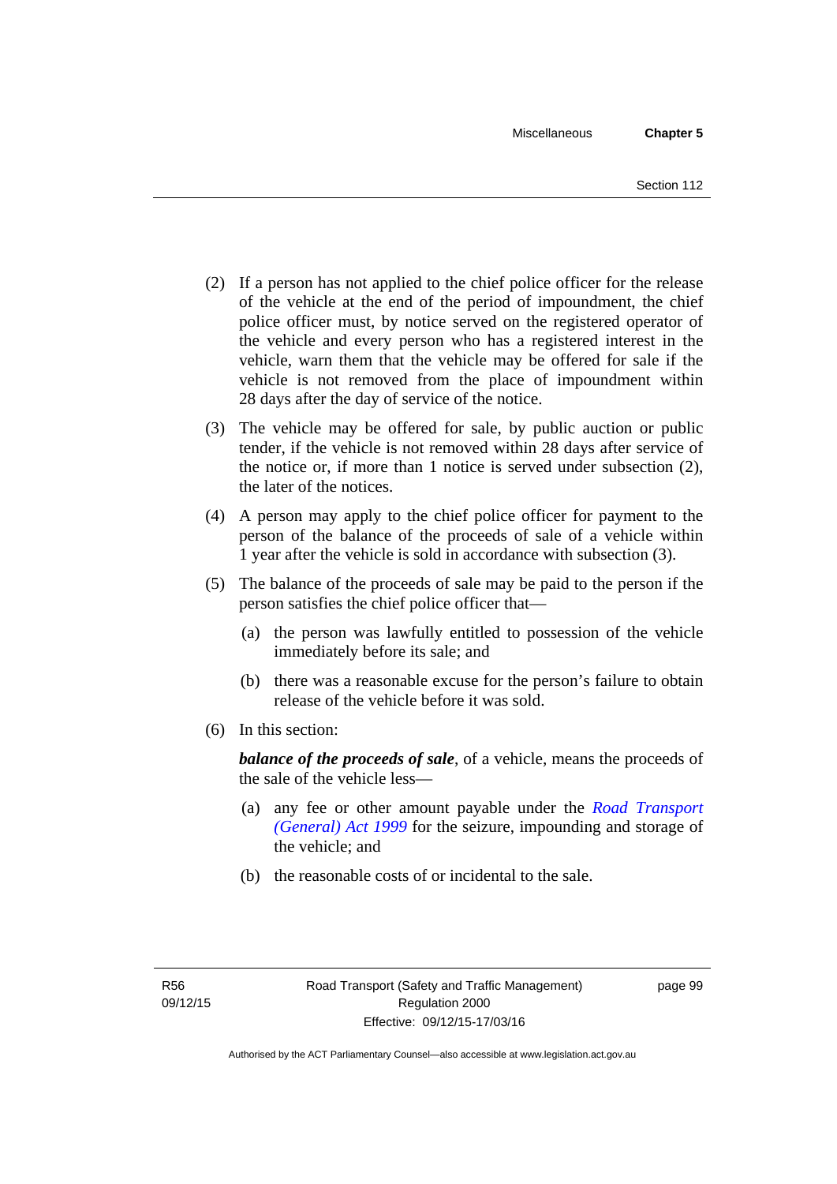(2) If a person has not applied to the chief police officer for the release of the vehicle at the end of the period of impoundment, the chief police officer must, by notice served on the registered operator of the vehicle and every person who has a registered interest in the vehicle, warn them that the vehicle may be offered for sale if the vehicle is not removed from the place of impoundment within 28 days after the day of service of the notice.

(3) The vehicle may be offered for sale, by public auction or public tender, if the vehicle is not removed within 28 days after service of the notice or, if more than 1 notice is served under subsection (2), the later of the notices.

(4) A person may apply to the chief police officer for payment to the person of the balance of the proceeds of sale of a vehicle within 1 year after the vehicle is sold in accordance with subsection (3).

(5) The balance of the proceeds of sale may be paid to the person if the person satisfies the chief police officer that—

(a) the person was lawfully entitled to possession of the vehicle immediately before its sale; and

(b) there was a reasonable excuse for the person's failure to obtain release of the vehicle before it was sold.

(6) In this section:

***balance of the proceeds of sale***, of a vehicle, means the proceeds of the sale of the vehicle less—

(a) any fee or other amount payable under the *Road Transport (General) Act 1999* for the seizure, impounding and storage of the vehicle; and

(b) the reasonable costs of or incidental to the sale.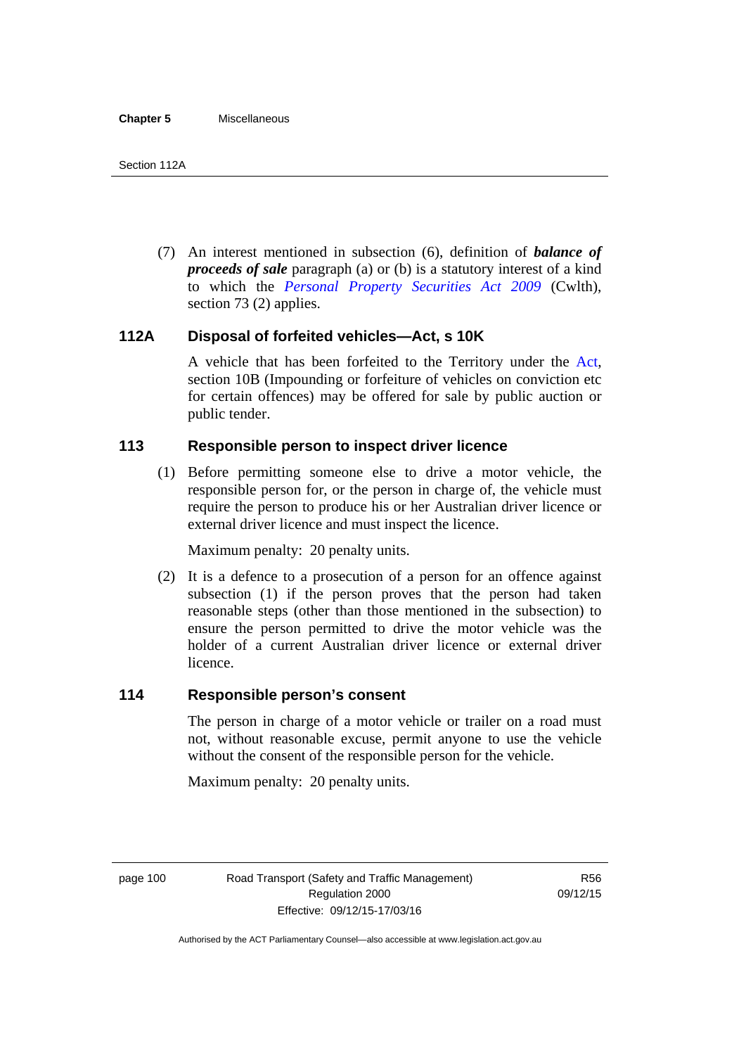(7) An interest mentioned in subsection (6), definition of ***balance of proceeds of sale*** paragraph (a) or (b) is a statutory interest of a kind to which the *Personal Property Securities Act 2009* (Cwlth), section 73 (2) applies.

## 112A Disposal of forfeited vehicles—Act, s 10K

A vehicle that has been forfeited to the Territory under the Act, section 10B (Impounding or forfeiture of vehicles on conviction etc for certain offences) may be offered for sale by public auction or public tender.

## 113 Responsible person to inspect driver licence

(1) Before permitting someone else to drive a motor vehicle, the responsible person for, or the person in charge of, the vehicle must require the person to produce his or her Australian driver licence or external driver licence and must inspect the licence.

Maximum penalty: 20 penalty units.

(2) It is a defence to a prosecution of a person for an offence against subsection (1) if the person proves that the person had taken reasonable steps (other than those mentioned in the subsection) to ensure the person permitted to drive the motor vehicle was the holder of a current Australian driver licence or external driver licence.

## 114 Responsible person's consent

The person in charge of a motor vehicle or trailer on a road must not, without reasonable excuse, permit anyone to use the vehicle without the consent of the responsible person for the vehicle.

Maximum penalty: 20 penalty units.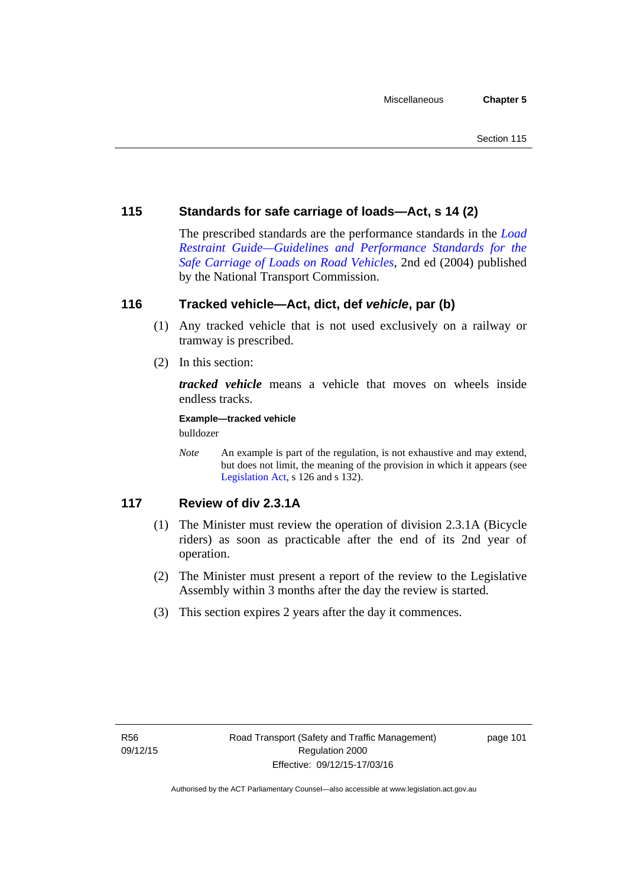## 115 Standards for safe carriage of loads—Act, s 14 (2)

The prescribed standards are the performance standards in the *Load Restraint Guide—Guidelines and Performance Standards for the Safe Carriage of Loads on Road Vehicles*, 2nd ed (2004) published by the National Transport Commission.

## 116 Tracked vehicle—Act, dict, def *vehicle*, par (b)

(1) Any tracked vehicle that is not used exclusively on a railway or tramway is prescribed.

(2) In this section:

***tracked vehicle*** means a vehicle that moves on wheels inside endless tracks.

**Example—tracked vehicle**

bulldozer

*Note* An example is part of the regulation, is not exhaustive and may extend, but does not limit, the meaning of the provision in which it appears (see Legislation Act, s 126 and s 132).

## 117 Review of div 2.3.1A

(1) The Minister must review the operation of division 2.3.1A (Bicycle riders) as soon as practicable after the end of its 2nd year of operation.

(2) The Minister must present a report of the review to the Legislative Assembly within 3 months after the day the review is started.

(3) This section expires 2 years after the day it commences.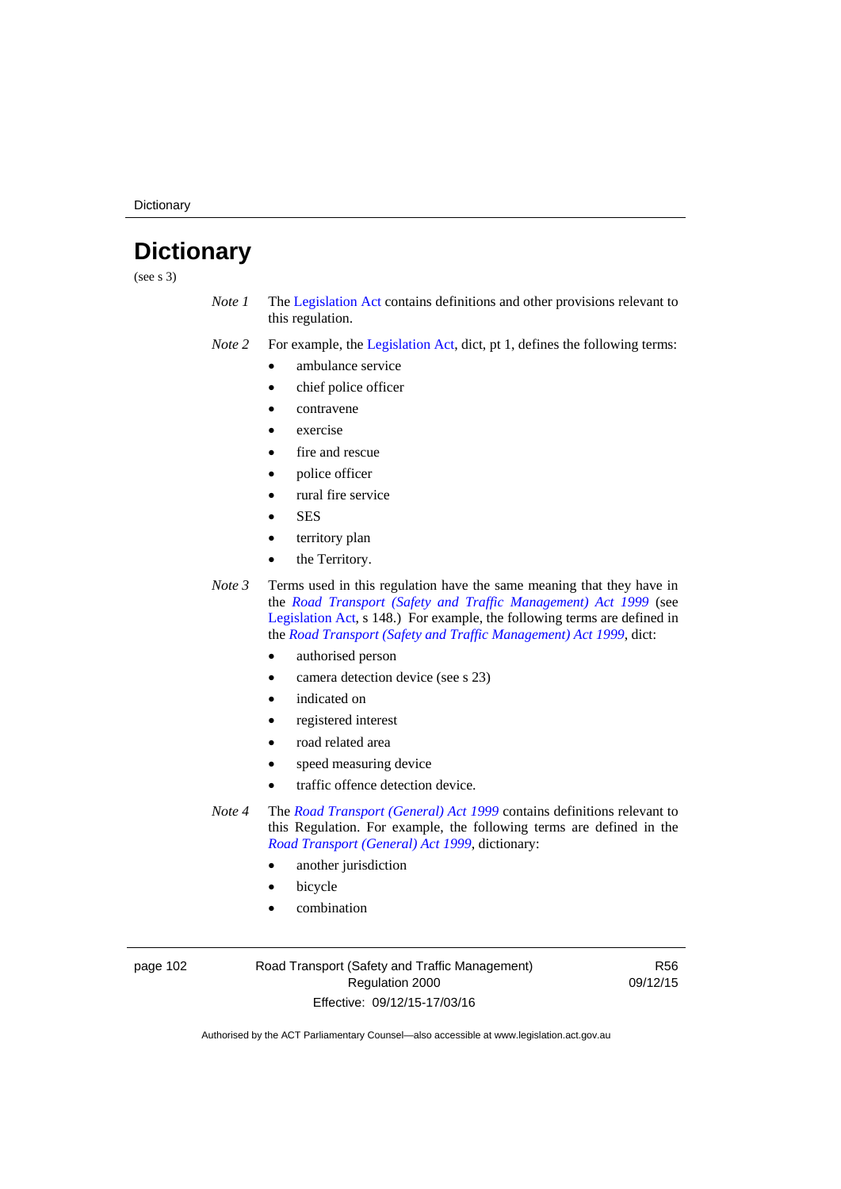# Dictionary

(see s 3)

*Note 1* The Legislation Act contains definitions and other provisions relevant to this regulation.

*Note 2* For example, the Legislation Act, dict, pt 1, defines the following terms:

- ambulance service
- chief police officer
- contravene
- exercise
- fire and rescue
- police officer
- rural fire service
- SES
- territory plan
- the Territory.

*Note 3* Terms used in this regulation have the same meaning that they have in the *Road Transport (Safety and Traffic Management) Act 1999* (see Legislation Act, s 148.) For example, the following terms are defined in the *Road Transport (Safety and Traffic Management) Act 1999*, dict:

- authorised person
- camera detection device (see s 23)
- indicated on
- registered interest
- road related area
- speed measuring device
- traffic offence detection device.

*Note 4* The *Road Transport (General) Act 1999* contains definitions relevant to this Regulation. For example, the following terms are defined in the *Road Transport (General) Act 1999*, dictionary:

- another jurisdiction
- bicycle
- combination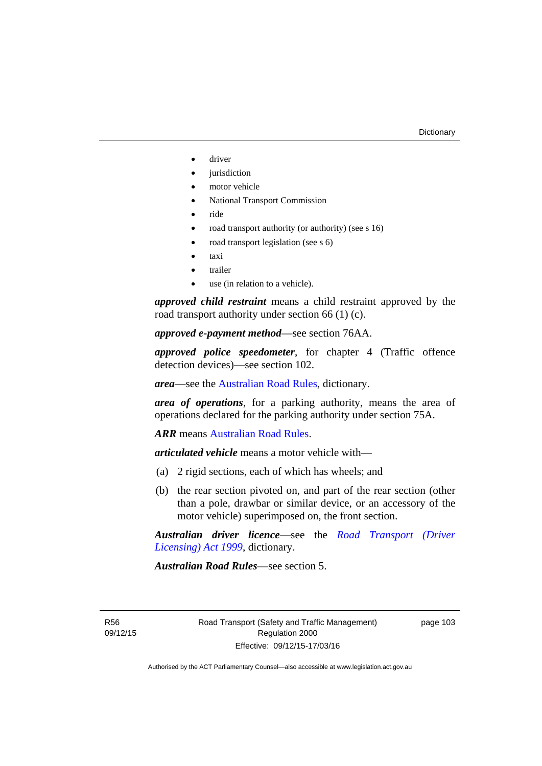- driver
- jurisdiction
- motor vehicle
- National Transport Commission
- ride
- road transport authority (or authority) (see s 16)
- road transport legislation (see s 6)
- taxi
- trailer
- use (in relation to a vehicle).

***approved child restraint*** means a child restraint approved by the road transport authority under section 66 (1) (c).

***approved e-payment method***—see section 76AA.

***approved police speedometer***, for chapter 4 (Traffic offence detection devices)—see section 102.

***area***—see the Australian Road Rules, dictionary.

***area of operations***, for a parking authority, means the area of operations declared for the parking authority under section 75A.

***ARR*** means Australian Road Rules.

***articulated vehicle*** means a motor vehicle with—

(a) 2 rigid sections, each of which has wheels; and

(b) the rear section pivoted on, and part of the rear section (other than a pole, drawbar or similar device, or an accessory of the motor vehicle) superimposed on, the front section.

***Australian driver licence***—see the *Road Transport (Driver Licensing) Act 1999*, dictionary.

***Australian Road Rules***—see section 5.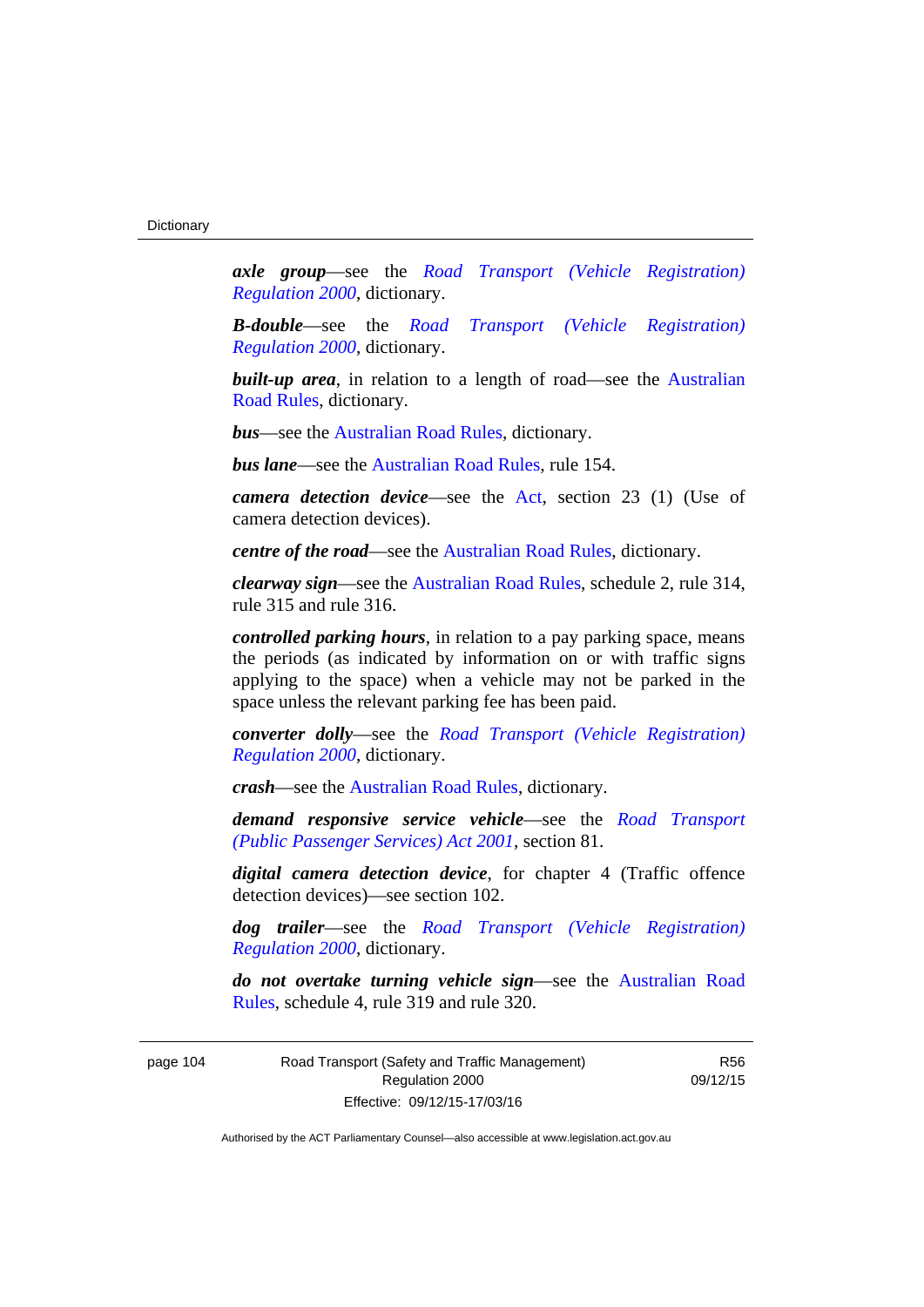***axle group***—see the *Road Transport (Vehicle Registration) Regulation 2000*, dictionary.

***B-double***—see the *Road Transport (Vehicle Registration) Regulation 2000*, dictionary.

***built-up area***, in relation to a length of road—see the Australian Road Rules, dictionary.

***bus***—see the Australian Road Rules, dictionary.

***bus lane***—see the Australian Road Rules, rule 154.

***camera detection device***—see the Act, section 23 (1) (Use of camera detection devices).

***centre of the road***—see the Australian Road Rules, dictionary.

***clearway sign***—see the Australian Road Rules, schedule 2, rule 314, rule 315 and rule 316.

***controlled parking hours***, in relation to a pay parking space, means the periods (as indicated by information on or with traffic signs applying to the space) when a vehicle may not be parked in the space unless the relevant parking fee has been paid.

***converter dolly***—see the *Road Transport (Vehicle Registration) Regulation 2000*, dictionary.

***crash***—see the Australian Road Rules, dictionary.

***demand responsive service vehicle***—see the *Road Transport (Public Passenger Services) Act 2001*, section 81.

***digital camera detection device***, for chapter 4 (Traffic offence detection devices)—see section 102.

***dog trailer***—see the *Road Transport (Vehicle Registration) Regulation 2000*, dictionary.

***do not overtake turning vehicle sign***—see the Australian Road Rules, schedule 4, rule 319 and rule 320.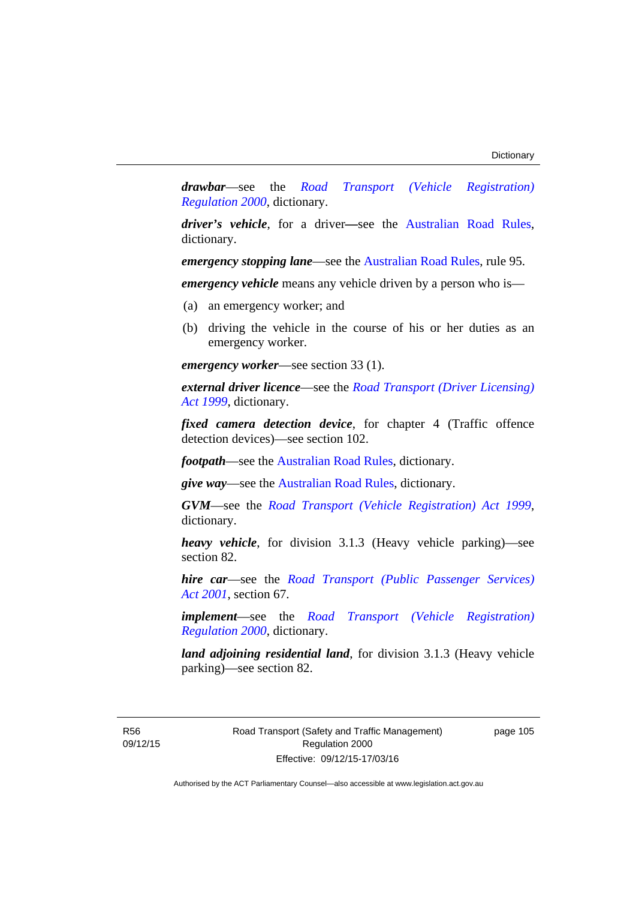***drawbar***—see the *Road Transport (Vehicle Registration) Regulation 2000*, dictionary.

***driver's vehicle***, for a driver—see the Australian Road Rules, dictionary.

***emergency stopping lane***—see the Australian Road Rules, rule 95.

***emergency vehicle*** means any vehicle driven by a person who is—

(a) an emergency worker; and

(b) driving the vehicle in the course of his or her duties as an emergency worker.

***emergency worker***—see section 33 (1).

***external driver licence***—see the *Road Transport (Driver Licensing) Act 1999*, dictionary.

***fixed camera detection device***, for chapter 4 (Traffic offence detection devices)—see section 102.

***footpath***—see the Australian Road Rules, dictionary.

***give way***—see the Australian Road Rules, dictionary.

***GVM***—see the *Road Transport (Vehicle Registration) Act 1999*, dictionary.

***heavy vehicle***, for division 3.1.3 (Heavy vehicle parking)—see section 82.

***hire car***—see the *Road Transport (Public Passenger Services) Act 2001*, section 67.

***implement***—see the *Road Transport (Vehicle Registration) Regulation 2000*, dictionary.

***land adjoining residential land***, for division 3.1.3 (Heavy vehicle parking)—see section 82.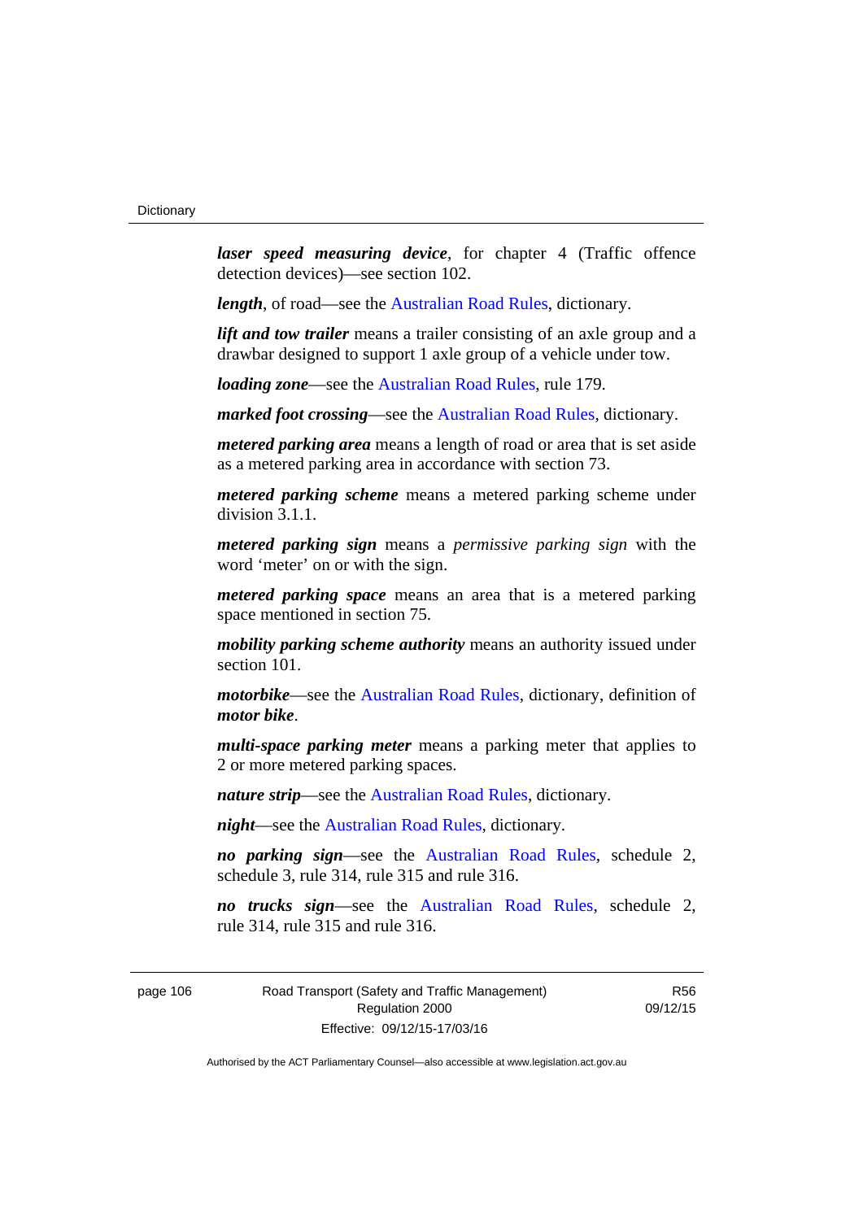***laser speed measuring device***, for chapter 4 (Traffic offence detection devices)—see section 102.

***length***, of road—see the Australian Road Rules, dictionary.

***lift and tow trailer*** means a trailer consisting of an axle group and a drawbar designed to support 1 axle group of a vehicle under tow.

***loading zone***—see the Australian Road Rules, rule 179.

***marked foot crossing***—see the Australian Road Rules, dictionary.

***metered parking area*** means a length of road or area that is set aside as a metered parking area in accordance with section 73.

***metered parking scheme*** means a metered parking scheme under division 3.1.1.

***metered parking sign*** means a *permissive parking sign* with the word 'meter' on or with the sign.

***metered parking space*** means an area that is a metered parking space mentioned in section 75.

***mobility parking scheme authority*** means an authority issued under section 101.

***motorbike***—see the Australian Road Rules, dictionary, definition of ***motor bike***.

***multi-space parking meter*** means a parking meter that applies to 2 or more metered parking spaces.

***nature strip***—see the Australian Road Rules, dictionary.

***night***—see the Australian Road Rules, dictionary.

***no parking sign***—see the Australian Road Rules, schedule 2, schedule 3, rule 314, rule 315 and rule 316.

***no trucks sign***—see the Australian Road Rules, schedule 2, rule 314, rule 315 and rule 316.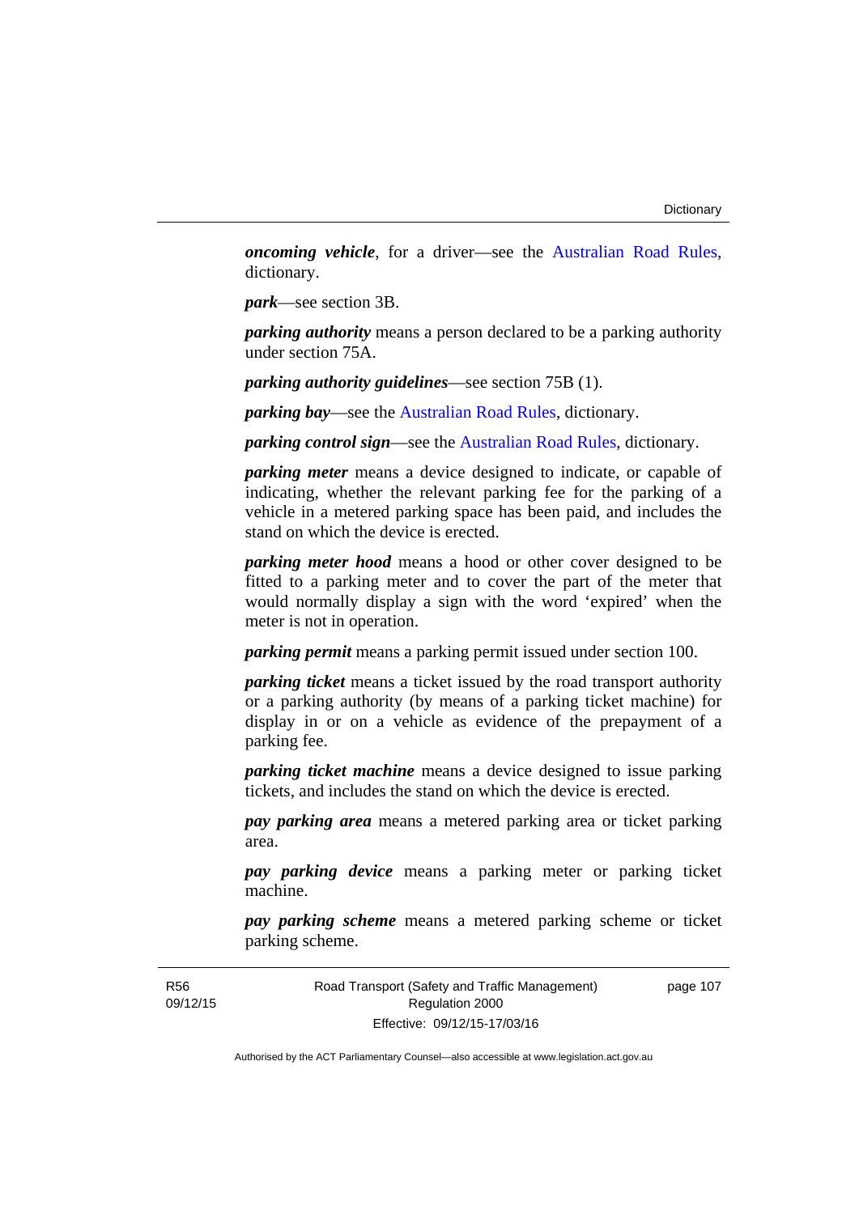***oncoming vehicle***, for a driver—see the Australian Road Rules, dictionary.

***park***—see section 3B.

***parking authority*** means a person declared to be a parking authority under section 75A.

***parking authority guidelines***—see section 75B (1).

***parking bay***—see the Australian Road Rules, dictionary.

***parking control sign***—see the Australian Road Rules, dictionary.

***parking meter*** means a device designed to indicate, or capable of indicating, whether the relevant parking fee for the parking of a vehicle in a metered parking space has been paid, and includes the stand on which the device is erected.

***parking meter hood*** means a hood or other cover designed to be fitted to a parking meter and to cover the part of the meter that would normally display a sign with the word 'expired' when the meter is not in operation.

***parking permit*** means a parking permit issued under section 100.

***parking ticket*** means a ticket issued by the road transport authority or a parking authority (by means of a parking ticket machine) for display in or on a vehicle as evidence of the prepayment of a parking fee.

***parking ticket machine*** means a device designed to issue parking tickets, and includes the stand on which the device is erected.

***pay parking area*** means a metered parking area or ticket parking area.

***pay parking device*** means a parking meter or parking ticket machine.

***pay parking scheme*** means a metered parking scheme or ticket parking scheme.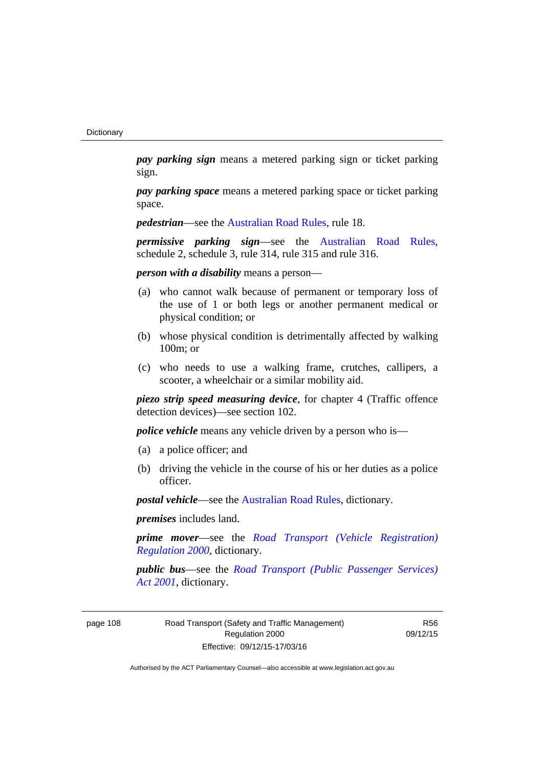***pay parking sign*** means a metered parking sign or ticket parking sign.

***pay parking space*** means a metered parking space or ticket parking space.

***pedestrian***—see the Australian Road Rules, rule 18.

***permissive parking sign***—see the Australian Road Rules, schedule 2, schedule 3, rule 314, rule 315 and rule 316.

***person with a disability*** means a person—

(a) who cannot walk because of permanent or temporary loss of the use of 1 or both legs or another permanent medical or physical condition; or

(b) whose physical condition is detrimentally affected by walking 100m; or

(c) who needs to use a walking frame, crutches, callipers, a scooter, a wheelchair or a similar mobility aid.

***piezo strip speed measuring device***, for chapter 4 (Traffic offence detection devices)—see section 102.

***police vehicle*** means any vehicle driven by a person who is—

(a) a police officer; and

(b) driving the vehicle in the course of his or her duties as a police officer.

***postal vehicle***—see the Australian Road Rules, dictionary.

***premises*** includes land.

***prime mover***—see the *Road Transport (Vehicle Registration) Regulation 2000*, dictionary.

***public bus***—see the *Road Transport (Public Passenger Services) Act 2001*, dictionary.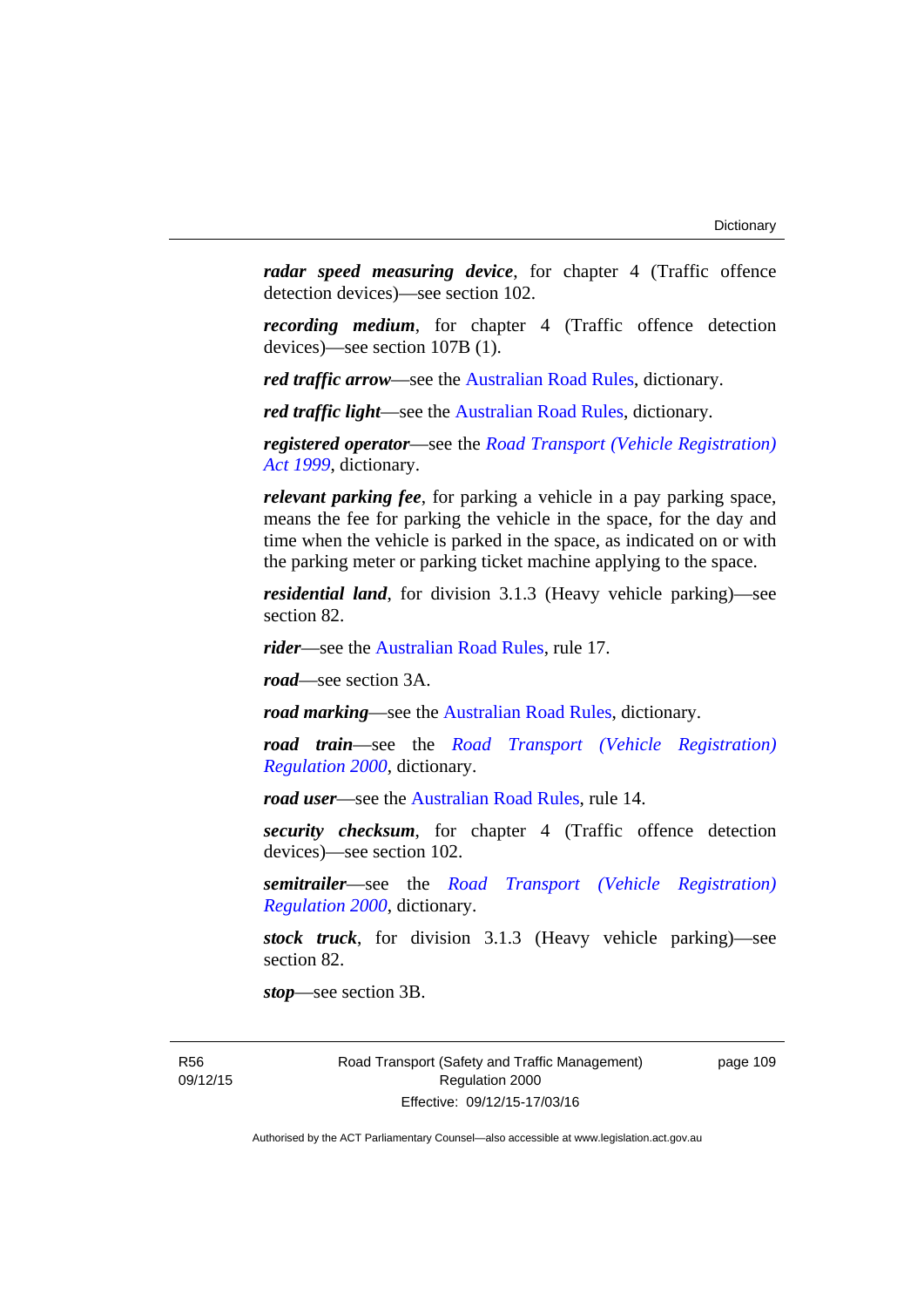***radar speed measuring device***, for chapter 4 (Traffic offence detection devices)—see section 102.

***recording medium***, for chapter 4 (Traffic offence detection devices)—see section 107B (1).

***red traffic arrow***—see the Australian Road Rules, dictionary.

***red traffic light***—see the Australian Road Rules, dictionary.

***registered operator***—see the *Road Transport (Vehicle Registration) Act 1999*, dictionary.

***relevant parking fee***, for parking a vehicle in a pay parking space, means the fee for parking the vehicle in the space, for the day and time when the vehicle is parked in the space, as indicated on or with the parking meter or parking ticket machine applying to the space.

***residential land***, for division 3.1.3 (Heavy vehicle parking)—see section 82.

***rider***—see the Australian Road Rules, rule 17.

***road***—see section 3A.

***road marking***—see the Australian Road Rules, dictionary.

***road train***—see the *Road Transport (Vehicle Registration) Regulation 2000*, dictionary.

***road user***—see the Australian Road Rules, rule 14.

***security checksum***, for chapter 4 (Traffic offence detection devices)—see section 102.

***semitrailer***—see the *Road Transport (Vehicle Registration) Regulation 2000*, dictionary.

***stock truck***, for division 3.1.3 (Heavy vehicle parking)—see section 82.

***stop***—see section 3B.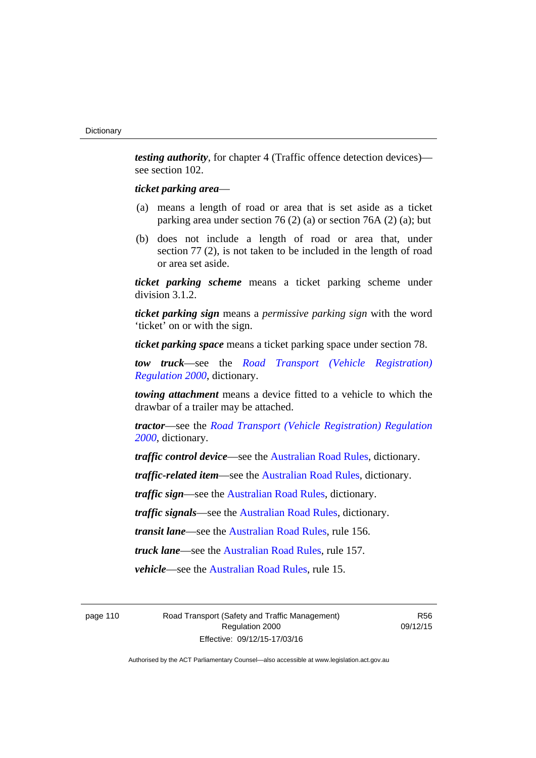***testing authority***, for chapter 4 (Traffic offence detection devices)—see section 102.

***ticket parking area***—

(a) means a length of road or area that is set aside as a ticket parking area under section 76 (2) (a) or section 76A (2) (a); but

(b) does not include a length of road or area that, under section 77 (2), is not taken to be included in the length of road or area set aside.

***ticket parking scheme*** means a ticket parking scheme under division 3.1.2.

***ticket parking sign*** means a *permissive parking sign* with the word 'ticket' on or with the sign.

***ticket parking space*** means a ticket parking space under section 78.

***tow truck***—see the *Road Transport (Vehicle Registration) Regulation 2000*, dictionary.

***towing attachment*** means a device fitted to a vehicle to which the drawbar of a trailer may be attached.

***tractor***—see the *Road Transport (Vehicle Registration) Regulation 2000*, dictionary.

***traffic control device***—see the Australian Road Rules, dictionary.

***traffic-related item***—see the Australian Road Rules, dictionary.

***traffic sign***—see the Australian Road Rules, dictionary.

***traffic signals***—see the Australian Road Rules, dictionary.

***transit lane***—see the Australian Road Rules, rule 156.

***truck lane***—see the Australian Road Rules, rule 157.

***vehicle***—see the Australian Road Rules, rule 15.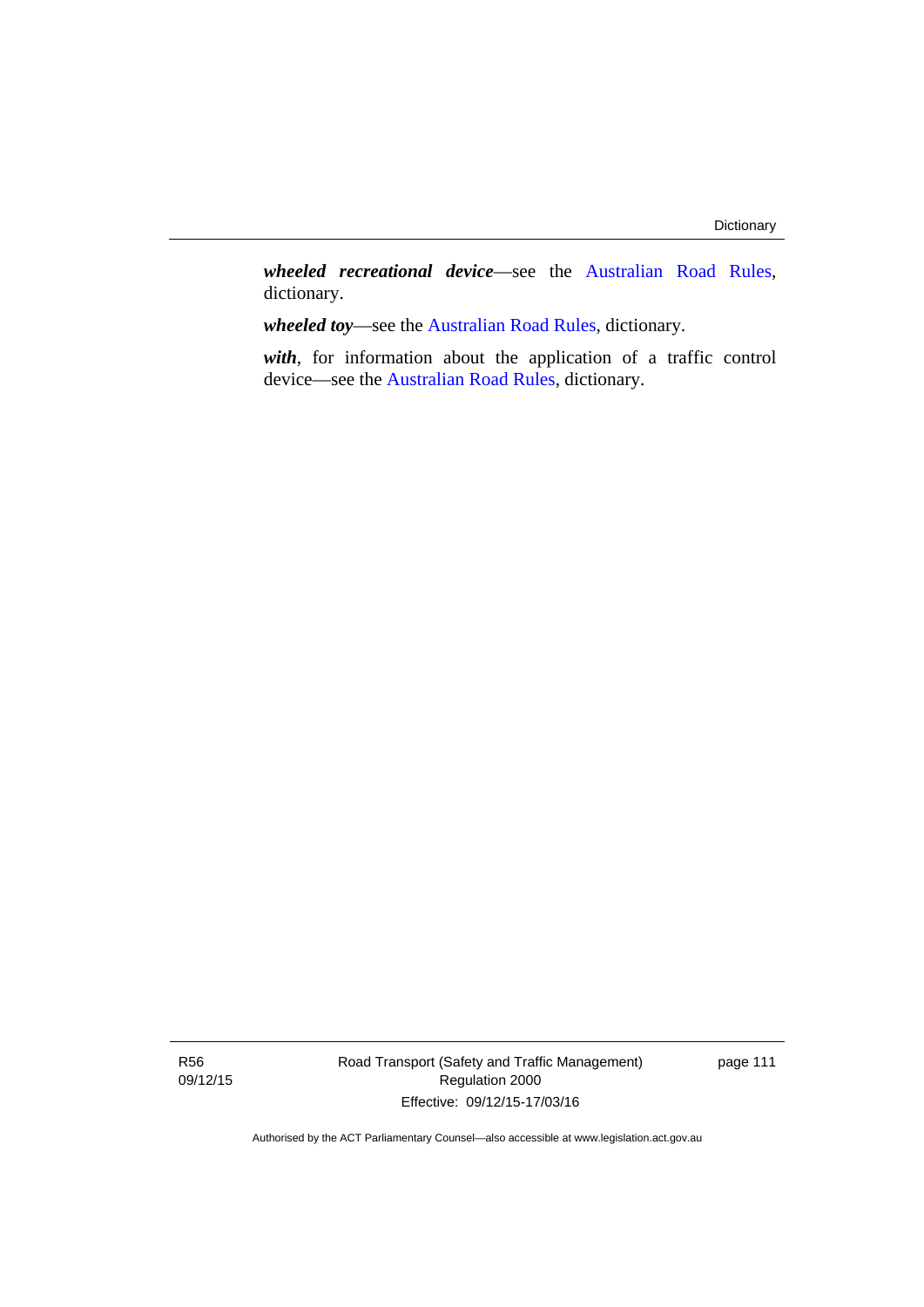***wheeled recreational device***—see the Australian Road Rules, dictionary.

***wheeled toy***—see the Australian Road Rules, dictionary.

***with***, for information about the application of a traffic control device—see the Australian Road Rules, dictionary.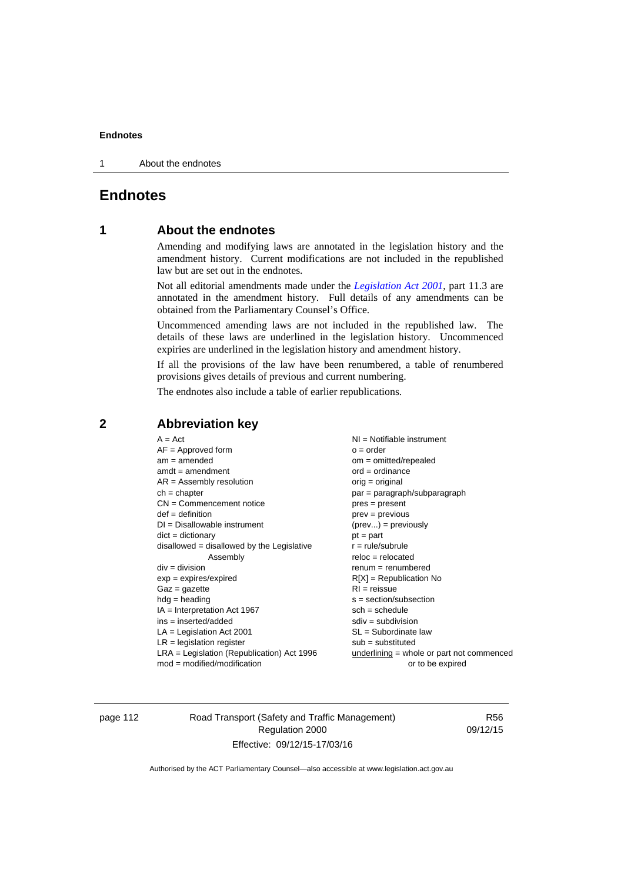# Endnotes

## 1 About the endnotes

Amending and modifying laws are annotated in the legislation history and the amendment history. Current modifications are not included in the republished law but are set out in the endnotes.

Not all editorial amendments made under the *Legislation Act 2001*, part 11.3 are annotated in the amendment history. Full details of any amendments can be obtained from the Parliamentary Counsel's Office.

Uncommenced amending laws are not included in the republished law. The details of these laws are underlined in the legislation history. Uncommenced expiries are underlined in the legislation history and amendment history.

If all the provisions of the law have been renumbered, a table of renumbered provisions gives details of previous and current numbering.

The endnotes also include a table of earlier republications.

## 2 Abbreviation key

A = Act
AF = Approved form
am = amended
amdt = amendment
AR = Assembly resolution
ch = chapter
CN = Commencement notice
def = definition
DI = Disallowable instrument
dict = dictionary
disallowed = disallowed by the Legislative Assembly
div = division
exp = expires/expired
Gaz = gazette
hdg = heading
IA = Interpretation Act 1967
ins = inserted/added
LA = Legislation Act 2001
LR = legislation register
LRA = Legislation (Republication) Act 1996
mod = modified/modification
NI = Notifiable instrument
o = order
om = omitted/repealed
ord = ordinance
orig = original
par = paragraph/subparagraph
pres = present
prev = previous
(prev...) = previously
pt = part
r = rule/subrule
reloc = relocated
renum = renumbered
R[X] = Republication No
RI = reissue
s = section/subsection
sch = schedule
sdiv = subdivision
SL = Subordinate law
sub = substituted
underlining = whole or part not commenced or to be expired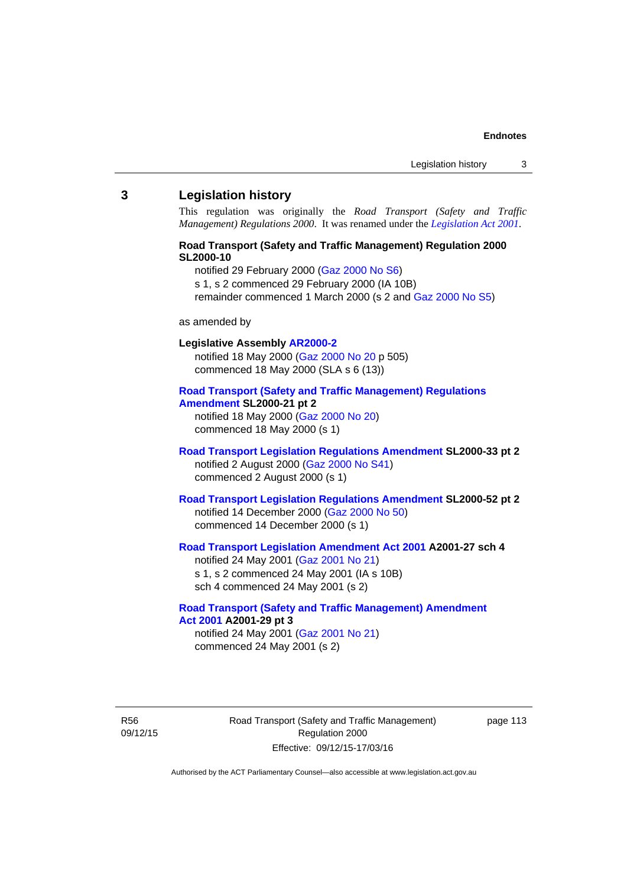## 3 Legislation history

This regulation was originally the *Road Transport (Safety and Traffic Management) Regulations 2000*. It was renamed under the *Legislation Act 2001*.

**Road Transport (Safety and Traffic Management) Regulation 2000 SL2000-10**

notified 29 February 2000 (Gaz 2000 No S6)
s 1, s 2 commenced 29 February 2000 (IA 10B)
remainder commenced 1 March 2000 (s 2 and Gaz 2000 No S5)

as amended by

**Legislative Assembly AR2000-2**

notified 18 May 2000 (Gaz 2000 No 20 p 505)
commenced 18 May 2000 (SLA s 6 (13))

**Road Transport (Safety and Traffic Management) Regulations Amendment SL2000-21 pt 2**

notified 18 May 2000 (Gaz 2000 No 20)
commenced 18 May 2000 (s 1)

**Road Transport Legislation Regulations Amendment SL2000-33 pt 2**

notified 2 August 2000 (Gaz 2000 No S41)
commenced 2 August 2000 (s 1)

**Road Transport Legislation Regulations Amendment SL2000-52 pt 2**

notified 14 December 2000 (Gaz 2000 No 50)
commenced 14 December 2000 (s 1)

**Road Transport Legislation Amendment Act 2001 A2001-27 sch 4**

notified 24 May 2001 (Gaz 2001 No 21)
s 1, s 2 commenced 24 May 2001 (IA s 10B)
sch 4 commenced 24 May 2001 (s 2)

**Road Transport (Safety and Traffic Management) Amendment Act 2001 A2001-29 pt 3**

notified 24 May 2001 (Gaz 2001 No 21)
commenced 24 May 2001 (s 2)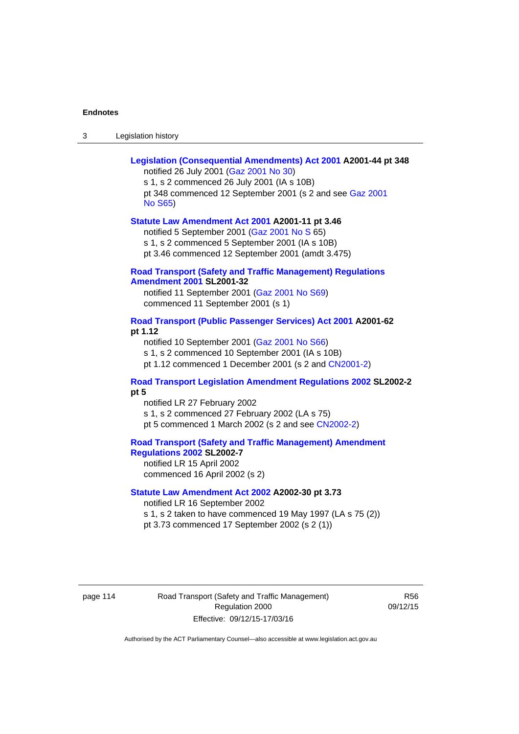**Legislation (Consequential Amendments) Act 2001 A2001-44 pt 348**

notified 26 July 2001 (Gaz 2001 No 30)
s 1, s 2 commenced 26 July 2001 (IA s 10B)
pt 348 commenced 12 September 2001 (s 2 and see Gaz 2001 No S65)

**Statute Law Amendment Act 2001 A2001-11 pt 3.46**

notified 5 September 2001 (Gaz 2001 No S 65)
s 1, s 2 commenced 5 September 2001 (IA s 10B)
pt 3.46 commenced 12 September 2001 (amdt 3.475)

**Road Transport (Safety and Traffic Management) Regulations Amendment 2001 SL2001-32**

notified 11 September 2001 (Gaz 2001 No S69)
commenced 11 September 2001 (s 1)

**Road Transport (Public Passenger Services) Act 2001 A2001-62 pt 1.12**

notified 10 September 2001 (Gaz 2001 No S66)
s 1, s 2 commenced 10 September 2001 (IA s 10B)
pt 1.12 commenced 1 December 2001 (s 2 and CN2001-2)

**Road Transport Legislation Amendment Regulations 2002 SL2002-2 pt 5**

notified LR 27 February 2002
s 1, s 2 commenced 27 February 2002 (LA s 75)
pt 5 commenced 1 March 2002 (s 2 and see CN2002-2)

**Road Transport (Safety and Traffic Management) Amendment Regulations 2002 SL2002-7**

notified LR 15 April 2002
commenced 16 April 2002 (s 2)

**Statute Law Amendment Act 2002 A2002-30 pt 3.73**

notified LR 16 September 2002
s 1, s 2 taken to have commenced 19 May 1997 (LA s 75 (2))
pt 3.73 commenced 17 September 2002 (s 2 (1))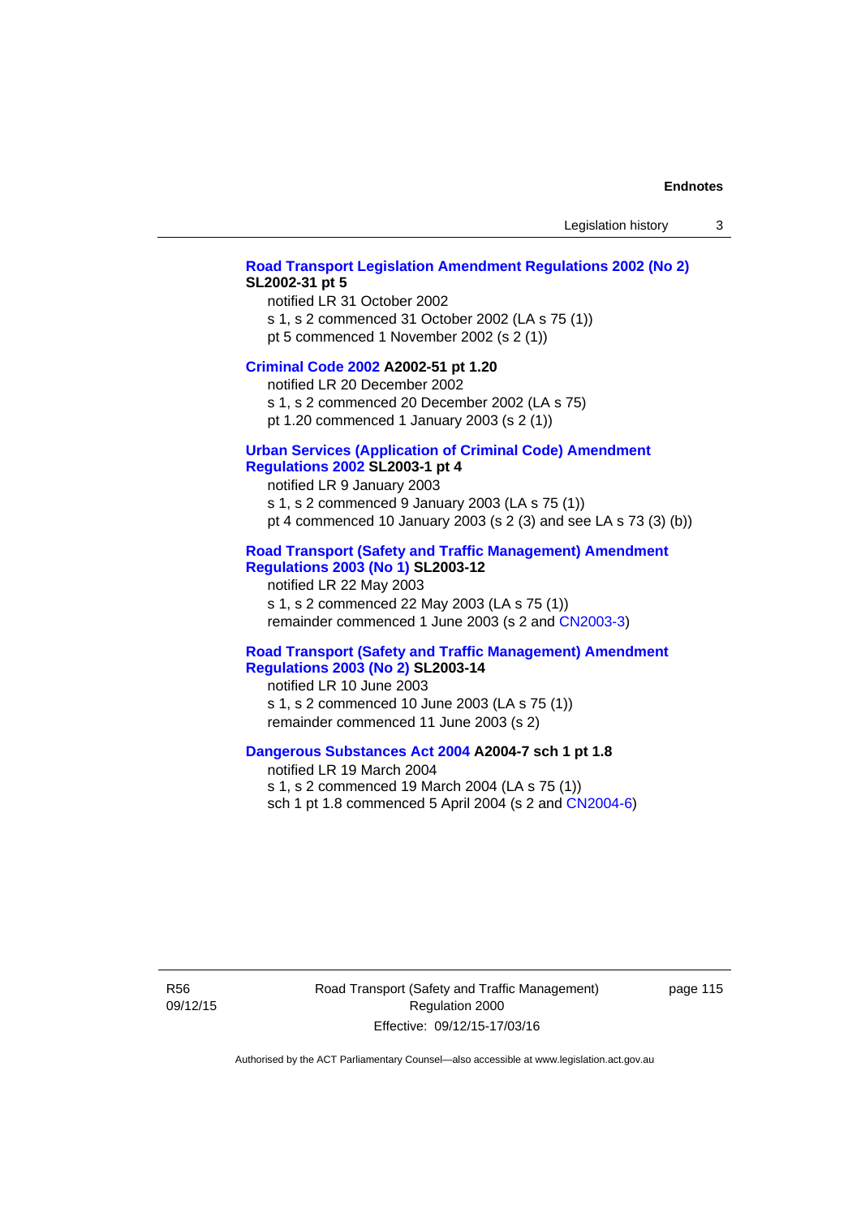**Road Transport Legislation Amendment Regulations 2002 (No 2) SL2002-31 pt 5**

notified LR 31 October 2002
s 1, s 2 commenced 31 October 2002 (LA s 75 (1))
pt 5 commenced 1 November 2002 (s 2 (1))

**Criminal Code 2002 A2002-51 pt 1.20**

notified LR 20 December 2002
s 1, s 2 commenced 20 December 2002 (LA s 75)
pt 1.20 commenced 1 January 2003 (s 2 (1))

**Urban Services (Application of Criminal Code) Amendment Regulations 2002 SL2003-1 pt 4**

notified LR 9 January 2003
s 1, s 2 commenced 9 January 2003 (LA s 75 (1))
pt 4 commenced 10 January 2003 (s 2 (3) and see LA s 73 (3) (b))

**Road Transport (Safety and Traffic Management) Amendment Regulations 2003 (No 1) SL2003-12**

notified LR 22 May 2003
s 1, s 2 commenced 22 May 2003 (LA s 75 (1))
remainder commenced 1 June 2003 (s 2 and CN2003-3)

**Road Transport (Safety and Traffic Management) Amendment Regulations 2003 (No 2) SL2003-14**

notified LR 10 June 2003
s 1, s 2 commenced 10 June 2003 (LA s 75 (1))
remainder commenced 11 June 2003 (s 2)

**Dangerous Substances Act 2004 A2004-7 sch 1 pt 1.8**

notified LR 19 March 2004
s 1, s 2 commenced 19 March 2004 (LA s 75 (1))
sch 1 pt 1.8 commenced 5 April 2004 (s 2 and CN2004-6)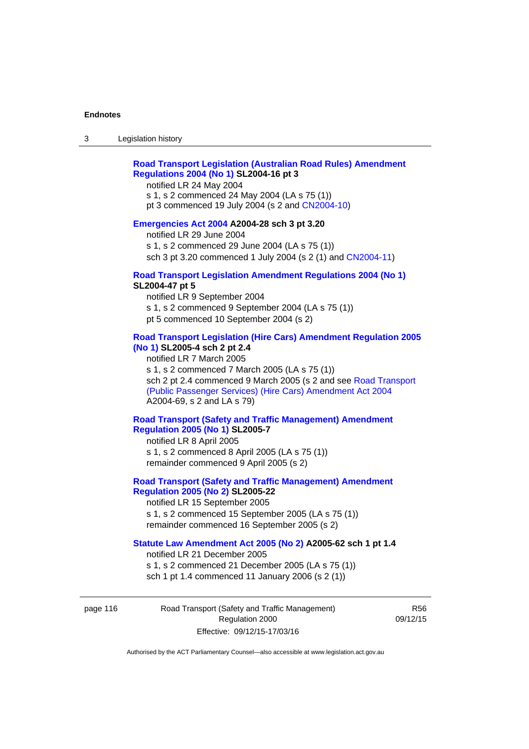**Road Transport Legislation (Australian Road Rules) Amendment Regulations 2004 (No 1) SL2004-16 pt 3**

notified LR 24 May 2004

s 1, s 2 commenced 24 May 2004 (LA s 75 (1))

pt 3 commenced 19 July 2004 (s 2 and CN2004-10)

**Emergencies Act 2004 A2004-28 sch 3 pt 3.20**

notified LR 29 June 2004

s 1, s 2 commenced 29 June 2004 (LA s 75 (1))

sch 3 pt 3.20 commenced 1 July 2004 (s 2 (1) and CN2004-11)

**Road Transport Legislation Amendment Regulations 2004 (No 1) SL2004-47 pt 5**

notified LR 9 September 2004

s 1, s 2 commenced 9 September 2004 (LA s 75 (1))

pt 5 commenced 10 September 2004 (s 2)

**Road Transport Legislation (Hire Cars) Amendment Regulation 2005 (No 1) SL2005-4 sch 2 pt 2.4**

notified LR 7 March 2005

s 1, s 2 commenced 7 March 2005 (LA s 75 (1))

sch 2 pt 2.4 commenced 9 March 2005 (s 2 and see Road Transport (Public Passenger Services) (Hire Cars) Amendment Act 2004 A2004-69, s 2 and LA s 79)

**Road Transport (Safety and Traffic Management) Amendment Regulation 2005 (No 1) SL2005-7**

notified LR 8 April 2005

s 1, s 2 commenced 8 April 2005 (LA s 75 (1))

remainder commenced 9 April 2005 (s 2)

**Road Transport (Safety and Traffic Management) Amendment Regulation 2005 (No 2) SL2005-22**

notified LR 15 September 2005

s 1, s 2 commenced 15 September 2005 (LA s 75 (1))

remainder commenced 16 September 2005 (s 2)

**Statute Law Amendment Act 2005 (No 2) A2005-62 sch 1 pt 1.4**

notified LR 21 December 2005

s 1, s 2 commenced 21 December 2005 (LA s 75 (1))

sch 1 pt 1.4 commenced 11 January 2006 (s 2 (1))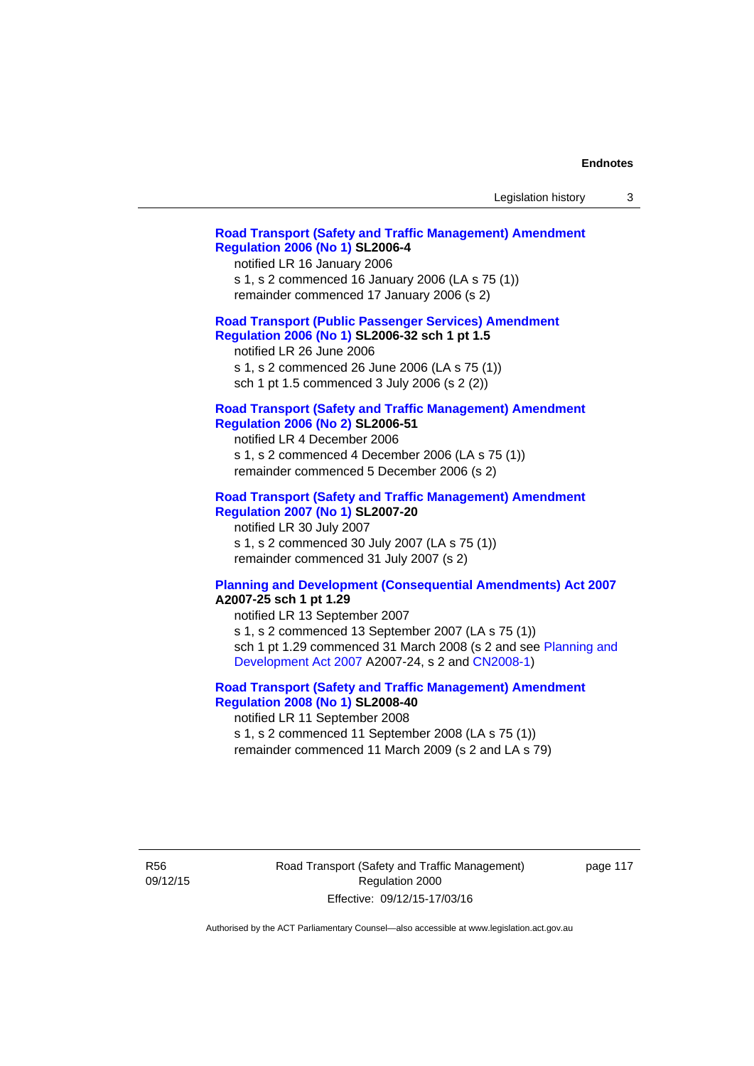**Road Transport (Safety and Traffic Management) Amendment Regulation 2006 (No 1) SL2006-4**

notified LR 16 January 2006

s 1, s 2 commenced 16 January 2006 (LA s 75 (1))

remainder commenced 17 January 2006 (s 2)

**Road Transport (Public Passenger Services) Amendment Regulation 2006 (No 1) SL2006-32 sch 1 pt 1.5**

notified LR 26 June 2006

s 1, s 2 commenced 26 June 2006 (LA s 75 (1))

sch 1 pt 1.5 commenced 3 July 2006 (s 2 (2))

**Road Transport (Safety and Traffic Management) Amendment Regulation 2006 (No 2) SL2006-51**

notified LR 4 December 2006

s 1, s 2 commenced 4 December 2006 (LA s 75 (1))

remainder commenced 5 December 2006 (s 2)

**Road Transport (Safety and Traffic Management) Amendment Regulation 2007 (No 1) SL2007-20**

notified LR 30 July 2007

s 1, s 2 commenced 30 July 2007 (LA s 75 (1))

remainder commenced 31 July 2007 (s 2)

**Planning and Development (Consequential Amendments) Act 2007 A2007-25 sch 1 pt 1.29**

notified LR 13 September 2007

s 1, s 2 commenced 13 September 2007 (LA s 75 (1))

sch 1 pt 1.29 commenced 31 March 2008 (s 2 and see Planning and Development Act 2007 A2007-24, s 2 and CN2008-1)

**Road Transport (Safety and Traffic Management) Amendment Regulation 2008 (No 1) SL2008-40**

notified LR 11 September 2008

s 1, s 2 commenced 11 September 2008 (LA s 75 (1))

remainder commenced 11 March 2009 (s 2 and LA s 79)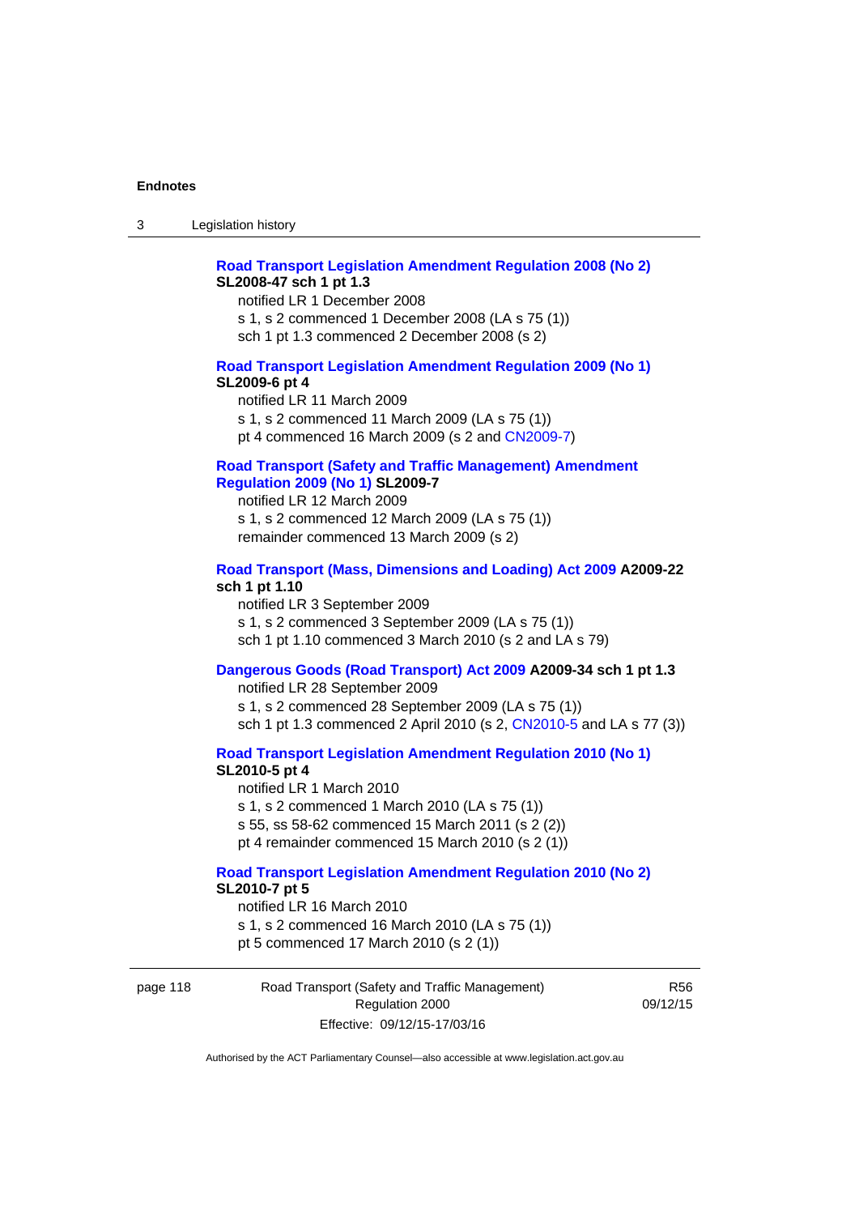**Road Transport Legislation Amendment Regulation 2008 (No 2)** **SL2008-47 sch 1 pt 1.3**

notified LR 1 December 2008

s 1, s 2 commenced 1 December 2008 (LA s 75 (1))

sch 1 pt 1.3 commenced 2 December 2008 (s 2)

**Road Transport Legislation Amendment Regulation 2009 (No 1)** **SL2009-6 pt 4**

notified LR 11 March 2009

s 1, s 2 commenced 11 March 2009 (LA s 75 (1))

pt 4 commenced 16 March 2009 (s 2 and CN2009-7)

**Road Transport (Safety and Traffic Management) Amendment Regulation 2009 (No 1)** **SL2009-7**

notified LR 12 March 2009

s 1, s 2 commenced 12 March 2009 (LA s 75 (1))

remainder commenced 13 March 2009 (s 2)

**Road Transport (Mass, Dimensions and Loading) Act 2009** **A2009-22 sch 1 pt 1.10**

notified LR 3 September 2009

s 1, s 2 commenced 3 September 2009 (LA s 75 (1))

sch 1 pt 1.10 commenced 3 March 2010 (s 2 and LA s 79)

**Dangerous Goods (Road Transport) Act 2009** **A2009-34 sch 1 pt 1.3**

notified LR 28 September 2009

s 1, s 2 commenced 28 September 2009 (LA s 75 (1))

sch 1 pt 1.3 commenced 2 April 2010 (s 2, CN2010-5 and LA s 77 (3))

**Road Transport Legislation Amendment Regulation 2010 (No 1)** **SL2010-5 pt 4**

notified LR 1 March 2010

s 1, s 2 commenced 1 March 2010 (LA s 75 (1))

s 55, ss 58-62 commenced 15 March 2011 (s 2 (2))

pt 4 remainder commenced 15 March 2010 (s 2 (1))

**Road Transport Legislation Amendment Regulation 2010 (No 2)** **SL2010-7 pt 5**

notified LR 16 March 2010

s 1, s 2 commenced 16 March 2010 (LA s 75 (1))

pt 5 commenced 17 March 2010 (s 2 (1))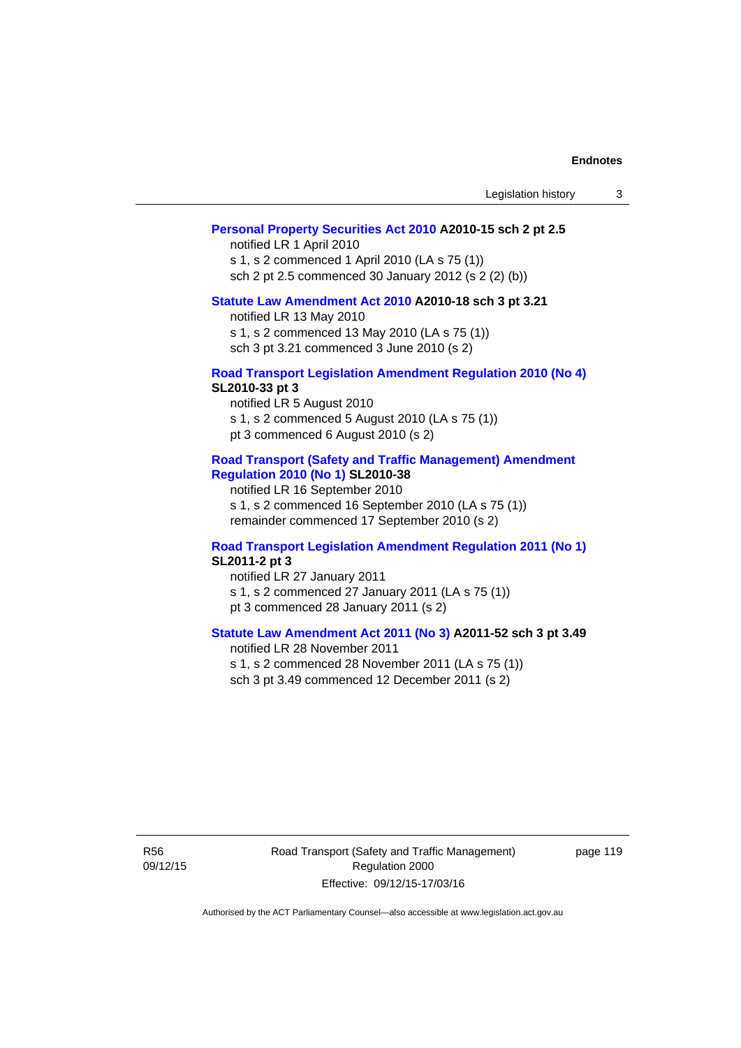**Personal Property Securities Act 2010 A2010-15 sch 2 pt 2.5**

notified LR 1 April 2010

s 1, s 2 commenced 1 April 2010 (LA s 75 (1))

sch 2 pt 2.5 commenced 30 January 2012 (s 2 (2) (b))

**Statute Law Amendment Act 2010 A2010-18 sch 3 pt 3.21**

notified LR 13 May 2010

s 1, s 2 commenced 13 May 2010 (LA s 75 (1))

sch 3 pt 3.21 commenced 3 June 2010 (s 2)

**Road Transport Legislation Amendment Regulation 2010 (No 4) SL2010-33 pt 3**

notified LR 5 August 2010

s 1, s 2 commenced 5 August 2010 (LA s 75 (1))

pt 3 commenced 6 August 2010 (s 2)

**Road Transport (Safety and Traffic Management) Amendment Regulation 2010 (No 1) SL2010-38**

notified LR 16 September 2010

s 1, s 2 commenced 16 September 2010 (LA s 75 (1))

remainder commenced 17 September 2010 (s 2)

**Road Transport Legislation Amendment Regulation 2011 (No 1) SL2011-2 pt 3**

notified LR 27 January 2011

s 1, s 2 commenced 27 January 2011 (LA s 75 (1))

pt 3 commenced 28 January 2011 (s 2)

**Statute Law Amendment Act 2011 (No 3) A2011-52 sch 3 pt 3.49**

notified LR 28 November 2011

s 1, s 2 commenced 28 November 2011 (LA s 75 (1))

sch 3 pt 3.49 commenced 12 December 2011 (s 2)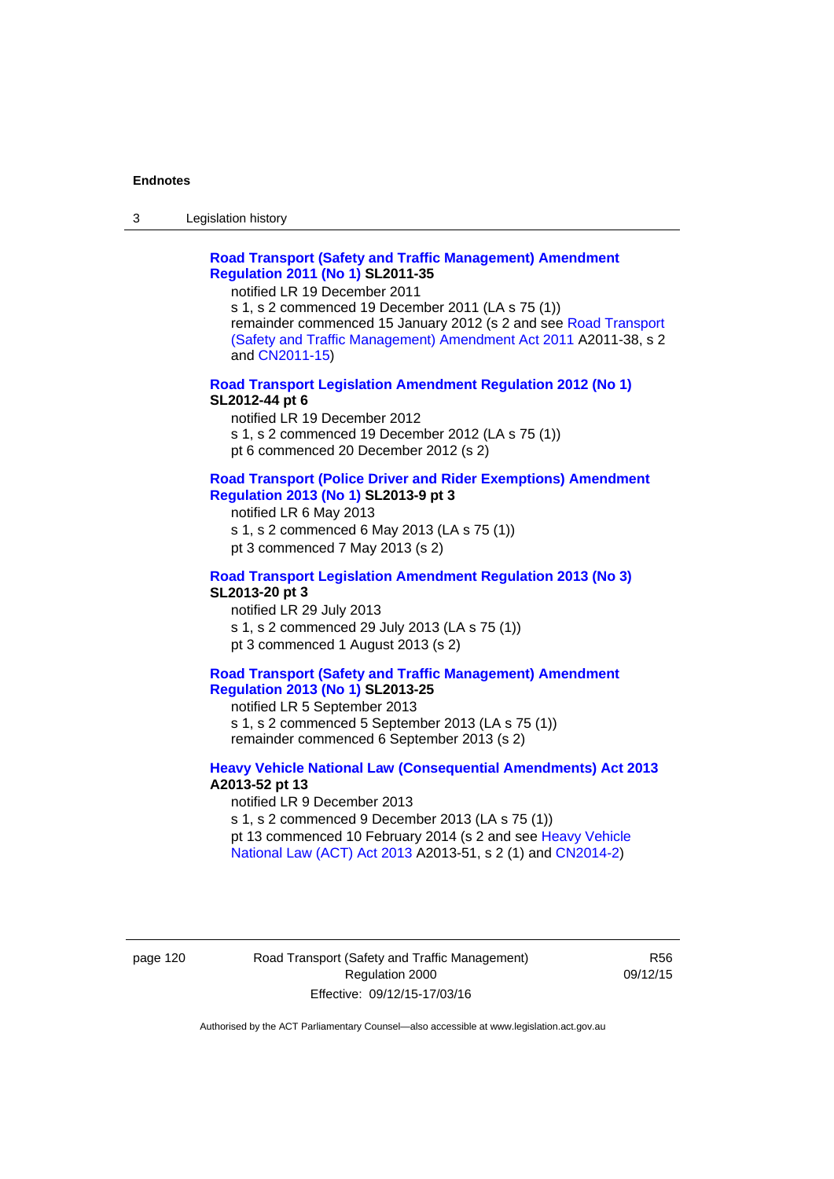**Road Transport (Safety and Traffic Management) Amendment Regulation 2011 (No 1) SL2011-35**

notified LR 19 December 2011
s 1, s 2 commenced 19 December 2011 (LA s 75 (1))
remainder commenced 15 January 2012 (s 2 and see Road Transport (Safety and Traffic Management) Amendment Act 2011 A2011-38, s 2 and CN2011-15)

**Road Transport Legislation Amendment Regulation 2012 (No 1) SL2012-44 pt 6**

notified LR 19 December 2012
s 1, s 2 commenced 19 December 2012 (LA s 75 (1))
pt 6 commenced 20 December 2012 (s 2)

**Road Transport (Police Driver and Rider Exemptions) Amendment Regulation 2013 (No 1) SL2013-9 pt 3**

notified LR 6 May 2013
s 1, s 2 commenced 6 May 2013 (LA s 75 (1))
pt 3 commenced 7 May 2013 (s 2)

**Road Transport Legislation Amendment Regulation 2013 (No 3) SL2013-20 pt 3**

notified LR 29 July 2013
s 1, s 2 commenced 29 July 2013 (LA s 75 (1))
pt 3 commenced 1 August 2013 (s 2)

**Road Transport (Safety and Traffic Management) Amendment Regulation 2013 (No 1) SL2013-25**

notified LR 5 September 2013
s 1, s 2 commenced 5 September 2013 (LA s 75 (1))
remainder commenced 6 September 2013 (s 2)

**Heavy Vehicle National Law (Consequential Amendments) Act 2013 A2013-52 pt 13**

notified LR 9 December 2013
s 1, s 2 commenced 9 December 2013 (LA s 75 (1))
pt 13 commenced 10 February 2014 (s 2 and see Heavy Vehicle National Law (ACT) Act 2013 A2013-51, s 2 (1) and CN2014-2)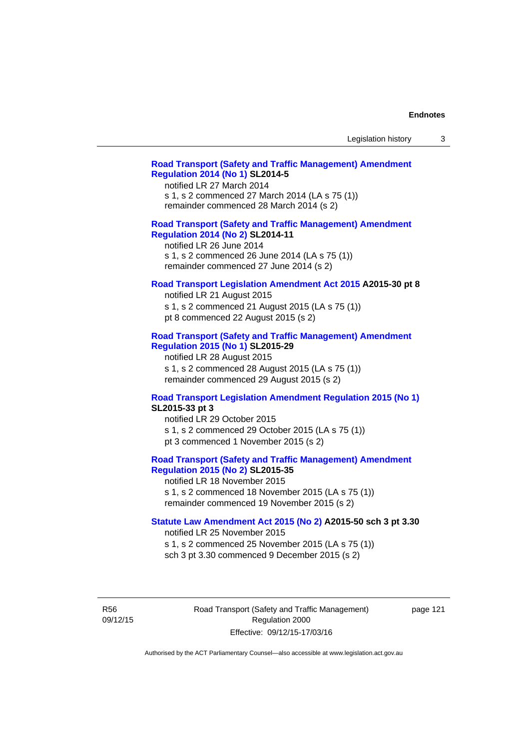**Road Transport (Safety and Traffic Management) Amendment Regulation 2014 (No 1) SL2014-5**

notified LR 27 March 2014

s 1, s 2 commenced 27 March 2014 (LA s 75 (1))

remainder commenced 28 March 2014 (s 2)

**Road Transport (Safety and Traffic Management) Amendment Regulation 2014 (No 2) SL2014-11**

notified LR 26 June 2014

s 1, s 2 commenced 26 June 2014 (LA s 75 (1))

remainder commenced 27 June 2014 (s 2)

**Road Transport Legislation Amendment Act 2015 A2015-30 pt 8**

notified LR 21 August 2015

s 1, s 2 commenced 21 August 2015 (LA s 75 (1))

pt 8 commenced 22 August 2015 (s 2)

**Road Transport (Safety and Traffic Management) Amendment Regulation 2015 (No 1) SL2015-29**

notified LR 28 August 2015

s 1, s 2 commenced 28 August 2015 (LA s 75 (1))

remainder commenced 29 August 2015 (s 2)

**Road Transport Legislation Amendment Regulation 2015 (No 1) SL2015-33 pt 3**

notified LR 29 October 2015

s 1, s 2 commenced 29 October 2015 (LA s 75 (1))

pt 3 commenced 1 November 2015 (s 2)

**Road Transport (Safety and Traffic Management) Amendment Regulation 2015 (No 2) SL2015-35**

notified LR 18 November 2015

s 1, s 2 commenced 18 November 2015 (LA s 75 (1))

remainder commenced 19 November 2015 (s 2)

**Statute Law Amendment Act 2015 (No 2) A2015-50 sch 3 pt 3.30**

notified LR 25 November 2015

s 1, s 2 commenced 25 November 2015 (LA s 75 (1))

sch 3 pt 3.30 commenced 9 December 2015 (s 2)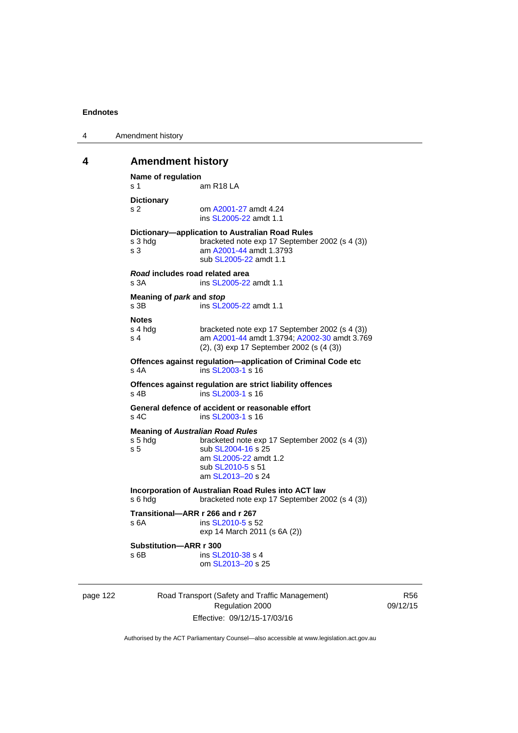## 4 Amendment history

**Name of regulation**
s 1 am R18 LA

**Dictionary**
s 2 om A2001-27 amdt 4.24
ins SL2005-22 amdt 1.1

**Dictionary—application to Australian Road Rules**
s 3 hdg bracketed note exp 17 September 2002 (s 4 (3))
s 3 am A2001-44 amdt 1.3793
sub SL2005-22 amdt 1.1

***Road* includes road related area**
s 3A ins SL2005-22 amdt 1.1

**Meaning of *park* and *stop***
s 3B ins SL2005-22 amdt 1.1

**Notes**
s 4 hdg bracketed note exp 17 September 2002 (s 4 (3))
s 4 am A2001-44 amdt 1.3794; A2002-30 amdt 3.769
(2), (3) exp 17 September 2002 (s (4 (3))

**Offences against regulation—application of Criminal Code etc**
s 4A ins SL2003-1 s 16

**Offences against regulation are strict liability offences**
s 4B ins SL2003-1 s 16

**General defence of accident or reasonable effort**
s 4C ins SL2003-1 s 16

**Meaning of *Australian Road Rules***
s 5 hdg bracketed note exp 17 September 2002 (s 4 (3))
s 5 sub SL2004-16 s 25
am SL2005-22 amdt 1.2
sub SL2010-5 s 51
am SL2013–20 s 24

**Incorporation of Australian Road Rules into ACT law**
s 6 hdg bracketed note exp 17 September 2002 (s 4 (3))

**Transitional—ARR r 266 and r 267**
s 6A ins SL2010-5 s 52
exp 14 March 2011 (s 6A (2))

**Substitution—ARR r 300**
s 6B ins SL2010-38 s 4
om SL2013–20 s 25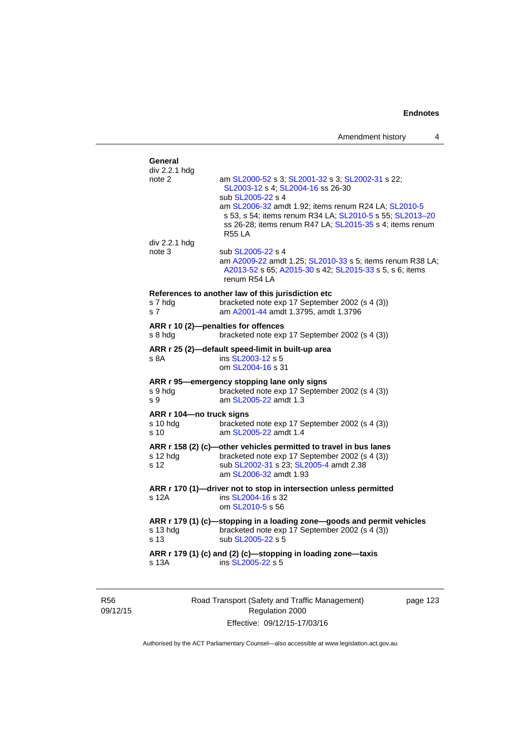**General**

div 2.2.1 hdg
note 2 — am SL2000-52 s 3; SL2001-32 s 3; SL2002-31 s 22; SL2003-12 s 4; SL2004-16 ss 26-30
sub SL2005-22 s 4
am SL2006-32 amdt 1.92; items renum R24 LA; SL2010-5 s 53, s 54; items renum R34 LA; SL2010-5 s 55; SL2013–20 ss 26-28; items renum R47 LA; SL2015-35 s 4; items renum R55 LA

div 2.2.1 hdg
note 3 — sub SL2005-22 s 4
am A2009-22 amdt 1.25; SL2010-33 s 5; items renum R38 LA; A2013-52 s 65; A2015-30 s 42; SL2015-33 s 5, s 6; items renum R54 LA

**References to another law of this jurisdiction etc**

s 7 hdg — bracketed note exp 17 September 2002 (s 4 (3))
s 7 — am A2001-44 amdt 1.3795, amdt 1.3796

**ARR r 10 (2)—penalties for offences**

s 8 hdg — bracketed note exp 17 September 2002 (s 4 (3))

**ARR r 25 (2)—default speed-limit in built-up area**

s 8A — ins SL2003-12 s 5
om SL2004-16 s 31

**ARR r 95—emergency stopping lane only signs**

s 9 hdg — bracketed note exp 17 September 2002 (s 4 (3))
s 9 — am SL2005-22 amdt 1.3

**ARR r 104—no truck signs**

s 10 hdg — bracketed note exp 17 September 2002 (s 4 (3))
s 10 — am SL2005-22 amdt 1.4

**ARR r 158 (2) (c)—other vehicles permitted to travel in bus lanes**

s 12 hdg — bracketed note exp 17 September 2002 (s 4 (3))
s 12 — sub SL2002-31 s 23; SL2005-4 amdt 2.38
am SL2006-32 amdt 1.93

**ARR r 170 (1)—driver not to stop in intersection unless permitted**

s 12A — ins SL2004-16 s 32
om SL2010-5 s 56

**ARR r 179 (1) (c)—stopping in a loading zone—goods and permit vehicles**

s 13 hdg — bracketed note exp 17 September 2002 (s 4 (3))
s 13 — sub SL2005-22 s 5

**ARR r 179 (1) (c) and (2) (c)—stopping in loading zone—taxis**

s 13A — ins SL2005-22 s 5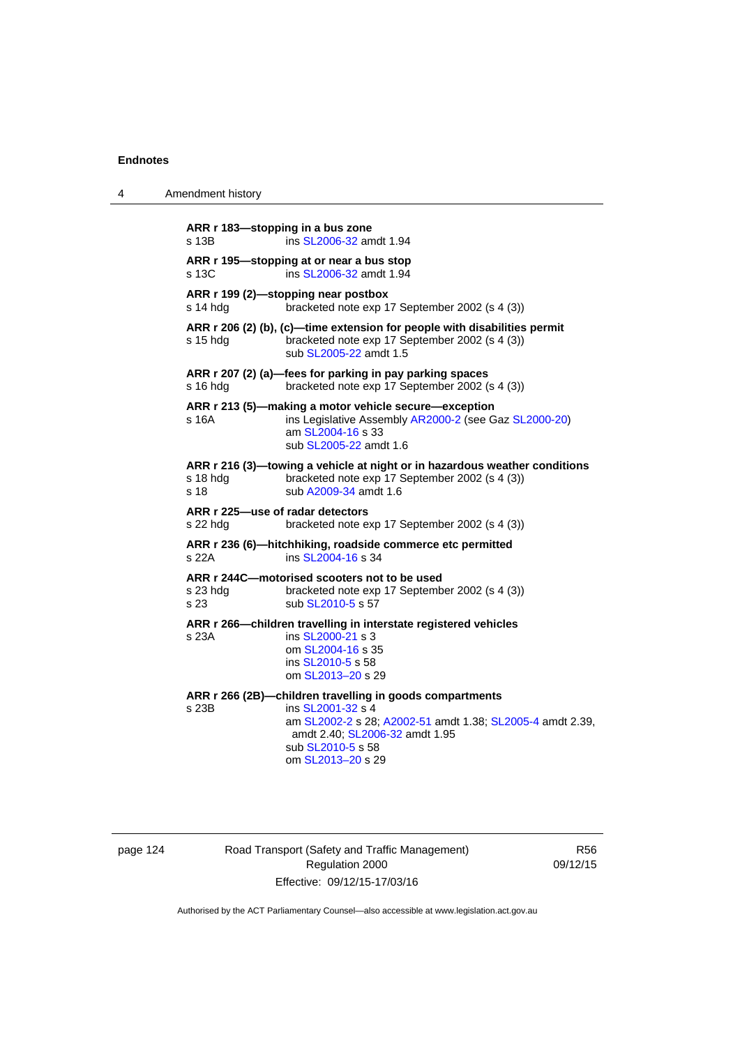**ARR r 183—stopping in a bus zone**

s 13B ins SL2006-32 amdt 1.94

**ARR r 195—stopping at or near a bus stop**

s 13C ins SL2006-32 amdt 1.94

**ARR r 199 (2)—stopping near postbox**

s 14 hdg bracketed note exp 17 September 2002 (s 4 (3))

**ARR r 206 (2) (b), (c)—time extension for people with disabilities permit**

s 15 hdg bracketed note exp 17 September 2002 (s 4 (3))
sub SL2005-22 amdt 1.5

**ARR r 207 (2) (a)—fees for parking in pay parking spaces**

s 16 hdg bracketed note exp 17 September 2002 (s 4 (3))

**ARR r 213 (5)—making a motor vehicle secure—exception**

s 16A ins Legislative Assembly AR2000-2 (see Gaz SL2000-20)
am SL2004-16 s 33
sub SL2005-22 amdt 1.6

**ARR r 216 (3)—towing a vehicle at night or in hazardous weather conditions**

s 18 hdg bracketed note exp 17 September 2002 (s 4 (3))
s 18 sub A2009-34 amdt 1.6

**ARR r 225—use of radar detectors**

s 22 hdg bracketed note exp 17 September 2002 (s 4 (3))

**ARR r 236 (6)—hitchhiking, roadside commerce etc permitted**

s 22A ins SL2004-16 s 34

**ARR r 244C—motorised scooters not to be used**

s 23 hdg bracketed note exp 17 September 2002 (s 4 (3))
s 23 sub SL2010-5 s 57

**ARR r 266—children travelling in interstate registered vehicles**

s 23A ins SL2000-21 s 3
om SL2004-16 s 35
ins SL2010-5 s 58
om SL2013–20 s 29

**ARR r 266 (2B)—children travelling in goods compartments**

s 23B ins SL2001-32 s 4
am SL2002-2 s 28; A2002-51 amdt 1.38; SL2005-4 amdt 2.39, amdt 2.40; SL2006-32 amdt 1.95
sub SL2010-5 s 58
om SL2013–20 s 29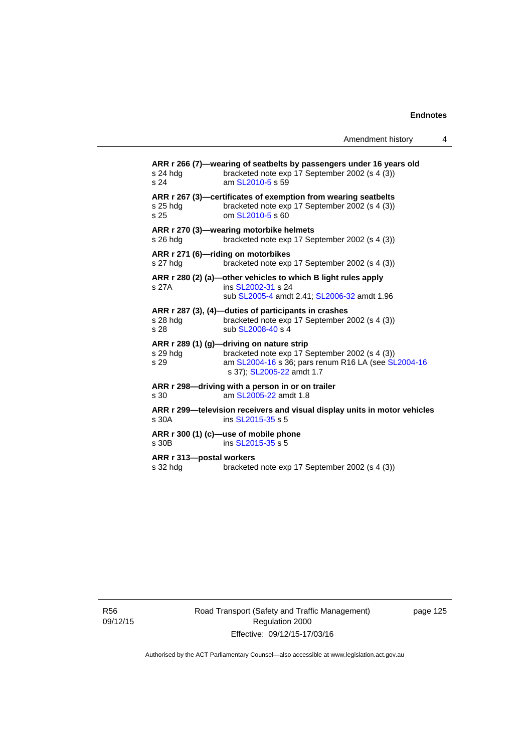**ARR r 266 (7)—wearing of seatbelts by passengers under 16 years old**

s 24 hdg bracketed note exp 17 September 2002 (s 4 (3))
s 24 am SL2010-5 s 59

**ARR r 267 (3)—certificates of exemption from wearing seatbelts**

s 25 hdg bracketed note exp 17 September 2002 (s 4 (3))
s 25 om SL2010-5 s 60

**ARR r 270 (3)—wearing motorbike helmets**

s 26 hdg bracketed note exp 17 September 2002 (s 4 (3))

**ARR r 271 (6)—riding on motorbikes**

s 27 hdg bracketed note exp 17 September 2002 (s 4 (3))

**ARR r 280 (2) (a)—other vehicles to which B light rules apply**

s 27A ins SL2002-31 s 24
sub SL2005-4 amdt 2.41; SL2006-32 amdt 1.96

**ARR r 287 (3), (4)—duties of participants in crashes**

s 28 hdg bracketed note exp 17 September 2002 (s 4 (3))
s 28 sub SL2008-40 s 4

**ARR r 289 (1) (g)—driving on nature strip**

s 29 hdg bracketed note exp 17 September 2002 (s 4 (3))
s 29 am SL2004-16 s 36; pars renum R16 LA (see SL2004-16 s 37); SL2005-22 amdt 1.7

**ARR r 298—driving with a person in or on trailer**

s 30 am SL2005-22 amdt 1.8

**ARR r 299—television receivers and visual display units in motor vehicles**

s 30A ins SL2015-35 s 5

**ARR r 300 (1) (c)—use of mobile phone**

s 30B ins SL2015-35 s 5

**ARR r 313—postal workers**

s 32 hdg bracketed note exp 17 September 2002 (s 4 (3))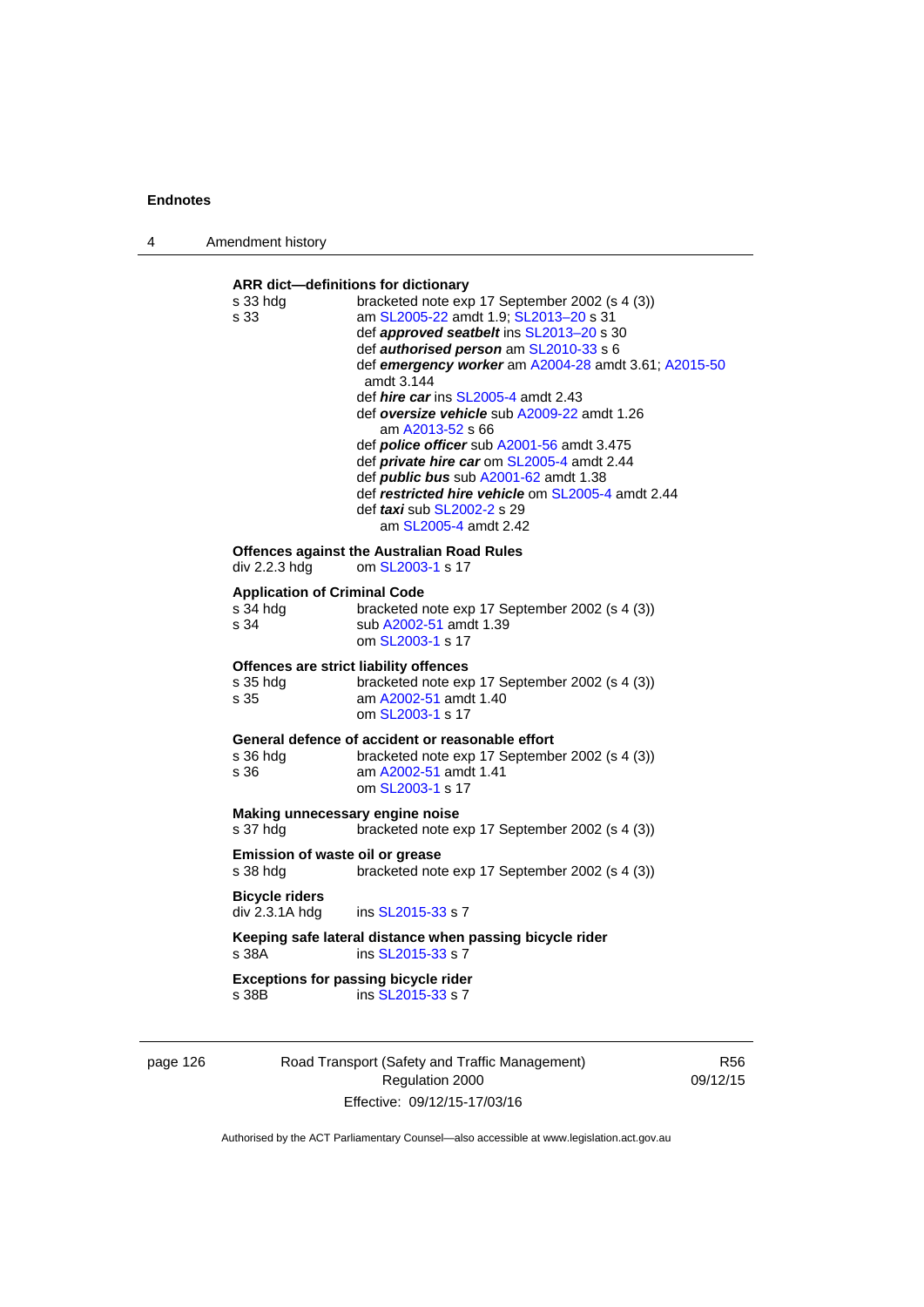**ARR dict—definitions for dictionary**

s 33 hdg bracketed note exp 17 September 2002 (s 4 (3))
s 33 am SL2005-22 amdt 1.9; SL2013–20 s 31
def ***approved seatbelt*** ins SL2013–20 s 30
def ***authorised person*** am SL2010-33 s 6
def ***emergency worker*** am A2004-28 amdt 3.61; A2015-50 amdt 3.144
def ***hire car*** ins SL2005-4 amdt 2.43
def ***oversize vehicle*** sub A2009-22 amdt 1.26
am A2013-52 s 66
def ***police officer*** sub A2001-56 amdt 3.475
def ***private hire car*** om SL2005-4 amdt 2.44
def ***public bus*** sub A2001-62 amdt 1.38
def ***restricted hire vehicle*** om SL2005-4 amdt 2.44
def ***taxi*** sub SL2002-2 s 29
am SL2005-4 amdt 2.42

**Offences against the Australian Road Rules**

div 2.2.3 hdg om SL2003-1 s 17

**Application of Criminal Code**

s 34 hdg bracketed note exp 17 September 2002 (s 4 (3))
s 34 sub A2002-51 amdt 1.39
om SL2003-1 s 17

**Offences are strict liability offences**

s 35 hdg bracketed note exp 17 September 2002 (s 4 (3))
s 35 am A2002-51 amdt 1.40
om SL2003-1 s 17

**General defence of accident or reasonable effort**

s 36 hdg bracketed note exp 17 September 2002 (s 4 (3))
s 36 am A2002-51 amdt 1.41
om SL2003-1 s 17

**Making unnecessary engine noise**

s 37 hdg bracketed note exp 17 September 2002 (s 4 (3))

**Emission of waste oil or grease**

s 38 hdg bracketed note exp 17 September 2002 (s 4 (3))

**Bicycle riders**

div 2.3.1A hdg ins SL2015-33 s 7

**Keeping safe lateral distance when passing bicycle rider**

s 38A ins SL2015-33 s 7

**Exceptions for passing bicycle rider**

s 38B ins SL2015-33 s 7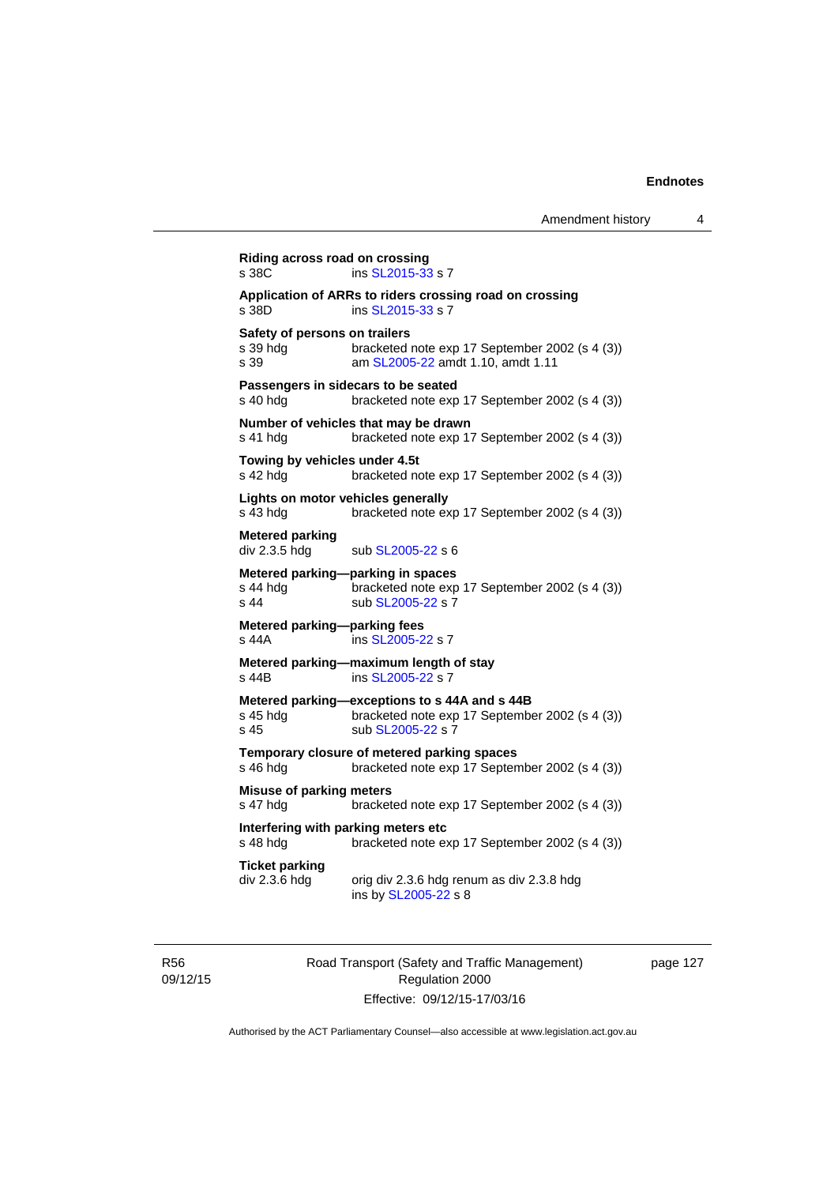**Riding across road on crossing**
s 38C ins SL2015-33 s 7

**Application of ARRs to riders crossing road on crossing**
s 38D ins SL2015-33 s 7

**Safety of persons on trailers**
s 39 hdg bracketed note exp 17 September 2002 (s 4 (3))
s 39 am SL2005-22 amdt 1.10, amdt 1.11

**Passengers in sidecars to be seated**
s 40 hdg bracketed note exp 17 September 2002 (s 4 (3))

**Number of vehicles that may be drawn**
s 41 hdg bracketed note exp 17 September 2002 (s 4 (3))

**Towing by vehicles under 4.5t**
s 42 hdg bracketed note exp 17 September 2002 (s 4 (3))

**Lights on motor vehicles generally**
s 43 hdg bracketed note exp 17 September 2002 (s 4 (3))

**Metered parking**
div 2.3.5 hdg sub SL2005-22 s 6

**Metered parking—parking in spaces**
s 44 hdg bracketed note exp 17 September 2002 (s 4 (3))
s 44 sub SL2005-22 s 7

**Metered parking—parking fees**
s 44A ins SL2005-22 s 7

**Metered parking—maximum length of stay**
s 44B ins SL2005-22 s 7

**Metered parking—exceptions to s 44A and s 44B**
s 45 hdg bracketed note exp 17 September 2002 (s 4 (3))
s 45 sub SL2005-22 s 7

**Temporary closure of metered parking spaces**
s 46 hdg bracketed note exp 17 September 2002 (s 4 (3))

**Misuse of parking meters**
s 47 hdg bracketed note exp 17 September 2002 (s 4 (3))

**Interfering with parking meters etc**
s 48 hdg bracketed note exp 17 September 2002 (s 4 (3))

**Ticket parking**
div 2.3.6 hdg orig div 2.3.6 hdg renum as div 2.3.8 hdg
ins by SL2005-22 s 8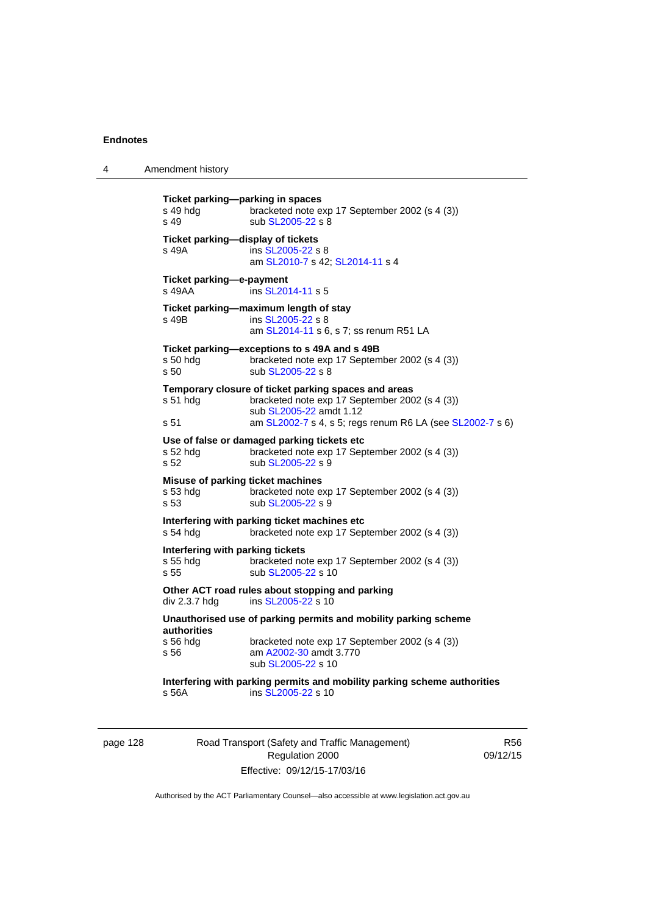**Ticket parking—parking in spaces**

s 49 hdg bracketed note exp 17 September 2002 (s 4 (3))
s 49 sub SL2005-22 s 8

**Ticket parking—display of tickets**

s 49A ins SL2005-22 s 8
am SL2010-7 s 42; SL2014-11 s 4

**Ticket parking—e-payment**

s 49AA ins SL2014-11 s 5

**Ticket parking—maximum length of stay**

s 49B ins SL2005-22 s 8
am SL2014-11 s 6, s 7; ss renum R51 LA

**Ticket parking—exceptions to s 49A and s 49B**

s 50 hdg bracketed note exp 17 September 2002 (s 4 (3))
s 50 sub SL2005-22 s 8

**Temporary closure of ticket parking spaces and areas**

s 51 hdg bracketed note exp 17 September 2002 (s 4 (3))
sub SL2005-22 amdt 1.12
s 51 am SL2002-7 s 4, s 5; regs renum R6 LA (see SL2002-7 s 6)

**Use of false or damaged parking tickets etc**

s 52 hdg bracketed note exp 17 September 2002 (s 4 (3))
s 52 sub SL2005-22 s 9

**Misuse of parking ticket machines**

s 53 hdg bracketed note exp 17 September 2002 (s 4 (3))
s 53 sub SL2005-22 s 9

**Interfering with parking ticket machines etc**

s 54 hdg bracketed note exp 17 September 2002 (s 4 (3))

**Interfering with parking tickets**

s 55 hdg bracketed note exp 17 September 2002 (s 4 (3))
s 55 sub SL2005-22 s 10

**Other ACT road rules about stopping and parking**

div 2.3.7 hdg ins SL2005-22 s 10

**Unauthorised use of parking permits and mobility parking scheme authorities**

s 56 hdg bracketed note exp 17 September 2002 (s 4 (3))
s 56 am A2002-30 amdt 3.770
sub SL2005-22 s 10

**Interfering with parking permits and mobility parking scheme authorities**

s 56A ins SL2005-22 s 10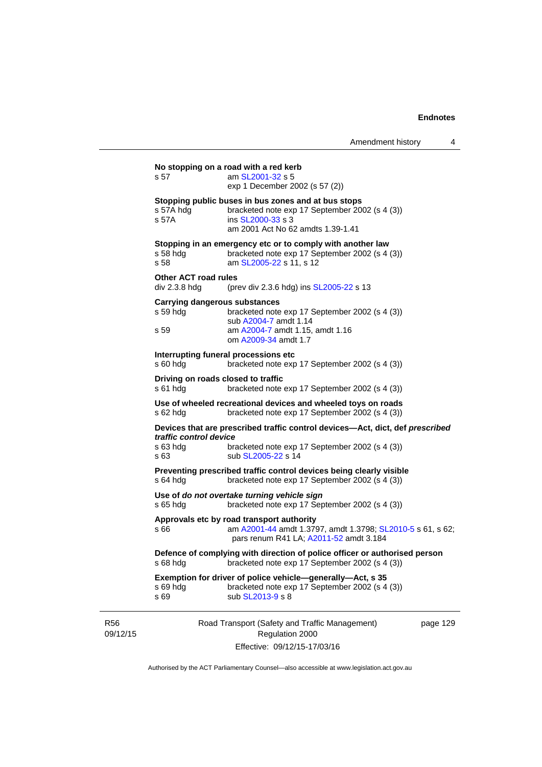**No stopping on a road with a red kerb**

s 57 am SL2001-32 s 5
exp 1 December 2002 (s 57 (2))

**Stopping public buses in bus zones and at bus stops**

s 57A hdg bracketed note exp 17 September 2002 (s 4 (3))
s 57A ins SL2000-33 s 3
am 2001 Act No 62 amdts 1.39-1.41

**Stopping in an emergency etc or to comply with another law**

s 58 hdg bracketed note exp 17 September 2002 (s 4 (3))
s 58 am SL2005-22 s 11, s 12

**Other ACT road rules**

div 2.3.8 hdg (prev div 2.3.6 hdg) ins SL2005-22 s 13

**Carrying dangerous substances**

s 59 hdg bracketed note exp 17 September 2002 (s 4 (3))
sub A2004-7 amdt 1.14
s 59 am A2004-7 amdt 1.15, amdt 1.16
om A2009-34 amdt 1.7

**Interrupting funeral processions etc**

s 60 hdg bracketed note exp 17 September 2002 (s 4 (3))

**Driving on roads closed to traffic**

s 61 hdg bracketed note exp 17 September 2002 (s 4 (3))

**Use of wheeled recreational devices and wheeled toys on roads**

s 62 hdg bracketed note exp 17 September 2002 (s 4 (3))

**Devices that are prescribed traffic control devices—Act, dict, def *prescribed traffic control device***

s 63 hdg bracketed note exp 17 September 2002 (s 4 (3))
s 63 sub SL2005-22 s 14

**Preventing prescribed traffic control devices being clearly visible**

s 64 hdg bracketed note exp 17 September 2002 (s 4 (3))

**Use of *do not overtake turning vehicle sign***

s 65 hdg bracketed note exp 17 September 2002 (s 4 (3))

**Approvals etc by road transport authority**

s 66 am A2001-44 amdt 1.3797, amdt 1.3798; SL2010-5 s 61, s 62; pars renum R41 LA; A2011-52 amdt 3.184

**Defence of complying with direction of police officer or authorised person**

s 68 hdg bracketed note exp 17 September 2002 (s 4 (3))

**Exemption for driver of police vehicle—generally—Act, s 35**

s 69 hdg bracketed note exp 17 September 2002 (s 4 (3))
s 69 sub SL2013-9 s 8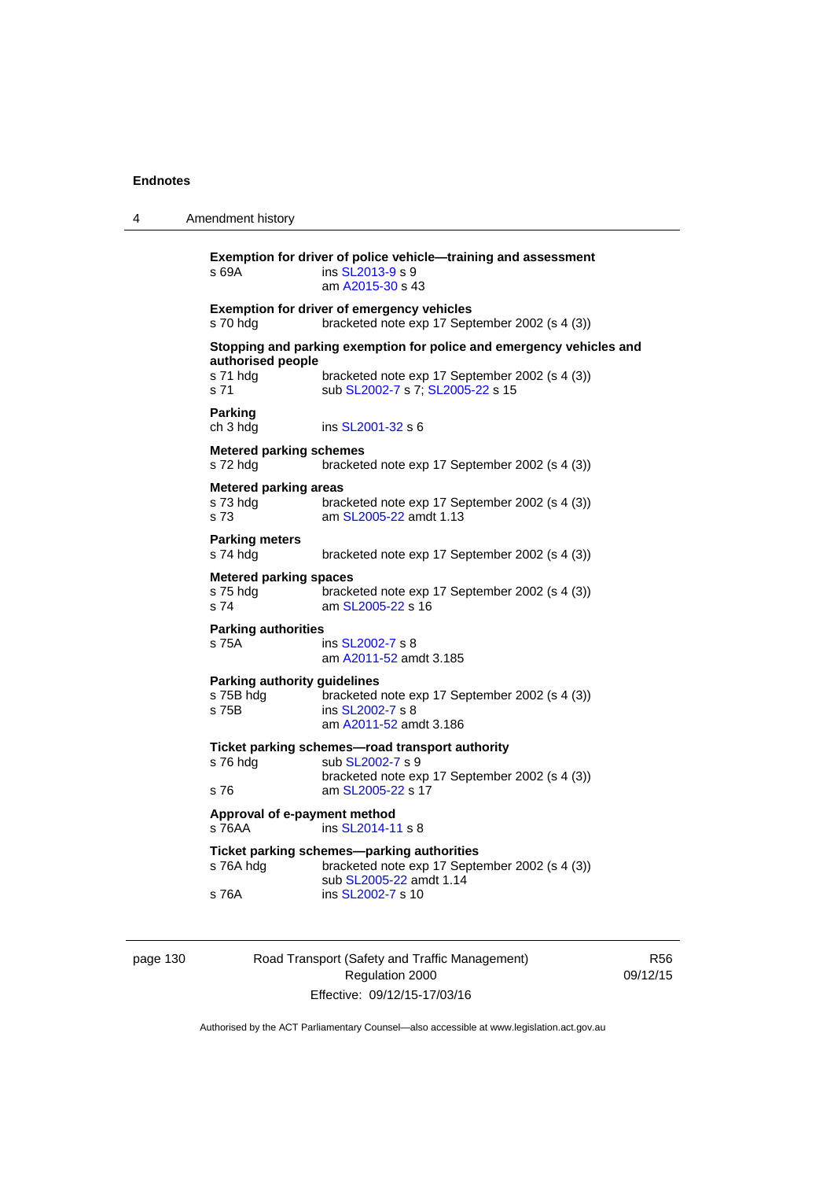**Exemption for driver of police vehicle—training and assessment**

s 69A — ins SL2013-9 s 9
am A2015-30 s 43

**Exemption for driver of emergency vehicles**

s 70 hdg — bracketed note exp 17 September 2002 (s 4 (3))

**Stopping and parking exemption for police and emergency vehicles and authorised people**

s 71 hdg — bracketed note exp 17 September 2002 (s 4 (3))
s 71 — sub SL2002-7 s 7; SL2005-22 s 15

**Parking**

ch 3 hdg — ins SL2001-32 s 6

**Metered parking schemes**

s 72 hdg — bracketed note exp 17 September 2002 (s 4 (3))

**Metered parking areas**

s 73 hdg — bracketed note exp 17 September 2002 (s 4 (3))
s 73 — am SL2005-22 amdt 1.13

**Parking meters**

s 74 hdg — bracketed note exp 17 September 2002 (s 4 (3))

**Metered parking spaces**

s 75 hdg — bracketed note exp 17 September 2002 (s 4 (3))
s 74 — am SL2005-22 s 16

**Parking authorities**

s 75A — ins SL2002-7 s 8
am A2011-52 amdt 3.185

**Parking authority guidelines**

s 75B hdg — bracketed note exp 17 September 2002 (s 4 (3))
s 75B — ins SL2002-7 s 8
am A2011-52 amdt 3.186

**Ticket parking schemes—road transport authority**

s 76 hdg — sub SL2002-7 s 9
bracketed note exp 17 September 2002 (s 4 (3))
s 76 — am SL2005-22 s 17

**Approval of e-payment method**

s 76AA — ins SL2014-11 s 8

**Ticket parking schemes—parking authorities**

s 76A hdg — bracketed note exp 17 September 2002 (s 4 (3))
sub SL2005-22 amdt 1.14
s 76A — ins SL2002-7 s 10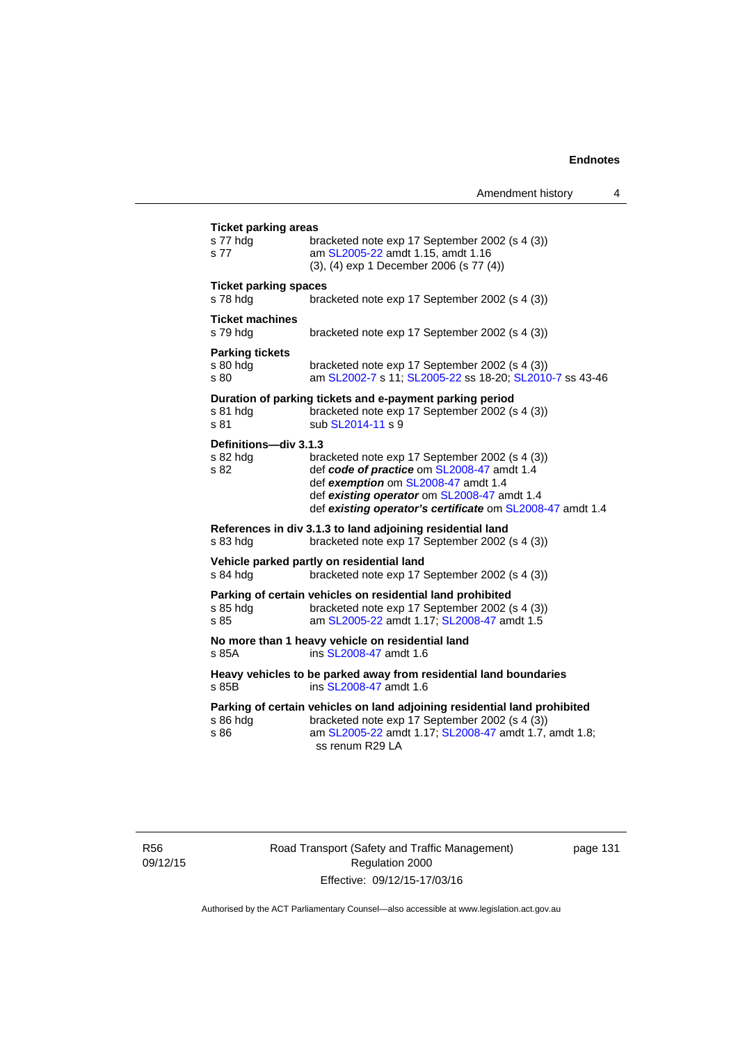**Ticket parking areas**

s 77 hdg bracketed note exp 17 September 2002 (s 4 (3))
s 77 am SL2005-22 amdt 1.15, amdt 1.16
(3), (4) exp 1 December 2006 (s 77 (4))

**Ticket parking spaces**

s 78 hdg bracketed note exp 17 September 2002 (s 4 (3))

**Ticket machines**

s 79 hdg bracketed note exp 17 September 2002 (s 4 (3))

**Parking tickets**

s 80 hdg bracketed note exp 17 September 2002 (s 4 (3))
s 80 am SL2002-7 s 11; SL2005-22 ss 18-20; SL2010-7 ss 43-46

**Duration of parking tickets and e-payment parking period**

s 81 hdg bracketed note exp 17 September 2002 (s 4 (3))
s 81 sub SL2014-11 s 9

**Definitions—div 3.1.3**

s 82 hdg bracketed note exp 17 September 2002 (s 4 (3))
s 82 def ***code of practice*** om SL2008-47 amdt 1.4
def ***exemption*** om SL2008-47 amdt 1.4
def ***existing operator*** om SL2008-47 amdt 1.4
def ***existing operator's certificate*** om SL2008-47 amdt 1.4

**References in div 3.1.3 to land adjoining residential land**

s 83 hdg bracketed note exp 17 September 2002 (s 4 (3))

**Vehicle parked partly on residential land**

s 84 hdg bracketed note exp 17 September 2002 (s 4 (3))

**Parking of certain vehicles on residential land prohibited**

s 85 hdg bracketed note exp 17 September 2002 (s 4 (3))
s 85 am SL2005-22 amdt 1.17; SL2008-47 amdt 1.5

**No more than 1 heavy vehicle on residential land**

s 85A ins SL2008-47 amdt 1.6

**Heavy vehicles to be parked away from residential land boundaries**

s 85B ins SL2008-47 amdt 1.6

**Parking of certain vehicles on land adjoining residential land prohibited**

s 86 hdg bracketed note exp 17 September 2002 (s 4 (3))
s 86 am SL2005-22 amdt 1.17; SL2008-47 amdt 1.7, amdt 1.8; ss renum R29 LA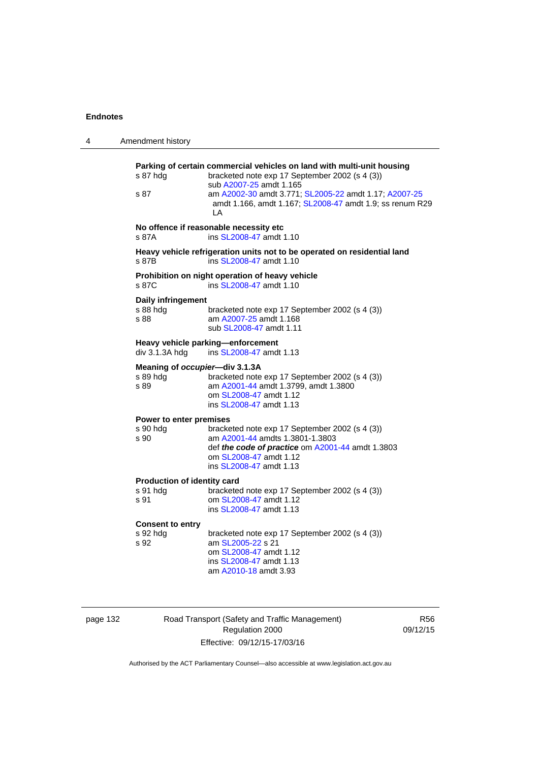**Parking of certain commercial vehicles on land with multi-unit housing**

s 87 hdg — bracketed note exp 17 September 2002 (s 4 (3))
sub A2007-25 amdt 1.165

s 87 — am A2002-30 amdt 3.771; SL2005-22 amdt 1.17; A2007-25 amdt 1.166, amdt 1.167; SL2008-47 amdt 1.9; ss renum R29 LA

**No offence if reasonable necessity etc**

s 87A — ins SL2008-47 amdt 1.10

**Heavy vehicle refrigeration units not to be operated on residential land**

s 87B — ins SL2008-47 amdt 1.10

**Prohibition on night operation of heavy vehicle**

s 87C — ins SL2008-47 amdt 1.10

**Daily infringement**

s 88 hdg — bracketed note exp 17 September 2002 (s 4 (3))

s 88 — am A2007-25 amdt 1.168
sub SL2008-47 amdt 1.11

**Heavy vehicle parking—enforcement**

div 3.1.3A hdg — ins SL2008-47 amdt 1.13

**Meaning of *occupier*—div 3.1.3A**

s 89 hdg — bracketed note exp 17 September 2002 (s 4 (3))

s 89 — am A2001-44 amdt 1.3799, amdt 1.3800
om SL2008-47 amdt 1.12
ins SL2008-47 amdt 1.13

**Power to enter premises**

s 90 hdg — bracketed note exp 17 September 2002 (s 4 (3))

s 90 — am A2001-44 amdts 1.3801-1.3803
def ***the code of practice*** om A2001-44 amdt 1.3803
om SL2008-47 amdt 1.12
ins SL2008-47 amdt 1.13

**Production of identity card**

s 91 hdg — bracketed note exp 17 September 2002 (s 4 (3))

s 91 — om SL2008-47 amdt 1.12
ins SL2008-47 amdt 1.13

**Consent to entry**

s 92 hdg — bracketed note exp 17 September 2002 (s 4 (3))

s 92 — am SL2005-22 s 21
om SL2008-47 amdt 1.12
ins SL2008-47 amdt 1.13
am A2010-18 amdt 3.93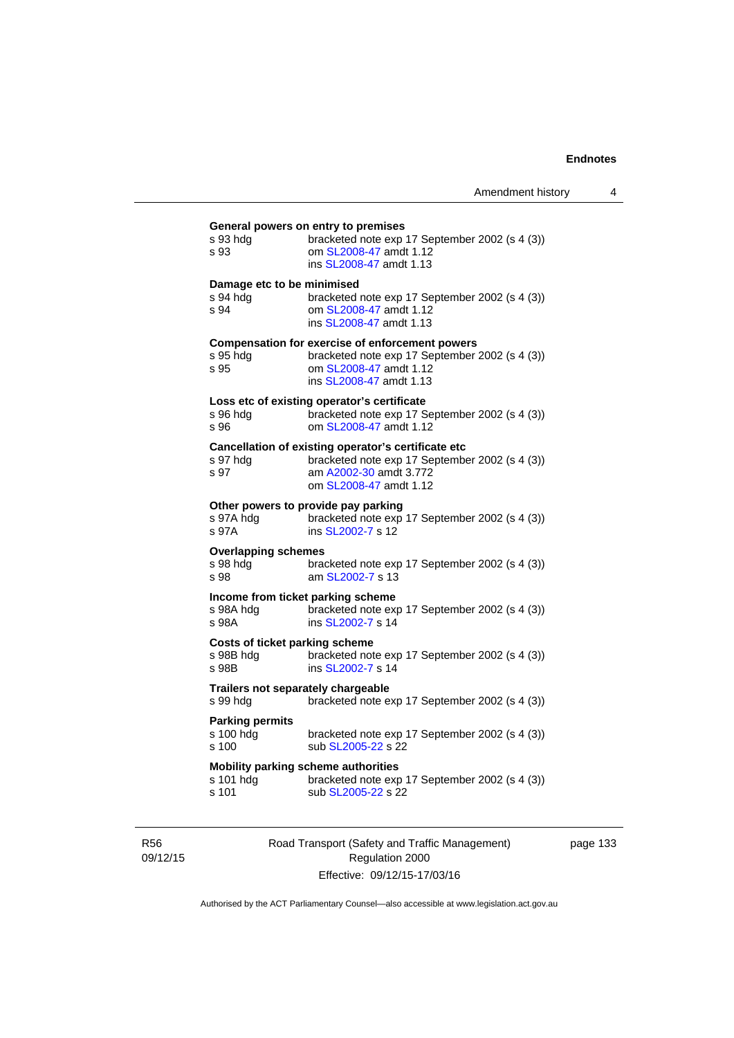**General powers on entry to premises**

s 93 hdg bracketed note exp 17 September 2002 (s 4 (3))
s 93 om SL2008-47 amdt 1.12
ins SL2008-47 amdt 1.13

**Damage etc to be minimised**

s 94 hdg bracketed note exp 17 September 2002 (s 4 (3))
s 94 om SL2008-47 amdt 1.12
ins SL2008-47 amdt 1.13

**Compensation for exercise of enforcement powers**

s 95 hdg bracketed note exp 17 September 2002 (s 4 (3))
s 95 om SL2008-47 amdt 1.12
ins SL2008-47 amdt 1.13

**Loss etc of existing operator's certificate**

s 96 hdg bracketed note exp 17 September 2002 (s 4 (3))
s 96 om SL2008-47 amdt 1.12

**Cancellation of existing operator's certificate etc**

s 97 hdg bracketed note exp 17 September 2002 (s 4 (3))
s 97 am A2002-30 amdt 3.772
om SL2008-47 amdt 1.12

**Other powers to provide pay parking**

s 97A hdg bracketed note exp 17 September 2002 (s 4 (3))
s 97A ins SL2002-7 s 12

**Overlapping schemes**

s 98 hdg bracketed note exp 17 September 2002 (s 4 (3))
s 98 am SL2002-7 s 13

**Income from ticket parking scheme**

s 98A hdg bracketed note exp 17 September 2002 (s 4 (3))
s 98A ins SL2002-7 s 14

**Costs of ticket parking scheme**

s 98B hdg bracketed note exp 17 September 2002 (s 4 (3))
s 98B ins SL2002-7 s 14

**Trailers not separately chargeable**

s 99 hdg bracketed note exp 17 September 2002 (s 4 (3))

**Parking permits**

s 100 hdg bracketed note exp 17 September 2002 (s 4 (3))
s 100 sub SL2005-22 s 22

**Mobility parking scheme authorities**

s 101 hdg bracketed note exp 17 September 2002 (s 4 (3))
s 101 sub SL2005-22 s 22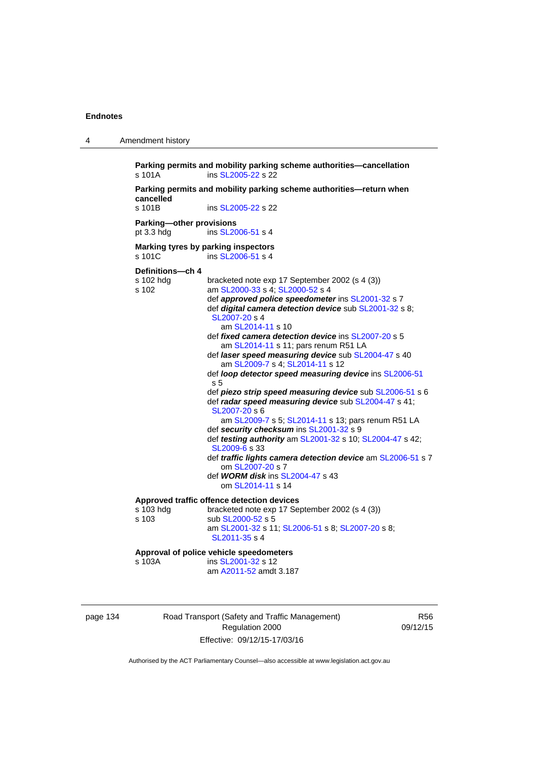**Parking permits and mobility parking scheme authorities—cancellation**
s 101A ins SL2005-22 s 22

**Parking permits and mobility parking scheme authorities—return when cancelled**
s 101B ins SL2005-22 s 22

**Parking—other provisions**
pt 3.3 hdg ins SL2006-51 s 4

**Marking tyres by parking inspectors**
s 101C ins SL2006-51 s 4

**Definitions—ch 4**
s 102 hdg bracketed note exp 17 September 2002 (s 4 (3))
s 102 am SL2000-33 s 4; SL2000-52 s 4
def ***approved police speedometer*** ins SL2001-32 s 7
def ***digital camera detection device*** sub SL2001-32 s 8; SL2007-20 s 4
am SL2014-11 s 10
def ***fixed camera detection device*** ins SL2007-20 s 5
am SL2014-11 s 11; pars renum R51 LA
def ***laser speed measuring device*** sub SL2004-47 s 40
am SL2009-7 s 4; SL2014-11 s 12
def ***loop detector speed measuring device*** ins SL2006-51 s 5
def ***piezo strip speed measuring device*** sub SL2006-51 s 6
def ***radar speed measuring device*** sub SL2004-47 s 41; SL2007-20 s 6
am SL2009-7 s 5; SL2014-11 s 13; pars renum R51 LA
def ***security checksum*** ins SL2001-32 s 9
def ***testing authority*** am SL2001-32 s 10; SL2004-47 s 42; SL2009-6 s 33
def ***traffic lights camera detection device*** am SL2006-51 s 7
om SL2007-20 s 7
def ***WORM disk*** ins SL2004-47 s 43
om SL2014-11 s 14

**Approved traffic offence detection devices**
s 103 hdg bracketed note exp 17 September 2002 (s 4 (3))
s 103 sub SL2000-52 s 5
am SL2001-32 s 11; SL2006-51 s 8; SL2007-20 s 8; SL2011-35 s 4

**Approval of police vehicle speedometers**
s 103A ins SL2001-32 s 12
am A2011-52 amdt 3.187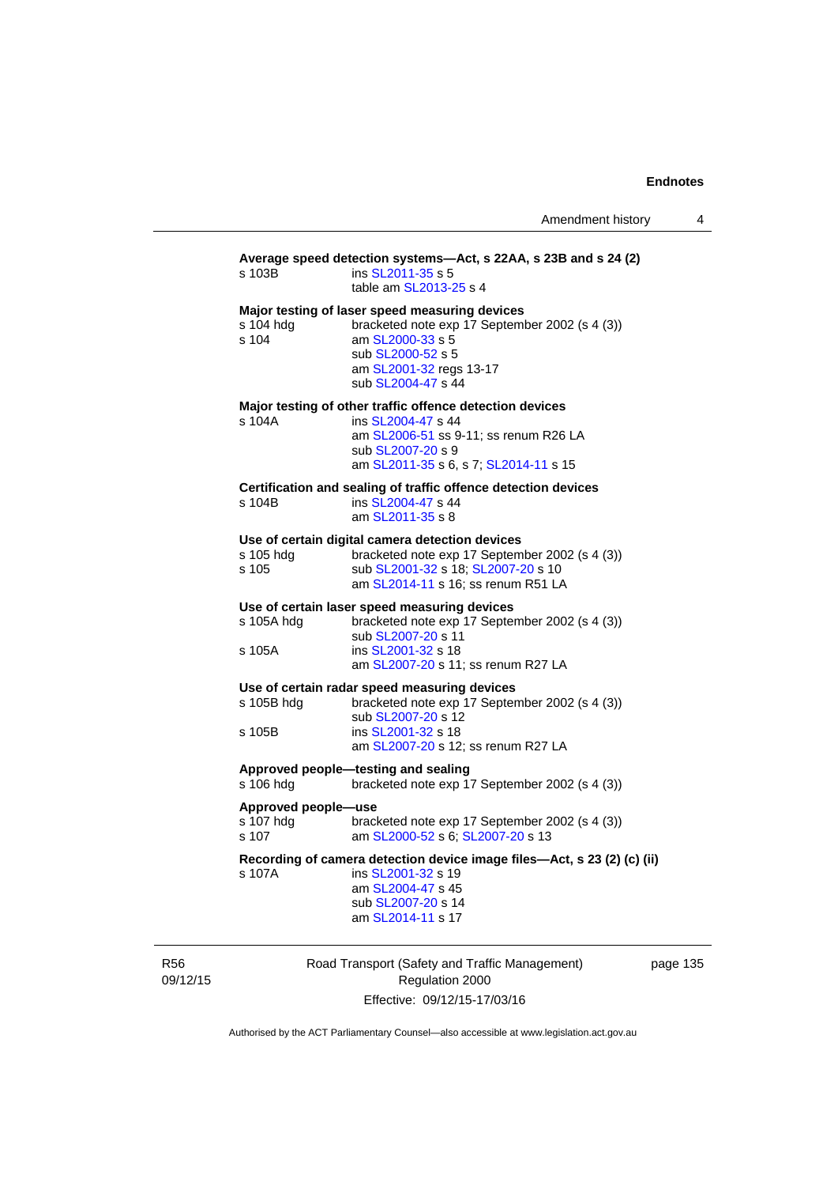**Average speed detection systems—Act, s 22AA, s 23B and s 24 (2)**

s 103B ins SL2011-35 s 5
table am SL2013-25 s 4

**Major testing of laser speed measuring devices**

s 104 hdg bracketed note exp 17 September 2002 (s 4 (3))
s 104 am SL2000-33 s 5
sub SL2000-52 s 5
am SL2001-32 regs 13-17
sub SL2004-47 s 44

**Major testing of other traffic offence detection devices**

s 104A ins SL2004-47 s 44
am SL2006-51 ss 9-11; ss renum R26 LA
sub SL2007-20 s 9
am SL2011-35 s 6, s 7; SL2014-11 s 15

**Certification and sealing of traffic offence detection devices**

s 104B ins SL2004-47 s 44
am SL2011-35 s 8

**Use of certain digital camera detection devices**

s 105 hdg bracketed note exp 17 September 2002 (s 4 (3))
s 105 sub SL2001-32 s 18; SL2007-20 s 10
am SL2014-11 s 16; ss renum R51 LA

**Use of certain laser speed measuring devices**

s 105A hdg bracketed note exp 17 September 2002 (s 4 (3))
sub SL2007-20 s 11
s 105A ins SL2001-32 s 18
am SL2007-20 s 11; ss renum R27 LA

**Use of certain radar speed measuring devices**

s 105B hdg bracketed note exp 17 September 2002 (s 4 (3))
sub SL2007-20 s 12
s 105B ins SL2001-32 s 18
am SL2007-20 s 12; ss renum R27 LA

**Approved people—testing and sealing**

s 106 hdg bracketed note exp 17 September 2002 (s 4 (3))

**Approved people—use**

s 107 hdg bracketed note exp 17 September 2002 (s 4 (3))
s 107 am SL2000-52 s 6; SL2007-20 s 13

**Recording of camera detection device image files—Act, s 23 (2) (c) (ii)**

s 107A ins SL2001-32 s 19
am SL2004-47 s 45
sub SL2007-20 s 14
am SL2014-11 s 17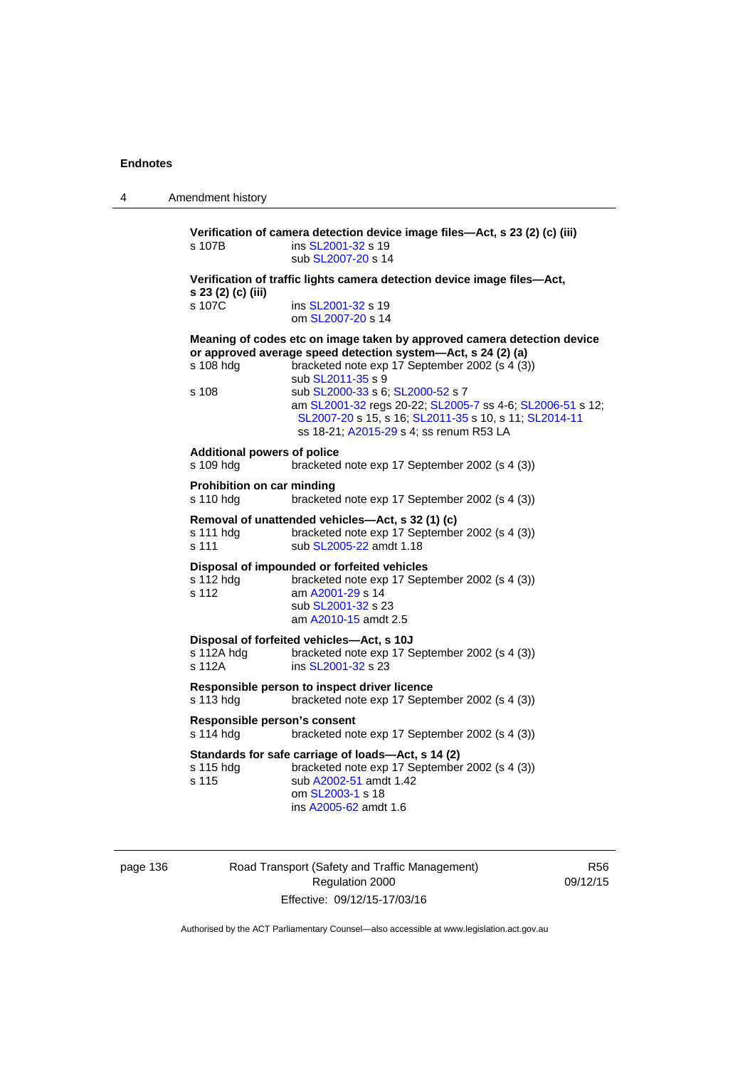**Verification of camera detection device image files—Act, s 23 (2) (c) (iii)**

s 107B — ins SL2001-32 s 19
sub SL2007-20 s 14

**Verification of traffic lights camera detection device image files—Act, s 23 (2) (c) (iii)**

s 107C — ins SL2001-32 s 19
om SL2007-20 s 14

**Meaning of codes etc on image taken by approved camera detection device or approved average speed detection system—Act, s 24 (2) (a)**

s 108 hdg — bracketed note exp 17 September 2002 (s 4 (3))
sub SL2011-35 s 9

s 108 — sub SL2000-33 s 6; SL2000-52 s 7
am SL2001-32 regs 20-22; SL2005-7 ss 4-6; SL2006-51 s 12; SL2007-20 s 15, s 16; SL2011-35 s 10, s 11; SL2014-11 ss 18-21; A2015-29 s 4; ss renum R53 LA

**Additional powers of police**

s 109 hdg — bracketed note exp 17 September 2002 (s 4 (3))

**Prohibition on car minding**

s 110 hdg — bracketed note exp 17 September 2002 (s 4 (3))

**Removal of unattended vehicles—Act, s 32 (1) (c)**

s 111 hdg — bracketed note exp 17 September 2002 (s 4 (3))

s 111 — sub SL2005-22 amdt 1.18

**Disposal of impounded or forfeited vehicles**

s 112 hdg — bracketed note exp 17 September 2002 (s 4 (3))

s 112 — am A2001-29 s 14
sub SL2001-32 s 23
am A2010-15 amdt 2.5

**Disposal of forfeited vehicles—Act, s 10J**

s 112A hdg — bracketed note exp 17 September 2002 (s 4 (3))

s 112A — ins SL2001-32 s 23

**Responsible person to inspect driver licence**

s 113 hdg — bracketed note exp 17 September 2002 (s 4 (3))

**Responsible person's consent**

s 114 hdg — bracketed note exp 17 September 2002 (s 4 (3))

**Standards for safe carriage of loads—Act, s 14 (2)**

s 115 hdg — bracketed note exp 17 September 2002 (s 4 (3))

s 115 — sub A2002-51 amdt 1.42
om SL2003-1 s 18
ins A2005-62 amdt 1.6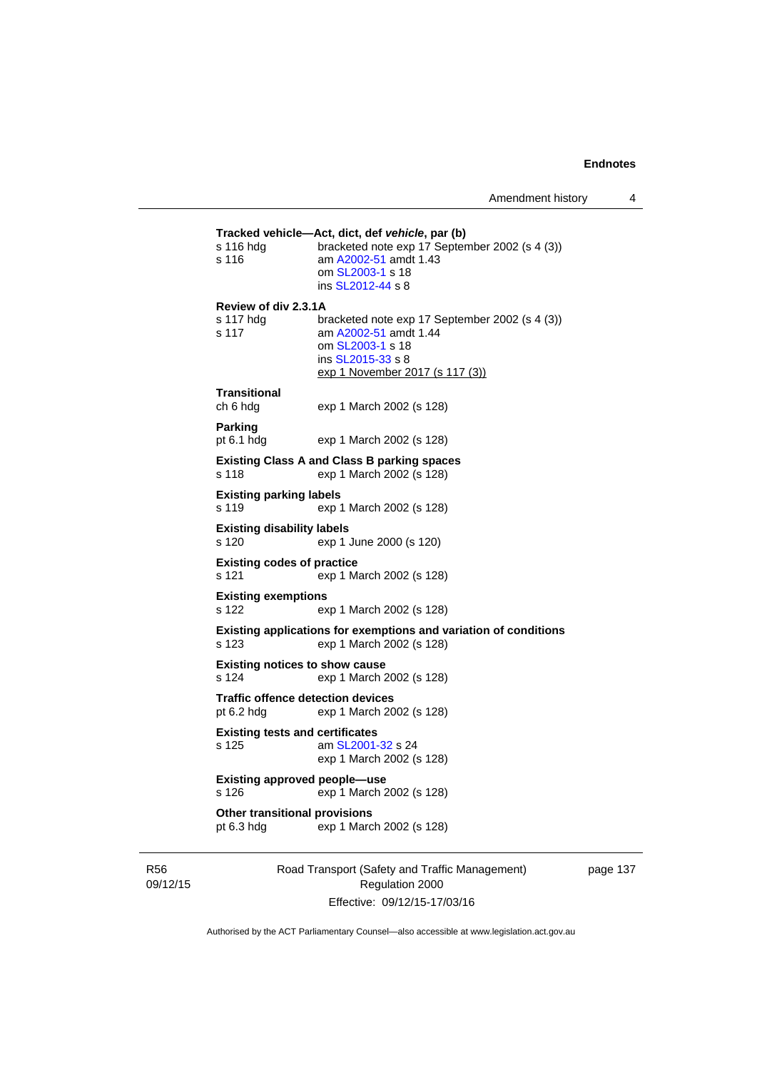**Tracked vehicle—Act, dict, def *vehicle*, par (b)**

s 116 hdg bracketed note exp 17 September 2002 (s 4 (3))
s 116 am A2002-51 amdt 1.43
om SL2003-1 s 18
ins SL2012-44 s 8

**Review of div 2.3.1A**

s 117 hdg bracketed note exp 17 September 2002 (s 4 (3))
s 117 am A2002-51 amdt 1.44
om SL2003-1 s 18
ins SL2015-33 s 8
exp 1 November 2017 (s 117 (3))

**Transitional**

ch 6 hdg exp 1 March 2002 (s 128)

**Parking**

pt 6.1 hdg exp 1 March 2002 (s 128)

**Existing Class A and Class B parking spaces**

s 118 exp 1 March 2002 (s 128)

**Existing parking labels**

s 119 exp 1 March 2002 (s 128)

**Existing disability labels**

s 120 exp 1 June 2000 (s 120)

**Existing codes of practice**

s 121 exp 1 March 2002 (s 128)

**Existing exemptions**

s 122 exp 1 March 2002 (s 128)

**Existing applications for exemptions and variation of conditions**

s 123 exp 1 March 2002 (s 128)

**Existing notices to show cause**

s 124 exp 1 March 2002 (s 128)

**Traffic offence detection devices**

pt 6.2 hdg exp 1 March 2002 (s 128)

**Existing tests and certificates**

s 125 am SL2001-32 s 24
exp 1 March 2002 (s 128)

**Existing approved people—use**

s 126 exp 1 March 2002 (s 128)

**Other transitional provisions**

pt 6.3 hdg exp 1 March 2002 (s 128)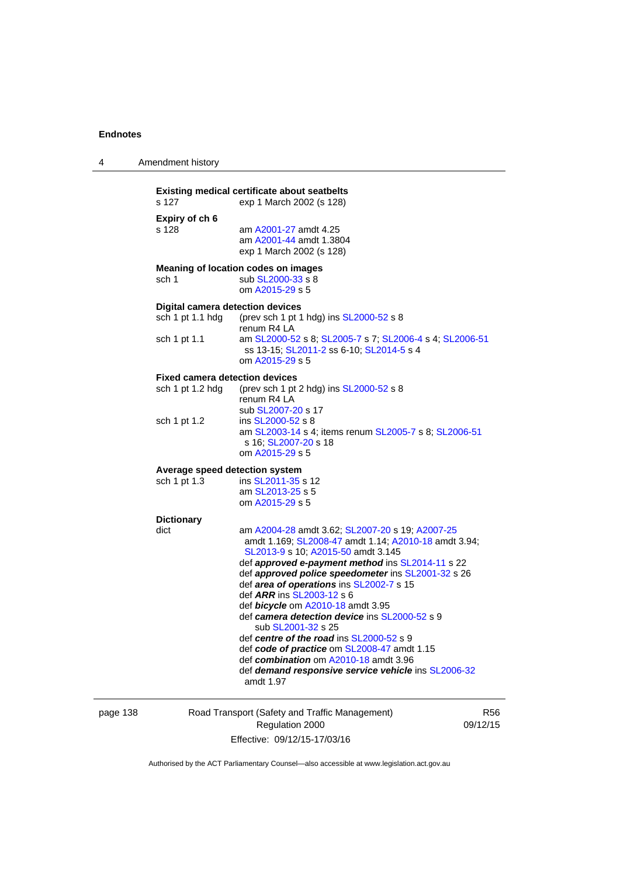**Existing medical certificate about seatbelts**
s 127 exp 1 March 2002 (s 128)

**Expiry of ch 6**
s 128 am A2001-27 amdt 4.25
am A2001-44 amdt 1.3804
exp 1 March 2002 (s 128)

**Meaning of location codes on images**
sch 1 sub SL2000-33 s 8
om A2015-29 s 5

**Digital camera detection devices**
sch 1 pt 1.1 hdg (prev sch 1 pt 1 hdg) ins SL2000-52 s 8
renum R4 LA
sch 1 pt 1.1 am SL2000-52 s 8; SL2005-7 s 7; SL2006-4 s 4; SL2006-51 ss 13-15; SL2011-2 ss 6-10; SL2014-5 s 4
om A2015-29 s 5

**Fixed camera detection devices**
sch 1 pt 1.2 hdg (prev sch 1 pt 2 hdg) ins SL2000-52 s 8
renum R4 LA
sub SL2007-20 s 17
sch 1 pt 1.2 ins SL2000-52 s 8
am SL2003-14 s 4; items renum SL2005-7 s 8; SL2006-51 s 16; SL2007-20 s 18
om A2015-29 s 5

**Average speed detection system**
sch 1 pt 1.3 ins SL2011-35 s 12
am SL2013-25 s 5
om A2015-29 s 5

**Dictionary**
dict am A2004-28 amdt 3.62; SL2007-20 s 19; A2007-25 amdt 1.169; SL2008-47 amdt 1.14; A2010-18 amdt 3.94; SL2013-9 s 10; A2015-50 amdt 3.145
def ***approved e-payment method*** ins SL2014-11 s 22
def ***approved police speedometer*** ins SL2001-32 s 26
def ***area of operations*** ins SL2002-7 s 15
def ***ARR*** ins SL2003-12 s 6
def ***bicycle*** om A2010-18 amdt 3.95
def ***camera detection device*** ins SL2000-52 s 9
sub SL2001-32 s 25
def ***centre of the road*** ins SL2000-52 s 9
def ***code of practice*** om SL2008-47 amdt 1.15
def ***combination*** om A2010-18 amdt 3.96
def ***demand responsive service vehicle*** ins SL2006-32 amdt 1.97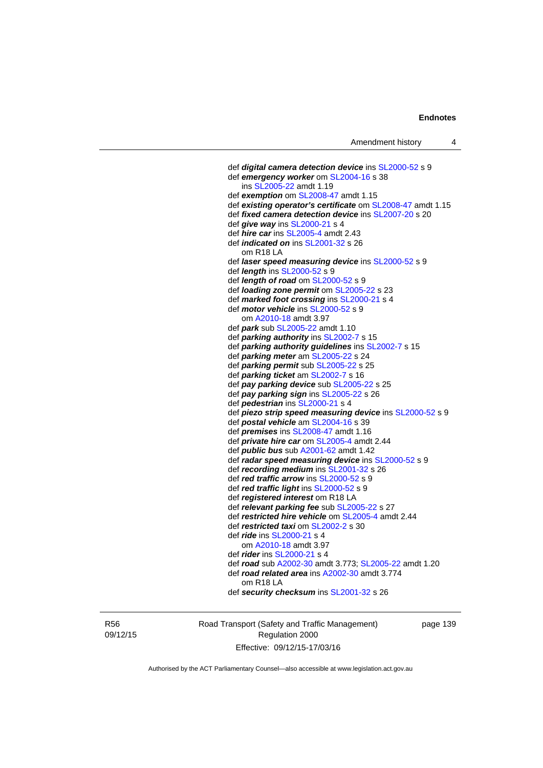def ***digital camera detection device*** ins SL2000-52 s 9
def ***emergency worker*** om SL2004-16 s 38
ins SL2005-22 amdt 1.19
def ***exemption*** om SL2008-47 amdt 1.15
def ***existing operator's certificate*** om SL2008-47 amdt 1.15
def ***fixed camera detection device*** ins SL2007-20 s 20
def ***give way*** ins SL2000-21 s 4
def ***hire car*** ins SL2005-4 amdt 2.43
def ***indicated on*** ins SL2001-32 s 26
om R18 LA
def ***laser speed measuring device*** ins SL2000-52 s 9
def ***length*** ins SL2000-52 s 9
def ***length of road*** om SL2000-52 s 9
def ***loading zone permit*** om SL2005-22 s 23
def ***marked foot crossing*** ins SL2000-21 s 4
def ***motor vehicle*** ins SL2000-52 s 9
om A2010-18 amdt 3.97
def ***park*** sub SL2005-22 amdt 1.10
def ***parking authority*** ins SL2002-7 s 15
def ***parking authority guidelines*** ins SL2002-7 s 15
def ***parking meter*** am SL2005-22 s 24
def ***parking permit*** sub SL2005-22 s 25
def ***parking ticket*** am SL2002-7 s 16
def ***pay parking device*** sub SL2005-22 s 25
def ***pay parking sign*** ins SL2005-22 s 26
def ***pedestrian*** ins SL2000-21 s 4
def ***piezo strip speed measuring device*** ins SL2000-52 s 9
def ***postal vehicle*** am SL2004-16 s 39
def ***premises*** ins SL2008-47 amdt 1.16
def ***private hire car*** om SL2005-4 amdt 2.44
def ***public bus*** sub A2001-62 amdt 1.42
def ***radar speed measuring device*** ins SL2000-52 s 9
def ***recording medium*** ins SL2001-32 s 26
def ***red traffic arrow*** ins SL2000-52 s 9
def ***red traffic light*** ins SL2000-52 s 9
def ***registered interest*** om R18 LA
def ***relevant parking fee*** sub SL2005-22 s 27
def ***restricted hire vehicle*** om SL2005-4 amdt 2.44
def ***restricted taxi*** om SL2002-2 s 30
def ***ride*** ins SL2000-21 s 4
om A2010-18 amdt 3.97
def ***rider*** ins SL2000-21 s 4
def ***road*** sub A2002-30 amdt 3.773; SL2005-22 amdt 1.20
def ***road related area*** ins A2002-30 amdt 3.774
om R18 LA
def ***security checksum*** ins SL2001-32 s 26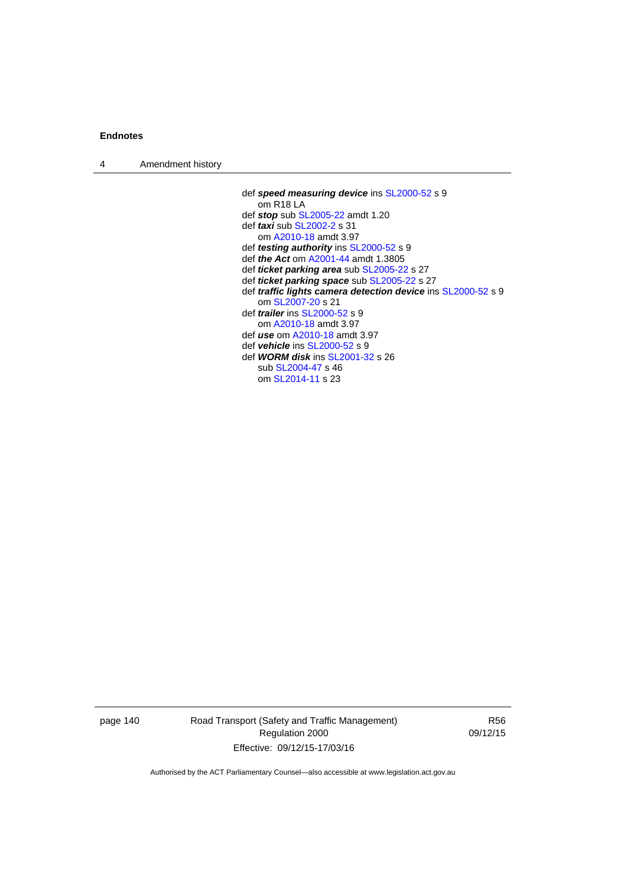def ***speed measuring device*** ins SL2000-52 s 9
  om R18 LA
def ***stop*** sub SL2005-22 amdt 1.20
def ***taxi*** sub SL2002-2 s 31
  om A2010-18 amdt 3.97
def ***testing authority*** ins SL2000-52 s 9
def ***the Act*** om A2001-44 amdt 1.3805
def ***ticket parking area*** sub SL2005-22 s 27
def ***ticket parking space*** sub SL2005-22 s 27
def ***traffic lights camera detection device*** ins SL2000-52 s 9
  om SL2007-20 s 21
def ***trailer*** ins SL2000-52 s 9
  om A2010-18 amdt 3.97
def ***use*** om A2010-18 amdt 3.97
def ***vehicle*** ins SL2000-52 s 9
def ***WORM disk*** ins SL2001-32 s 26
  sub SL2004-47 s 46
  om SL2014-11 s 23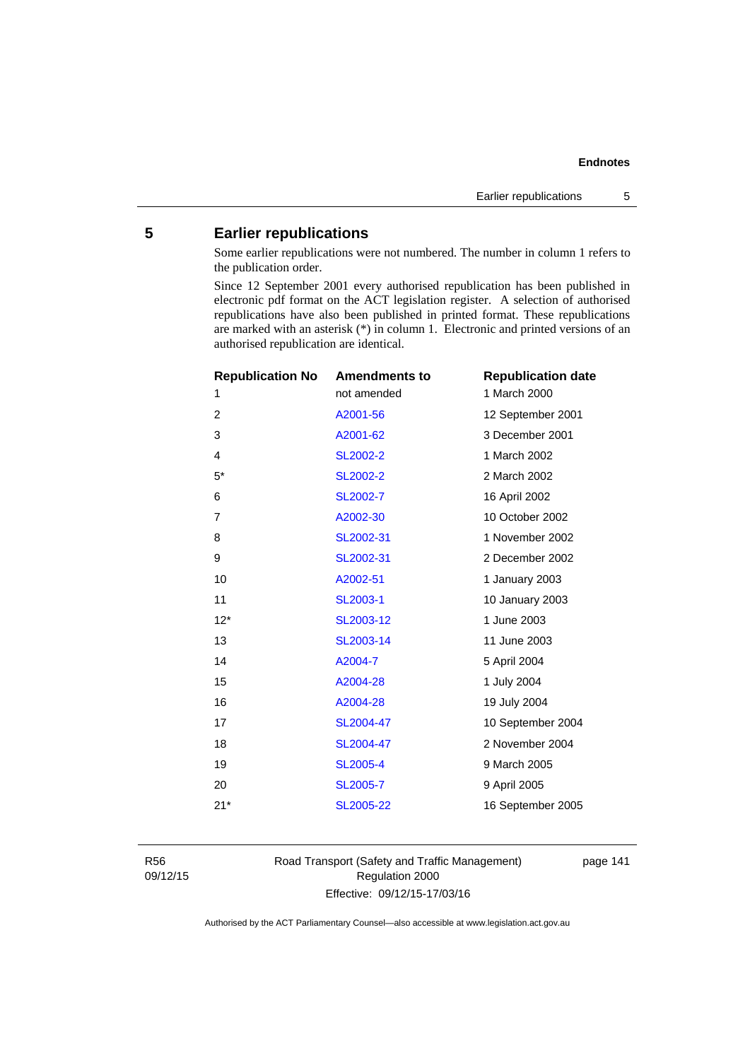## 5 Earlier republications

Some earlier republications were not numbered. The number in column 1 refers to the publication order.

Since 12 September 2001 every authorised republication has been published in electronic pdf format on the ACT legislation register. A selection of authorised republications have also been published in printed format. These republications are marked with an asterisk (*) in column 1. Electronic and printed versions of an authorised republication are identical.

| Republication No | Amendments to | Republication date |
|---|---|---|
| 1 | not amended | 1 March 2000 |
| 2 | A2001-56 | 12 September 2001 |
| 3 | A2001-62 | 3 December 2001 |
| 4 | SL2002-2 | 1 March 2002 |
| 5* | SL2002-2 | 2 March 2002 |
| 6 | SL2002-7 | 16 April 2002 |
| 7 | A2002-30 | 10 October 2002 |
| 8 | SL2002-31 | 1 November 2002 |
| 9 | SL2002-31 | 2 December 2002 |
| 10 | A2002-51 | 1 January 2003 |
| 11 | SL2003-1 | 10 January 2003 |
| 12* | SL2003-12 | 1 June 2003 |
| 13 | SL2003-14 | 11 June 2003 |
| 14 | A2004-7 | 5 April 2004 |
| 15 | A2004-28 | 1 July 2004 |
| 16 | A2004-28 | 19 July 2004 |
| 17 | SL2004-47 | 10 September 2004 |
| 18 | SL2004-47 | 2 November 2004 |
| 19 | SL2005-4 | 9 March 2005 |
| 20 | SL2005-7 | 9 April 2005 |
| 21* | SL2005-22 | 16 September 2005 |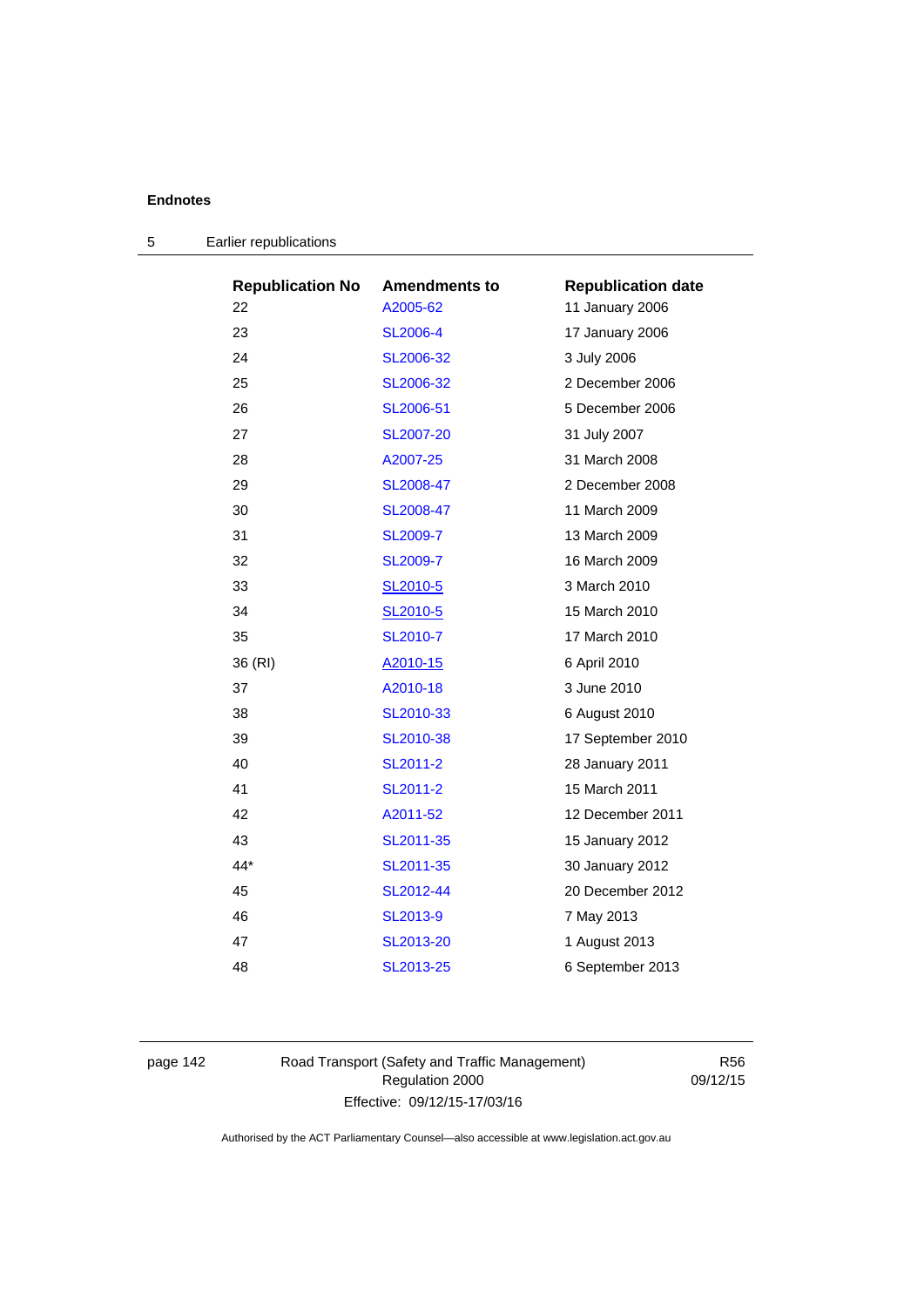## 5 Earlier republications

| Republication No | Amendments to | Republication date |
|---|---|---|
| 22 | A2005-62 | 11 January 2006 |
| 23 | SL2006-4 | 17 January 2006 |
| 24 | SL2006-32 | 3 July 2006 |
| 25 | SL2006-32 | 2 December 2006 |
| 26 | SL2006-51 | 5 December 2006 |
| 27 | SL2007-20 | 31 July 2007 |
| 28 | A2007-25 | 31 March 2008 |
| 29 | SL2008-47 | 2 December 2008 |
| 30 | SL2008-47 | 11 March 2009 |
| 31 | SL2009-7 | 13 March 2009 |
| 32 | SL2009-7 | 16 March 2009 |
| 33 | SL2010-5 | 3 March 2010 |
| 34 | SL2010-5 | 15 March 2010 |
| 35 | SL2010-7 | 17 March 2010 |
| 36 (RI) | A2010-15 | 6 April 2010 |
| 37 | A2010-18 | 3 June 2010 |
| 38 | SL2010-33 | 6 August 2010 |
| 39 | SL2010-38 | 17 September 2010 |
| 40 | SL2011-2 | 28 January 2011 |
| 41 | SL2011-2 | 15 March 2011 |
| 42 | A2011-52 | 12 December 2011 |
| 43 | SL2011-35 | 15 January 2012 |
| 44* | SL2011-35 | 30 January 2012 |
| 45 | SL2012-44 | 20 December 2012 |
| 46 | SL2013-9 | 7 May 2013 |
| 47 | SL2013-20 | 1 August 2013 |
| 48 | SL2013-25 | 6 September 2013 |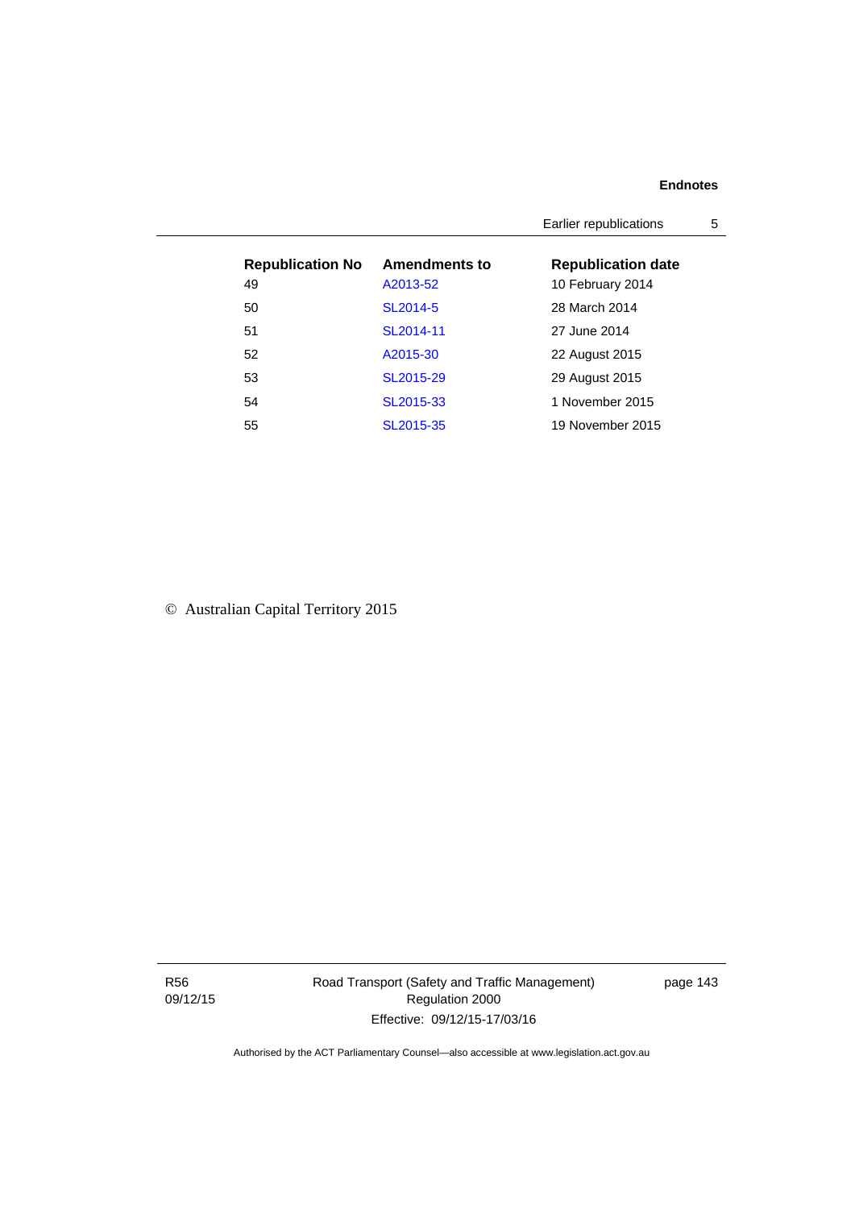| Republication No | Amendments to | Republication date |
|---|---|---|
| 49 | A2013-52 | 10 February 2014 |
| 50 | SL2014-5 | 28 March 2014 |
| 51 | SL2014-11 | 27 June 2014 |
| 52 | A2015-30 | 22 August 2015 |
| 53 | SL2015-29 | 29 August 2015 |
| 54 | SL2015-33 | 1 November 2015 |
| 55 | SL2015-35 | 19 November 2015 |

© Australian Capital Territory 2015